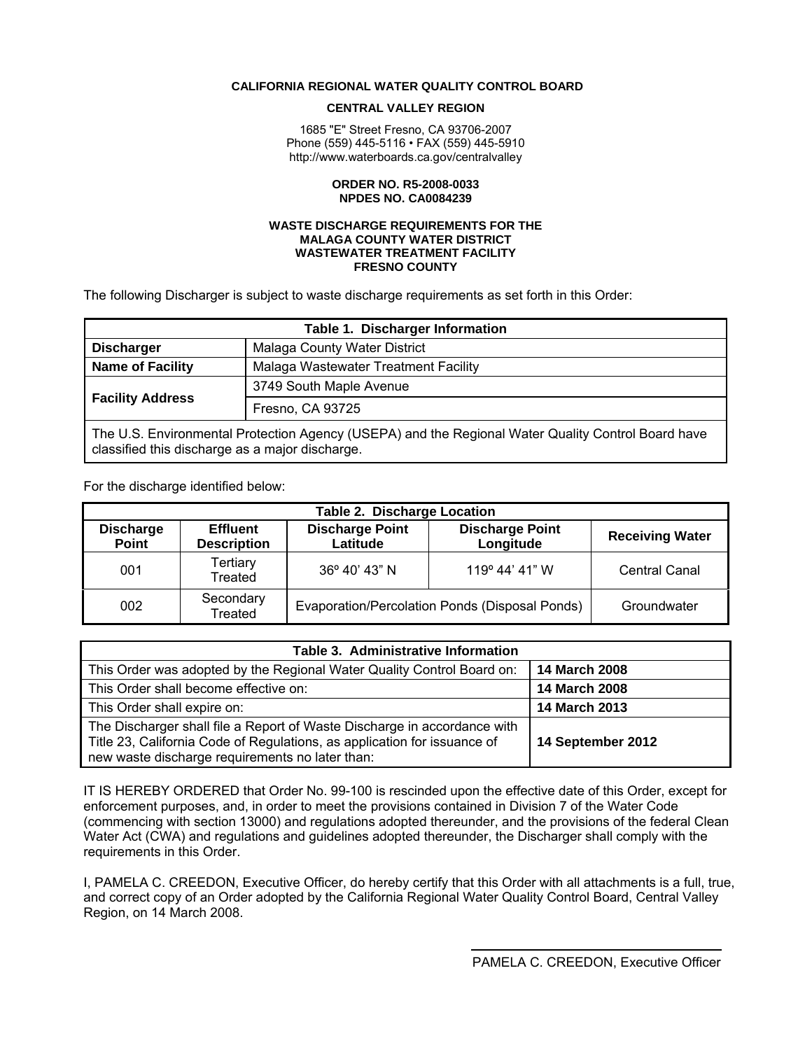**CALIFORNIA REGIONAL WATER QUALITY CONTROL BOARD**

**CENTRAL VALLEY REGION**

1685 "E" Street Fresno, CA 93706-2007
Phone (559) 445-5116 • FAX (559) 445-5910
http://www.waterboards.ca.gov/centralvalley

**ORDER NO. R5-2008-0033**
**NPDES NO. CA0084239**

**WASTE DISCHARGE REQUIREMENTS FOR THE**
**MALAGA COUNTY WATER DISTRICT**
**WASTEWATER TREATMENT FACILITY**
**FRESNO COUNTY**

The following Discharger is subject to waste discharge requirements as set forth in this Order:

| Table 1. Discharger Information | |
|---|---|
| **Discharger** | Malaga County Water District |
| **Name of Facility** | Malaga Wastewater Treatment Facility |
| **Facility Address** | 3749 South Maple Avenue |
| | Fresno, CA 93725 |
| The U.S. Environmental Protection Agency (USEPA) and the Regional Water Quality Control Board have classified this discharge as a major discharge. | |

For the discharge identified below:

| Table 2. Discharge Location | | | | |
|---|---|---|---|---|
| **Discharge Point** | **Effluent Description** | **Discharge Point Latitude** | **Discharge Point Longitude** | **Receiving Water** |
| 001 | Tertiary Treated | 36º 40' 43" N | 119º 44' 41" W | Central Canal |
| 002 | Secondary Treated | Evaporation/Percolation Ponds (Disposal Ponds) | | Groundwater |

| Table 3. Administrative Information | |
|---|---|
| This Order was adopted by the Regional Water Quality Control Board on: | **14 March 2008** |
| This Order shall become effective on: | **14 March 2008** |
| This Order shall expire on: | **14 March 2013** |
| The Discharger shall file a Report of Waste Discharge in accordance with Title 23, California Code of Regulations, as application for issuance of new waste discharge requirements no later than: | **14 September 2012** |

IT IS HEREBY ORDERED that Order No. 99-100 is rescinded upon the effective date of this Order, except for enforcement purposes, and, in order to meet the provisions contained in Division 7 of the Water Code (commencing with section 13000) and regulations adopted thereunder, and the provisions of the federal Clean Water Act (CWA) and regulations and guidelines adopted thereunder, the Discharger shall comply with the requirements in this Order.

I, PAMELA C. CREEDON, Executive Officer, do hereby certify that this Order with all attachments is a full, true, and correct copy of an Order adopted by the California Regional Water Quality Control Board, Central Valley Region, on 14 March 2008.

PAMELA C. CREEDON, Executive Officer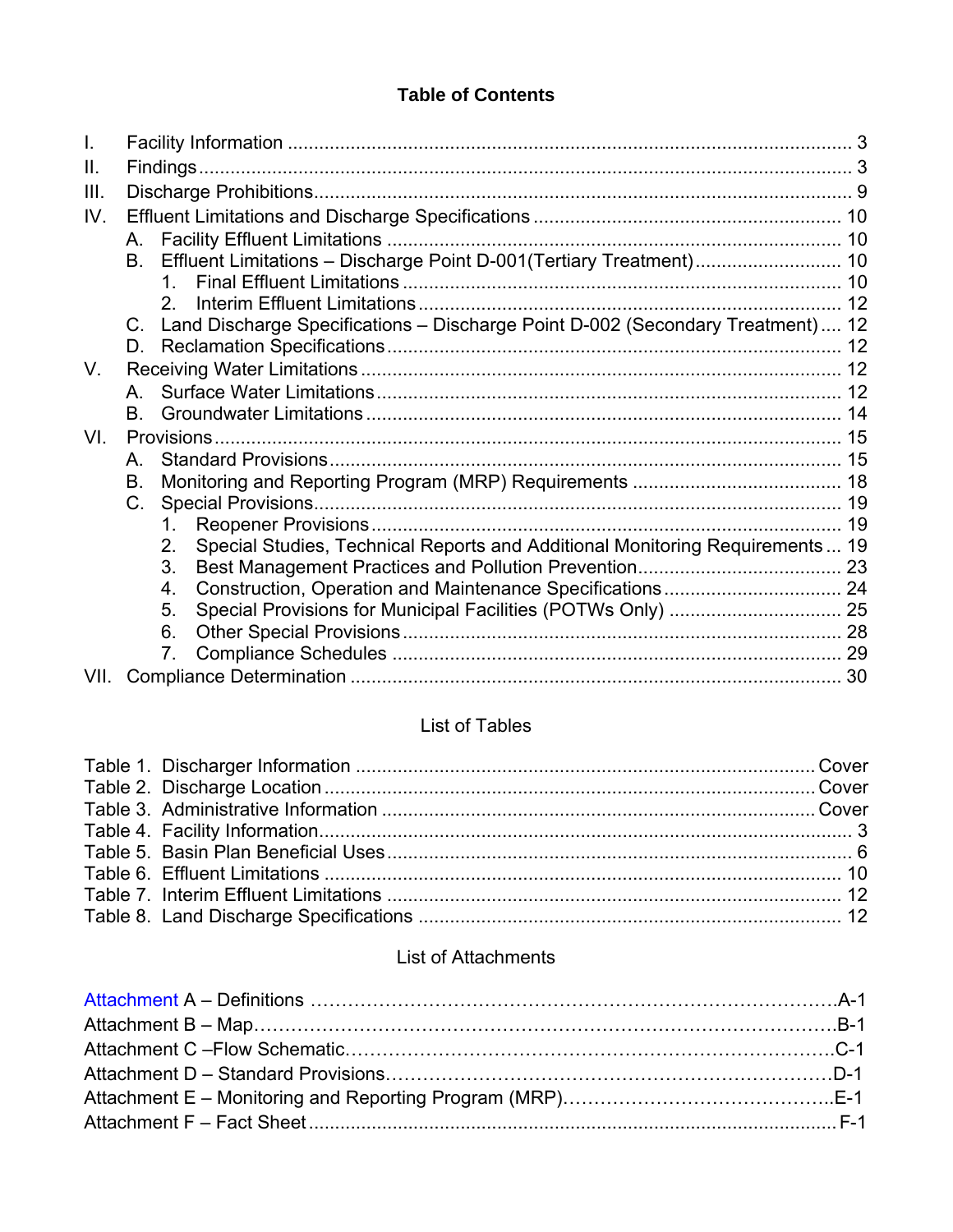# Table of Contents

I. Facility Information ........................................................................................................ 3
II. Findings ........................................................................................................................ 3
III. Discharge Prohibitions ................................................................................................. 9
IV. Effluent Limitations and Discharge Specifications ...................................................... 10
    A. Facility Effluent Limitations ..................................................................................... 10
    B. Effluent Limitations – Discharge Point D-001(Tertiary Treatment) ........................... 10
        1. Final Effluent Limitations ..................................................................................... 10
        2. Interim Effluent Limitations .................................................................................. 12
    C. Land Discharge Specifications – Discharge Point D-002 (Secondary Treatment) .... 12
    D. Reclamation Specifications ...................................................................................... 12
V. Receiving Water Limitations ......................................................................................... 12
    A. Surface Water Limitations ........................................................................................ 12
    B. Groundwater Limitations .......................................................................................... 14
VI. Provisions .................................................................................................................... 15
    A. Standard Provisions .................................................................................................. 15
    B. Monitoring and Reporting Program (MRP) Requirements ........................................ 18
    C. Special Provisions ..................................................................................................... 19
        1. Reopener Provisions ........................................................................................... 19
        2. Special Studies, Technical Reports and Additional Monitoring Requirements ... 19
        3. Best Management Practices and Pollution Prevention ....................................... 23
        4. Construction, Operation and Maintenance Specifications .................................. 24
        5. Special Provisions for Municipal Facilities (POTWs Only) ................................. 25
        6. Other Special Provisions ..................................................................................... 28
        7. Compliance Schedules ........................................................................................ 29
VII. Compliance Determination ......................................................................................... 30

## List of Tables

Table 1. Discharger Information ...................................................................................... Cover
Table 2. Discharge Location ............................................................................................ Cover
Table 3. Administrative Information ................................................................................ Cover
Table 4. Facility Information ............................................................................................... 3
Table 5. Basin Plan Beneficial Uses ................................................................................... 6
Table 6. Effluent Limitations .............................................................................................. 10
Table 7. Interim Effluent Limitations .................................................................................. 12
Table 8. Land Discharge Specifications ............................................................................ 12

## List of Attachments

Attachment A – Definitions ………………………………………………………………………A-1
Attachment B – Map………………………………………………………………………………B-1
Attachment C –Flow Schematic…………………………………………………………………C-1
Attachment D – Standard Provisions……………………………………………………………D-1
Attachment E – Monitoring and Reporting Program (MRP)……………………………………E-1
Attachment F – Fact Sheet ......................................................................................................F-1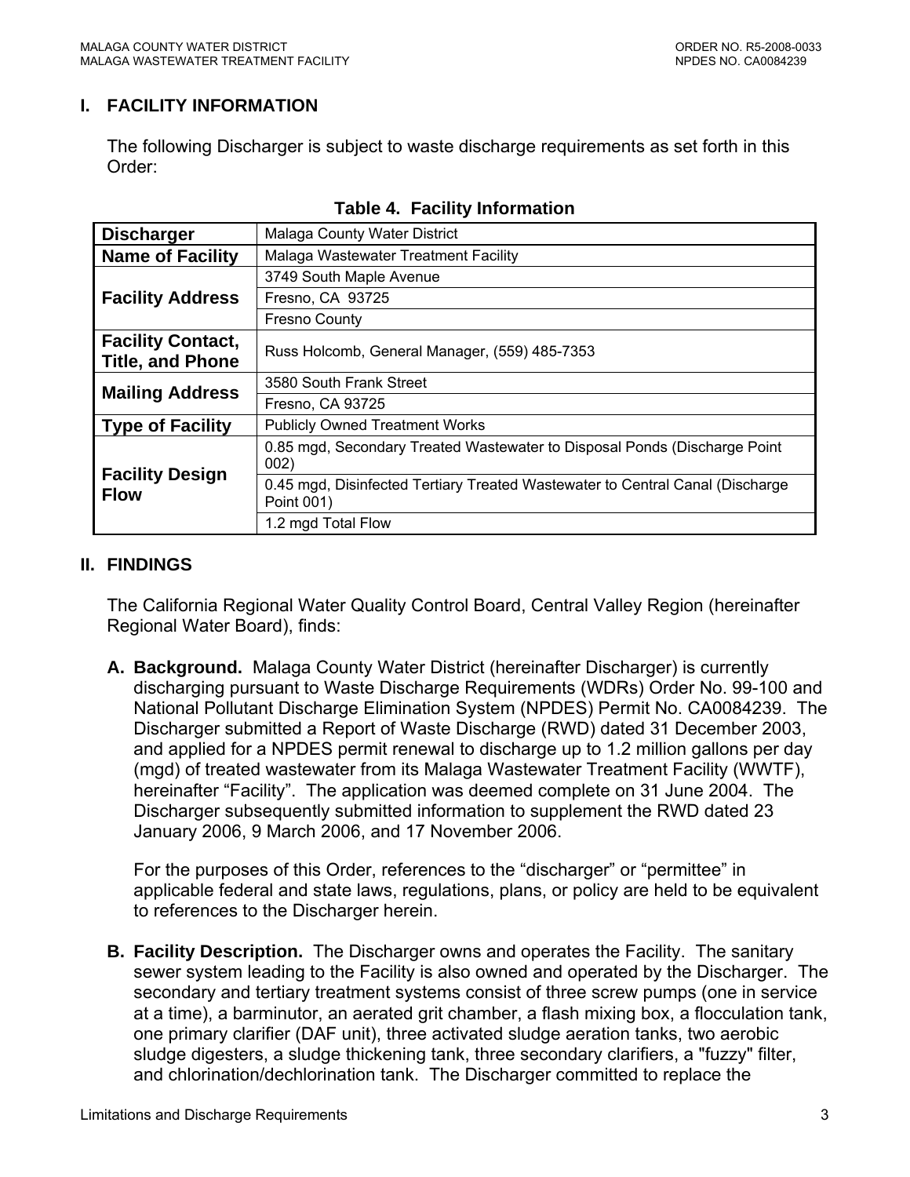## I. FACILITY INFORMATION

The following Discharger is subject to waste discharge requirements as set forth in this Order:

**Table 4. Facility Information**

| | |
|---|---|
| **Discharger** | Malaga County Water District |
| **Name of Facility** | Malaga Wastewater Treatment Facility |
| **Facility Address** | 3749 South Maple Avenue |
| | Fresno, CA 93725 |
| | Fresno County |
| **Facility Contact, Title, and Phone** | Russ Holcomb, General Manager, (559) 485-7353 |
| **Mailing Address** | 3580 South Frank Street |
| | Fresno, CA 93725 |
| **Type of Facility** | Publicly Owned Treatment Works |
| **Facility Design Flow** | 0.85 mgd, Secondary Treated Wastewater to Disposal Ponds (Discharge Point 002) |
| | 0.45 mgd, Disinfected Tertiary Treated Wastewater to Central Canal (Discharge Point 001) |
| | 1.2 mgd Total Flow |

## II. FINDINGS

The California Regional Water Quality Control Board, Central Valley Region (hereinafter Regional Water Board), finds:

**A. Background.** Malaga County Water District (hereinafter Discharger) is currently discharging pursuant to Waste Discharge Requirements (WDRs) Order No. 99-100 and National Pollutant Discharge Elimination System (NPDES) Permit No. CA0084239. The Discharger submitted a Report of Waste Discharge (RWD) dated 31 December 2003, and applied for a NPDES permit renewal to discharge up to 1.2 million gallons per day (mgd) of treated wastewater from its Malaga Wastewater Treatment Facility (WWTF), hereinafter "Facility". The application was deemed complete on 31 June 2004. The Discharger subsequently submitted information to supplement the RWD dated 23 January 2006, 9 March 2006, and 17 November 2006.

For the purposes of this Order, references to the "discharger" or "permittee" in applicable federal and state laws, regulations, plans, or policy are held to be equivalent to references to the Discharger herein.

**B. Facility Description.** The Discharger owns and operates the Facility. The sanitary sewer system leading to the Facility is also owned and operated by the Discharger. The secondary and tertiary treatment systems consist of three screw pumps (one in service at a time), a barminutor, an aerated grit chamber, a flash mixing box, a flocculation tank, one primary clarifier (DAF unit), three activated sludge aeration tanks, two aerobic sludge digesters, a sludge thickening tank, three secondary clarifiers, a "fuzzy" filter, and chlorination/dechlorination tank. The Discharger committed to replace the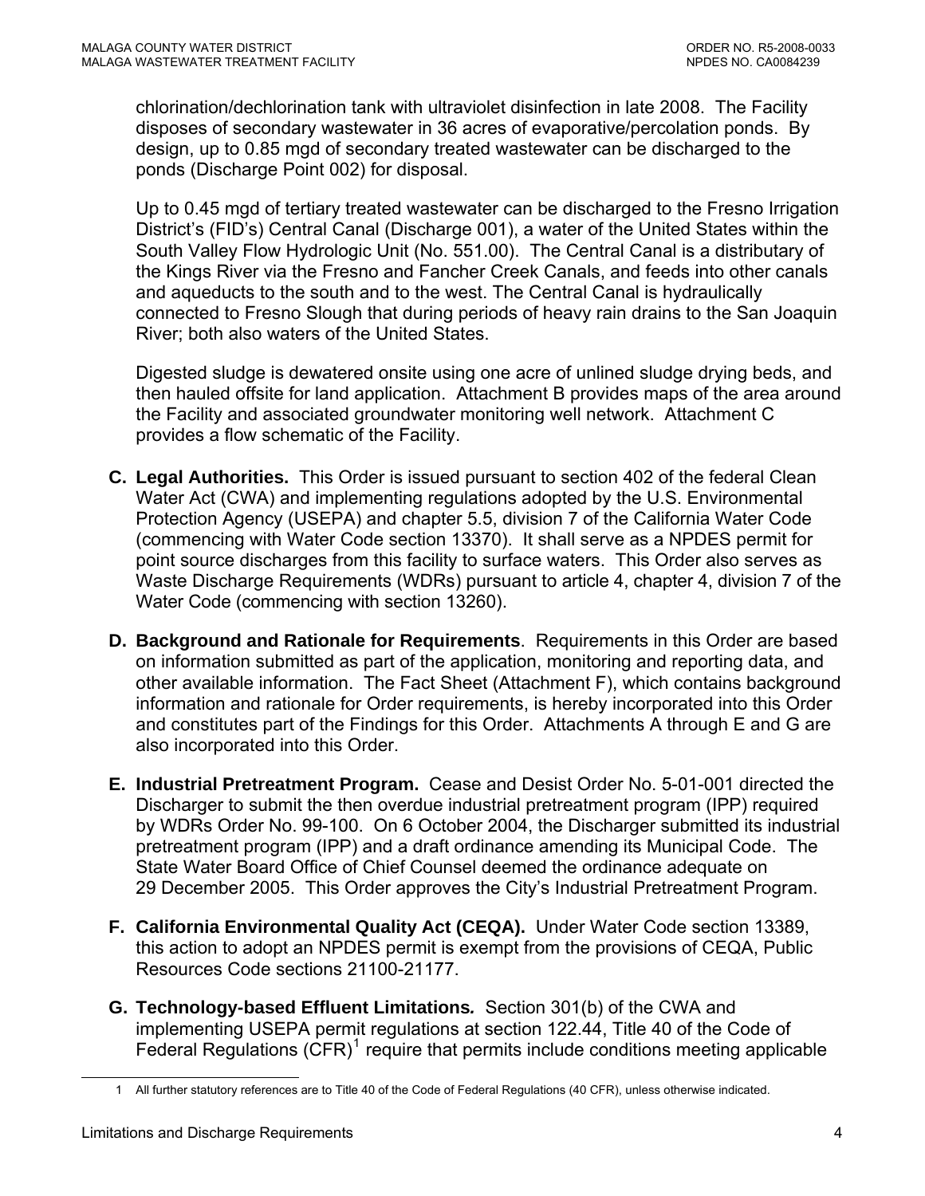chlorination/dechlorination tank with ultraviolet disinfection in late 2008. The Facility disposes of secondary wastewater in 36 acres of evaporative/percolation ponds. By design, up to 0.85 mgd of secondary treated wastewater can be discharged to the ponds (Discharge Point 002) for disposal.

Up to 0.45 mgd of tertiary treated wastewater can be discharged to the Fresno Irrigation District's (FID's) Central Canal (Discharge 001), a water of the United States within the South Valley Flow Hydrologic Unit (No. 551.00). The Central Canal is a distributary of the Kings River via the Fresno and Fancher Creek Canals, and feeds into other canals and aqueducts to the south and to the west. The Central Canal is hydraulically connected to Fresno Slough that during periods of heavy rain drains to the San Joaquin River; both also waters of the United States.

Digested sludge is dewatered onsite using one acre of unlined sludge drying beds, and then hauled offsite for land application. Attachment B provides maps of the area around the Facility and associated groundwater monitoring well network. Attachment C provides a flow schematic of the Facility.

**C. Legal Authorities.** This Order is issued pursuant to section 402 of the federal Clean Water Act (CWA) and implementing regulations adopted by the U.S. Environmental Protection Agency (USEPA) and chapter 5.5, division 7 of the California Water Code (commencing with Water Code section 13370). It shall serve as a NPDES permit for point source discharges from this facility to surface waters. This Order also serves as Waste Discharge Requirements (WDRs) pursuant to article 4, chapter 4, division 7 of the Water Code (commencing with section 13260).

**D. Background and Rationale for Requirements**. Requirements in this Order are based on information submitted as part of the application, monitoring and reporting data, and other available information. The Fact Sheet (Attachment F), which contains background information and rationale for Order requirements, is hereby incorporated into this Order and constitutes part of the Findings for this Order. Attachments A through E and G are also incorporated into this Order.

**E. Industrial Pretreatment Program.** Cease and Desist Order No. 5-01-001 directed the Discharger to submit the then overdue industrial pretreatment program (IPP) required by WDRs Order No. 99-100. On 6 October 2004, the Discharger submitted its industrial pretreatment program (IPP) and a draft ordinance amending its Municipal Code. The State Water Board Office of Chief Counsel deemed the ordinance adequate on 29 December 2005. This Order approves the City's Industrial Pretreatment Program.

**F. California Environmental Quality Act (CEQA).** Under Water Code section 13389, this action to adopt an NPDES permit is exempt from the provisions of CEQA, Public Resources Code sections 21100-21177.

**G. Technology-based Effluent Limitations*.*** Section 301(b) of the CWA and implementing USEPA permit regulations at section 122.44, Title 40 of the Code of Federal Regulations (CFR)[1] require that permits include conditions meeting applicable

---

[1] All further statutory references are to Title 40 of the Code of Federal Regulations (40 CFR), unless otherwise indicated.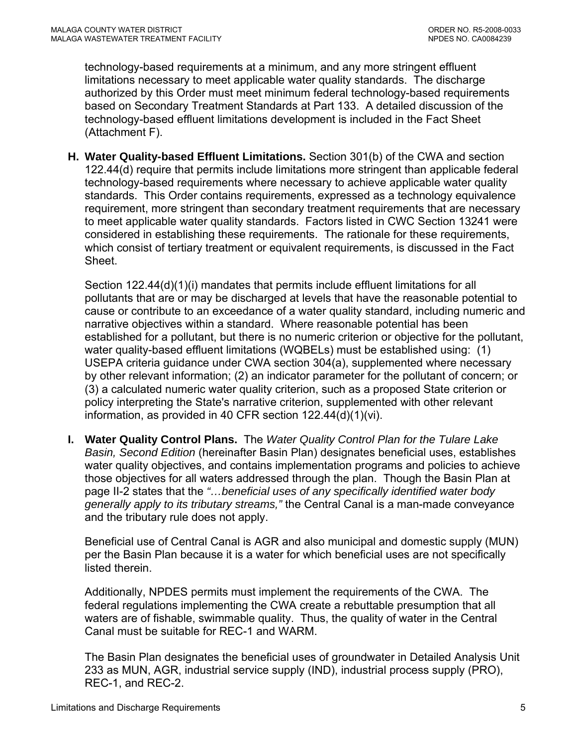technology-based requirements at a minimum, and any more stringent effluent limitations necessary to meet applicable water quality standards. The discharge authorized by this Order must meet minimum federal technology-based requirements based on Secondary Treatment Standards at Part 133. A detailed discussion of the technology-based effluent limitations development is included in the Fact Sheet (Attachment F).

**H. Water Quality-based Effluent Limitations.** Section 301(b) of the CWA and section 122.44(d) require that permits include limitations more stringent than applicable federal technology-based requirements where necessary to achieve applicable water quality standards. This Order contains requirements, expressed as a technology equivalence requirement, more stringent than secondary treatment requirements that are necessary to meet applicable water quality standards. Factors listed in CWC Section 13241 were considered in establishing these requirements. The rationale for these requirements, which consist of tertiary treatment or equivalent requirements, is discussed in the Fact Sheet.

Section 122.44(d)(1)(i) mandates that permits include effluent limitations for all pollutants that are or may be discharged at levels that have the reasonable potential to cause or contribute to an exceedance of a water quality standard, including numeric and narrative objectives within a standard. Where reasonable potential has been established for a pollutant, but there is no numeric criterion or objective for the pollutant, water quality-based effluent limitations (WQBELs) must be established using: (1) USEPA criteria guidance under CWA section 304(a), supplemented where necessary by other relevant information; (2) an indicator parameter for the pollutant of concern; or (3) a calculated numeric water quality criterion, such as a proposed State criterion or policy interpreting the State's narrative criterion, supplemented with other relevant information, as provided in 40 CFR section 122.44(d)(1)(vi).

**I. Water Quality Control Plans.** The *Water Quality Control Plan for the Tulare Lake Basin, Second Edition* (hereinafter Basin Plan) designates beneficial uses, establishes water quality objectives, and contains implementation programs and policies to achieve those objectives for all waters addressed through the plan. Though the Basin Plan at page II-2 states that the *"…beneficial uses of any specifically identified water body generally apply to its tributary streams,"* the Central Canal is a man-made conveyance and the tributary rule does not apply.

Beneficial use of Central Canal is AGR and also municipal and domestic supply (MUN) per the Basin Plan because it is a water for which beneficial uses are not specifically listed therein.

Additionally, NPDES permits must implement the requirements of the CWA. The federal regulations implementing the CWA create a rebuttable presumption that all waters are of fishable, swimmable quality. Thus, the quality of water in the Central Canal must be suitable for REC-1 and WARM.

The Basin Plan designates the beneficial uses of groundwater in Detailed Analysis Unit 233 as MUN, AGR, industrial service supply (IND), industrial process supply (PRO), REC-1, and REC-2.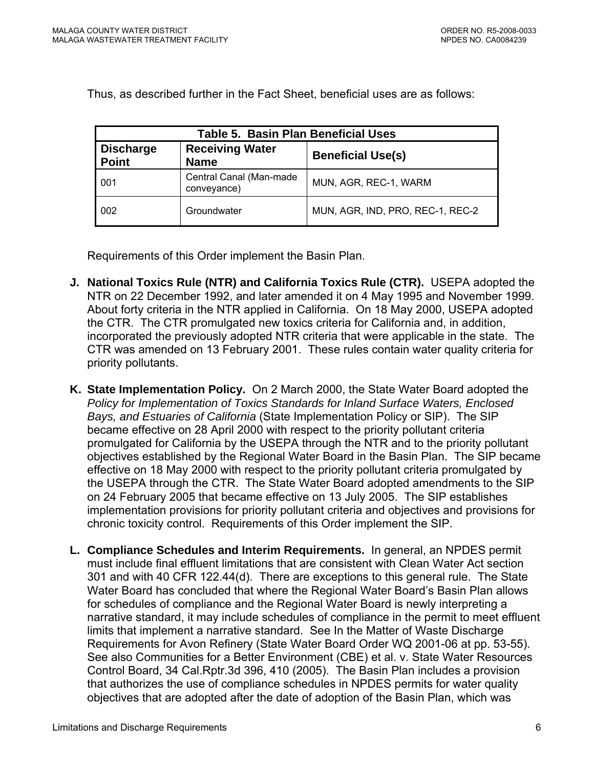Thus, as described further in the Fact Sheet, beneficial uses are as follows:

| Table 5. Basin Plan Beneficial Uses | | |
|---|---|---|
| **Discharge Point** | **Receiving Water Name** | **Beneficial Use(s)** |
| 001 | Central Canal (Man-made conveyance) | MUN, AGR, REC-1, WARM |
| 002 | Groundwater | MUN, AGR, IND, PRO, REC-1, REC-2 |

Requirements of this Order implement the Basin Plan.

**J. National Toxics Rule (NTR) and California Toxics Rule (CTR).** USEPA adopted the NTR on 22 December 1992, and later amended it on 4 May 1995 and November 1999. About forty criteria in the NTR applied in California. On 18 May 2000, USEPA adopted the CTR. The CTR promulgated new toxics criteria for California and, in addition, incorporated the previously adopted NTR criteria that were applicable in the state. The CTR was amended on 13 February 2001. These rules contain water quality criteria for priority pollutants.

**K. State Implementation Policy.** On 2 March 2000, the State Water Board adopted the *Policy for Implementation of Toxics Standards for Inland Surface Waters, Enclosed Bays, and Estuaries of California* (State Implementation Policy or SIP). The SIP became effective on 28 April 2000 with respect to the priority pollutant criteria promulgated for California by the USEPA through the NTR and to the priority pollutant objectives established by the Regional Water Board in the Basin Plan. The SIP became effective on 18 May 2000 with respect to the priority pollutant criteria promulgated by the USEPA through the CTR. The State Water Board adopted amendments to the SIP on 24 February 2005 that became effective on 13 July 2005. The SIP establishes implementation provisions for priority pollutant criteria and objectives and provisions for chronic toxicity control. Requirements of this Order implement the SIP.

**L. Compliance Schedules and Interim Requirements.** In general, an NPDES permit must include final effluent limitations that are consistent with Clean Water Act section 301 and with 40 CFR 122.44(d). There are exceptions to this general rule. The State Water Board has concluded that where the Regional Water Board's Basin Plan allows for schedules of compliance and the Regional Water Board is newly interpreting a narrative standard, it may include schedules of compliance in the permit to meet effluent limits that implement a narrative standard. See In the Matter of Waste Discharge Requirements for Avon Refinery (State Water Board Order WQ 2001-06 at pp. 53-55). See also Communities for a Better Environment (CBE) et al. v. State Water Resources Control Board, 34 Cal.Rptr.3d 396, 410 (2005). The Basin Plan includes a provision that authorizes the use of compliance schedules in NPDES permits for water quality objectives that are adopted after the date of adoption of the Basin Plan, which was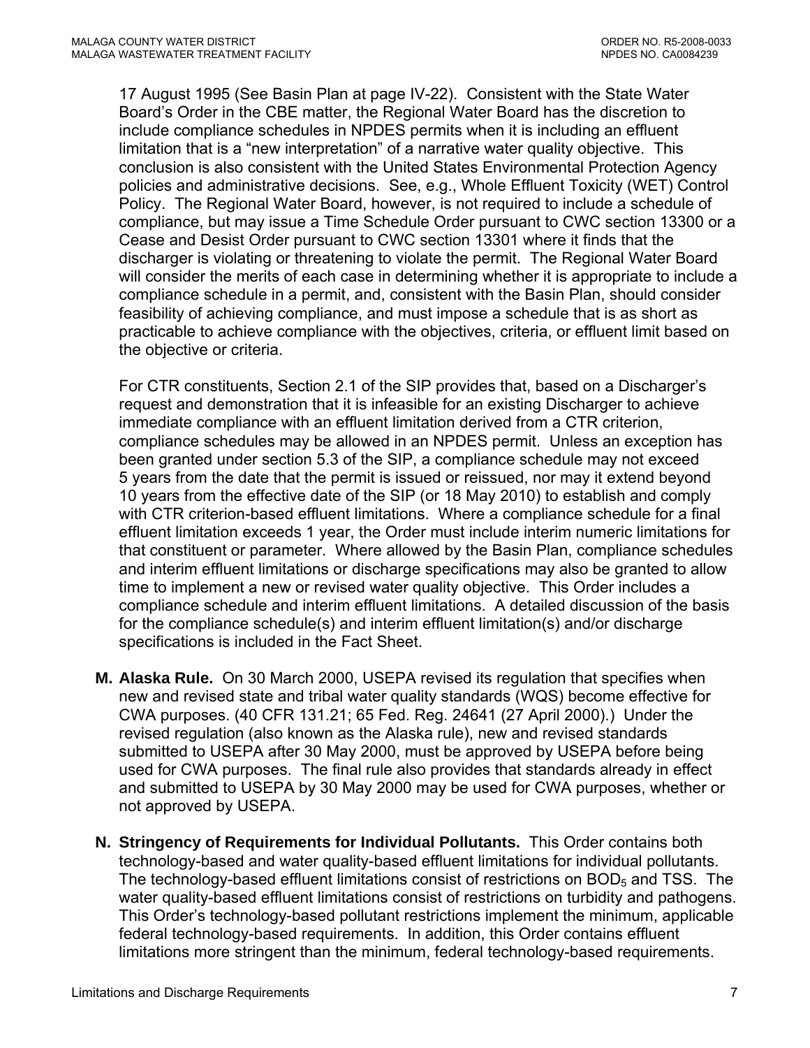17 August 1995 (See Basin Plan at page IV-22). Consistent with the State Water Board's Order in the CBE matter, the Regional Water Board has the discretion to include compliance schedules in NPDES permits when it is including an effluent limitation that is a "new interpretation" of a narrative water quality objective. This conclusion is also consistent with the United States Environmental Protection Agency policies and administrative decisions. See, e.g., Whole Effluent Toxicity (WET) Control Policy. The Regional Water Board, however, is not required to include a schedule of compliance, but may issue a Time Schedule Order pursuant to CWC section 13300 or a Cease and Desist Order pursuant to CWC section 13301 where it finds that the discharger is violating or threatening to violate the permit. The Regional Water Board will consider the merits of each case in determining whether it is appropriate to include a compliance schedule in a permit, and, consistent with the Basin Plan, should consider feasibility of achieving compliance, and must impose a schedule that is as short as practicable to achieve compliance with the objectives, criteria, or effluent limit based on the objective or criteria.

For CTR constituents, Section 2.1 of the SIP provides that, based on a Discharger's request and demonstration that it is infeasible for an existing Discharger to achieve immediate compliance with an effluent limitation derived from a CTR criterion, compliance schedules may be allowed in an NPDES permit. Unless an exception has been granted under section 5.3 of the SIP, a compliance schedule may not exceed 5 years from the date that the permit is issued or reissued, nor may it extend beyond 10 years from the effective date of the SIP (or 18 May 2010) to establish and comply with CTR criterion-based effluent limitations. Where a compliance schedule for a final effluent limitation exceeds 1 year, the Order must include interim numeric limitations for that constituent or parameter. Where allowed by the Basin Plan, compliance schedules and interim effluent limitations or discharge specifications may also be granted to allow time to implement a new or revised water quality objective. This Order includes a compliance schedule and interim effluent limitations. A detailed discussion of the basis for the compliance schedule(s) and interim effluent limitation(s) and/or discharge specifications is included in the Fact Sheet.

**M. Alaska Rule.** On 30 March 2000, USEPA revised its regulation that specifies when new and revised state and tribal water quality standards (WQS) become effective for CWA purposes. (40 CFR 131.21; 65 Fed. Reg. 24641 (27 April 2000).) Under the revised regulation (also known as the Alaska rule), new and revised standards submitted to USEPA after 30 May 2000, must be approved by USEPA before being used for CWA purposes. The final rule also provides that standards already in effect and submitted to USEPA by 30 May 2000 may be used for CWA purposes, whether or not approved by USEPA.

**N. Stringency of Requirements for Individual Pollutants.** This Order contains both technology-based and water quality-based effluent limitations for individual pollutants. The technology-based effluent limitations consist of restrictions on $BOD_5$ and TSS. The water quality-based effluent limitations consist of restrictions on turbidity and pathogens. This Order's technology-based pollutant restrictions implement the minimum, applicable federal technology-based requirements. In addition, this Order contains effluent limitations more stringent than the minimum, federal technology-based requirements.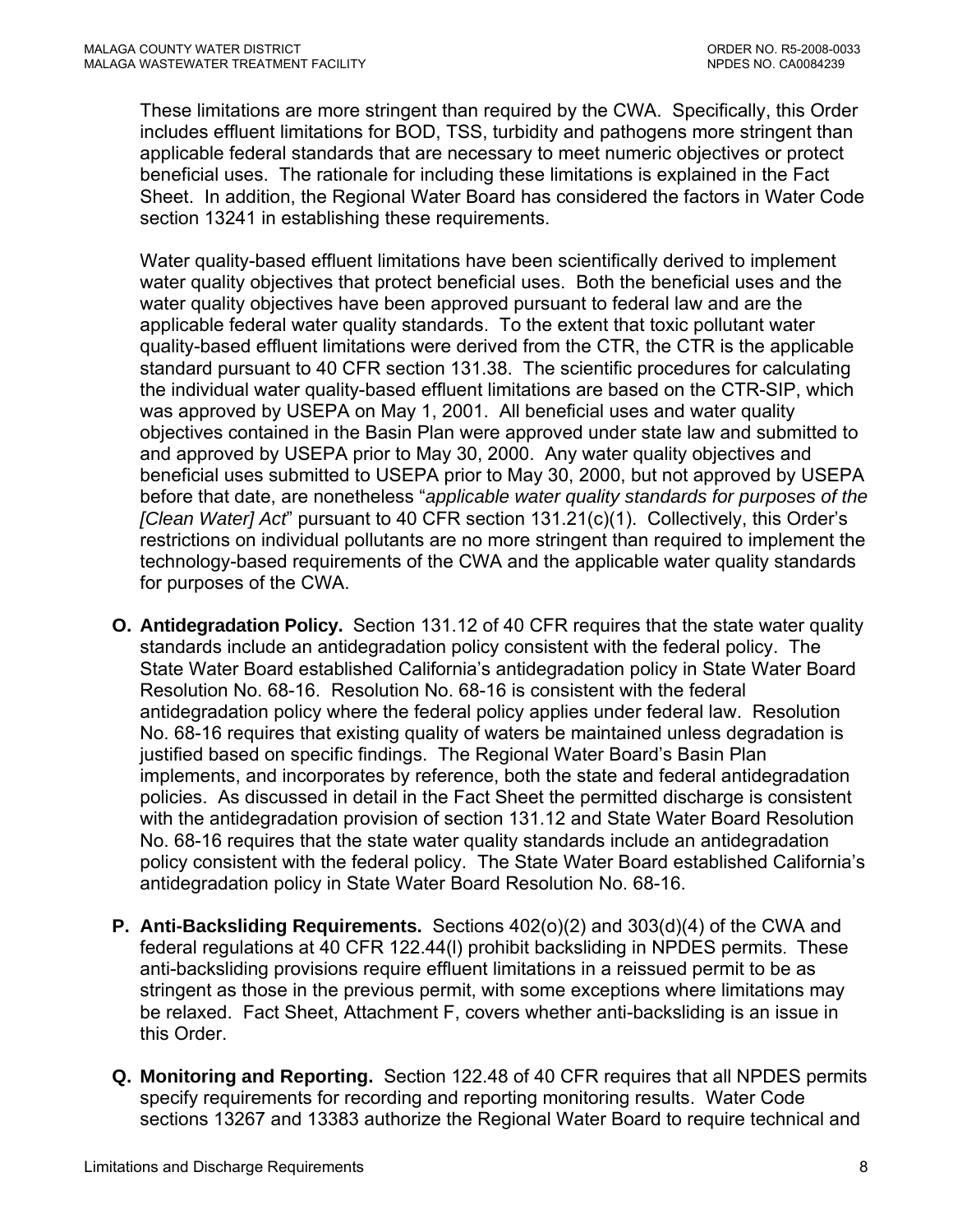These limitations are more stringent than required by the CWA. Specifically, this Order includes effluent limitations for BOD, TSS, turbidity and pathogens more stringent than applicable federal standards that are necessary to meet numeric objectives or protect beneficial uses. The rationale for including these limitations is explained in the Fact Sheet. In addition, the Regional Water Board has considered the factors in Water Code section 13241 in establishing these requirements.

Water quality-based effluent limitations have been scientifically derived to implement water quality objectives that protect beneficial uses. Both the beneficial uses and the water quality objectives have been approved pursuant to federal law and are the applicable federal water quality standards. To the extent that toxic pollutant water quality-based effluent limitations were derived from the CTR, the CTR is the applicable standard pursuant to 40 CFR section 131.38. The scientific procedures for calculating the individual water quality-based effluent limitations are based on the CTR-SIP, which was approved by USEPA on May 1, 2001. All beneficial uses and water quality objectives contained in the Basin Plan were approved under state law and submitted to and approved by USEPA prior to May 30, 2000. Any water quality objectives and beneficial uses submitted to USEPA prior to May 30, 2000, but not approved by USEPA before that date, are nonetheless "*applicable water quality standards for purposes of the [Clean Water] Act*" pursuant to 40 CFR section 131.21(c)(1). Collectively, this Order's restrictions on individual pollutants are no more stringent than required to implement the technology-based requirements of the CWA and the applicable water quality standards for purposes of the CWA.

**O. Antidegradation Policy.** Section 131.12 of 40 CFR requires that the state water quality standards include an antidegradation policy consistent with the federal policy. The State Water Board established California's antidegradation policy in State Water Board Resolution No. 68-16. Resolution No. 68-16 is consistent with the federal antidegradation policy where the federal policy applies under federal law. Resolution No. 68-16 requires that existing quality of waters be maintained unless degradation is justified based on specific findings. The Regional Water Board's Basin Plan implements, and incorporates by reference, both the state and federal antidegradation policies. As discussed in detail in the Fact Sheet the permitted discharge is consistent with the antidegradation provision of section 131.12 and State Water Board Resolution No. 68-16 requires that the state water quality standards include an antidegradation policy consistent with the federal policy. The State Water Board established California's antidegradation policy in State Water Board Resolution No. 68-16.

**P. Anti-Backsliding Requirements.** Sections 402(o)(2) and 303(d)(4) of the CWA and federal regulations at 40 CFR 122.44(l) prohibit backsliding in NPDES permits. These anti-backsliding provisions require effluent limitations in a reissued permit to be as stringent as those in the previous permit, with some exceptions where limitations may be relaxed. Fact Sheet, Attachment F, covers whether anti-backsliding is an issue in this Order.

**Q. Monitoring and Reporting.** Section 122.48 of 40 CFR requires that all NPDES permits specify requirements for recording and reporting monitoring results. Water Code sections 13267 and 13383 authorize the Regional Water Board to require technical and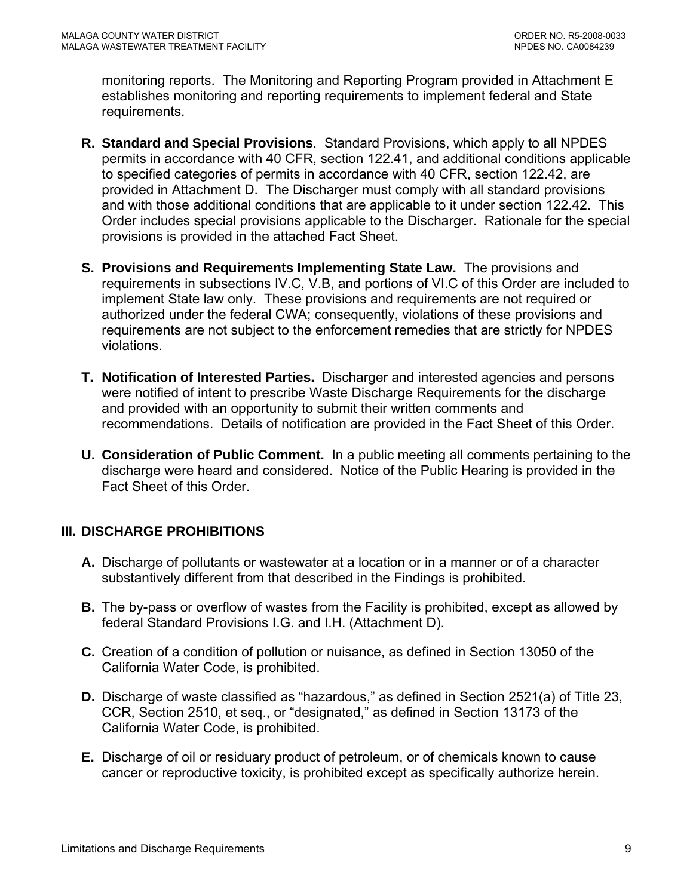monitoring reports. The Monitoring and Reporting Program provided in Attachment E establishes monitoring and reporting requirements to implement federal and State requirements.

**R. Standard and Special Provisions**. Standard Provisions, which apply to all NPDES permits in accordance with 40 CFR, section 122.41, and additional conditions applicable to specified categories of permits in accordance with 40 CFR, section 122.42, are provided in Attachment D. The Discharger must comply with all standard provisions and with those additional conditions that are applicable to it under section 122.42. This Order includes special provisions applicable to the Discharger. Rationale for the special provisions is provided in the attached Fact Sheet.

**S. Provisions and Requirements Implementing State Law.** The provisions and requirements in subsections IV.C, V.B, and portions of VI.C of this Order are included to implement State law only. These provisions and requirements are not required or authorized under the federal CWA; consequently, violations of these provisions and requirements are not subject to the enforcement remedies that are strictly for NPDES violations.

**T. Notification of Interested Parties.** Discharger and interested agencies and persons were notified of intent to prescribe Waste Discharge Requirements for the discharge and provided with an opportunity to submit their written comments and recommendations. Details of notification are provided in the Fact Sheet of this Order.

**U. Consideration of Public Comment.** In a public meeting all comments pertaining to the discharge were heard and considered. Notice of the Public Hearing is provided in the Fact Sheet of this Order.

## III. DISCHARGE PROHIBITIONS

**A.** Discharge of pollutants or wastewater at a location or in a manner or of a character substantively different from that described in the Findings is prohibited.

**B.** The by-pass or overflow of wastes from the Facility is prohibited, except as allowed by federal Standard Provisions I.G. and I.H. (Attachment D).

**C.** Creation of a condition of pollution or nuisance, as defined in Section 13050 of the California Water Code, is prohibited.

**D.** Discharge of waste classified as "hazardous," as defined in Section 2521(a) of Title 23, CCR, Section 2510, et seq., or "designated," as defined in Section 13173 of the California Water Code, is prohibited.

**E.** Discharge of oil or residuary product of petroleum, or of chemicals known to cause cancer or reproductive toxicity, is prohibited except as specifically authorize herein.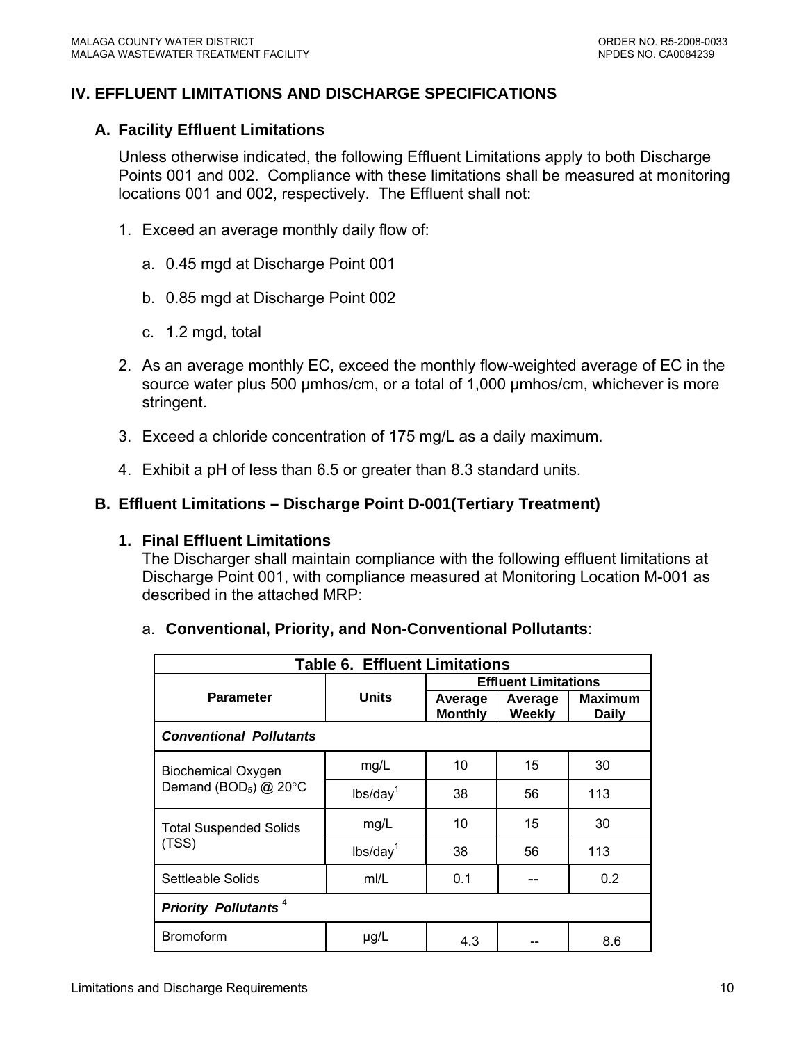## IV. EFFLUENT LIMITATIONS AND DISCHARGE SPECIFICATIONS

### A. Facility Effluent Limitations

Unless otherwise indicated, the following Effluent Limitations apply to both Discharge Points 001 and 002. Compliance with these limitations shall be measured at monitoring locations 001 and 002, respectively. The Effluent shall not:

1. Exceed an average monthly daily flow of:
   a. 0.45 mgd at Discharge Point 001
   b. 0.85 mgd at Discharge Point 002
   c. 1.2 mgd, total
2. As an average monthly EC, exceed the monthly flow-weighted average of EC in the source water plus 500 μmhos/cm, or a total of 1,000 μmhos/cm, whichever is more stringent.
3. Exceed a chloride concentration of 175 mg/L as a daily maximum.
4. Exhibit a pH of less than 6.5 or greater than 8.3 standard units.

### B. Effluent Limitations – Discharge Point D-001(Tertiary Treatment)

**1. Final Effluent Limitations**

The Discharger shall maintain compliance with the following effluent limitations at Discharge Point 001, with compliance measured at Monitoring Location M-001 as described in the attached MRP:

a. **Conventional, Priority, and Non-Conventional Pollutants**:

**Table 6. Effluent Limitations**

| Parameter | Units | Effluent Limitations | | |
|---|---|---|---|---|
| | | Average Monthly | Average Weekly | Maximum Daily |
| ***Conventional Pollutants*** | | | | |
| Biochemical Oxygen Demand ($BOD_5$) @ 20°C | mg/L | 10 | 15 | 30 |
| | lbs/day[1] | 38 | 56 | 113 |
| Total Suspended Solids (TSS) | mg/L | 10 | 15 | 30 |
| | lbs/day[1] | 38 | 56 | 113 |
| Settleable Solids | ml/L | 0.1 | -- | 0.2 |
| ***Priority Pollutants*** [4] | | | | |
| Bromoform | μg/L | 4.3 | -- | 8.6 |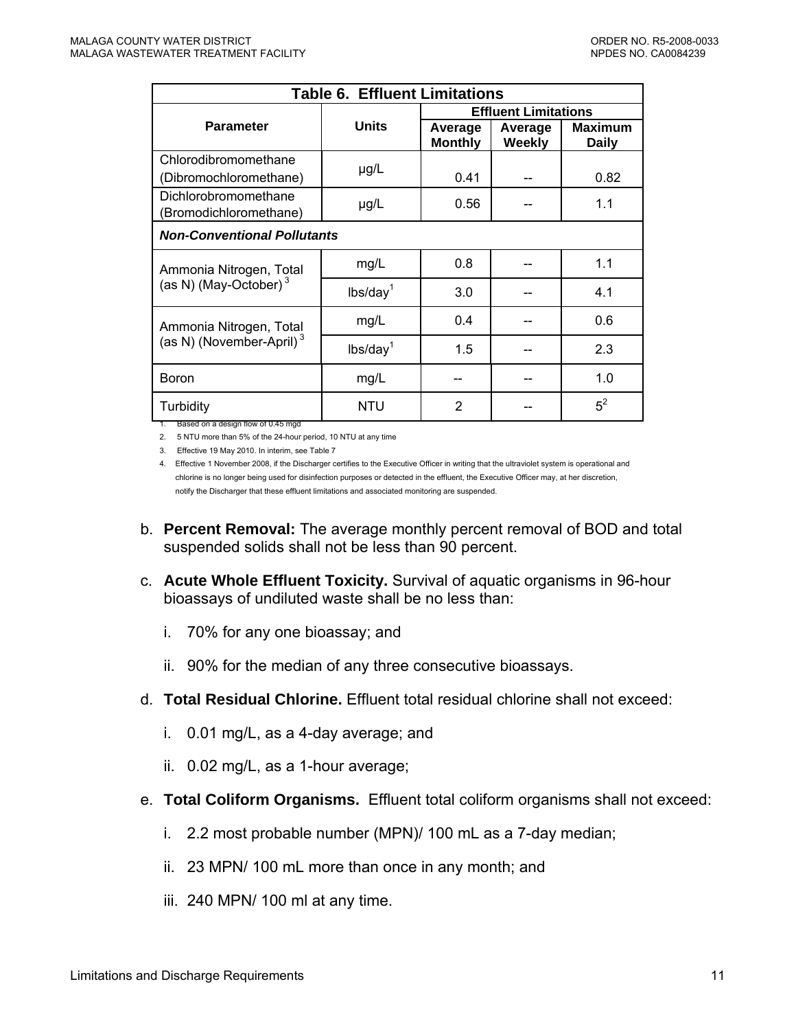| **Table 6. Effluent Limitations** | | | | |
|---|---|---|---|---|
| **Parameter** | **Units** | **Effluent Limitations** | | |
| | | **Average Monthly** | **Average Weekly** | **Maximum Daily** |
| Chlorodibromomethane (Dibromochloromethane) | µg/L | 0.41 | -- | 0.82 |
| Dichlorobromomethane (Bromodichloromethane) | µg/L | 0.56 | -- | 1.1 |
| ***Non-Conventional Pollutants*** | | | | |
| Ammonia Nitrogen, Total (as N) (May-October) [3] | mg/L | 0.8 | -- | 1.1 |
| | lbs/day[1] | 3.0 | -- | 4.1 |
| Ammonia Nitrogen, Total (as N) (November-April) [3] | mg/L | 0.4 | -- | 0.6 |
| | lbs/day[1] | 1.5 | -- | 2.3 |
| Boron | mg/L | -- | -- | 1.0 |
| Turbidity | NTU | 2 | -- | 5[2] |

1. Based on a design flow of 0.45 mgd
2. 5 NTU more than 5% of the 24-hour period, 10 NTU at any time
3. Effective 19 May 2010. In interim, see Table 7
4. Effective 1 November 2008, if the Discharger certifies to the Executive Officer in writing that the ultraviolet system is operational and chlorine is no longer being used for disinfection purposes or detected in the effluent, the Executive Officer may, at her discretion, notify the Discharger that these effluent limitations and associated monitoring are suspended.

b. **Percent Removal:** The average monthly percent removal of BOD and total suspended solids shall not be less than 90 percent.

c. **Acute Whole Effluent Toxicity.** Survival of aquatic organisms in 96-hour bioassays of undiluted waste shall be no less than:

   i. 70% for any one bioassay; and

   ii. 90% for the median of any three consecutive bioassays.

d. **Total Residual Chlorine.** Effluent total residual chlorine shall not exceed:

   i. 0.01 mg/L, as a 4-day average; and

   ii. 0.02 mg/L, as a 1-hour average;

e. **Total Coliform Organisms.** Effluent total coliform organisms shall not exceed:

   i. 2.2 most probable number (MPN)/ 100 mL as a 7-day median;

   ii. 23 MPN/ 100 mL more than once in any month; and

   iii. 240 MPN/ 100 ml at any time.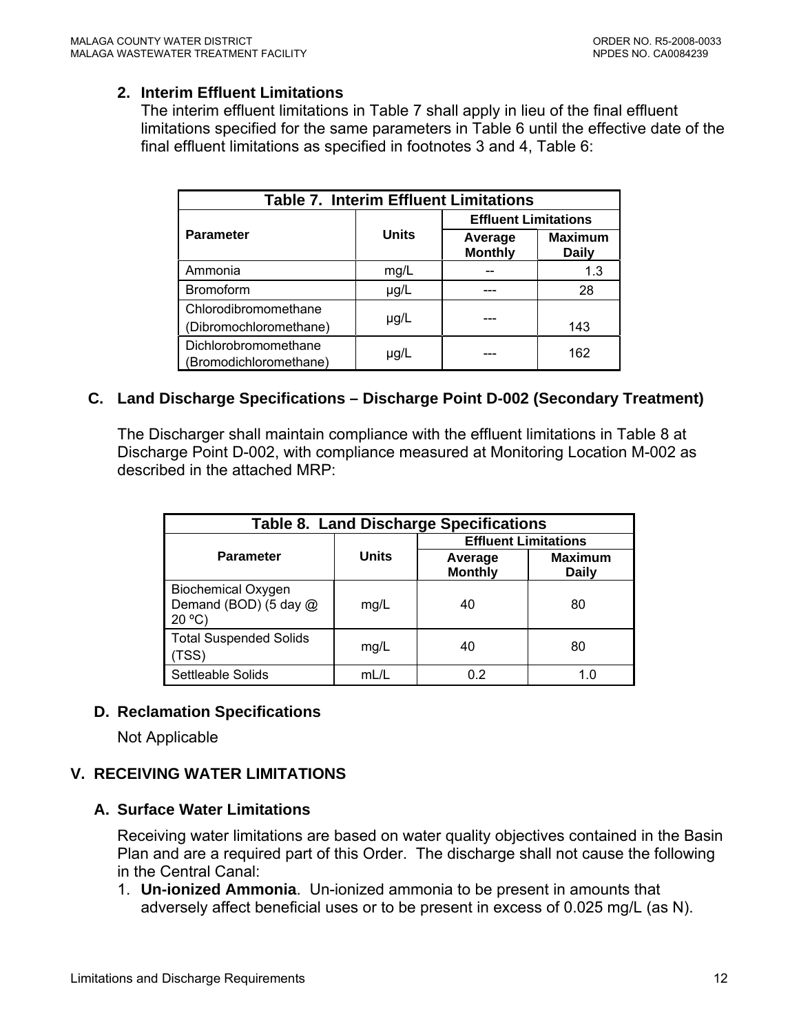**2. Interim Effluent Limitations**

The interim effluent limitations in Table 7 shall apply in lieu of the final effluent limitations specified for the same parameters in Table 6 until the effective date of the final effluent limitations as specified in footnotes 3 and 4, Table 6:

| Table 7. Interim Effluent Limitations | | | |
|---|---|---|---|
| **Parameter** | **Units** | **Effluent Limitations** | |
| | | **Average Monthly** | **Maximum Daily** |
| Ammonia | mg/L | -- | 1.3 |
| Bromoform | µg/L | --- | 28 |
| Chlorodibromomethane (Dibromochloromethane) | µg/L | --- | 143 |
| Dichlorobromomethane (Bromodichloromethane) | µg/L | --- | 162 |

## C. Land Discharge Specifications – Discharge Point D-002 (Secondary Treatment)

The Discharger shall maintain compliance with the effluent limitations in Table 8 at Discharge Point D-002, with compliance measured at Monitoring Location M-002 as described in the attached MRP:

| Table 8. Land Discharge Specifications | | | |
|---|---|---|---|
| **Parameter** | **Units** | **Effluent Limitations** | |
| | | **Average Monthly** | **Maximum Daily** |
| Biochemical Oxygen Demand (BOD) (5 day @ 20 ºC) | mg/L | 40 | 80 |
| Total Suspended Solids (TSS) | mg/L | 40 | 80 |
| Settleable Solids | mL/L | 0.2 | 1.0 |

## D. Reclamation Specifications

Not Applicable

# V. RECEIVING WATER LIMITATIONS

## A. Surface Water Limitations

Receiving water limitations are based on water quality objectives contained in the Basin Plan and are a required part of this Order. The discharge shall not cause the following in the Central Canal:

1. **Un-ionized Ammonia**. Un-ionized ammonia to be present in amounts that adversely affect beneficial uses or to be present in excess of 0.025 mg/L (as N).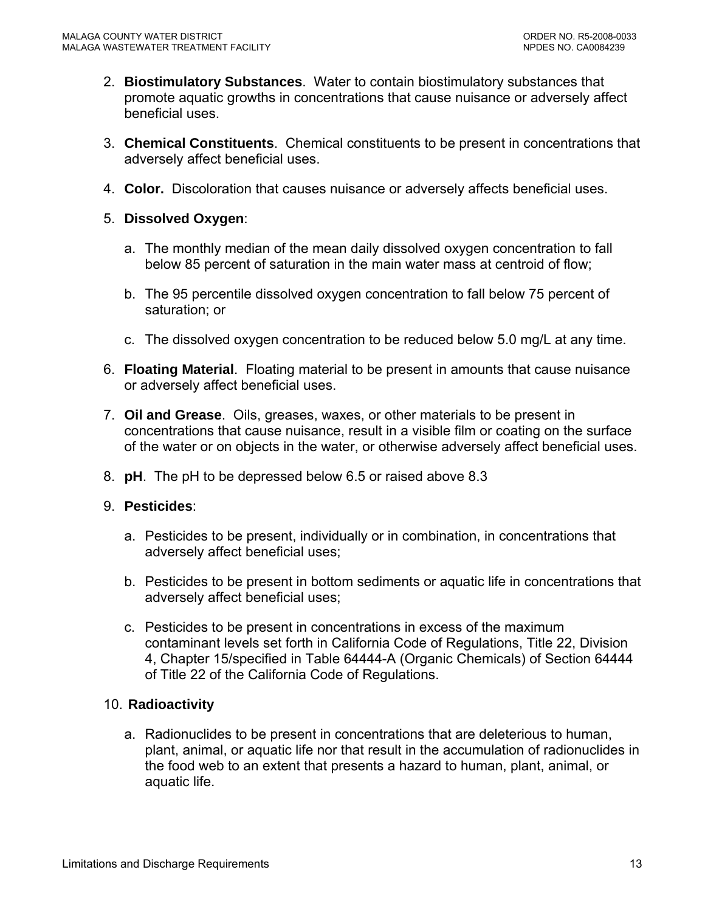2. **Biostimulatory Substances**. Water to contain biostimulatory substances that promote aquatic growths in concentrations that cause nuisance or adversely affect beneficial uses.

3. **Chemical Constituents**. Chemical constituents to be present in concentrations that adversely affect beneficial uses.

4. **Color.** Discoloration that causes nuisance or adversely affects beneficial uses.

5. **Dissolved Oxygen**:

   a. The monthly median of the mean daily dissolved oxygen concentration to fall below 85 percent of saturation in the main water mass at centroid of flow;

   b. The 95 percentile dissolved oxygen concentration to fall below 75 percent of saturation; or

   c. The dissolved oxygen concentration to be reduced below 5.0 mg/L at any time.

6. **Floating Material**. Floating material to be present in amounts that cause nuisance or adversely affect beneficial uses.

7. **Oil and Grease**. Oils, greases, waxes, or other materials to be present in concentrations that cause nuisance, result in a visible film or coating on the surface of the water or on objects in the water, or otherwise adversely affect beneficial uses.

8. **pH**. The pH to be depressed below 6.5 or raised above 8.3

9. **Pesticides**:

   a. Pesticides to be present, individually or in combination, in concentrations that adversely affect beneficial uses;

   b. Pesticides to be present in bottom sediments or aquatic life in concentrations that adversely affect beneficial uses;

   c. Pesticides to be present in concentrations in excess of the maximum contaminant levels set forth in California Code of Regulations, Title 22, Division 4, Chapter 15/specified in Table 64444-A (Organic Chemicals) of Section 64444 of Title 22 of the California Code of Regulations.

10. **Radioactivity**

    a. Radionuclides to be present in concentrations that are deleterious to human, plant, animal, or aquatic life nor that result in the accumulation of radionuclides in the food web to an extent that presents a hazard to human, plant, animal, or aquatic life.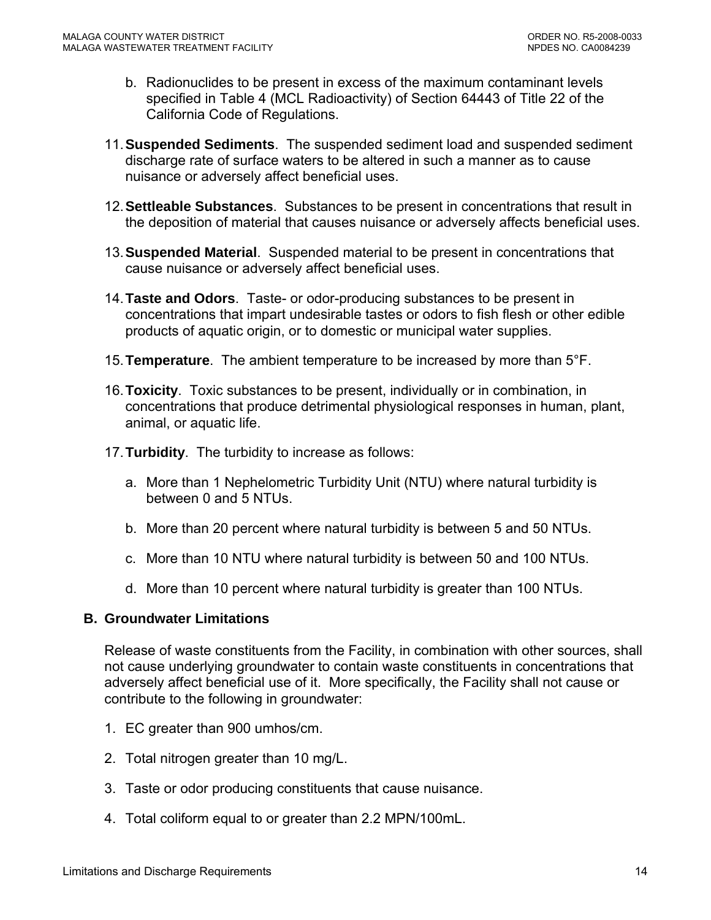b. Radionuclides to be present in excess of the maximum contaminant levels specified in Table 4 (MCL Radioactivity) of Section 64443 of Title 22 of the California Code of Regulations.

11. **Suspended Sediments**. The suspended sediment load and suspended sediment discharge rate of surface waters to be altered in such a manner as to cause nuisance or adversely affect beneficial uses.

12. **Settleable Substances**. Substances to be present in concentrations that result in the deposition of material that causes nuisance or adversely affects beneficial uses.

13. **Suspended Material**. Suspended material to be present in concentrations that cause nuisance or adversely affect beneficial uses.

14. **Taste and Odors**. Taste- or odor-producing substances to be present in concentrations that impart undesirable tastes or odors to fish flesh or other edible products of aquatic origin, or to domestic or municipal water supplies.

15. **Temperature**. The ambient temperature to be increased by more than 5°F.

16. **Toxicity**. Toxic substances to be present, individually or in combination, in concentrations that produce detrimental physiological responses in human, plant, animal, or aquatic life.

17. **Turbidity**. The turbidity to increase as follows:

    a. More than 1 Nephelometric Turbidity Unit (NTU) where natural turbidity is between 0 and 5 NTUs.

    b. More than 20 percent where natural turbidity is between 5 and 50 NTUs.

    c. More than 10 NTU where natural turbidity is between 50 and 100 NTUs.

    d. More than 10 percent where natural turbidity is greater than 100 NTUs.

### B. Groundwater Limitations

Release of waste constituents from the Facility, in combination with other sources, shall not cause underlying groundwater to contain waste constituents in concentrations that adversely affect beneficial use of it. More specifically, the Facility shall not cause or contribute to the following in groundwater:

1. EC greater than 900 umhos/cm.
2. Total nitrogen greater than 10 mg/L.
3. Taste or odor producing constituents that cause nuisance.
4. Total coliform equal to or greater than 2.2 MPN/100mL.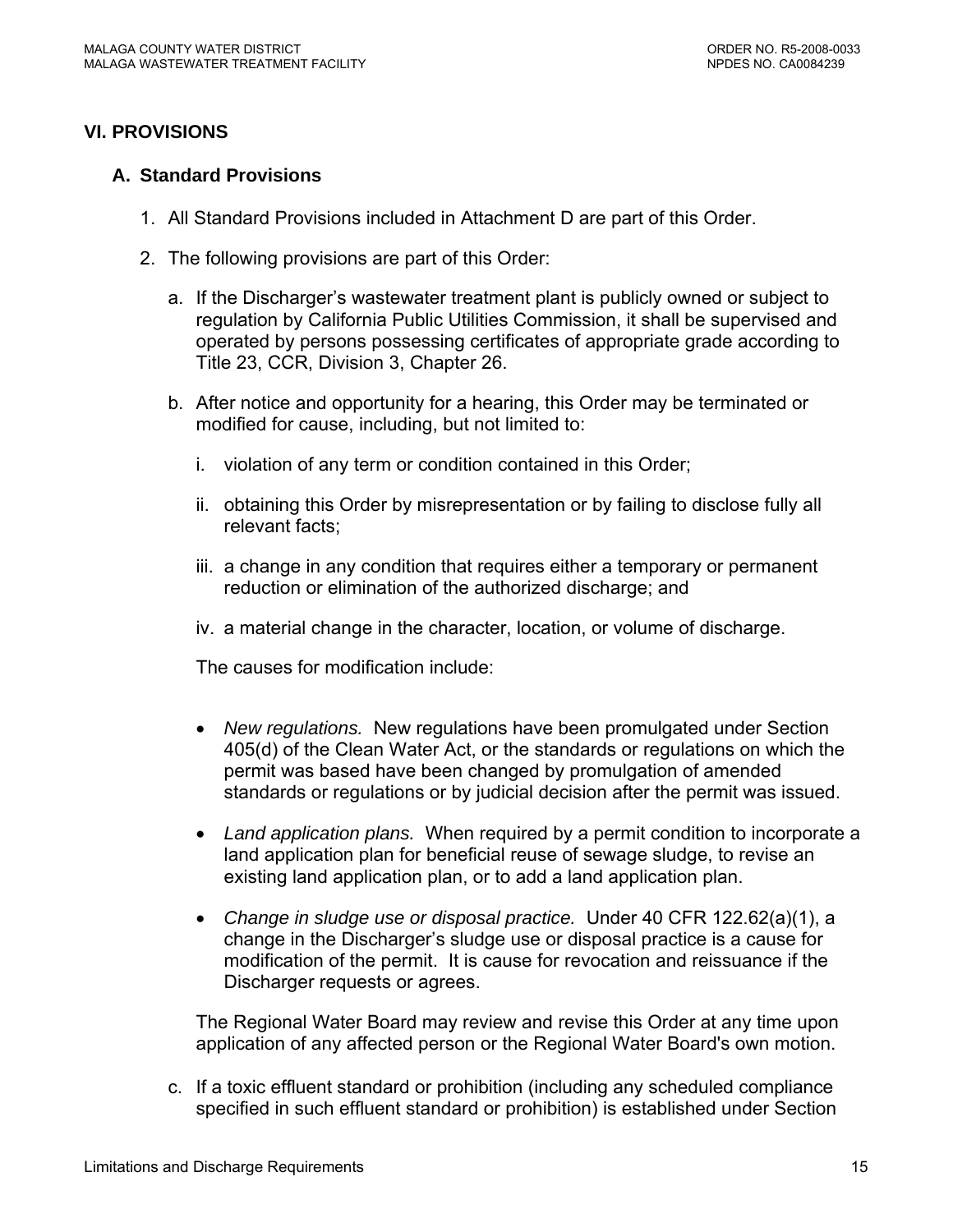## VI. PROVISIONS

### A. Standard Provisions

1. All Standard Provisions included in Attachment D are part of this Order.

2. The following provisions are part of this Order:

   a. If the Discharger's wastewater treatment plant is publicly owned or subject to regulation by California Public Utilities Commission, it shall be supervised and operated by persons possessing certificates of appropriate grade according to Title 23, CCR, Division 3, Chapter 26.

   b. After notice and opportunity for a hearing, this Order may be terminated or modified for cause, including, but not limited to:

      i. violation of any term or condition contained in this Order;

      ii. obtaining this Order by misrepresentation or by failing to disclose fully all relevant facts;

      iii. a change in any condition that requires either a temporary or permanent reduction or elimination of the authorized discharge; and

      iv. a material change in the character, location, or volume of discharge.

      The causes for modification include:

      - *New regulations.* New regulations have been promulgated under Section 405(d) of the Clean Water Act, or the standards or regulations on which the permit was based have been changed by promulgation of amended standards or regulations or by judicial decision after the permit was issued.

      - *Land application plans.* When required by a permit condition to incorporate a land application plan for beneficial reuse of sewage sludge, to revise an existing land application plan, or to add a land application plan.

      - *Change in sludge use or disposal practice.* Under 40 CFR 122.62(a)(1), a change in the Discharger's sludge use or disposal practice is a cause for modification of the permit. It is cause for revocation and reissuance if the Discharger requests or agrees.

      The Regional Water Board may review and revise this Order at any time upon application of any affected person or the Regional Water Board's own motion.

   c. If a toxic effluent standard or prohibition (including any scheduled compliance specified in such effluent standard or prohibition) is established under Section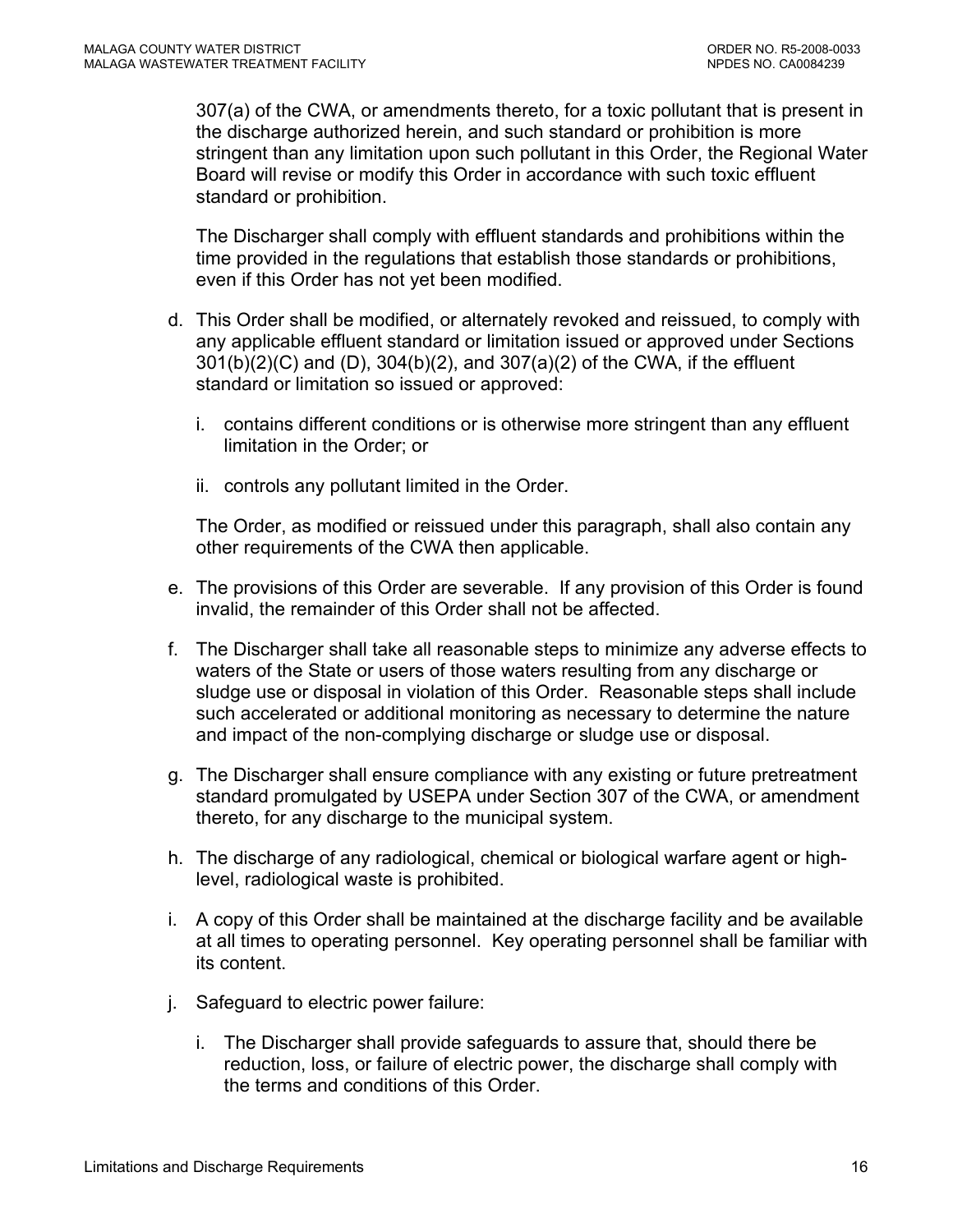307(a) of the CWA, or amendments thereto, for a toxic pollutant that is present in the discharge authorized herein, and such standard or prohibition is more stringent than any limitation upon such pollutant in this Order, the Regional Water Board will revise or modify this Order in accordance with such toxic effluent standard or prohibition.

The Discharger shall comply with effluent standards and prohibitions within the time provided in the regulations that establish those standards or prohibitions, even if this Order has not yet been modified.

d. This Order shall be modified, or alternately revoked and reissued, to comply with any applicable effluent standard or limitation issued or approved under Sections 301(b)(2)(C) and (D), 304(b)(2), and 307(a)(2) of the CWA, if the effluent standard or limitation so issued or approved:

   i. contains different conditions or is otherwise more stringent than any effluent limitation in the Order; or

   ii. controls any pollutant limited in the Order.

   The Order, as modified or reissued under this paragraph, shall also contain any other requirements of the CWA then applicable.

e. The provisions of this Order are severable. If any provision of this Order is found invalid, the remainder of this Order shall not be affected.

f. The Discharger shall take all reasonable steps to minimize any adverse effects to waters of the State or users of those waters resulting from any discharge or sludge use or disposal in violation of this Order. Reasonable steps shall include such accelerated or additional monitoring as necessary to determine the nature and impact of the non-complying discharge or sludge use or disposal.

g. The Discharger shall ensure compliance with any existing or future pretreatment standard promulgated by USEPA under Section 307 of the CWA, or amendment thereto, for any discharge to the municipal system.

h. The discharge of any radiological, chemical or biological warfare agent or high-level, radiological waste is prohibited.

i. A copy of this Order shall be maintained at the discharge facility and be available at all times to operating personnel. Key operating personnel shall be familiar with its content.

j. Safeguard to electric power failure:

   i. The Discharger shall provide safeguards to assure that, should there be reduction, loss, or failure of electric power, the discharge shall comply with the terms and conditions of this Order.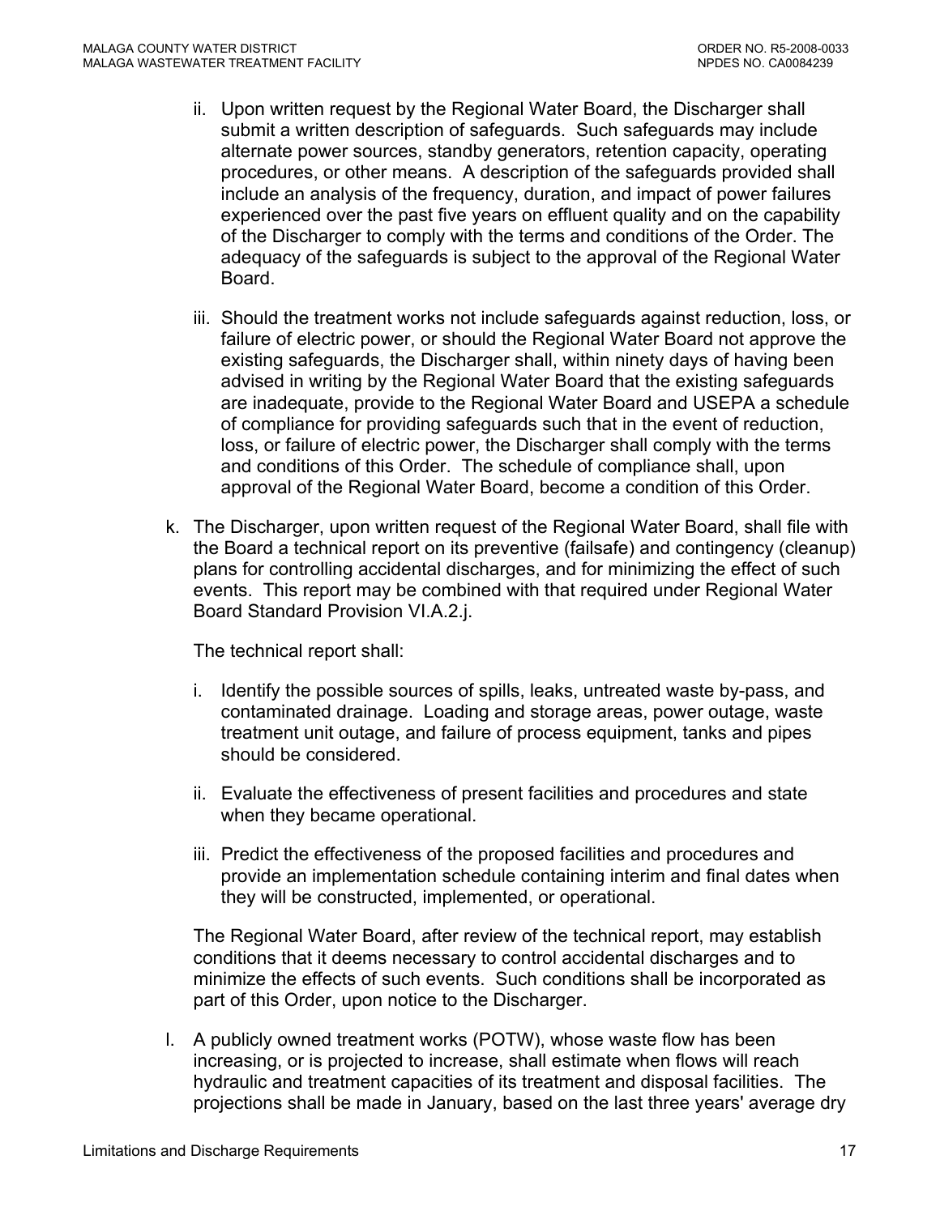ii. Upon written request by the Regional Water Board, the Discharger shall submit a written description of safeguards. Such safeguards may include alternate power sources, standby generators, retention capacity, operating procedures, or other means. A description of the safeguards provided shall include an analysis of the frequency, duration, and impact of power failures experienced over the past five years on effluent quality and on the capability of the Discharger to comply with the terms and conditions of the Order. The adequacy of the safeguards is subject to the approval of the Regional Water Board.

iii. Should the treatment works not include safeguards against reduction, loss, or failure of electric power, or should the Regional Water Board not approve the existing safeguards, the Discharger shall, within ninety days of having been advised in writing by the Regional Water Board that the existing safeguards are inadequate, provide to the Regional Water Board and USEPA a schedule of compliance for providing safeguards such that in the event of reduction, loss, or failure of electric power, the Discharger shall comply with the terms and conditions of this Order. The schedule of compliance shall, upon approval of the Regional Water Board, become a condition of this Order.

k. The Discharger, upon written request of the Regional Water Board, shall file with the Board a technical report on its preventive (failsafe) and contingency (cleanup) plans for controlling accidental discharges, and for minimizing the effect of such events. This report may be combined with that required under Regional Water Board Standard Provision VI.A.2.j.

The technical report shall:

i. Identify the possible sources of spills, leaks, untreated waste by-pass, and contaminated drainage. Loading and storage areas, power outage, waste treatment unit outage, and failure of process equipment, tanks and pipes should be considered.

ii. Evaluate the effectiveness of present facilities and procedures and state when they became operational.

iii. Predict the effectiveness of the proposed facilities and procedures and provide an implementation schedule containing interim and final dates when they will be constructed, implemented, or operational.

The Regional Water Board, after review of the technical report, may establish conditions that it deems necessary to control accidental discharges and to minimize the effects of such events. Such conditions shall be incorporated as part of this Order, upon notice to the Discharger.

l. A publicly owned treatment works (POTW), whose waste flow has been increasing, or is projected to increase, shall estimate when flows will reach hydraulic and treatment capacities of its treatment and disposal facilities. The projections shall be made in January, based on the last three years' average dry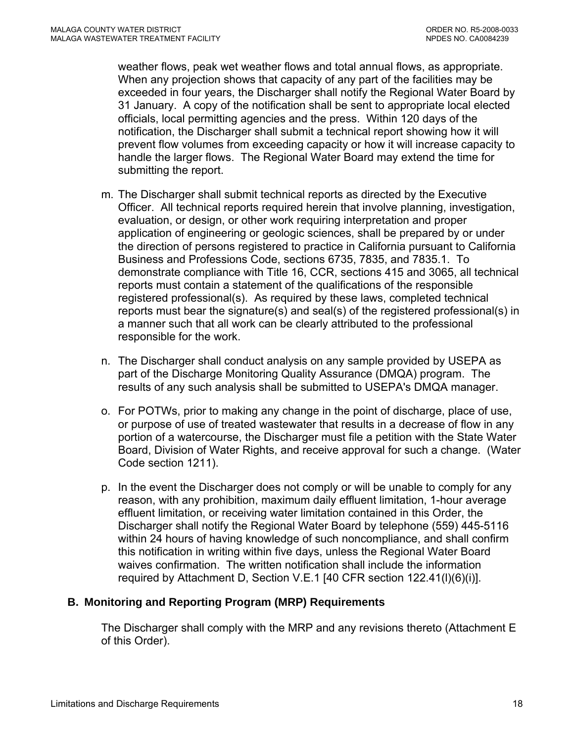weather flows, peak wet weather flows and total annual flows, as appropriate. When any projection shows that capacity of any part of the facilities may be exceeded in four years, the Discharger shall notify the Regional Water Board by 31 January. A copy of the notification shall be sent to appropriate local elected officials, local permitting agencies and the press. Within 120 days of the notification, the Discharger shall submit a technical report showing how it will prevent flow volumes from exceeding capacity or how it will increase capacity to handle the larger flows. The Regional Water Board may extend the time for submitting the report.

m. The Discharger shall submit technical reports as directed by the Executive Officer. All technical reports required herein that involve planning, investigation, evaluation, or design, or other work requiring interpretation and proper application of engineering or geologic sciences, shall be prepared by or under the direction of persons registered to practice in California pursuant to California Business and Professions Code, sections 6735, 7835, and 7835.1. To demonstrate compliance with Title 16, CCR, sections 415 and 3065, all technical reports must contain a statement of the qualifications of the responsible registered professional(s). As required by these laws, completed technical reports must bear the signature(s) and seal(s) of the registered professional(s) in a manner such that all work can be clearly attributed to the professional responsible for the work.

n. The Discharger shall conduct analysis on any sample provided by USEPA as part of the Discharge Monitoring Quality Assurance (DMQA) program. The results of any such analysis shall be submitted to USEPA's DMQA manager.

o. For POTWs, prior to making any change in the point of discharge, place of use, or purpose of use of treated wastewater that results in a decrease of flow in any portion of a watercourse, the Discharger must file a petition with the State Water Board, Division of Water Rights, and receive approval for such a change. (Water Code section 1211).

p. In the event the Discharger does not comply or will be unable to comply for any reason, with any prohibition, maximum daily effluent limitation, 1-hour average effluent limitation, or receiving water limitation contained in this Order, the Discharger shall notify the Regional Water Board by telephone (559) 445-5116 within 24 hours of having knowledge of such noncompliance, and shall confirm this notification in writing within five days, unless the Regional Water Board waives confirmation. The written notification shall include the information required by Attachment D, Section V.E.1 [40 CFR section 122.41(l)(6)(i)].

## B. Monitoring and Reporting Program (MRP) Requirements

The Discharger shall comply with the MRP and any revisions thereto (Attachment E of this Order).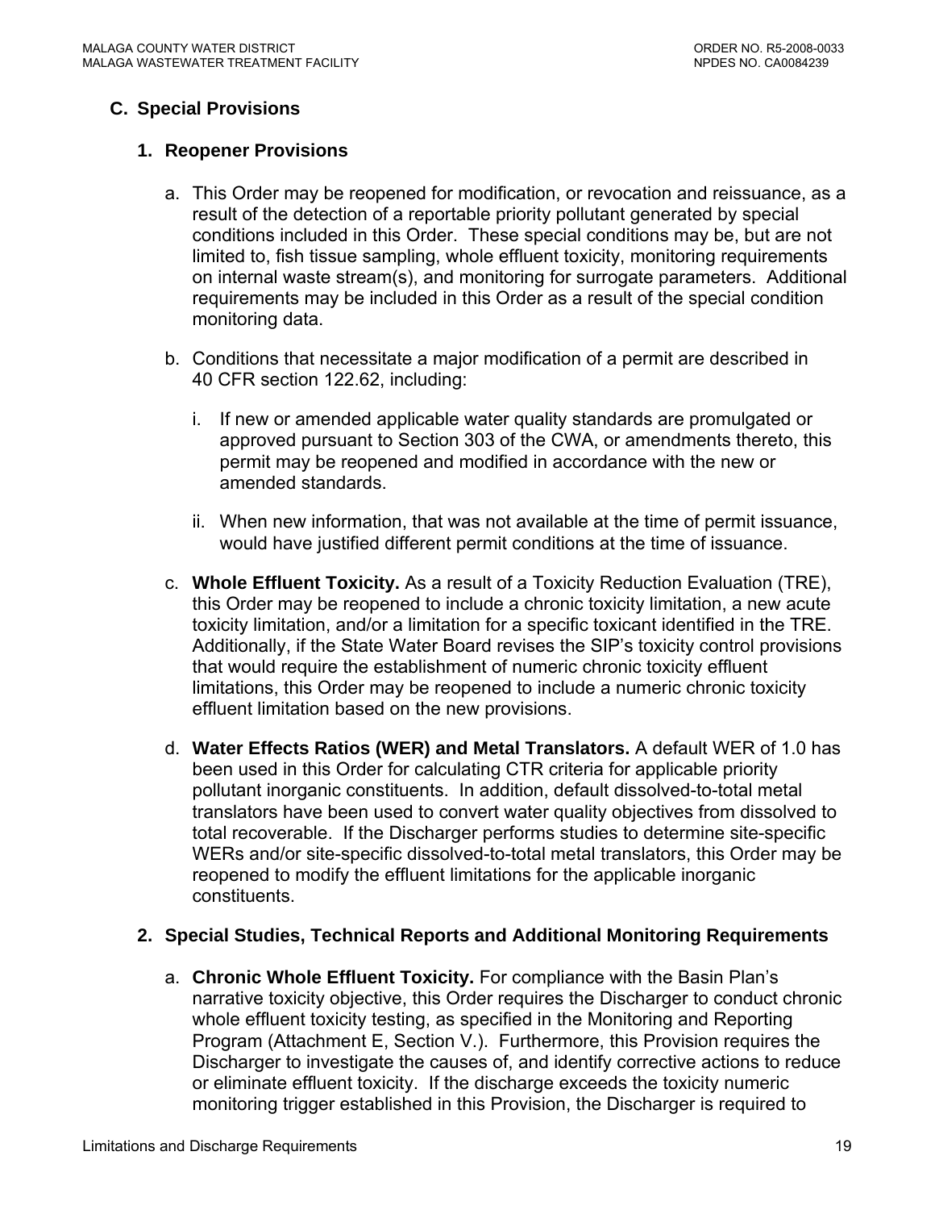### C. Special Provisions

#### 1. Reopener Provisions

a. This Order may be reopened for modification, or revocation and reissuance, as a result of the detection of a reportable priority pollutant generated by special conditions included in this Order. These special conditions may be, but are not limited to, fish tissue sampling, whole effluent toxicity, monitoring requirements on internal waste stream(s), and monitoring for surrogate parameters. Additional requirements may be included in this Order as a result of the special condition monitoring data.

b. Conditions that necessitate a major modification of a permit are described in 40 CFR section 122.62, including:

   i. If new or amended applicable water quality standards are promulgated or approved pursuant to Section 303 of the CWA, or amendments thereto, this permit may be reopened and modified in accordance with the new or amended standards.

   ii. When new information, that was not available at the time of permit issuance, would have justified different permit conditions at the time of issuance.

c. **Whole Effluent Toxicity.** As a result of a Toxicity Reduction Evaluation (TRE), this Order may be reopened to include a chronic toxicity limitation, a new acute toxicity limitation, and/or a limitation for a specific toxicant identified in the TRE. Additionally, if the State Water Board revises the SIP's toxicity control provisions that would require the establishment of numeric chronic toxicity effluent limitations, this Order may be reopened to include a numeric chronic toxicity effluent limitation based on the new provisions.

d. **Water Effects Ratios (WER) and Metal Translators.** A default WER of 1.0 has been used in this Order for calculating CTR criteria for applicable priority pollutant inorganic constituents. In addition, default dissolved-to-total metal translators have been used to convert water quality objectives from dissolved to total recoverable. If the Discharger performs studies to determine site-specific WERs and/or site-specific dissolved-to-total metal translators, this Order may be reopened to modify the effluent limitations for the applicable inorganic constituents.

#### 2. Special Studies, Technical Reports and Additional Monitoring Requirements

a. **Chronic Whole Effluent Toxicity.** For compliance with the Basin Plan's narrative toxicity objective, this Order requires the Discharger to conduct chronic whole effluent toxicity testing, as specified in the Monitoring and Reporting Program (Attachment E, Section V.). Furthermore, this Provision requires the Discharger to investigate the causes of, and identify corrective actions to reduce or eliminate effluent toxicity. If the discharge exceeds the toxicity numeric monitoring trigger established in this Provision, the Discharger is required to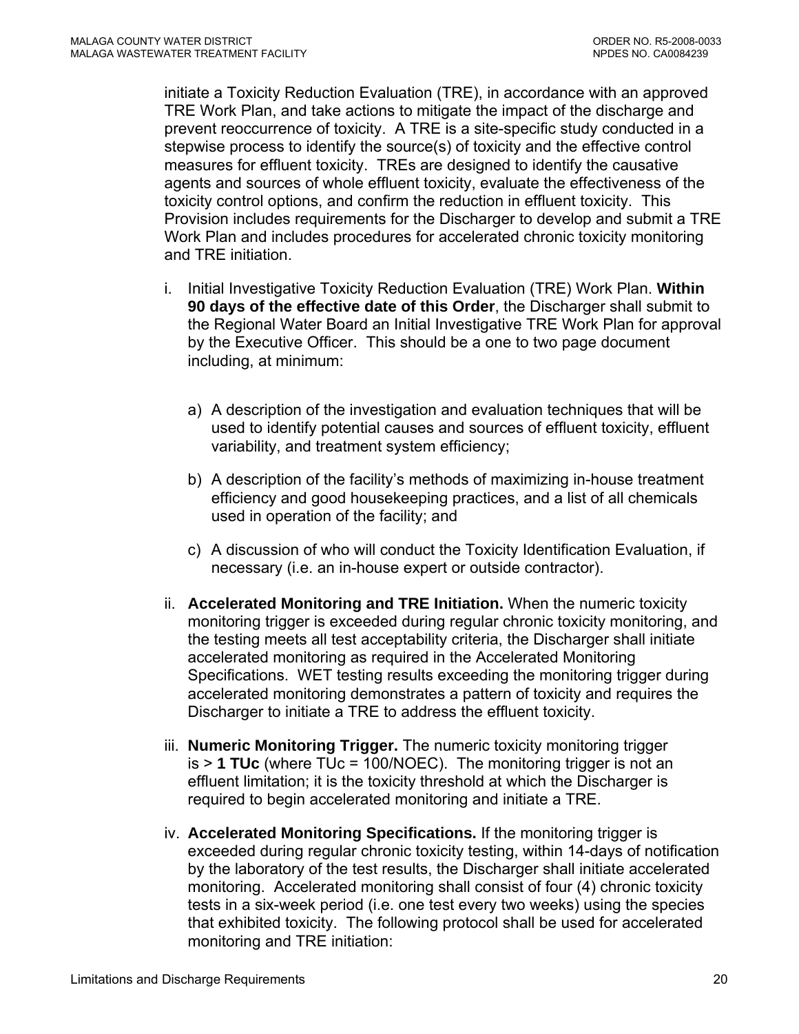initiate a Toxicity Reduction Evaluation (TRE), in accordance with an approved TRE Work Plan, and take actions to mitigate the impact of the discharge and prevent reoccurrence of toxicity. A TRE is a site-specific study conducted in a stepwise process to identify the source(s) of toxicity and the effective control measures for effluent toxicity. TREs are designed to identify the causative agents and sources of whole effluent toxicity, evaluate the effectiveness of the toxicity control options, and confirm the reduction in effluent toxicity. This Provision includes requirements for the Discharger to develop and submit a TRE Work Plan and includes procedures for accelerated chronic toxicity monitoring and TRE initiation.

i. Initial Investigative Toxicity Reduction Evaluation (TRE) Work Plan. **Within 90 days of the effective date of this Order**, the Discharger shall submit to the Regional Water Board an Initial Investigative TRE Work Plan for approval by the Executive Officer. This should be a one to two page document including, at minimum:

   a) A description of the investigation and evaluation techniques that will be used to identify potential causes and sources of effluent toxicity, effluent variability, and treatment system efficiency;

   b) A description of the facility's methods of maximizing in-house treatment efficiency and good housekeeping practices, and a list of all chemicals used in operation of the facility; and

   c) A discussion of who will conduct the Toxicity Identification Evaluation, if necessary (i.e. an in-house expert or outside contractor).

ii. **Accelerated Monitoring and TRE Initiation.** When the numeric toxicity monitoring trigger is exceeded during regular chronic toxicity monitoring, and the testing meets all test acceptability criteria, the Discharger shall initiate accelerated monitoring as required in the Accelerated Monitoring Specifications. WET testing results exceeding the monitoring trigger during accelerated monitoring demonstrates a pattern of toxicity and requires the Discharger to initiate a TRE to address the effluent toxicity.

iii. **Numeric Monitoring Trigger.** The numeric toxicity monitoring trigger is > **1 TUc** (where TUc = 100/NOEC). The monitoring trigger is not an effluent limitation; it is the toxicity threshold at which the Discharger is required to begin accelerated monitoring and initiate a TRE.

iv. **Accelerated Monitoring Specifications.** If the monitoring trigger is exceeded during regular chronic toxicity testing, within 14-days of notification by the laboratory of the test results, the Discharger shall initiate accelerated monitoring. Accelerated monitoring shall consist of four (4) chronic toxicity tests in a six-week period (i.e. one test every two weeks) using the species that exhibited toxicity. The following protocol shall be used for accelerated monitoring and TRE initiation: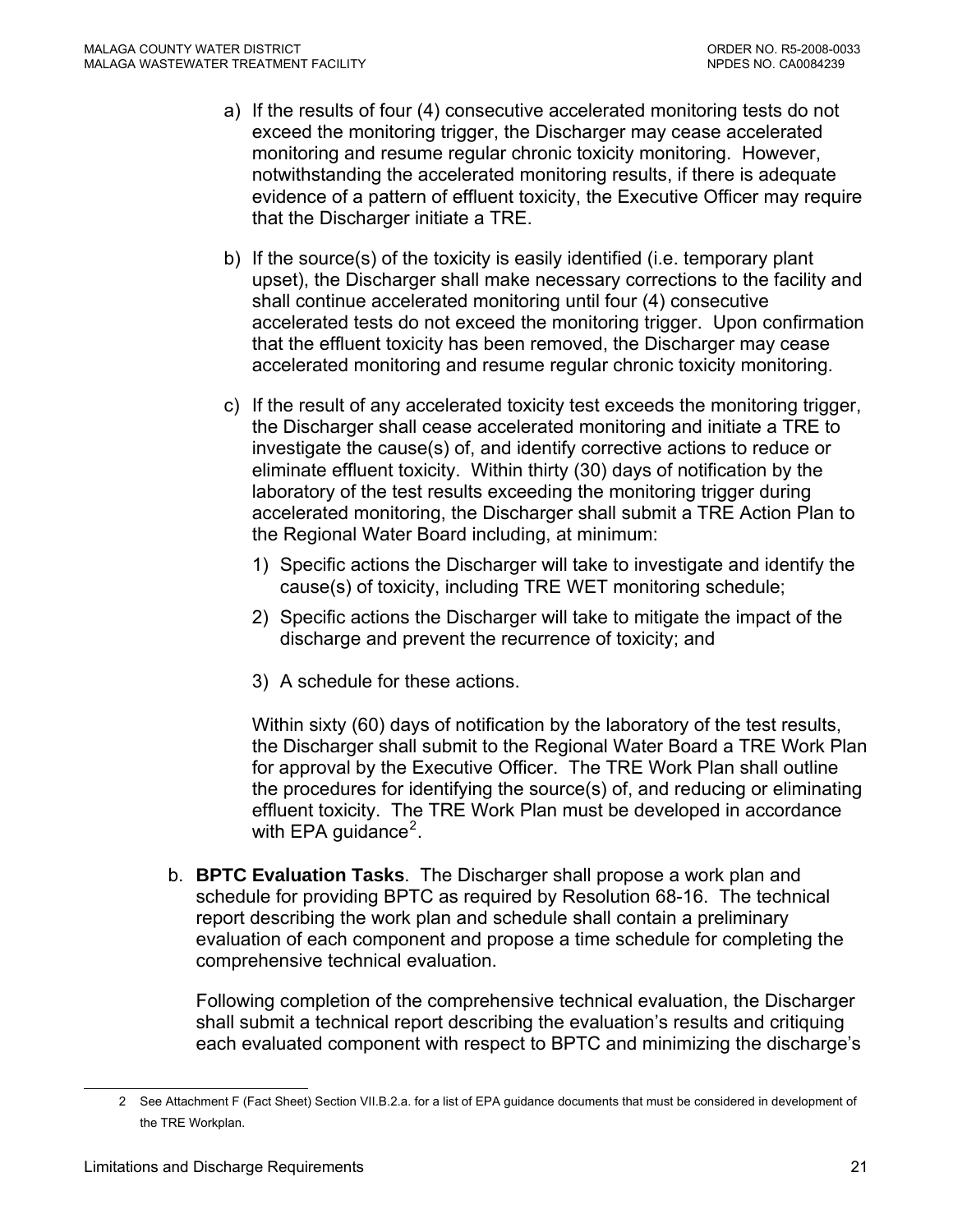a) If the results of four (4) consecutive accelerated monitoring tests do not exceed the monitoring trigger, the Discharger may cease accelerated monitoring and resume regular chronic toxicity monitoring. However, notwithstanding the accelerated monitoring results, if there is adequate evidence of a pattern of effluent toxicity, the Executive Officer may require that the Discharger initiate a TRE.

b) If the source(s) of the toxicity is easily identified (i.e. temporary plant upset), the Discharger shall make necessary corrections to the facility and shall continue accelerated monitoring until four (4) consecutive accelerated tests do not exceed the monitoring trigger. Upon confirmation that the effluent toxicity has been removed, the Discharger may cease accelerated monitoring and resume regular chronic toxicity monitoring.

c) If the result of any accelerated toxicity test exceeds the monitoring trigger, the Discharger shall cease accelerated monitoring and initiate a TRE to investigate the cause(s) of, and identify corrective actions to reduce or eliminate effluent toxicity. Within thirty (30) days of notification by the laboratory of the test results exceeding the monitoring trigger during accelerated monitoring, the Discharger shall submit a TRE Action Plan to the Regional Water Board including, at minimum:

   1) Specific actions the Discharger will take to investigate and identify the cause(s) of toxicity, including TRE WET monitoring schedule;

   2) Specific actions the Discharger will take to mitigate the impact of the discharge and prevent the recurrence of toxicity; and

   3) A schedule for these actions.

   Within sixty (60) days of notification by the laboratory of the test results, the Discharger shall submit to the Regional Water Board a TRE Work Plan for approval by the Executive Officer. The TRE Work Plan shall outline the procedures for identifying the source(s) of, and reducing or eliminating effluent toxicity. The TRE Work Plan must be developed in accordance with EPA guidance[2].

b. **BPTC Evaluation Tasks**. The Discharger shall propose a work plan and schedule for providing BPTC as required by Resolution 68-16. The technical report describing the work plan and schedule shall contain a preliminary evaluation of each component and propose a time schedule for completing the comprehensive technical evaluation.

Following completion of the comprehensive technical evaluation, the Discharger shall submit a technical report describing the evaluation's results and critiquing each evaluated component with respect to BPTC and minimizing the discharge's

---

2 See Attachment F (Fact Sheet) Section VII.B.2.a. for a list of EPA guidance documents that must be considered in development of the TRE Workplan.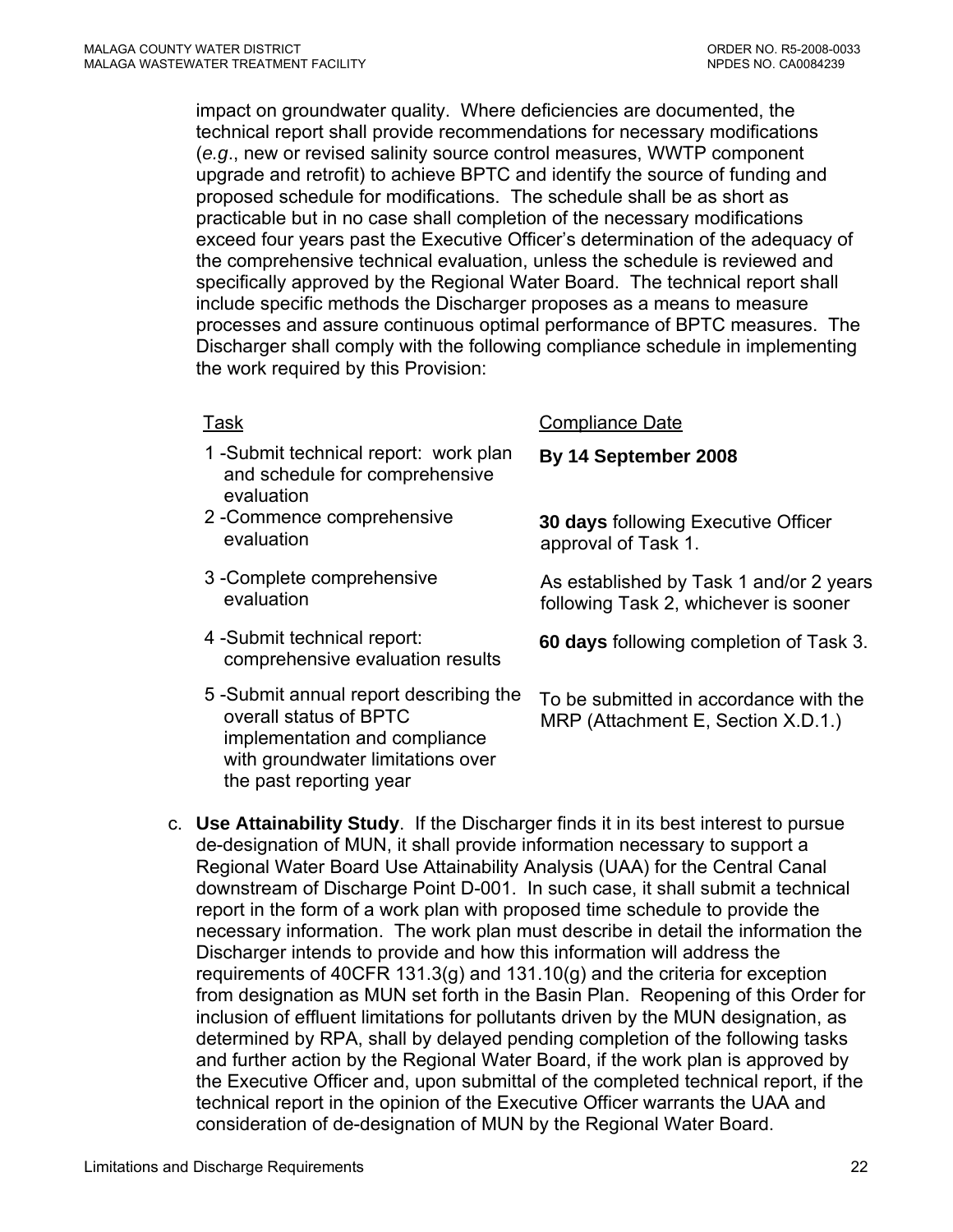impact on groundwater quality. Where deficiencies are documented, the technical report shall provide recommendations for necessary modifications (*e.g*., new or revised salinity source control measures, WWTP component upgrade and retrofit) to achieve BPTC and identify the source of funding and proposed schedule for modifications. The schedule shall be as short as practicable but in no case shall completion of the necessary modifications exceed four years past the Executive Officer's determination of the adequacy of the comprehensive technical evaluation, unless the schedule is reviewed and specifically approved by the Regional Water Board. The technical report shall include specific methods the Discharger proposes as a means to measure processes and assure continuous optimal performance of BPTC measures. The Discharger shall comply with the following compliance schedule in implementing the work required by this Provision:

| Task | Compliance Date |
|---|---|
| 1 -Submit technical report: work plan and schedule for comprehensive evaluation | **By 14 September 2008** |
| 2 -Commence comprehensive evaluation | **30 days** following Executive Officer approval of Task 1. |
| 3 -Complete comprehensive evaluation | As established by Task 1 and/or 2 years following Task 2, whichever is sooner |
| 4 -Submit technical report: comprehensive evaluation results | **60 days** following completion of Task 3. |
| 5 -Submit annual report describing the overall status of BPTC implementation and compliance with groundwater limitations over the past reporting year | To be submitted in accordance with the MRP (Attachment E, Section X.D.1.) |

c. **Use Attainability Study**. If the Discharger finds it in its best interest to pursue de-designation of MUN, it shall provide information necessary to support a Regional Water Board Use Attainability Analysis (UAA) for the Central Canal downstream of Discharge Point D-001. In such case, it shall submit a technical report in the form of a work plan with proposed time schedule to provide the necessary information. The work plan must describe in detail the information the Discharger intends to provide and how this information will address the requirements of 40CFR 131.3(g) and 131.10(g) and the criteria for exception from designation as MUN set forth in the Basin Plan. Reopening of this Order for inclusion of effluent limitations for pollutants driven by the MUN designation, as determined by RPA, shall by delayed pending completion of the following tasks and further action by the Regional Water Board, if the work plan is approved by the Executive Officer and, upon submittal of the completed technical report, if the technical report in the opinion of the Executive Officer warrants the UAA and consideration of de-designation of MUN by the Regional Water Board.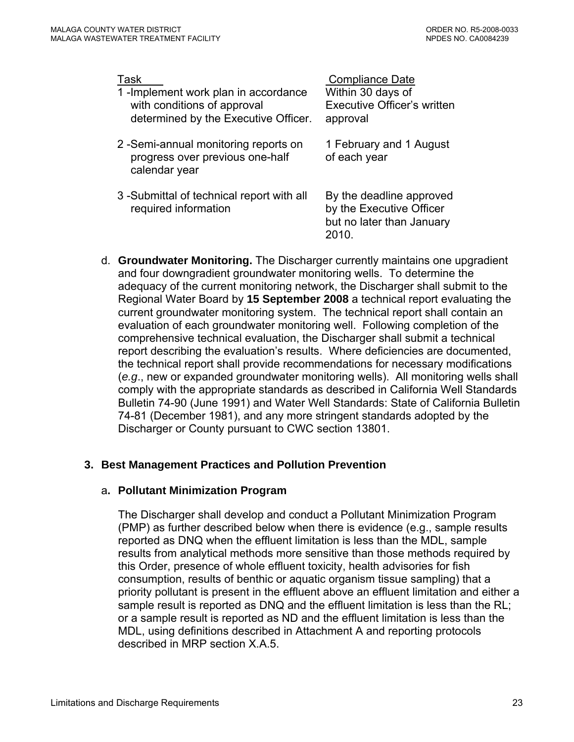| Task | Compliance Date |
|---|---|
| 1 -Implement work plan in accordance with conditions of approval determined by the Executive Officer. | Within 30 days of Executive Officer's written approval |
| 2 -Semi-annual monitoring reports on progress over previous one-half calendar year | 1 February and 1 August of each year |
| 3 -Submittal of technical report with all required information | By the deadline approved by the Executive Officer but no later than January 2010. |

d. **Groundwater Monitoring.** The Discharger currently maintains one upgradient and four downgradient groundwater monitoring wells. To determine the adequacy of the current monitoring network, the Discharger shall submit to the Regional Water Board by **15 September 2008** a technical report evaluating the current groundwater monitoring system. The technical report shall contain an evaluation of each groundwater monitoring well. Following completion of the comprehensive technical evaluation, the Discharger shall submit a technical report describing the evaluation's results. Where deficiencies are documented, the technical report shall provide recommendations for necessary modifications (*e.g*., new or expanded groundwater monitoring wells). All monitoring wells shall comply with the appropriate standards as described in California Well Standards Bulletin 74-90 (June 1991) and Water Well Standards: State of California Bulletin 74-81 (December 1981), and any more stringent standards adopted by the Discharger or County pursuant to CWC section 13801.

### 3. Best Management Practices and Pollution Prevention

#### a. Pollutant Minimization Program

The Discharger shall develop and conduct a Pollutant Minimization Program (PMP) as further described below when there is evidence (e.g., sample results reported as DNQ when the effluent limitation is less than the MDL, sample results from analytical methods more sensitive than those methods required by this Order, presence of whole effluent toxicity, health advisories for fish consumption, results of benthic or aquatic organism tissue sampling) that a priority pollutant is present in the effluent above an effluent limitation and either a sample result is reported as DNQ and the effluent limitation is less than the RL; or a sample result is reported as ND and the effluent limitation is less than the MDL, using definitions described in Attachment A and reporting protocols described in MRP section X.A.5.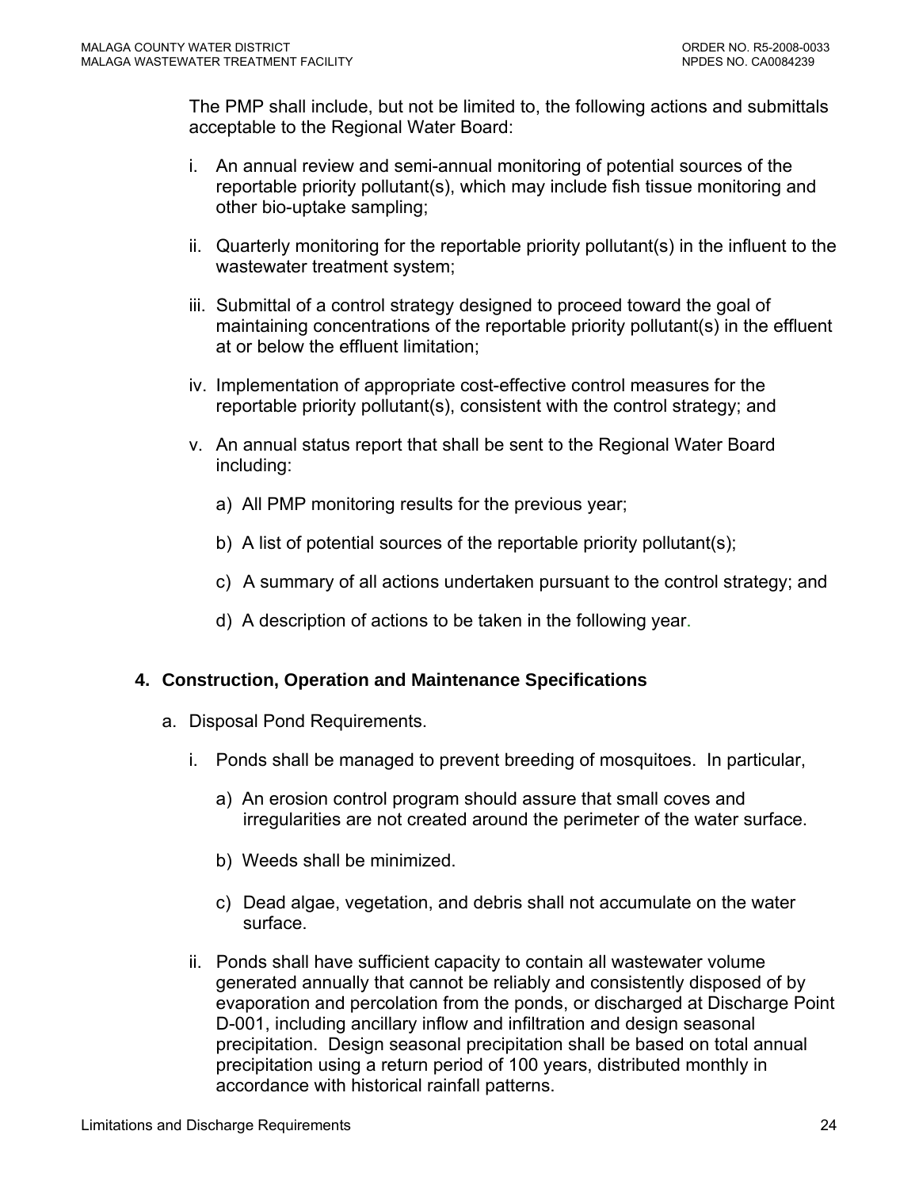The PMP shall include, but not be limited to, the following actions and submittals acceptable to the Regional Water Board:

i. An annual review and semi-annual monitoring of potential sources of the reportable priority pollutant(s), which may include fish tissue monitoring and other bio-uptake sampling;

ii. Quarterly monitoring for the reportable priority pollutant(s) in the influent to the wastewater treatment system;

iii. Submittal of a control strategy designed to proceed toward the goal of maintaining concentrations of the reportable priority pollutant(s) in the effluent at or below the effluent limitation;

iv. Implementation of appropriate cost-effective control measures for the reportable priority pollutant(s), consistent with the control strategy; and

v. An annual status report that shall be sent to the Regional Water Board including:

   a) All PMP monitoring results for the previous year;

   b) A list of potential sources of the reportable priority pollutant(s);

   c) A summary of all actions undertaken pursuant to the control strategy; and

   d) A description of actions to be taken in the following year.

**4. Construction, Operation and Maintenance Specifications**

a. Disposal Pond Requirements.

   i. Ponds shall be managed to prevent breeding of mosquitoes. In particular,

      a) An erosion control program should assure that small coves and irregularities are not created around the perimeter of the water surface.

      b) Weeds shall be minimized.

      c) Dead algae, vegetation, and debris shall not accumulate on the water surface.

   ii. Ponds shall have sufficient capacity to contain all wastewater volume generated annually that cannot be reliably and consistently disposed of by evaporation and percolation from the ponds, or discharged at Discharge Point D-001, including ancillary inflow and infiltration and design seasonal precipitation. Design seasonal precipitation shall be based on total annual precipitation using a return period of 100 years, distributed monthly in accordance with historical rainfall patterns.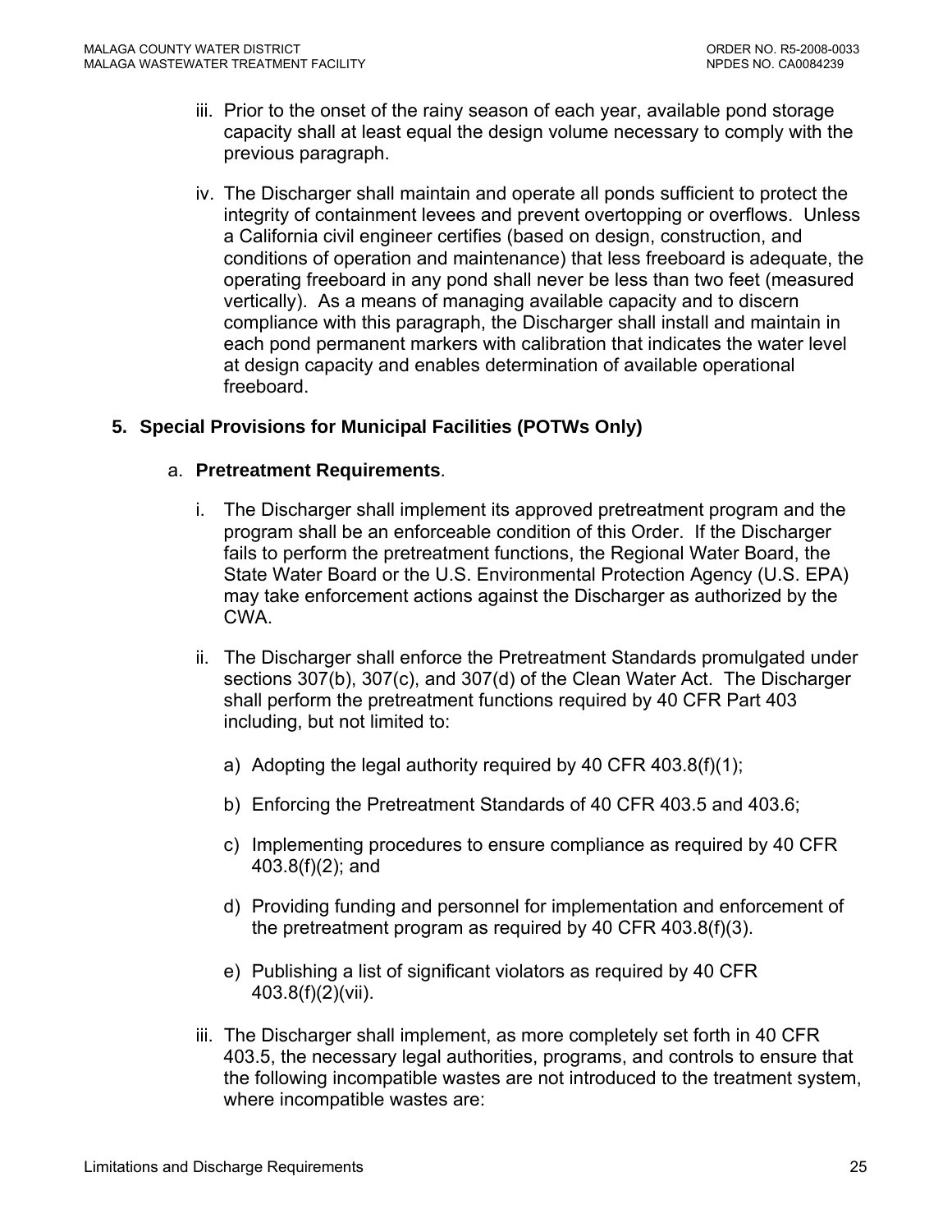iii. Prior to the onset of the rainy season of each year, available pond storage capacity shall at least equal the design volume necessary to comply with the previous paragraph.

iv. The Discharger shall maintain and operate all ponds sufficient to protect the integrity of containment levees and prevent overtopping or overflows. Unless a California civil engineer certifies (based on design, construction, and conditions of operation and maintenance) that less freeboard is adequate, the operating freeboard in any pond shall never be less than two feet (measured vertically). As a means of managing available capacity and to discern compliance with this paragraph, the Discharger shall install and maintain in each pond permanent markers with calibration that indicates the water level at design capacity and enables determination of available operational freeboard.

**5. Special Provisions for Municipal Facilities (POTWs Only)**

a. **Pretreatment Requirements**.

i. The Discharger shall implement its approved pretreatment program and the program shall be an enforceable condition of this Order. If the Discharger fails to perform the pretreatment functions, the Regional Water Board, the State Water Board or the U.S. Environmental Protection Agency (U.S. EPA) may take enforcement actions against the Discharger as authorized by the CWA.

ii. The Discharger shall enforce the Pretreatment Standards promulgated under sections 307(b), 307(c), and 307(d) of the Clean Water Act. The Discharger shall perform the pretreatment functions required by 40 CFR Part 403 including, but not limited to:

a) Adopting the legal authority required by 40 CFR 403.8(f)(1);

b) Enforcing the Pretreatment Standards of 40 CFR 403.5 and 403.6;

c) Implementing procedures to ensure compliance as required by 40 CFR 403.8(f)(2); and

d) Providing funding and personnel for implementation and enforcement of the pretreatment program as required by 40 CFR 403.8(f)(3).

e) Publishing a list of significant violators as required by 40 CFR 403.8(f)(2)(vii).

iii. The Discharger shall implement, as more completely set forth in 40 CFR 403.5, the necessary legal authorities, programs, and controls to ensure that the following incompatible wastes are not introduced to the treatment system, where incompatible wastes are: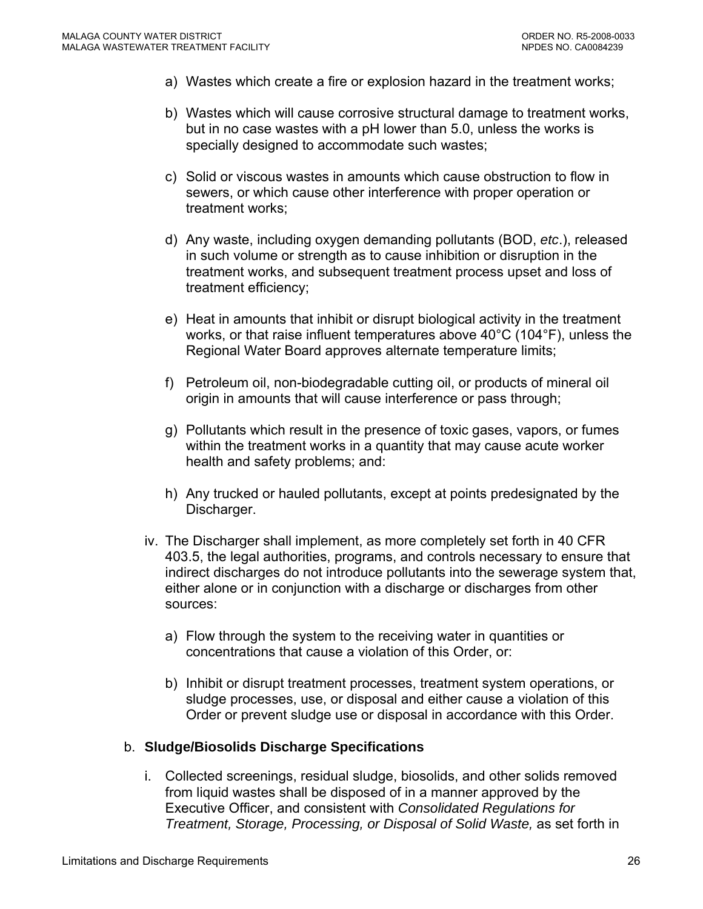a) Wastes which create a fire or explosion hazard in the treatment works;

b) Wastes which will cause corrosive structural damage to treatment works, but in no case wastes with a pH lower than 5.0, unless the works is specially designed to accommodate such wastes;

c) Solid or viscous wastes in amounts which cause obstruction to flow in sewers, or which cause other interference with proper operation or treatment works;

d) Any waste, including oxygen demanding pollutants (BOD, *etc*.), released in such volume or strength as to cause inhibition or disruption in the treatment works, and subsequent treatment process upset and loss of treatment efficiency;

e) Heat in amounts that inhibit or disrupt biological activity in the treatment works, or that raise influent temperatures above 40°C (104°F), unless the Regional Water Board approves alternate temperature limits;

f) Petroleum oil, non-biodegradable cutting oil, or products of mineral oil origin in amounts that will cause interference or pass through;

g) Pollutants which result in the presence of toxic gases, vapors, or fumes within the treatment works in a quantity that may cause acute worker health and safety problems; and:

h) Any trucked or hauled pollutants, except at points predesignated by the Discharger.

iv. The Discharger shall implement, as more completely set forth in 40 CFR 403.5, the legal authorities, programs, and controls necessary to ensure that indirect discharges do not introduce pollutants into the sewerage system that, either alone or in conjunction with a discharge or discharges from other sources:

a) Flow through the system to the receiving water in quantities or concentrations that cause a violation of this Order, or:

b) Inhibit or disrupt treatment processes, treatment system operations, or sludge processes, use, or disposal and either cause a violation of this Order or prevent sludge use or disposal in accordance with this Order.

b. **Sludge/Biosolids Discharge Specifications**

i. Collected screenings, residual sludge, biosolids, and other solids removed from liquid wastes shall be disposed of in a manner approved by the Executive Officer, and consistent with *Consolidated Regulations for Treatment, Storage, Processing, or Disposal of Solid Waste,* as set forth in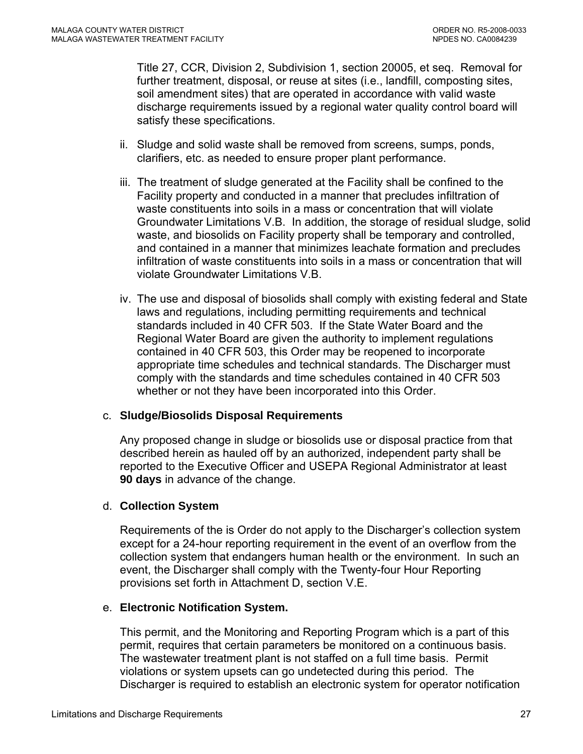Title 27, CCR, Division 2, Subdivision 1, section 20005, et seq. Removal for further treatment, disposal, or reuse at sites (i.e., landfill, composting sites, soil amendment sites) that are operated in accordance with valid waste discharge requirements issued by a regional water quality control board will satisfy these specifications.

ii. Sludge and solid waste shall be removed from screens, sumps, ponds, clarifiers, etc. as needed to ensure proper plant performance.

iii. The treatment of sludge generated at the Facility shall be confined to the Facility property and conducted in a manner that precludes infiltration of waste constituents into soils in a mass or concentration that will violate Groundwater Limitations V.B. In addition, the storage of residual sludge, solid waste, and biosolids on Facility property shall be temporary and controlled, and contained in a manner that minimizes leachate formation and precludes infiltration of waste constituents into soils in a mass or concentration that will violate Groundwater Limitations V.B.

iv. The use and disposal of biosolids shall comply with existing federal and State laws and regulations, including permitting requirements and technical standards included in 40 CFR 503. If the State Water Board and the Regional Water Board are given the authority to implement regulations contained in 40 CFR 503, this Order may be reopened to incorporate appropriate time schedules and technical standards. The Discharger must comply with the standards and time schedules contained in 40 CFR 503 whether or not they have been incorporated into this Order.

c. **Sludge/Biosolids Disposal Requirements**

Any proposed change in sludge or biosolids use or disposal practice from that described herein as hauled off by an authorized, independent party shall be reported to the Executive Officer and USEPA Regional Administrator at least **90 days** in advance of the change.

d. **Collection System**

Requirements of the is Order do not apply to the Discharger's collection system except for a 24-hour reporting requirement in the event of an overflow from the collection system that endangers human health or the environment. In such an event, the Discharger shall comply with the Twenty-four Hour Reporting provisions set forth in Attachment D, section V.E.

e. **Electronic Notification System.**

This permit, and the Monitoring and Reporting Program which is a part of this permit, requires that certain parameters be monitored on a continuous basis. The wastewater treatment plant is not staffed on a full time basis. Permit violations or system upsets can go undetected during this period. The Discharger is required to establish an electronic system for operator notification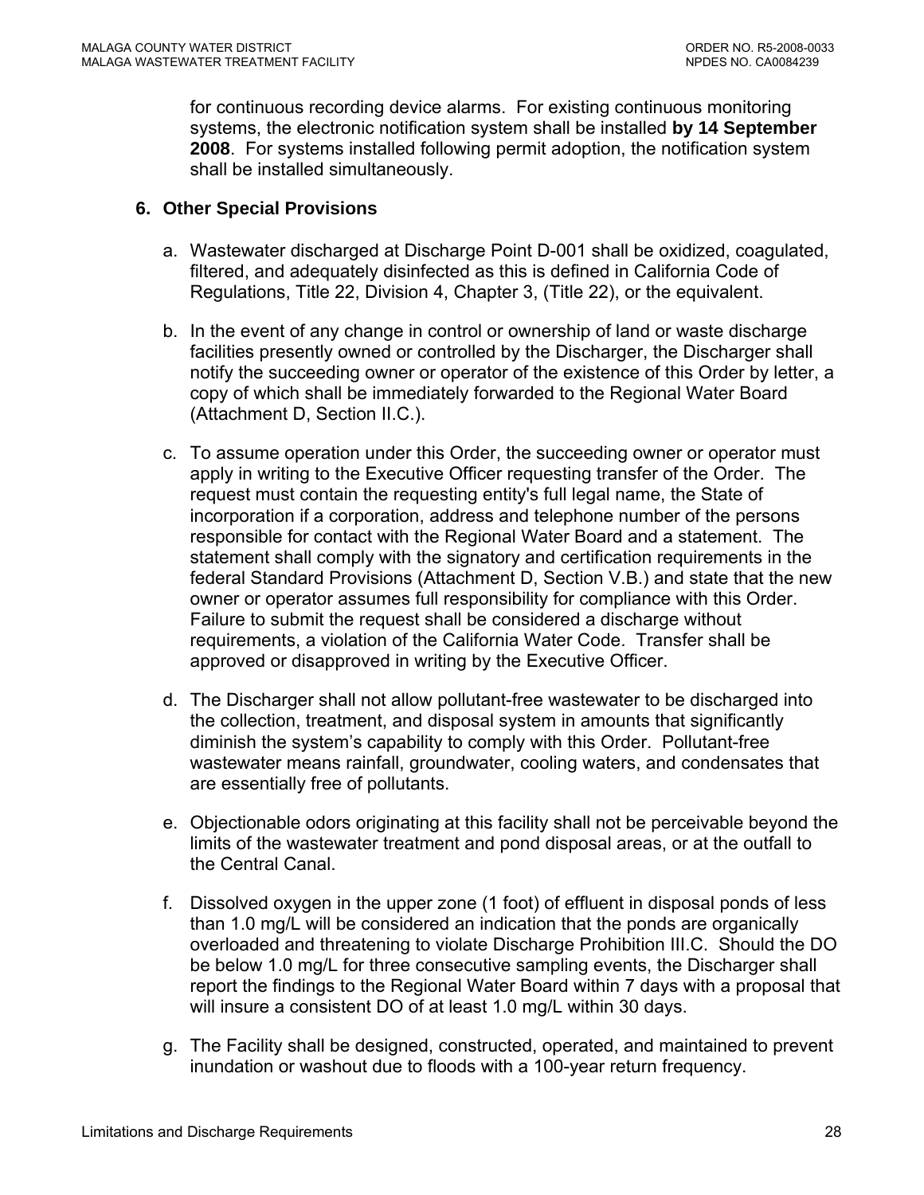for continuous recording device alarms. For existing continuous monitoring systems, the electronic notification system shall be installed **by 14 September 2008**. For systems installed following permit adoption, the notification system shall be installed simultaneously.

### 6. Other Special Provisions

a. Wastewater discharged at Discharge Point D-001 shall be oxidized, coagulated, filtered, and adequately disinfected as this is defined in California Code of Regulations, Title 22, Division 4, Chapter 3, (Title 22), or the equivalent.

b. In the event of any change in control or ownership of land or waste discharge facilities presently owned or controlled by the Discharger, the Discharger shall notify the succeeding owner or operator of the existence of this Order by letter, a copy of which shall be immediately forwarded to the Regional Water Board (Attachment D, Section II.C.).

c. To assume operation under this Order, the succeeding owner or operator must apply in writing to the Executive Officer requesting transfer of the Order. The request must contain the requesting entity's full legal name, the State of incorporation if a corporation, address and telephone number of the persons responsible for contact with the Regional Water Board and a statement. The statement shall comply with the signatory and certification requirements in the federal Standard Provisions (Attachment D, Section V.B.) and state that the new owner or operator assumes full responsibility for compliance with this Order. Failure to submit the request shall be considered a discharge without requirements, a violation of the California Water Code. Transfer shall be approved or disapproved in writing by the Executive Officer.

d. The Discharger shall not allow pollutant-free wastewater to be discharged into the collection, treatment, and disposal system in amounts that significantly diminish the system's capability to comply with this Order. Pollutant-free wastewater means rainfall, groundwater, cooling waters, and condensates that are essentially free of pollutants.

e. Objectionable odors originating at this facility shall not be perceivable beyond the limits of the wastewater treatment and pond disposal areas, or at the outfall to the Central Canal.

f. Dissolved oxygen in the upper zone (1 foot) of effluent in disposal ponds of less than 1.0 mg/L will be considered an indication that the ponds are organically overloaded and threatening to violate Discharge Prohibition III.C. Should the DO be below 1.0 mg/L for three consecutive sampling events, the Discharger shall report the findings to the Regional Water Board within 7 days with a proposal that will insure a consistent DO of at least 1.0 mg/L within 30 days.

g. The Facility shall be designed, constructed, operated, and maintained to prevent inundation or washout due to floods with a 100-year return frequency.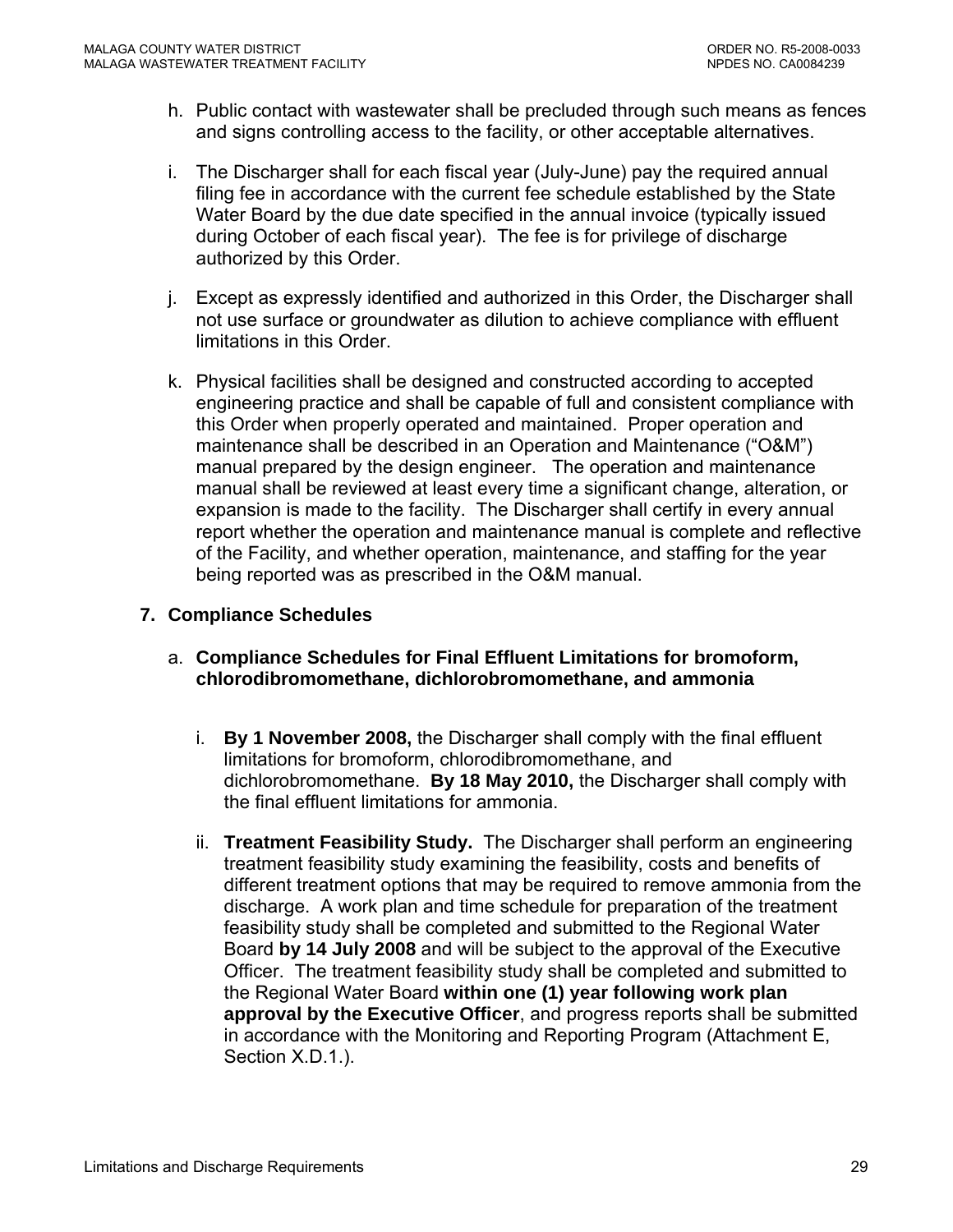h. Public contact with wastewater shall be precluded through such means as fences and signs controlling access to the facility, or other acceptable alternatives.

i. The Discharger shall for each fiscal year (July-June) pay the required annual filing fee in accordance with the current fee schedule established by the State Water Board by the due date specified in the annual invoice (typically issued during October of each fiscal year). The fee is for privilege of discharge authorized by this Order.

j. Except as expressly identified and authorized in this Order, the Discharger shall not use surface or groundwater as dilution to achieve compliance with effluent limitations in this Order.

k. Physical facilities shall be designed and constructed according to accepted engineering practice and shall be capable of full and consistent compliance with this Order when properly operated and maintained. Proper operation and maintenance shall be described in an Operation and Maintenance ("O&M") manual prepared by the design engineer. The operation and maintenance manual shall be reviewed at least every time a significant change, alteration, or expansion is made to the facility. The Discharger shall certify in every annual report whether the operation and maintenance manual is complete and reflective of the Facility, and whether operation, maintenance, and staffing for the year being reported was as prescribed in the O&M manual.

**7. Compliance Schedules**

a. **Compliance Schedules for Final Effluent Limitations for bromoform, chlorodibromomethane, dichlorobromomethane, and ammonia**

i. **By 1 November 2008,** the Discharger shall comply with the final effluent limitations for bromoform, chlorodibromomethane, and dichlorobromomethane. **By 18 May 2010,** the Discharger shall comply with the final effluent limitations for ammonia.

ii. **Treatment Feasibility Study.** The Discharger shall perform an engineering treatment feasibility study examining the feasibility, costs and benefits of different treatment options that may be required to remove ammonia from the discharge. A work plan and time schedule for preparation of the treatment feasibility study shall be completed and submitted to the Regional Water Board **by 14 July 2008** and will be subject to the approval of the Executive Officer. The treatment feasibility study shall be completed and submitted to the Regional Water Board **within one (1) year following work plan approval by the Executive Officer**, and progress reports shall be submitted in accordance with the Monitoring and Reporting Program (Attachment E, Section X.D.1.).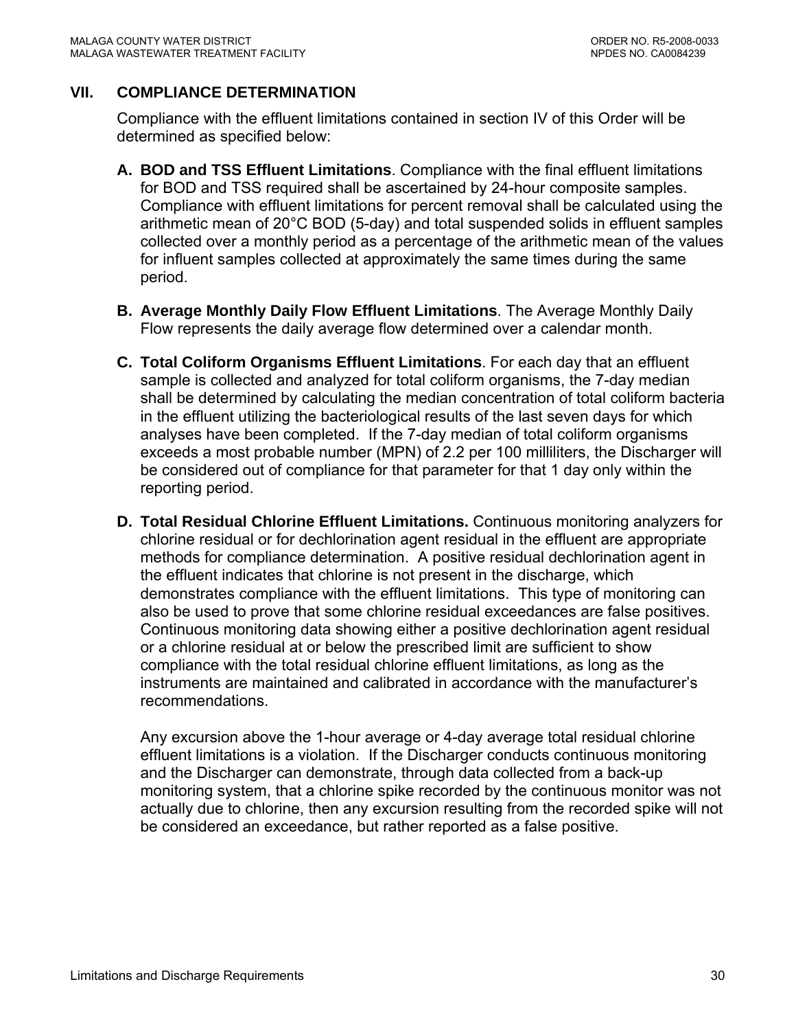## VII. COMPLIANCE DETERMINATION

Compliance with the effluent limitations contained in section IV of this Order will be determined as specified below:

**A. BOD and TSS Effluent Limitations**. Compliance with the final effluent limitations for BOD and TSS required shall be ascertained by 24-hour composite samples. Compliance with effluent limitations for percent removal shall be calculated using the arithmetic mean of 20°C BOD (5-day) and total suspended solids in effluent samples collected over a monthly period as a percentage of the arithmetic mean of the values for influent samples collected at approximately the same times during the same period.

**B. Average Monthly Daily Flow Effluent Limitations**. The Average Monthly Daily Flow represents the daily average flow determined over a calendar month.

**C. Total Coliform Organisms Effluent Limitations**. For each day that an effluent sample is collected and analyzed for total coliform organisms, the 7-day median shall be determined by calculating the median concentration of total coliform bacteria in the effluent utilizing the bacteriological results of the last seven days for which analyses have been completed. If the 7-day median of total coliform organisms exceeds a most probable number (MPN) of 2.2 per 100 milliliters, the Discharger will be considered out of compliance for that parameter for that 1 day only within the reporting period.

**D. Total Residual Chlorine Effluent Limitations.** Continuous monitoring analyzers for chlorine residual or for dechlorination agent residual in the effluent are appropriate methods for compliance determination. A positive residual dechlorination agent in the effluent indicates that chlorine is not present in the discharge, which demonstrates compliance with the effluent limitations. This type of monitoring can also be used to prove that some chlorine residual exceedances are false positives. Continuous monitoring data showing either a positive dechlorination agent residual or a chlorine residual at or below the prescribed limit are sufficient to show compliance with the total residual chlorine effluent limitations, as long as the instruments are maintained and calibrated in accordance with the manufacturer's recommendations.

Any excursion above the 1-hour average or 4-day average total residual chlorine effluent limitations is a violation. If the Discharger conducts continuous monitoring and the Discharger can demonstrate, through data collected from a back-up monitoring system, that a chlorine spike recorded by the continuous monitor was not actually due to chlorine, then any excursion resulting from the recorded spike will not be considered an exceedance, but rather reported as a false positive.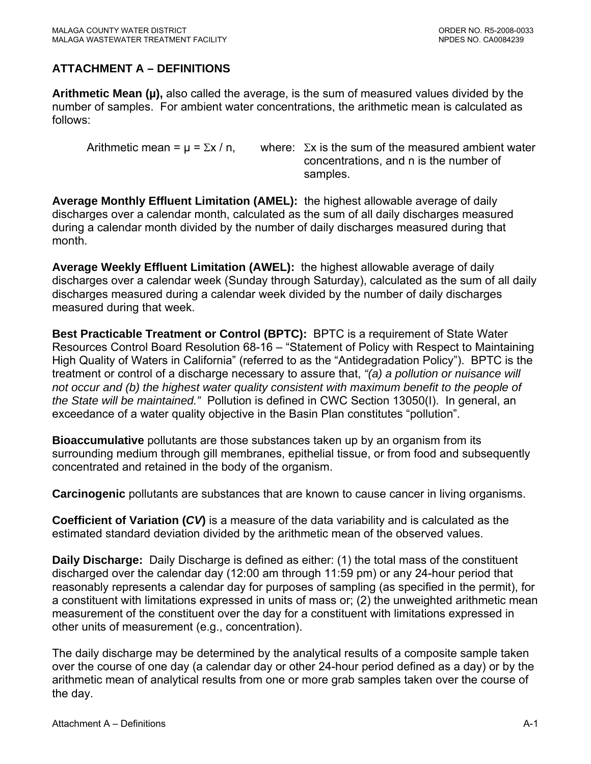## ATTACHMENT A – DEFINITIONS

**Arithmetic Mean (μ),** also called the average, is the sum of measured values divided by the number of samples. For ambient water concentrations, the arithmetic mean is calculated as follows:

Arithmetic mean = $\mu = \Sigma x / n$, where: $\Sigma x$ is the sum of the measured ambient water concentrations, and n is the number of samples.

**Average Monthly Effluent Limitation (AMEL):** the highest allowable average of daily discharges over a calendar month, calculated as the sum of all daily discharges measured during a calendar month divided by the number of daily discharges measured during that month.

**Average Weekly Effluent Limitation (AWEL):** the highest allowable average of daily discharges over a calendar week (Sunday through Saturday), calculated as the sum of all daily discharges measured during a calendar week divided by the number of daily discharges measured during that week.

**Best Practicable Treatment or Control (BPTC):** BPTC is a requirement of State Water Resources Control Board Resolution 68-16 – "Statement of Policy with Respect to Maintaining High Quality of Waters in California" (referred to as the "Antidegradation Policy"). BPTC is the treatment or control of a discharge necessary to assure that, *"(a) a pollution or nuisance will not occur and (b) the highest water quality consistent with maximum benefit to the people of the State will be maintained."* Pollution is defined in CWC Section 13050(I). In general, an exceedance of a water quality objective in the Basin Plan constitutes "pollution".

**Bioaccumulative** pollutants are those substances taken up by an organism from its surrounding medium through gill membranes, epithelial tissue, or from food and subsequently concentrated and retained in the body of the organism.

**Carcinogenic** pollutants are substances that are known to cause cancer in living organisms.

**Coefficient of Variation (*CV*)** is a measure of the data variability and is calculated as the estimated standard deviation divided by the arithmetic mean of the observed values.

**Daily Discharge:** Daily Discharge is defined as either: (1) the total mass of the constituent discharged over the calendar day (12:00 am through 11:59 pm) or any 24-hour period that reasonably represents a calendar day for purposes of sampling (as specified in the permit), for a constituent with limitations expressed in units of mass or; (2) the unweighted arithmetic mean measurement of the constituent over the day for a constituent with limitations expressed in other units of measurement (e.g., concentration).

The daily discharge may be determined by the analytical results of a composite sample taken over the course of one day (a calendar day or other 24-hour period defined as a day) or by the arithmetic mean of analytical results from one or more grab samples taken over the course of the day.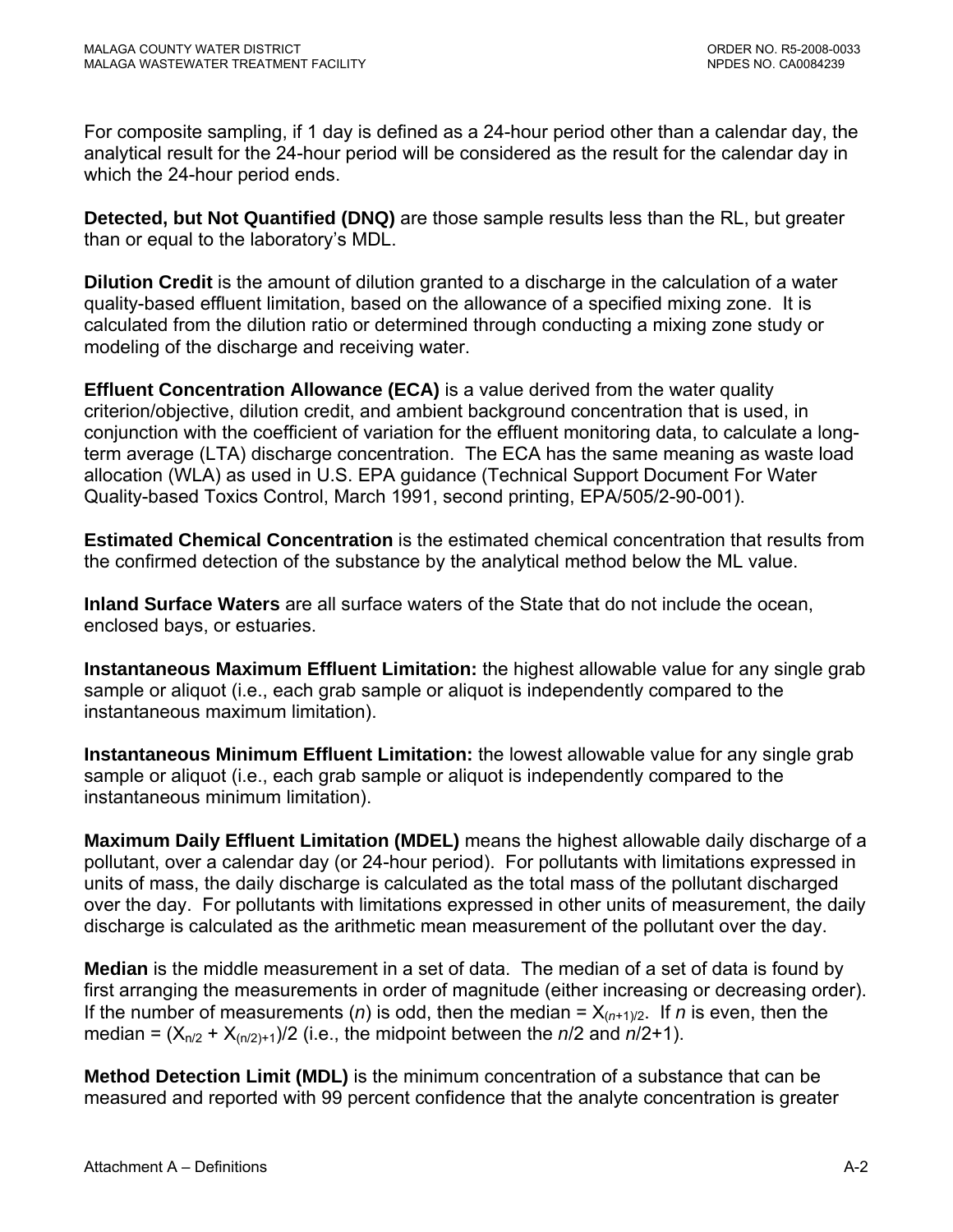For composite sampling, if 1 day is defined as a 24-hour period other than a calendar day, the analytical result for the 24-hour period will be considered as the result for the calendar day in which the 24-hour period ends.

**Detected, but Not Quantified (DNQ)** are those sample results less than the RL, but greater than or equal to the laboratory's MDL.

**Dilution Credit** is the amount of dilution granted to a discharge in the calculation of a water quality-based effluent limitation, based on the allowance of a specified mixing zone. It is calculated from the dilution ratio or determined through conducting a mixing zone study or modeling of the discharge and receiving water.

**Effluent Concentration Allowance (ECA)** is a value derived from the water quality criterion/objective, dilution credit, and ambient background concentration that is used, in conjunction with the coefficient of variation for the effluent monitoring data, to calculate a long-term average (LTA) discharge concentration. The ECA has the same meaning as waste load allocation (WLA) as used in U.S. EPA guidance (Technical Support Document For Water Quality-based Toxics Control, March 1991, second printing, EPA/505/2-90-001).

**Estimated Chemical Concentration** is the estimated chemical concentration that results from the confirmed detection of the substance by the analytical method below the ML value.

**Inland Surface Waters** are all surface waters of the State that do not include the ocean, enclosed bays, or estuaries.

**Instantaneous Maximum Effluent Limitation:** the highest allowable value for any single grab sample or aliquot (i.e., each grab sample or aliquot is independently compared to the instantaneous maximum limitation).

**Instantaneous Minimum Effluent Limitation:** the lowest allowable value for any single grab sample or aliquot (i.e., each grab sample or aliquot is independently compared to the instantaneous minimum limitation).

**Maximum Daily Effluent Limitation (MDEL)** means the highest allowable daily discharge of a pollutant, over a calendar day (or 24-hour period). For pollutants with limitations expressed in units of mass, the daily discharge is calculated as the total mass of the pollutant discharged over the day. For pollutants with limitations expressed in other units of measurement, the daily discharge is calculated as the arithmetic mean measurement of the pollutant over the day.

**Median** is the middle measurement in a set of data. The median of a set of data is found by first arranging the measurements in order of magnitude (either increasing or decreasing order). If the number of measurements (*n*) is odd, then the median = $X_{(n+1)/2}$. If *n* is even, then the median = $(X_{n/2} + X_{(n/2)+1})/2$ (i.e., the midpoint between the *n*/2 and *n*/2+1).

**Method Detection Limit (MDL)** is the minimum concentration of a substance that can be measured and reported with 99 percent confidence that the analyte concentration is greater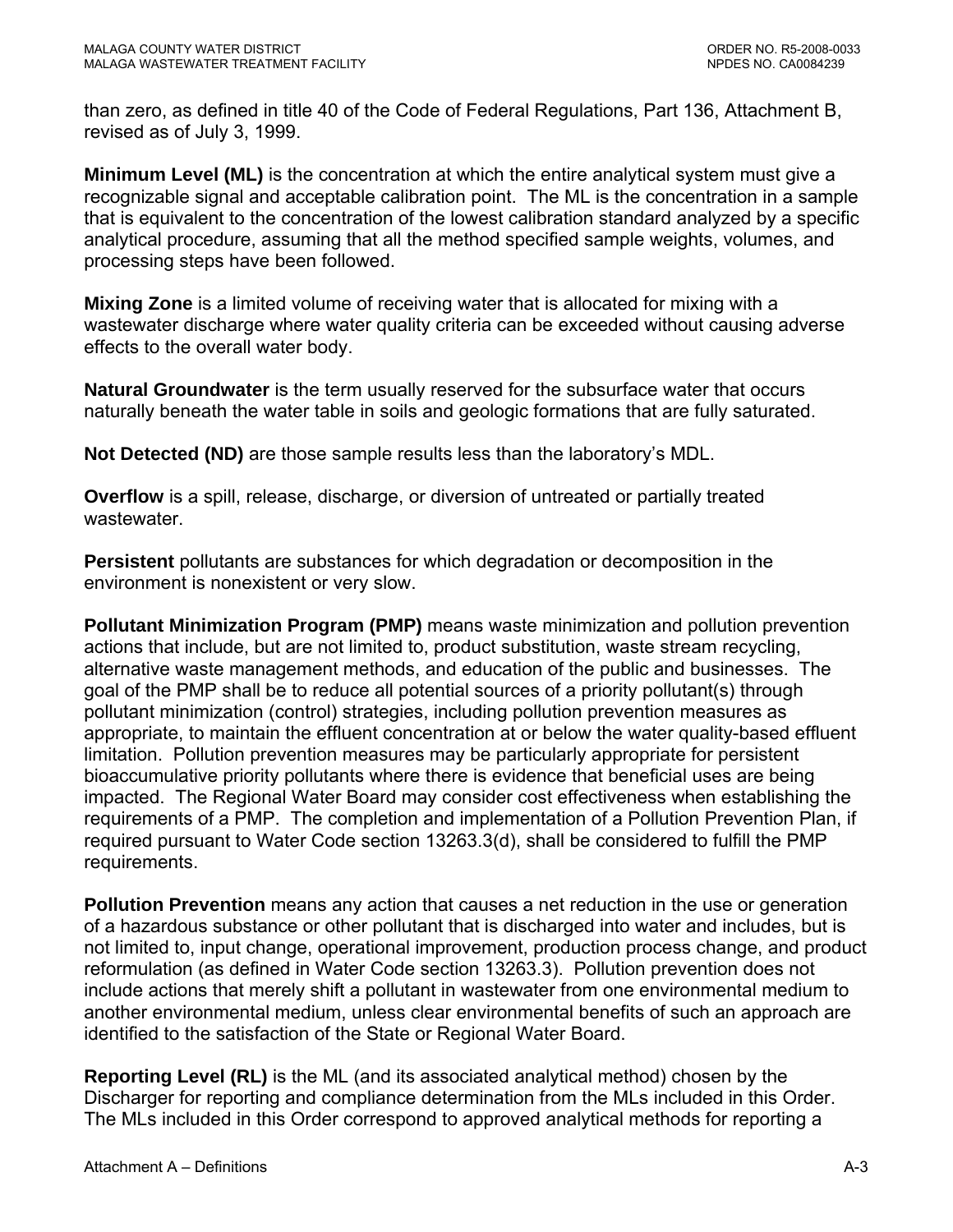than zero, as defined in title 40 of the Code of Federal Regulations, Part 136, Attachment B, revised as of July 3, 1999.

**Minimum Level (ML)** is the concentration at which the entire analytical system must give a recognizable signal and acceptable calibration point. The ML is the concentration in a sample that is equivalent to the concentration of the lowest calibration standard analyzed by a specific analytical procedure, assuming that all the method specified sample weights, volumes, and processing steps have been followed.

**Mixing Zone** is a limited volume of receiving water that is allocated for mixing with a wastewater discharge where water quality criteria can be exceeded without causing adverse effects to the overall water body.

**Natural Groundwater** is the term usually reserved for the subsurface water that occurs naturally beneath the water table in soils and geologic formations that are fully saturated.

**Not Detected (ND)** are those sample results less than the laboratory's MDL.

**Overflow** is a spill, release, discharge, or diversion of untreated or partially treated wastewater.

**Persistent** pollutants are substances for which degradation or decomposition in the environment is nonexistent or very slow.

**Pollutant Minimization Program (PMP)** means waste minimization and pollution prevention actions that include, but are not limited to, product substitution, waste stream recycling, alternative waste management methods, and education of the public and businesses. The goal of the PMP shall be to reduce all potential sources of a priority pollutant(s) through pollutant minimization (control) strategies, including pollution prevention measures as appropriate, to maintain the effluent concentration at or below the water quality-based effluent limitation. Pollution prevention measures may be particularly appropriate for persistent bioaccumulative priority pollutants where there is evidence that beneficial uses are being impacted. The Regional Water Board may consider cost effectiveness when establishing the requirements of a PMP. The completion and implementation of a Pollution Prevention Plan, if required pursuant to Water Code section 13263.3(d), shall be considered to fulfill the PMP requirements.

**Pollution Prevention** means any action that causes a net reduction in the use or generation of a hazardous substance or other pollutant that is discharged into water and includes, but is not limited to, input change, operational improvement, production process change, and product reformulation (as defined in Water Code section 13263.3). Pollution prevention does not include actions that merely shift a pollutant in wastewater from one environmental medium to another environmental medium, unless clear environmental benefits of such an approach are identified to the satisfaction of the State or Regional Water Board.

**Reporting Level (RL)** is the ML (and its associated analytical method) chosen by the Discharger for reporting and compliance determination from the MLs included in this Order. The MLs included in this Order correspond to approved analytical methods for reporting a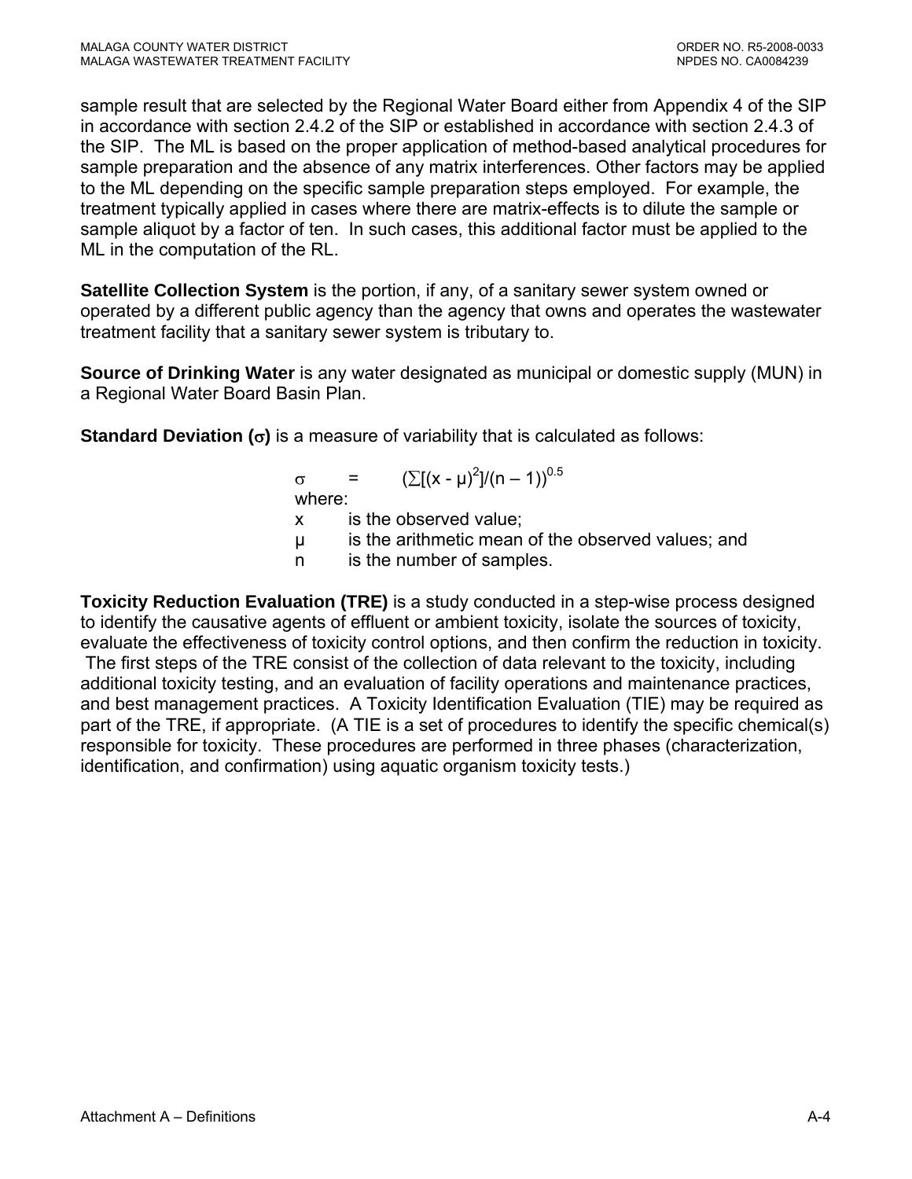sample result that are selected by the Regional Water Board either from Appendix 4 of the SIP in accordance with section 2.4.2 of the SIP or established in accordance with section 2.4.3 of the SIP. The ML is based on the proper application of method-based analytical procedures for sample preparation and the absence of any matrix interferences. Other factors may be applied to the ML depending on the specific sample preparation steps employed. For example, the treatment typically applied in cases where there are matrix-effects is to dilute the sample or sample aliquot by a factor of ten. In such cases, this additional factor must be applied to the ML in the computation of the RL.

**Satellite Collection System** is the portion, if any, of a sanitary sewer system owned or operated by a different public agency than the agency that owns and operates the wastewater treatment facility that a sanitary sewer system is tributary to.

**Source of Drinking Water** is any water designated as municipal or domestic supply (MUN) in a Regional Water Board Basin Plan.

**Standard Deviation ($\sigma$)** is a measure of variability that is calculated as follows:

$$\sigma = (\sum[(x - \mu)^2]/(n - 1))^{0.5}$$

where:

$x$ is the observed value;

$\mu$ is the arithmetic mean of the observed values; and

$n$ is the number of samples.

**Toxicity Reduction Evaluation (TRE)** is a study conducted in a step-wise process designed to identify the causative agents of effluent or ambient toxicity, isolate the sources of toxicity, evaluate the effectiveness of toxicity control options, and then confirm the reduction in toxicity. The first steps of the TRE consist of the collection of data relevant to the toxicity, including additional toxicity testing, and an evaluation of facility operations and maintenance practices, and best management practices. A Toxicity Identification Evaluation (TIE) may be required as part of the TRE, if appropriate. (A TIE is a set of procedures to identify the specific chemical(s) responsible for toxicity. These procedures are performed in three phases (characterization, identification, and confirmation) using aquatic organism toxicity tests.)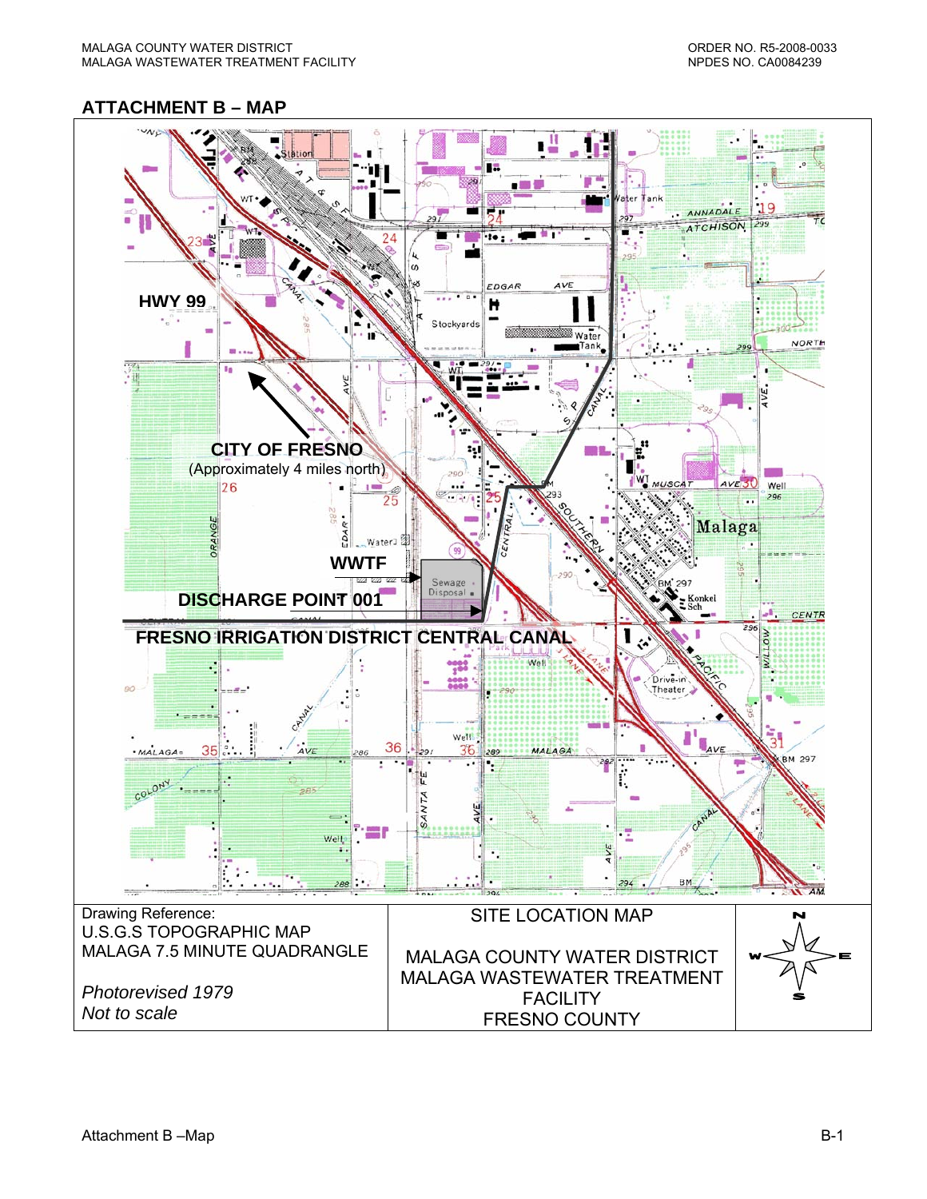## ATTACHMENT B – MAP

HWY 99

CITY OF FRESNO
(Approximately 4 miles north)

WWTF

DISCHARGE POINT 001

FRESNO IRRIGATION DISTRICT CENTRAL CANAL

| Drawing Reference:<br>U.S.G.S TOPOGRAPHIC MAP<br>MALAGA 7.5 MINUTE QUADRANGLE<br><br>*Photorevised 1979*<br>*Not to scale* | SITE LOCATION MAP<br><br>MALAGA COUNTY WATER DISTRICT<br>MALAGA WASTEWATER TREATMENT FACILITY<br>FRESNO COUNTY | N<br>W E<br>S |
|---|---|---|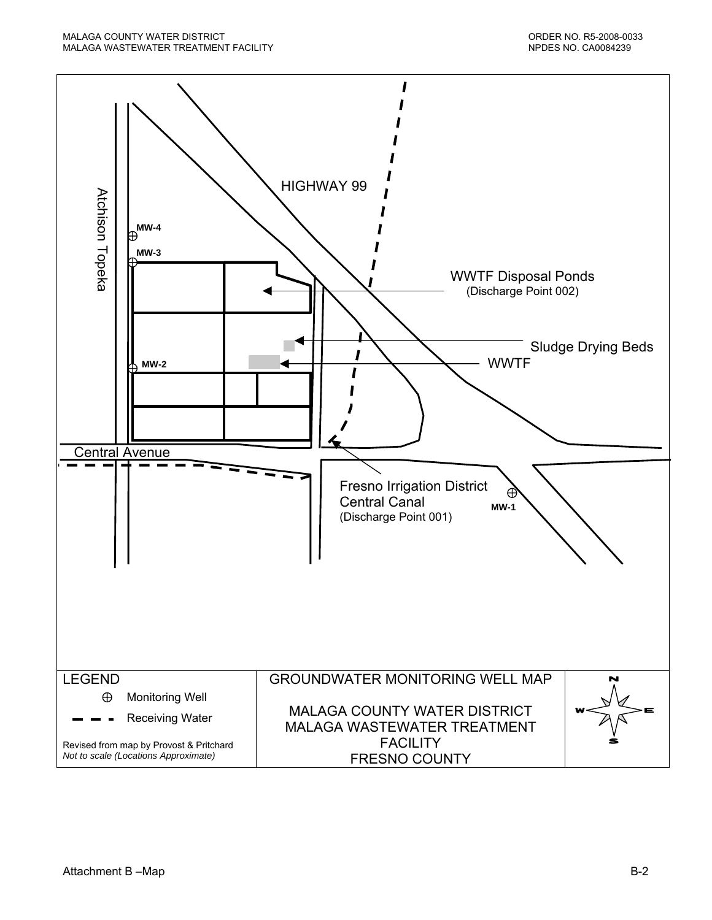HIGHWAY 99

Atchison Topeka

MW-4

MW-3

WWTF Disposal Ponds
(Discharge Point 002)

Sludge Drying Beds

WWTF

MW-2

Central Avenue

Fresno Irrigation District
Central Canal
(Discharge Point 001)

MW-1

| LEGEND | GROUNDWATER MONITORING WELL MAP | N / W / E / S |
|---|---|---|
| ⊕ Monitoring Well<br>— — — Receiving Water<br>Revised from map by Provost & Pritchard<br>*Not to scale (Locations Approximate)* | MALAGA COUNTY WATER DISTRICT<br>MALAGA WASTEWATER TREATMENT FACILITY<br>FRESNO COUNTY | |

Attachment B –Map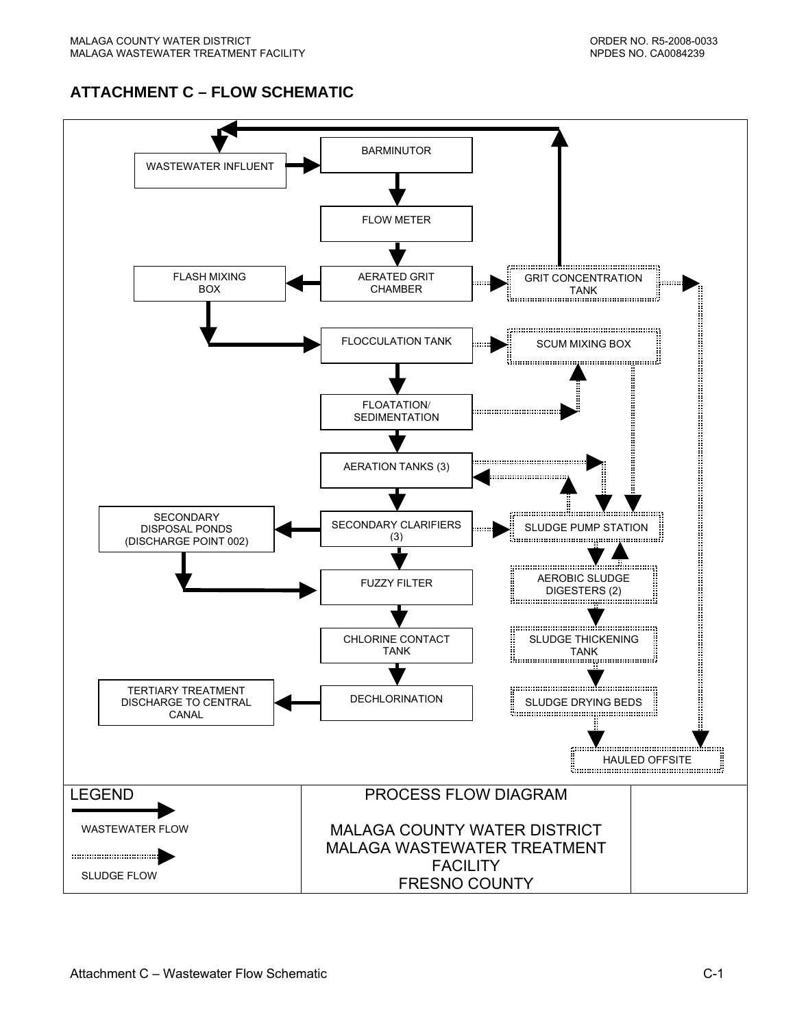## ATTACHMENT C – FLOW SCHEMATIC

WASTEWATER INFLUENT

BARMINUTOR

FLOW METER

FLASH MIXING BOX

AERATED GRIT CHAMBER

GRIT CONCENTRATION TANK

FLOCCULATION TANK

SCUM MIXING BOX

FLOATATION/ SEDIMENTATION

AERATION TANKS (3)

SECONDARY DISPOSAL PONDS (DISCHARGE POINT 002)

SECONDARY CLARIFIERS (3)

SLUDGE PUMP STATION

FUZZY FILTER

AEROBIC SLUDGE DIGESTERS (2)

CHLORINE CONTACT TANK

SLUDGE THICKENING TANK

TERTIARY TREATMENT DISCHARGE TO CENTRAL CANAL

DECHLORINATION

SLUDGE DRYING BEDS

HAULED OFFSITE

LEGEND

WASTEWATER FLOW

SLUDGE FLOW

PROCESS FLOW DIAGRAM

MALAGA COUNTY WATER DISTRICT
MALAGA WASTEWATER TREATMENT FACILITY
FRESNO COUNTY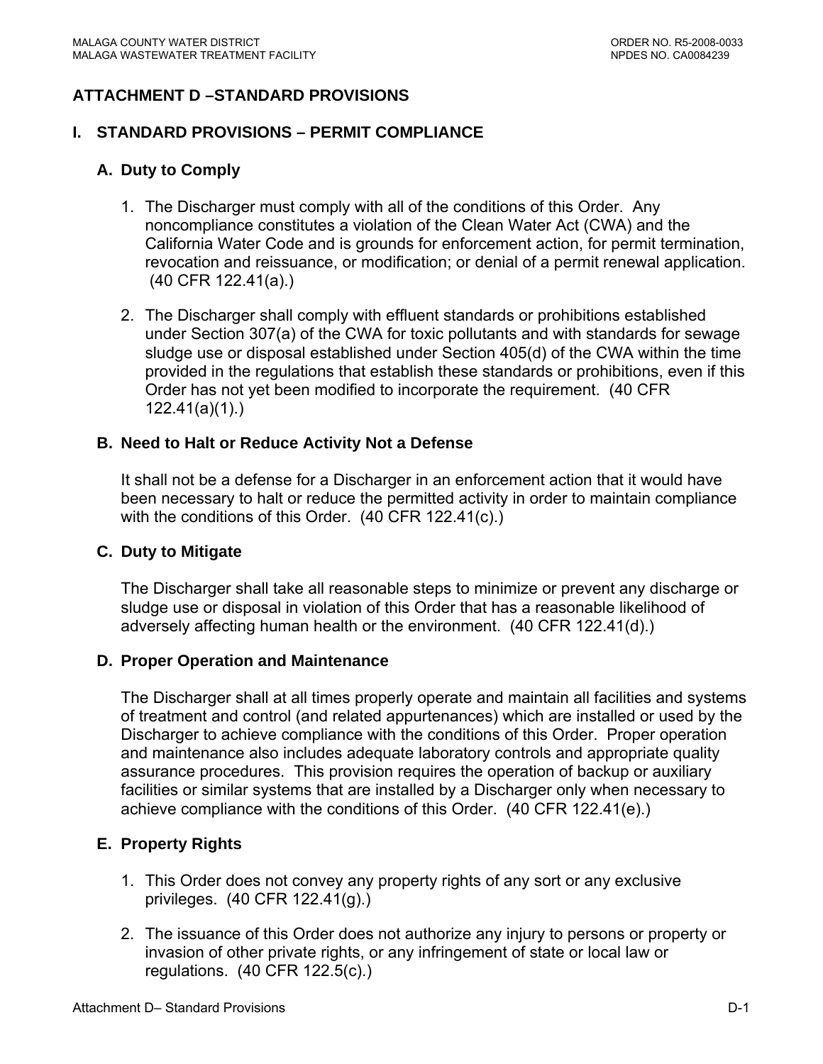## ATTACHMENT D –STANDARD PROVISIONS

### I. STANDARD PROVISIONS – PERMIT COMPLIANCE

#### A. Duty to Comply

1. The Discharger must comply with all of the conditions of this Order. Any noncompliance constitutes a violation of the Clean Water Act (CWA) and the California Water Code and is grounds for enforcement action, for permit termination, revocation and reissuance, or modification; or denial of a permit renewal application. (40 CFR 122.41(a).)

2. The Discharger shall comply with effluent standards or prohibitions established under Section 307(a) of the CWA for toxic pollutants and with standards for sewage sludge use or disposal established under Section 405(d) of the CWA within the time provided in the regulations that establish these standards or prohibitions, even if this Order has not yet been modified to incorporate the requirement. (40 CFR 122.41(a)(1).)

#### B. Need to Halt or Reduce Activity Not a Defense

It shall not be a defense for a Discharger in an enforcement action that it would have been necessary to halt or reduce the permitted activity in order to maintain compliance with the conditions of this Order. (40 CFR 122.41(c).)

#### C. Duty to Mitigate

The Discharger shall take all reasonable steps to minimize or prevent any discharge or sludge use or disposal in violation of this Order that has a reasonable likelihood of adversely affecting human health or the environment. (40 CFR 122.41(d).)

#### D. Proper Operation and Maintenance

The Discharger shall at all times properly operate and maintain all facilities and systems of treatment and control (and related appurtenances) which are installed or used by the Discharger to achieve compliance with the conditions of this Order. Proper operation and maintenance also includes adequate laboratory controls and appropriate quality assurance procedures. This provision requires the operation of backup or auxiliary facilities or similar systems that are installed by a Discharger only when necessary to achieve compliance with the conditions of this Order. (40 CFR 122.41(e).)

#### E. Property Rights

1. This Order does not convey any property rights of any sort or any exclusive privileges. (40 CFR 122.41(g).)

2. The issuance of this Order does not authorize any injury to persons or property or invasion of other private rights, or any infringement of state or local law or regulations. (40 CFR 122.5(c).)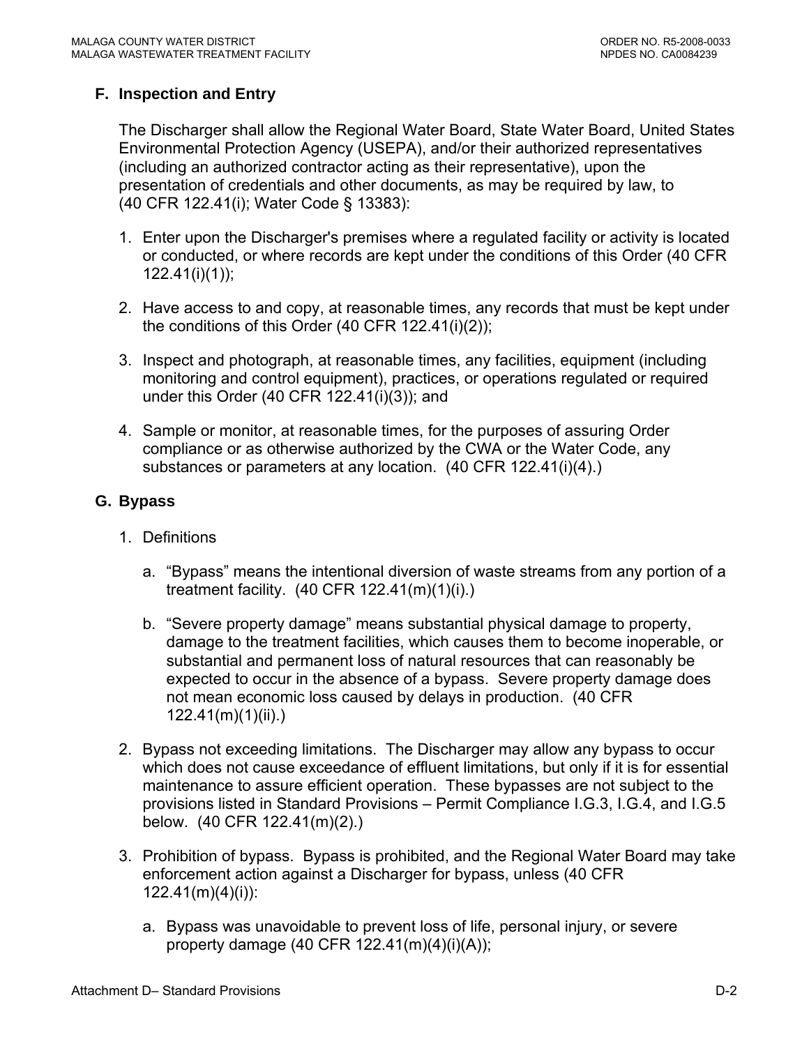### F. Inspection and Entry

The Discharger shall allow the Regional Water Board, State Water Board, United States Environmental Protection Agency (USEPA), and/or their authorized representatives (including an authorized contractor acting as their representative), upon the presentation of credentials and other documents, as may be required by law, to (40 CFR 122.41(i); Water Code § 13383):

1. Enter upon the Discharger's premises where a regulated facility or activity is located or conducted, or where records are kept under the conditions of this Order (40 CFR 122.41(i)(1));

2. Have access to and copy, at reasonable times, any records that must be kept under the conditions of this Order (40 CFR 122.41(i)(2));

3. Inspect and photograph, at reasonable times, any facilities, equipment (including monitoring and control equipment), practices, or operations regulated or required under this Order (40 CFR 122.41(i)(3)); and

4. Sample or monitor, at reasonable times, for the purposes of assuring Order compliance or as otherwise authorized by the CWA or the Water Code, any substances or parameters at any location. (40 CFR 122.41(i)(4).)

### G. Bypass

1. Definitions

   a. "Bypass" means the intentional diversion of waste streams from any portion of a treatment facility. (40 CFR 122.41(m)(1)(i).)

   b. "Severe property damage" means substantial physical damage to property, damage to the treatment facilities, which causes them to become inoperable, or substantial and permanent loss of natural resources that can reasonably be expected to occur in the absence of a bypass. Severe property damage does not mean economic loss caused by delays in production. (40 CFR 122.41(m)(1)(ii).)

2. Bypass not exceeding limitations. The Discharger may allow any bypass to occur which does not cause exceedance of effluent limitations, but only if it is for essential maintenance to assure efficient operation. These bypasses are not subject to the provisions listed in Standard Provisions – Permit Compliance I.G.3, I.G.4, and I.G.5 below. (40 CFR 122.41(m)(2).)

3. Prohibition of bypass. Bypass is prohibited, and the Regional Water Board may take enforcement action against a Discharger for bypass, unless (40 CFR 122.41(m)(4)(i)):

   a. Bypass was unavoidable to prevent loss of life, personal injury, or severe property damage (40 CFR 122.41(m)(4)(i)(A));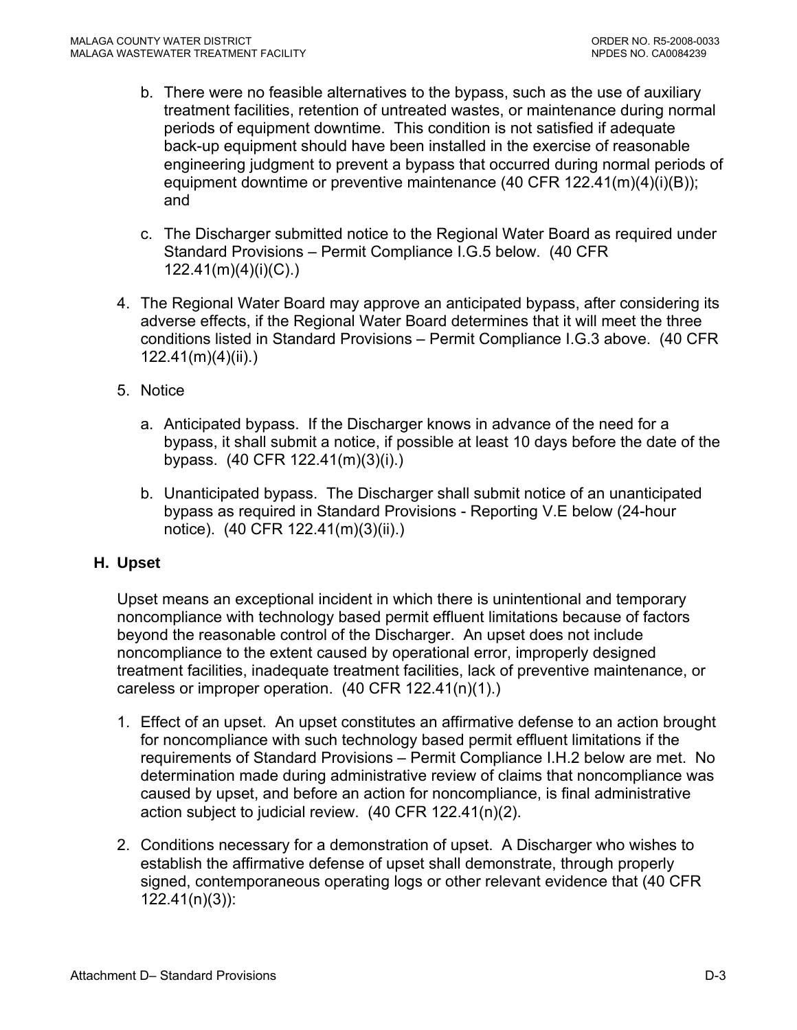b. There were no feasible alternatives to the bypass, such as the use of auxiliary treatment facilities, retention of untreated wastes, or maintenance during normal periods of equipment downtime. This condition is not satisfied if adequate back-up equipment should have been installed in the exercise of reasonable engineering judgment to prevent a bypass that occurred during normal periods of equipment downtime or preventive maintenance (40 CFR 122.41(m)(4)(i)(B)); and

c. The Discharger submitted notice to the Regional Water Board as required under Standard Provisions – Permit Compliance I.G.5 below. (40 CFR 122.41(m)(4)(i)(C).)

4. The Regional Water Board may approve an anticipated bypass, after considering its adverse effects, if the Regional Water Board determines that it will meet the three conditions listed in Standard Provisions – Permit Compliance I.G.3 above. (40 CFR 122.41(m)(4)(ii).)

5. Notice

   a. Anticipated bypass. If the Discharger knows in advance of the need for a bypass, it shall submit a notice, if possible at least 10 days before the date of the bypass. (40 CFR 122.41(m)(3)(i).)

   b. Unanticipated bypass. The Discharger shall submit notice of an unanticipated bypass as required in Standard Provisions - Reporting V.E below (24-hour notice). (40 CFR 122.41(m)(3)(ii).)

## H. Upset

Upset means an exceptional incident in which there is unintentional and temporary noncompliance with technology based permit effluent limitations because of factors beyond the reasonable control of the Discharger. An upset does not include noncompliance to the extent caused by operational error, improperly designed treatment facilities, inadequate treatment facilities, lack of preventive maintenance, or careless or improper operation. (40 CFR 122.41(n)(1).)

1. Effect of an upset. An upset constitutes an affirmative defense to an action brought for noncompliance with such technology based permit effluent limitations if the requirements of Standard Provisions – Permit Compliance I.H.2 below are met. No determination made during administrative review of claims that noncompliance was caused by upset, and before an action for noncompliance, is final administrative action subject to judicial review. (40 CFR 122.41(n)(2).

2. Conditions necessary for a demonstration of upset. A Discharger who wishes to establish the affirmative defense of upset shall demonstrate, through properly signed, contemporaneous operating logs or other relevant evidence that (40 CFR 122.41(n)(3)):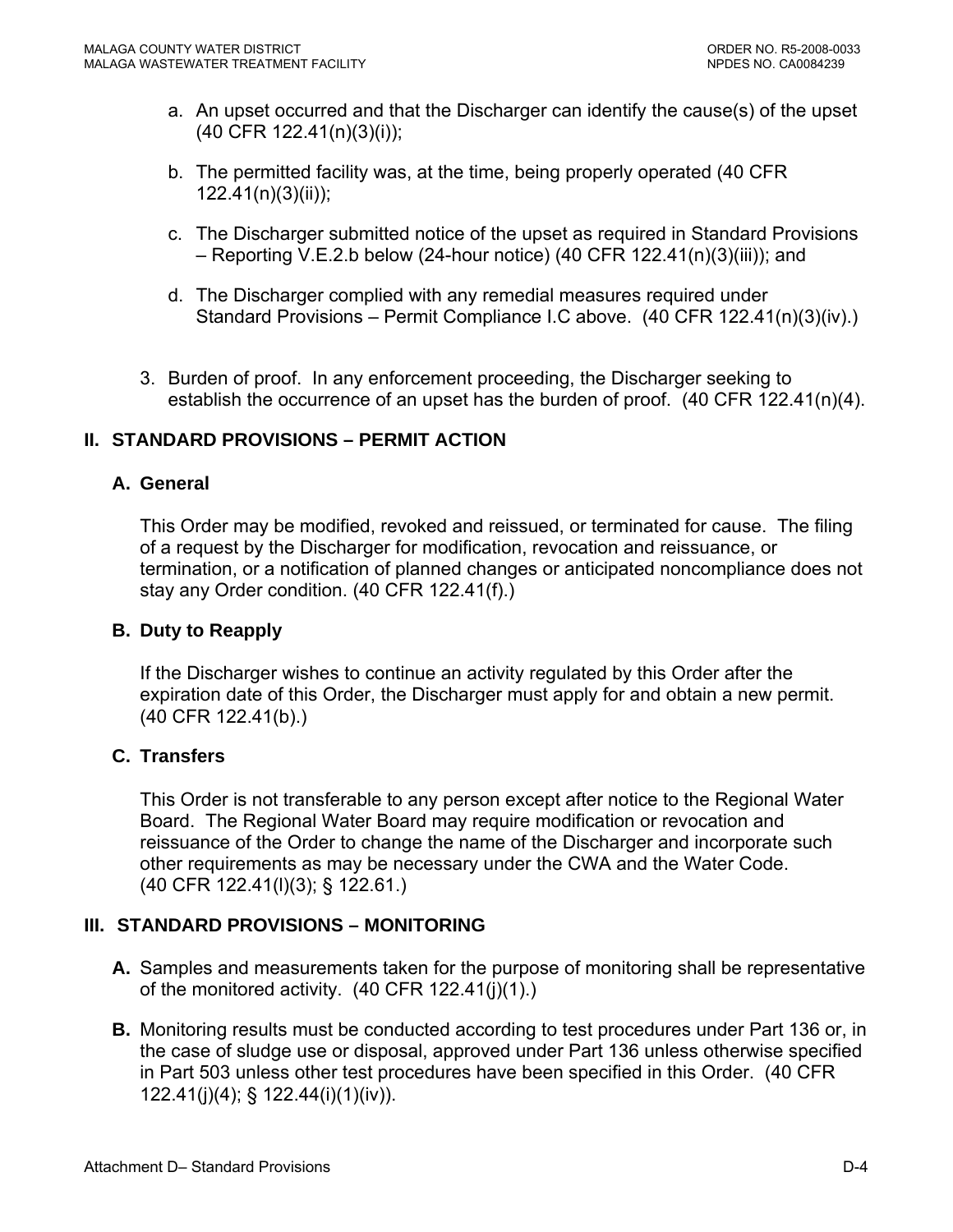a. An upset occurred and that the Discharger can identify the cause(s) of the upset (40 CFR 122.41(n)(3)(i));

b. The permitted facility was, at the time, being properly operated (40 CFR 122.41(n)(3)(ii));

c. The Discharger submitted notice of the upset as required in Standard Provisions – Reporting V.E.2.b below (24-hour notice) (40 CFR 122.41(n)(3)(iii)); and

d. The Discharger complied with any remedial measures required under Standard Provisions – Permit Compliance I.C above. (40 CFR 122.41(n)(3)(iv).)

3. Burden of proof. In any enforcement proceeding, the Discharger seeking to establish the occurrence of an upset has the burden of proof. (40 CFR 122.41(n)(4).

## II. STANDARD PROVISIONS – PERMIT ACTION

### A. General

This Order may be modified, revoked and reissued, or terminated for cause. The filing of a request by the Discharger for modification, revocation and reissuance, or termination, or a notification of planned changes or anticipated noncompliance does not stay any Order condition. (40 CFR 122.41(f).)

### B. Duty to Reapply

If the Discharger wishes to continue an activity regulated by this Order after the expiration date of this Order, the Discharger must apply for and obtain a new permit. (40 CFR 122.41(b).)

### C. Transfers

This Order is not transferable to any person except after notice to the Regional Water Board. The Regional Water Board may require modification or revocation and reissuance of the Order to change the name of the Discharger and incorporate such other requirements as may be necessary under the CWA and the Water Code. (40 CFR 122.41(l)(3); § 122.61.)

## III. STANDARD PROVISIONS – MONITORING

**A.** Samples and measurements taken for the purpose of monitoring shall be representative of the monitored activity. (40 CFR 122.41(j)(1).)

**B.** Monitoring results must be conducted according to test procedures under Part 136 or, in the case of sludge use or disposal, approved under Part 136 unless otherwise specified in Part 503 unless other test procedures have been specified in this Order. (40 CFR 122.41(j)(4); § 122.44(i)(1)(iv)).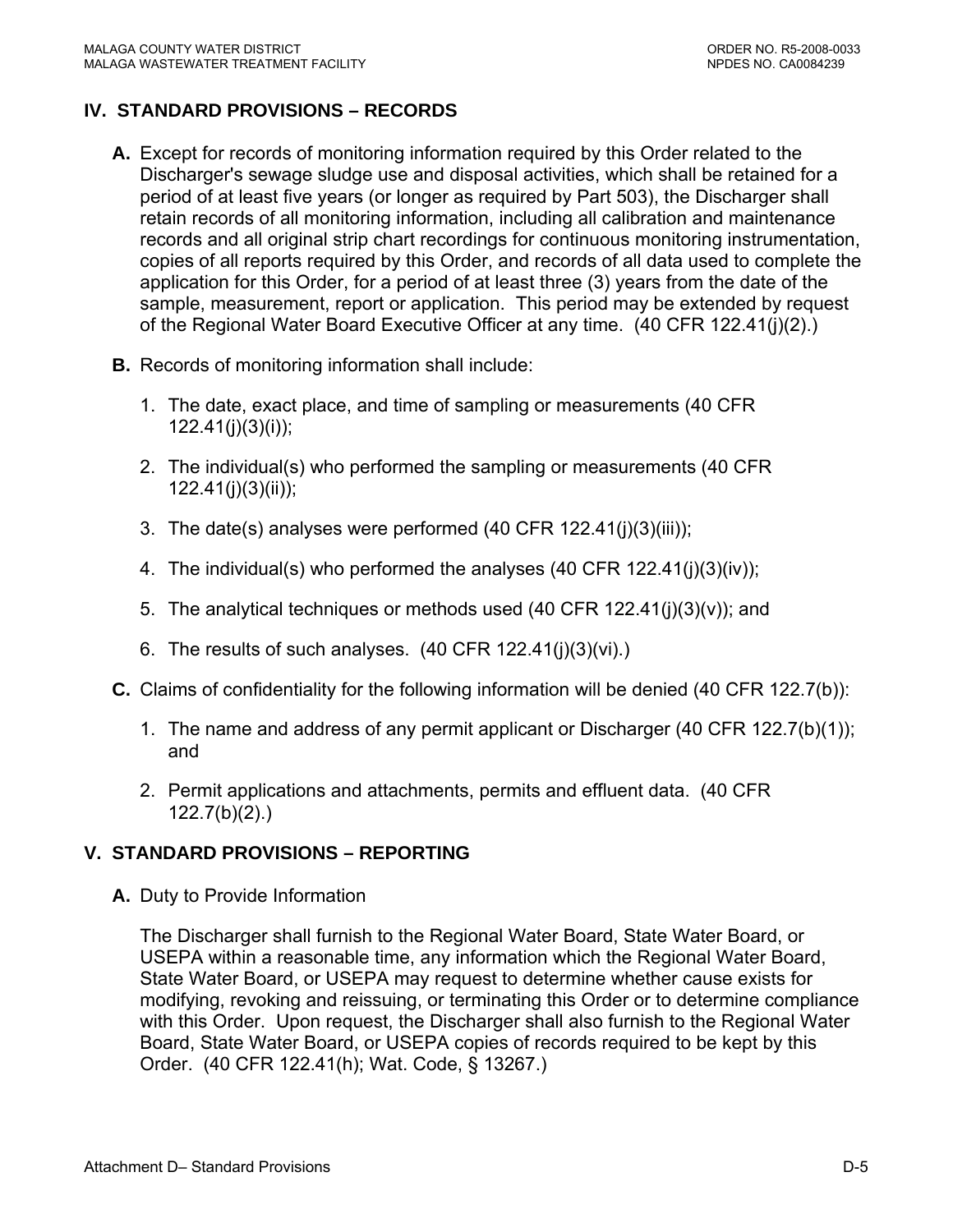## IV. STANDARD PROVISIONS – RECORDS

**A.** Except for records of monitoring information required by this Order related to the Discharger's sewage sludge use and disposal activities, which shall be retained for a period of at least five years (or longer as required by Part 503), the Discharger shall retain records of all monitoring information, including all calibration and maintenance records and all original strip chart recordings for continuous monitoring instrumentation, copies of all reports required by this Order, and records of all data used to complete the application for this Order, for a period of at least three (3) years from the date of the sample, measurement, report or application. This period may be extended by request of the Regional Water Board Executive Officer at any time. (40 CFR 122.41(j)(2).)

**B.** Records of monitoring information shall include:

1. The date, exact place, and time of sampling or measurements (40 CFR 122.41(j)(3)(i));
2. The individual(s) who performed the sampling or measurements (40 CFR 122.41(j)(3)(ii));
3. The date(s) analyses were performed (40 CFR 122.41(j)(3)(iii));
4. The individual(s) who performed the analyses (40 CFR 122.41(j)(3)(iv));
5. The analytical techniques or methods used (40 CFR 122.41(j)(3)(v)); and
6. The results of such analyses. (40 CFR 122.41(j)(3)(vi).)

**C.** Claims of confidentiality for the following information will be denied (40 CFR 122.7(b)):

1. The name and address of any permit applicant or Discharger (40 CFR 122.7(b)(1)); and
2. Permit applications and attachments, permits and effluent data. (40 CFR 122.7(b)(2).)

## V. STANDARD PROVISIONS – REPORTING

**A.** Duty to Provide Information

The Discharger shall furnish to the Regional Water Board, State Water Board, or USEPA within a reasonable time, any information which the Regional Water Board, State Water Board, or USEPA may request to determine whether cause exists for modifying, revoking and reissuing, or terminating this Order or to determine compliance with this Order. Upon request, the Discharger shall also furnish to the Regional Water Board, State Water Board, or USEPA copies of records required to be kept by this Order. (40 CFR 122.41(h); Wat. Code, § 13267.)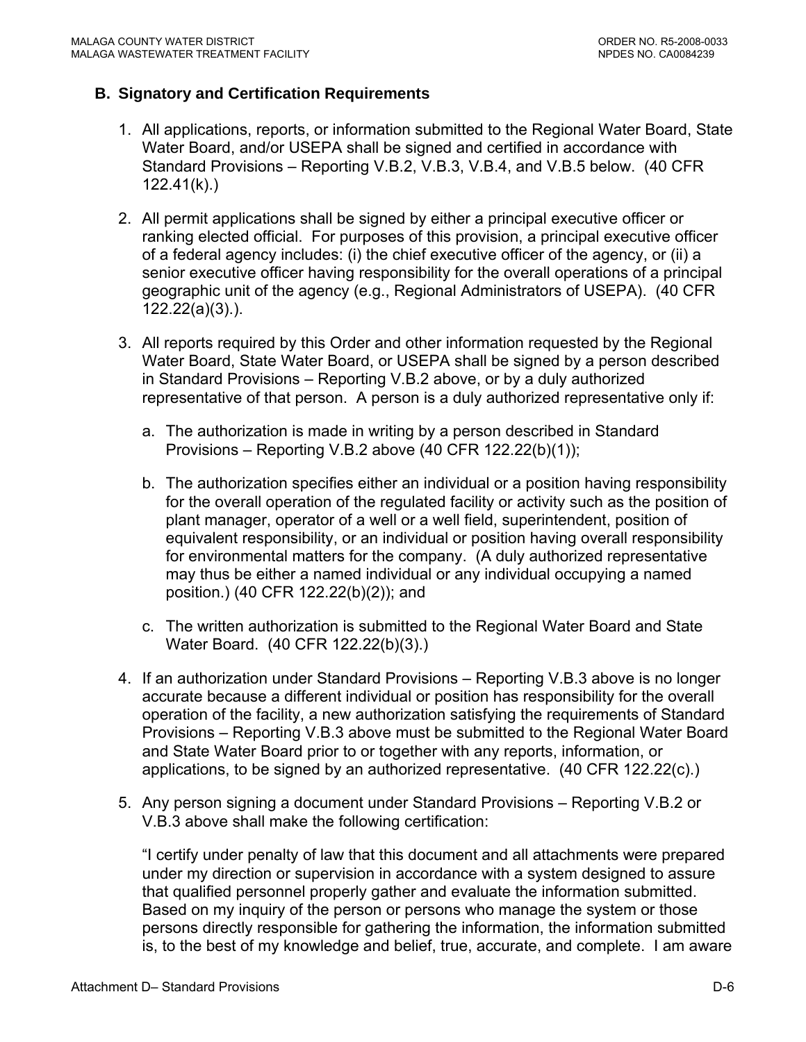### B. Signatory and Certification Requirements

1. All applications, reports, or information submitted to the Regional Water Board, State Water Board, and/or USEPA shall be signed and certified in accordance with Standard Provisions – Reporting V.B.2, V.B.3, V.B.4, and V.B.5 below. (40 CFR 122.41(k).)

2. All permit applications shall be signed by either a principal executive officer or ranking elected official. For purposes of this provision, a principal executive officer of a federal agency includes: (i) the chief executive officer of the agency, or (ii) a senior executive officer having responsibility for the overall operations of a principal geographic unit of the agency (e.g., Regional Administrators of USEPA). (40 CFR 122.22(a)(3).).

3. All reports required by this Order and other information requested by the Regional Water Board, State Water Board, or USEPA shall be signed by a person described in Standard Provisions – Reporting V.B.2 above, or by a duly authorized representative of that person. A person is a duly authorized representative only if:

   a. The authorization is made in writing by a person described in Standard Provisions – Reporting V.B.2 above (40 CFR 122.22(b)(1));

   b. The authorization specifies either an individual or a position having responsibility for the overall operation of the regulated facility or activity such as the position of plant manager, operator of a well or a well field, superintendent, position of equivalent responsibility, or an individual or position having overall responsibility for environmental matters for the company. (A duly authorized representative may thus be either a named individual or any individual occupying a named position.) (40 CFR 122.22(b)(2)); and

   c. The written authorization is submitted to the Regional Water Board and State Water Board. (40 CFR 122.22(b)(3).)

4. If an authorization under Standard Provisions – Reporting V.B.3 above is no longer accurate because a different individual or position has responsibility for the overall operation of the facility, a new authorization satisfying the requirements of Standard Provisions – Reporting V.B.3 above must be submitted to the Regional Water Board and State Water Board prior to or together with any reports, information, or applications, to be signed by an authorized representative. (40 CFR 122.22(c).)

5. Any person signing a document under Standard Provisions – Reporting V.B.2 or V.B.3 above shall make the following certification:

   "I certify under penalty of law that this document and all attachments were prepared under my direction or supervision in accordance with a system designed to assure that qualified personnel properly gather and evaluate the information submitted. Based on my inquiry of the person or persons who manage the system or those persons directly responsible for gathering the information, the information submitted is, to the best of my knowledge and belief, true, accurate, and complete. I am aware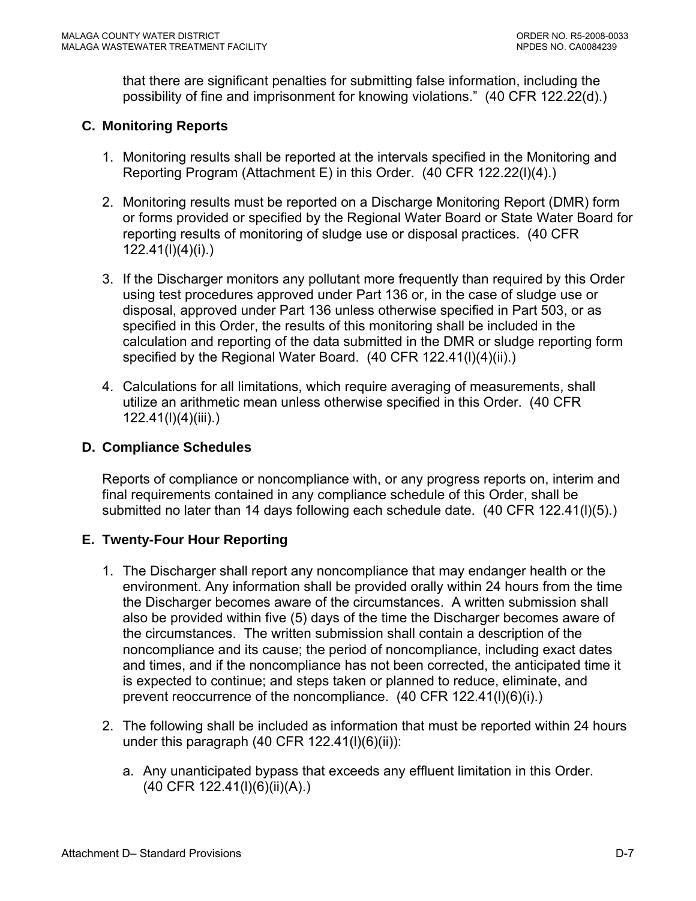that there are significant penalties for submitting false information, including the possibility of fine and imprisonment for knowing violations." (40 CFR 122.22(d).)

### C. Monitoring Reports

1. Monitoring results shall be reported at the intervals specified in the Monitoring and Reporting Program (Attachment E) in this Order. (40 CFR 122.22(l)(4).)

2. Monitoring results must be reported on a Discharge Monitoring Report (DMR) form or forms provided or specified by the Regional Water Board or State Water Board for reporting results of monitoring of sludge use or disposal practices. (40 CFR 122.41(l)(4)(i).)

3. If the Discharger monitors any pollutant more frequently than required by this Order using test procedures approved under Part 136 or, in the case of sludge use or disposal, approved under Part 136 unless otherwise specified in Part 503, or as specified in this Order, the results of this monitoring shall be included in the calculation and reporting of the data submitted in the DMR or sludge reporting form specified by the Regional Water Board. (40 CFR 122.41(l)(4)(ii).)

4. Calculations for all limitations, which require averaging of measurements, shall utilize an arithmetic mean unless otherwise specified in this Order. (40 CFR 122.41(l)(4)(iii).)

### D. Compliance Schedules

Reports of compliance or noncompliance with, or any progress reports on, interim and final requirements contained in any compliance schedule of this Order, shall be submitted no later than 14 days following each schedule date. (40 CFR 122.41(l)(5).)

### E. Twenty-Four Hour Reporting

1. The Discharger shall report any noncompliance that may endanger health or the environment. Any information shall be provided orally within 24 hours from the time the Discharger becomes aware of the circumstances. A written submission shall also be provided within five (5) days of the time the Discharger becomes aware of the circumstances. The written submission shall contain a description of the noncompliance and its cause; the period of noncompliance, including exact dates and times, and if the noncompliance has not been corrected, the anticipated time it is expected to continue; and steps taken or planned to reduce, eliminate, and prevent reoccurrence of the noncompliance. (40 CFR 122.41(l)(6)(i).)

2. The following shall be included as information that must be reported within 24 hours under this paragraph (40 CFR 122.41(l)(6)(ii)):

   a. Any unanticipated bypass that exceeds any effluent limitation in this Order. (40 CFR 122.41(l)(6)(ii)(A).)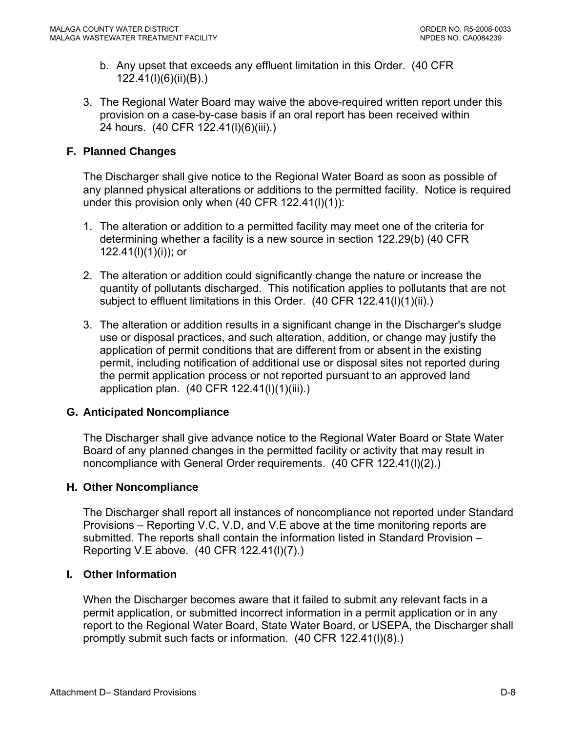b. Any upset that exceeds any effluent limitation in this Order. (40 CFR 122.41(l)(6)(ii)(B).)

3. The Regional Water Board may waive the above-required written report under this provision on a case-by-case basis if an oral report has been received within 24 hours. (40 CFR 122.41(l)(6)(iii).)

## F. Planned Changes

The Discharger shall give notice to the Regional Water Board as soon as possible of any planned physical alterations or additions to the permitted facility. Notice is required under this provision only when (40 CFR 122.41(l)(1)):

1. The alteration or addition to a permitted facility may meet one of the criteria for determining whether a facility is a new source in section 122.29(b) (40 CFR 122.41(l)(1)(i)); or

2. The alteration or addition could significantly change the nature or increase the quantity of pollutants discharged. This notification applies to pollutants that are not subject to effluent limitations in this Order. (40 CFR 122.41(l)(1)(ii).)

3. The alteration or addition results in a significant change in the Discharger's sludge use or disposal practices, and such alteration, addition, or change may justify the application of permit conditions that are different from or absent in the existing permit, including notification of additional use or disposal sites not reported during the permit application process or not reported pursuant to an approved land application plan. (40 CFR 122.41(l)(1)(iii).)

## G. Anticipated Noncompliance

The Discharger shall give advance notice to the Regional Water Board or State Water Board of any planned changes in the permitted facility or activity that may result in noncompliance with General Order requirements. (40 CFR 122.41(l)(2).)

## H. Other Noncompliance

The Discharger shall report all instances of noncompliance not reported under Standard Provisions – Reporting V.C, V.D, and V.E above at the time monitoring reports are submitted. The reports shall contain the information listed in Standard Provision – Reporting V.E above. (40 CFR 122.41(l)(7).)

## I. Other Information

When the Discharger becomes aware that it failed to submit any relevant facts in a permit application, or submitted incorrect information in a permit application or in any report to the Regional Water Board, State Water Board, or USEPA, the Discharger shall promptly submit such facts or information. (40 CFR 122.41(l)(8).)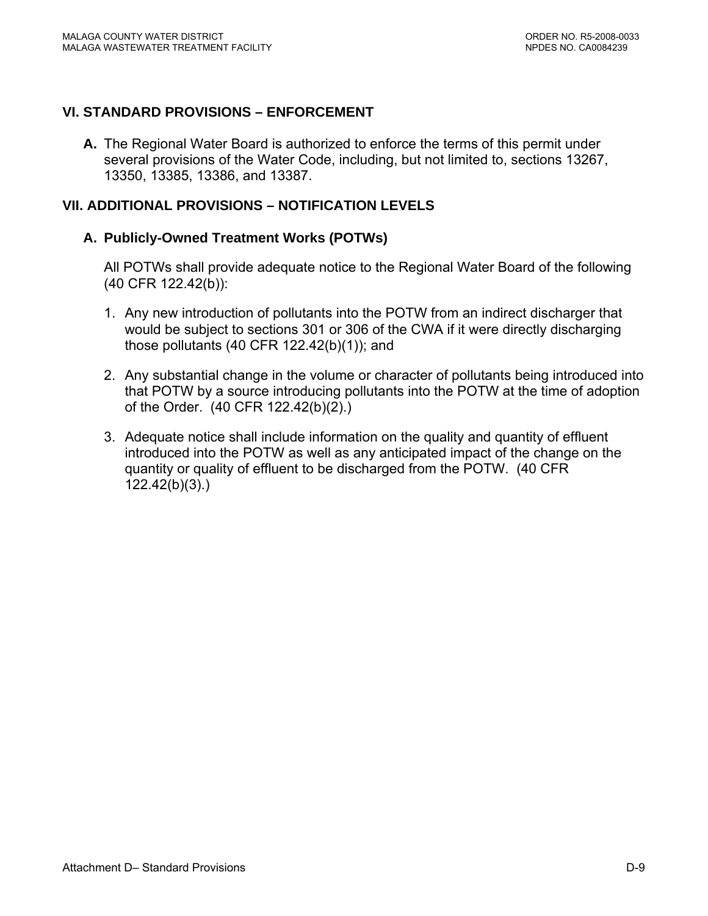## VI. STANDARD PROVISIONS – ENFORCEMENT

**A.** The Regional Water Board is authorized to enforce the terms of this permit under several provisions of the Water Code, including, but not limited to, sections 13267, 13350, 13385, 13386, and 13387.

## VII. ADDITIONAL PROVISIONS – NOTIFICATION LEVELS

### A. Publicly-Owned Treatment Works (POTWs)

All POTWs shall provide adequate notice to the Regional Water Board of the following (40 CFR 122.42(b)):

1. Any new introduction of pollutants into the POTW from an indirect discharger that would be subject to sections 301 or 306 of the CWA if it were directly discharging those pollutants (40 CFR 122.42(b)(1)); and

2. Any substantial change in the volume or character of pollutants being introduced into that POTW by a source introducing pollutants into the POTW at the time of adoption of the Order. (40 CFR 122.42(b)(2).)

3. Adequate notice shall include information on the quality and quantity of effluent introduced into the POTW as well as any anticipated impact of the change on the quantity or quality of effluent to be discharged from the POTW. (40 CFR 122.42(b)(3).)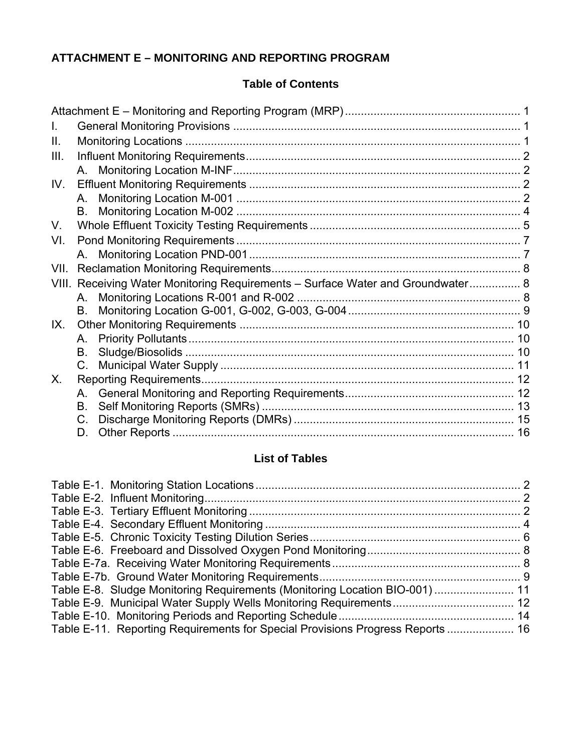## ATTACHMENT E – MONITORING AND REPORTING PROGRAM

### Table of Contents

Attachment E – Monitoring and Reporting Program (MRP) ....................................................... 1

I. General Monitoring Provisions ........................................................................................... 1

II. Monitoring Locations ......................................................................................................... 1

III. Influent Monitoring Requirements...................................................................................... 2

  A. Monitoring Location M-INF.......................................................................................... 2

IV. Effluent Monitoring Requirements ..................................................................................... 2

  A. Monitoring Location M-001 ......................................................................................... 2

  B. Monitoring Location M-002 ......................................................................................... 4

V. Whole Effluent Toxicity Testing Requirements .................................................................. 5

VI. Pond Monitoring Requirements ......................................................................................... 7

  A. Monitoring Location PND-001..................................................................................... 7

VII. Reclamation Monitoring Requirements.............................................................................. 8

VIII. Receiving Water Monitoring Requirements – Surface Water and Groundwater................ 8

  A. Monitoring Locations R-001 and R-002 ...................................................................... 8

  B. Monitoring Location G-001, G-002, G-003, G-004...................................................... 9

IX. Other Monitoring Requirements ...................................................................................... 10

  A. Priority Pollutants....................................................................................................... 10

  B. Sludge/Biosolids ....................................................................................................... 10

  C. Municipal Water Supply ............................................................................................ 11

X. Reporting Requirements.................................................................................................. 12

  A. General Monitoring and Reporting Requirements..................................................... 12

  B. Self Monitoring Reports (SMRs) ............................................................................... 13

  C. Discharge Monitoring Reports (DMRs) ..................................................................... 15

  D. Other Reports ........................................................................................................... 16

### List of Tables

Table E-1. Monitoring Station Locations ................................................................................... 2

Table E-2. Influent Monitoring................................................................................................... 2

Table E-3. Tertiary Effluent Monitoring ..................................................................................... 2

Table E-4. Secondary Effluent Monitoring ................................................................................ 4

Table E-5. Chronic Toxicity Testing Dilution Series .................................................................. 6

Table E-6. Freeboard and Dissolved Oxygen Pond Monitoring................................................ 8

Table E-7a. Receiving Water Monitoring Requirements ........................................................... 8

Table E-7b. Ground Water Monitoring Requirements............................................................... 9

Table E-8. Sludge Monitoring Requirements (Monitoring Location BIO-001) ......................... 11

Table E-9. Municipal Water Supply Wells Monitoring Requirements...................................... 12

Table E-10. Monitoring Periods and Reporting Schedule....................................................... 14

Table E-11. Reporting Requirements for Special Provisions Progress Reports ..................... 16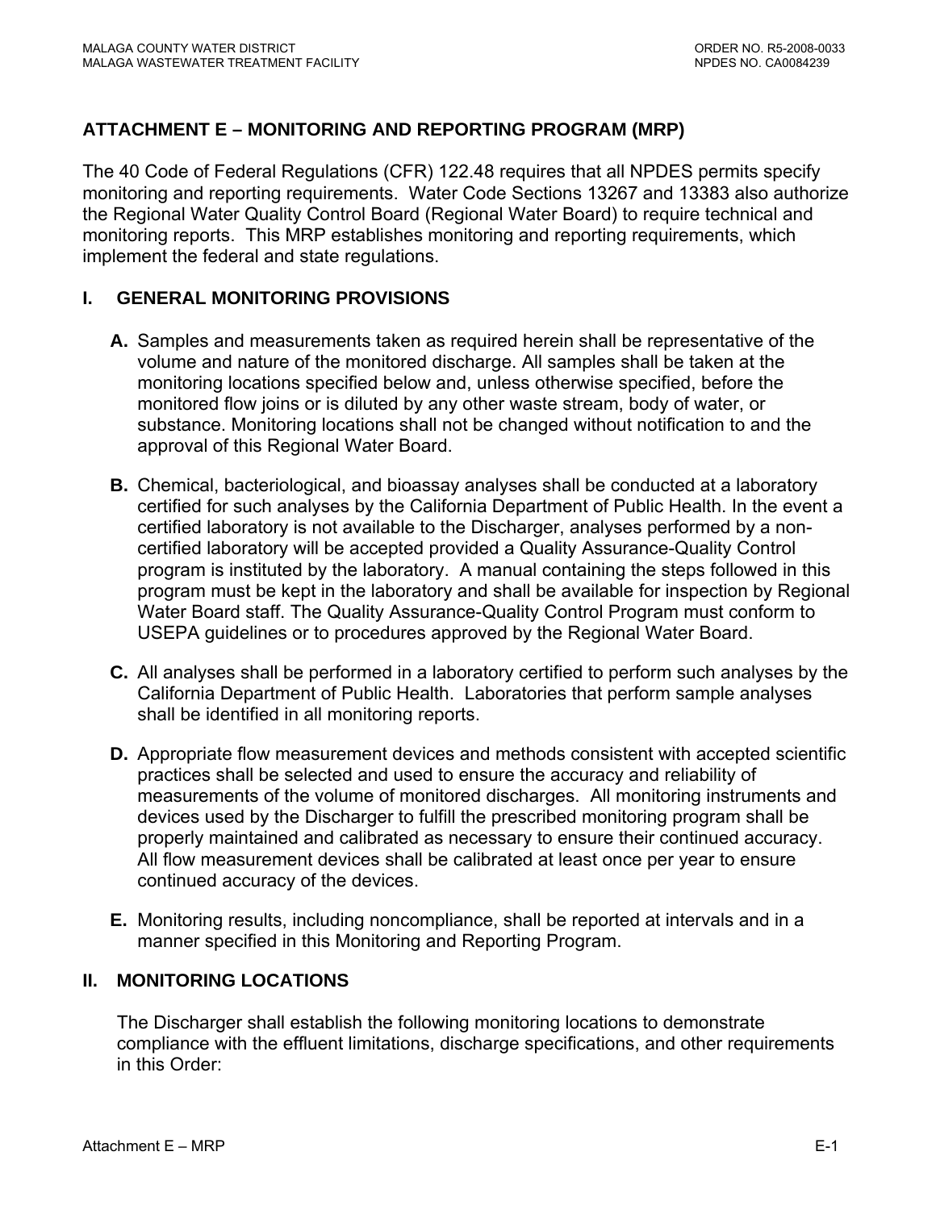## ATTACHMENT E – MONITORING AND REPORTING PROGRAM (MRP)

The 40 Code of Federal Regulations (CFR) 122.48 requires that all NPDES permits specify monitoring and reporting requirements. Water Code Sections 13267 and 13383 also authorize the Regional Water Quality Control Board (Regional Water Board) to require technical and monitoring reports. This MRP establishes monitoring and reporting requirements, which implement the federal and state regulations.

### I. GENERAL MONITORING PROVISIONS

**A.** Samples and measurements taken as required herein shall be representative of the volume and nature of the monitored discharge. All samples shall be taken at the monitoring locations specified below and, unless otherwise specified, before the monitored flow joins or is diluted by any other waste stream, body of water, or substance. Monitoring locations shall not be changed without notification to and the approval of this Regional Water Board.

**B.** Chemical, bacteriological, and bioassay analyses shall be conducted at a laboratory certified for such analyses by the California Department of Public Health. In the event a certified laboratory is not available to the Discharger, analyses performed by a non-certified laboratory will be accepted provided a Quality Assurance-Quality Control program is instituted by the laboratory. A manual containing the steps followed in this program must be kept in the laboratory and shall be available for inspection by Regional Water Board staff. The Quality Assurance-Quality Control Program must conform to USEPA guidelines or to procedures approved by the Regional Water Board.

**C.** All analyses shall be performed in a laboratory certified to perform such analyses by the California Department of Public Health. Laboratories that perform sample analyses shall be identified in all monitoring reports.

**D.** Appropriate flow measurement devices and methods consistent with accepted scientific practices shall be selected and used to ensure the accuracy and reliability of measurements of the volume of monitored discharges. All monitoring instruments and devices used by the Discharger to fulfill the prescribed monitoring program shall be properly maintained and calibrated as necessary to ensure their continued accuracy. All flow measurement devices shall be calibrated at least once per year to ensure continued accuracy of the devices.

**E.** Monitoring results, including noncompliance, shall be reported at intervals and in a manner specified in this Monitoring and Reporting Program.

### II. MONITORING LOCATIONS

The Discharger shall establish the following monitoring locations to demonstrate compliance with the effluent limitations, discharge specifications, and other requirements in this Order: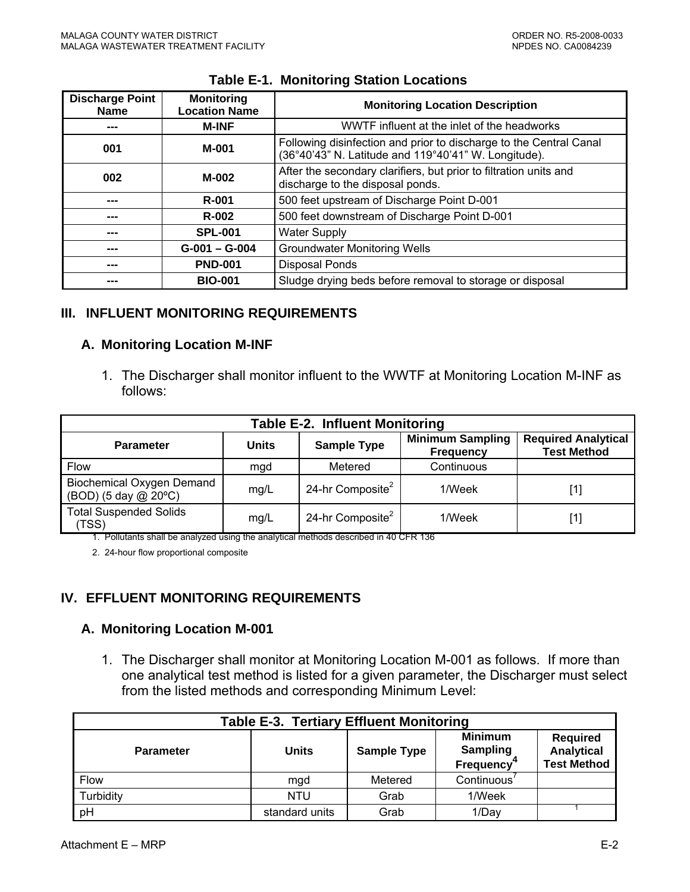**Table E-1. Monitoring Station Locations**

| Discharge Point Name | Monitoring Location Name | Monitoring Location Description |
|---|---|---|
| --- | M-INF | WWTF influent at the inlet of the headworks |
| 001 | M-001 | Following disinfection and prior to discharge to the Central Canal (36°40'43" N. Latitude and 119°40'41" W. Longitude). |
| 002 | M-002 | After the secondary clarifiers, but prior to filtration units and discharge to the disposal ponds. |
| --- | R-001 | 500 feet upstream of Discharge Point D-001 |
| --- | R-002 | 500 feet downstream of Discharge Point D-001 |
| --- | SPL-001 | Water Supply |
| --- | G-001 – G-004 | Groundwater Monitoring Wells |
| --- | PND-001 | Disposal Ponds |
| --- | BIO-001 | Sludge drying beds before removal to storage or disposal |

## III. INFLUENT MONITORING REQUIREMENTS

### A. Monitoring Location M-INF

1. The Discharger shall monitor influent to the WWTF at Monitoring Location M-INF as follows:

**Table E-2. Influent Monitoring**

| Parameter | Units | Sample Type | Minimum Sampling Frequency | Required Analytical Test Method |
|---|---|---|---|---|
| Flow | mgd | Metered | Continuous | |
| Biochemical Oxygen Demand (BOD) (5 day @ 20ºC) | mg/L | 24-hr Composite[2] | 1/Week | [1] |
| Total Suspended Solids (TSS) | mg/L | 24-hr Composite[2] | 1/Week | [1] |

1. Pollutants shall be analyzed using the analytical methods described in 40 CFR 136
2. 24-hour flow proportional composite

## IV. EFFLUENT MONITORING REQUIREMENTS

### A. Monitoring Location M-001

1. The Discharger shall monitor at Monitoring Location M-001 as follows. If more than one analytical test method is listed for a given parameter, the Discharger must select from the listed methods and corresponding Minimum Level:

**Table E-3. Tertiary Effluent Monitoring**

| Parameter | Units | Sample Type | Minimum Sampling Frequency[4] | Required Analytical Test Method |
|---|---|---|---|---|
| Flow | mgd | Metered | Continuous[7] | |
| Turbidity | NTU | Grab | 1/Week | |
| pH | standard units | Grab | 1/Day | [1] |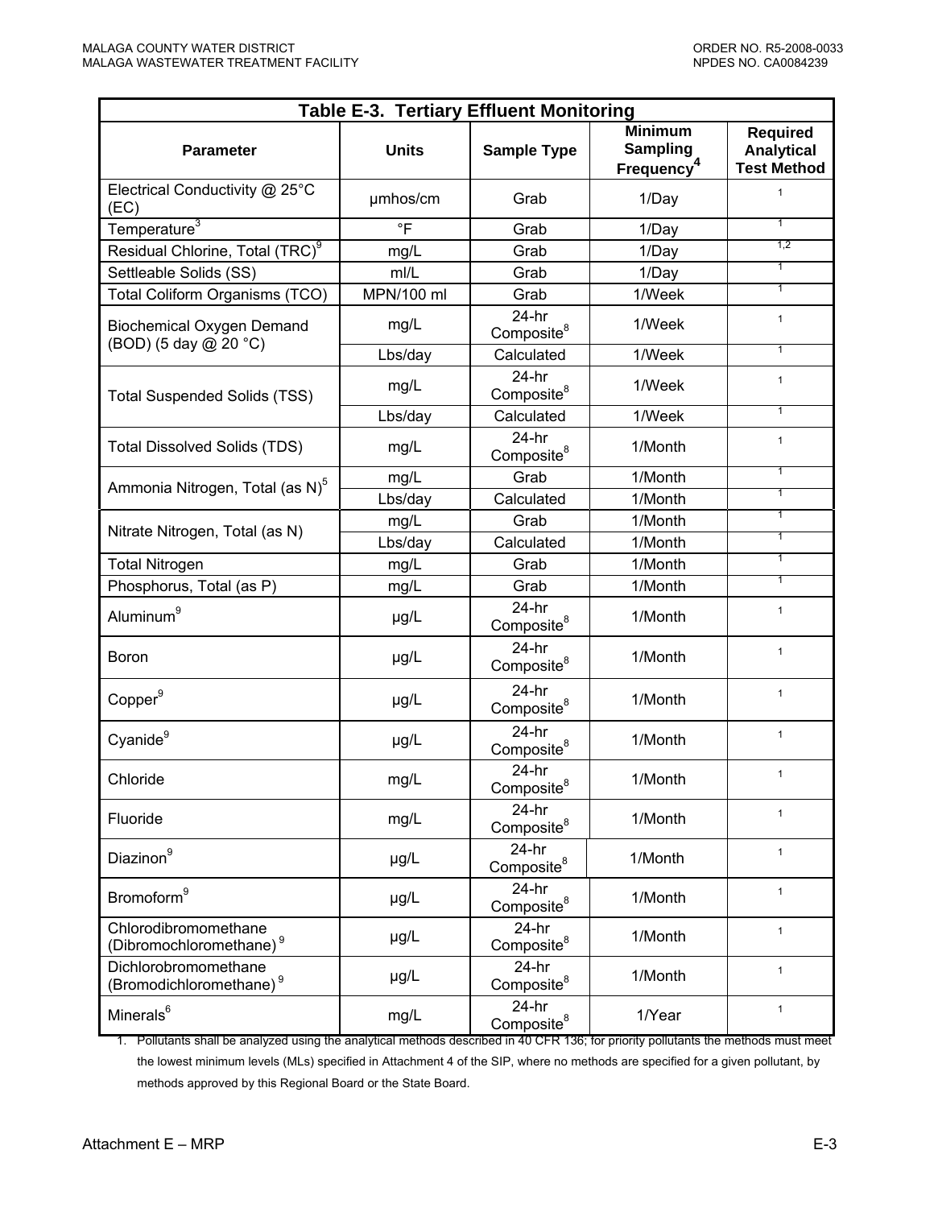**Table E-3. Tertiary Effluent Monitoring**

| Parameter | Units | Sample Type | Minimum Sampling Frequency[4] | Required Analytical Test Method |
|---|---|---|---|---|
| Electrical Conductivity @ 25°C (EC) | µmhos/cm | Grab | 1/Day | [1] |
| Temperature[3] | °F | Grab | 1/Day | [1] |
| Residual Chlorine, Total (TRC)[9] | mg/L | Grab | 1/Day | [1,2] |
| Settleable Solids (SS) | ml/L | Grab | 1/Day | [1] |
| Total Coliform Organisms (TCO) | MPN/100 ml | Grab | 1/Week | [1] |
| Biochemical Oxygen Demand (BOD) (5 day @ 20 °C) | mg/L | 24-hr Composite[8] | 1/Week | [1] |
| | Lbs/day | Calculated | 1/Week | [1] |
| Total Suspended Solids (TSS) | mg/L | 24-hr Composite[8] | 1/Week | [1] |
| | Lbs/day | Calculated | 1/Week | [1] |
| Total Dissolved Solids (TDS) | mg/L | 24-hr Composite[8] | 1/Month | [1] |
| Ammonia Nitrogen, Total (as N)[5] | mg/L | Grab | 1/Month | [1] |
| | Lbs/day | Calculated | 1/Month | [1] |
| Nitrate Nitrogen, Total (as N) | mg/L | Grab | 1/Month | [1] |
| | Lbs/day | Calculated | 1/Month | [1] |
| Total Nitrogen | mg/L | Grab | 1/Month | [1] |
| Phosphorus, Total (as P) | mg/L | Grab | 1/Month | [1] |
| Aluminum[9] | µg/L | 24-hr Composite[8] | 1/Month | [1] |
| Boron | µg/L | 24-hr Composite[8] | 1/Month | [1] |
| Copper[9] | µg/L | 24-hr Composite[8] | 1/Month | [1] |
| Cyanide[9] | µg/L | 24-hr Composite[8] | 1/Month | [1] |
| Chloride | mg/L | 24-hr Composite[8] | 1/Month | [1] |
| Fluoride | mg/L | 24-hr Composite[8] | 1/Month | [1] |
| Diazinon[9] | µg/L | 24-hr Composite[8] | 1/Month | [1] |
| Bromoform[9] | µg/L | 24-hr Composite[8] | 1/Month | [1] |
| Chlorodibromomethane (Dibromochloromethane)[9] | µg/L | 24-hr Composite[8] | 1/Month | [1] |
| Dichlorobromomethane (Bromodichloromethane)[9] | µg/L | 24-hr Composite[8] | 1/Month | [1] |
| Minerals[6] | mg/L | 24-hr Composite[8] | 1/Year | [1] |

1. Pollutants shall be analyzed using the analytical methods described in 40 CFR 136; for priority pollutants the methods must meet the lowest minimum levels (MLs) specified in Attachment 4 of the SIP, where no methods are specified for a given pollutant, by methods approved by this Regional Board or the State Board.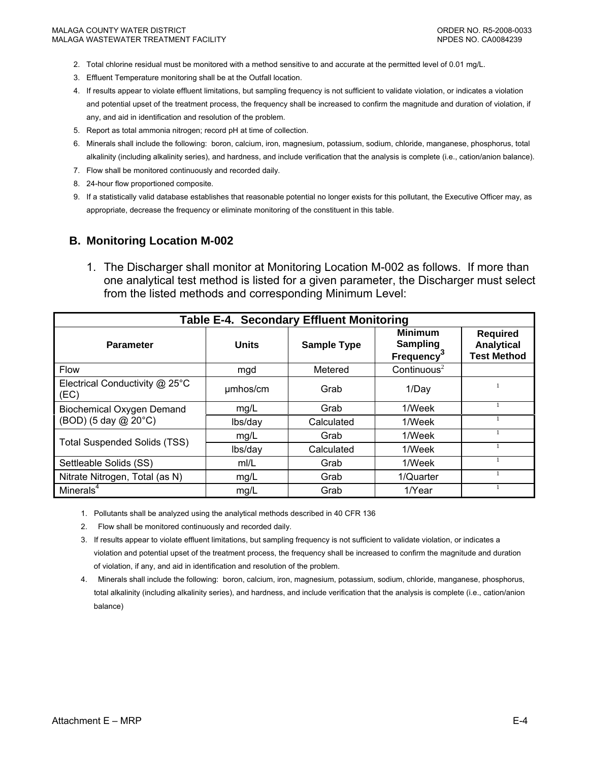2. Total chlorine residual must be monitored with a method sensitive to and accurate at the permitted level of 0.01 mg/L.
3. Effluent Temperature monitoring shall be at the Outfall location.
4. If results appear to violate effluent limitations, but sampling frequency is not sufficient to validate violation, or indicates a violation and potential upset of the treatment process, the frequency shall be increased to confirm the magnitude and duration of violation, if any, and aid in identification and resolution of the problem.
5. Report as total ammonia nitrogen; record pH at time of collection.
6. Minerals shall include the following: boron, calcium, iron, magnesium, potassium, sodium, chloride, manganese, phosphorus, total alkalinity (including alkalinity series), and hardness, and include verification that the analysis is complete (i.e., cation/anion balance).
7. Flow shall be monitored continuously and recorded daily.
8. 24-hour flow proportioned composite.
9. If a statistically valid database establishes that reasonable potential no longer exists for this pollutant, the Executive Officer may, as appropriate, decrease the frequency or eliminate monitoring of the constituent in this table.

## B. Monitoring Location M-002

1. The Discharger shall monitor at Monitoring Location M-002 as follows. If more than one analytical test method is listed for a given parameter, the Discharger must select from the listed methods and corresponding Minimum Level:

**Table E-4. Secondary Effluent Monitoring**

| Parameter | Units | Sample Type | Minimum Sampling Frequency[3] | Required Analytical Test Method |
|---|---|---|---|---|
| Flow | mgd | Metered | Continuous[2] | |
| Electrical Conductivity @ 25°C (EC) | µmhos/cm | Grab | 1/Day | [1] |
| Biochemical Oxygen Demand (BOD) (5 day @ 20°C) | mg/L | Grab | 1/Week | [1] |
| | lbs/day | Calculated | 1/Week | [1] |
| Total Suspended Solids (TSS) | mg/L | Grab | 1/Week | [1] |
| | lbs/day | Calculated | 1/Week | [1] |
| Settleable Solids (SS) | ml/L | Grab | 1/Week | [1] |
| Nitrate Nitrogen, Total (as N) | mg/L | Grab | 1/Quarter | [1] |
| Minerals[4] | mg/L | Grab | 1/Year | [1] |

1. Pollutants shall be analyzed using the analytical methods described in 40 CFR 136
2. Flow shall be monitored continuously and recorded daily.
3. If results appear to violate effluent limitations, but sampling frequency is not sufficient to validate violation, or indicates a violation and potential upset of the treatment process, the frequency shall be increased to confirm the magnitude and duration of violation, if any, and aid in identification and resolution of the problem.
4. Minerals shall include the following: boron, calcium, iron, magnesium, potassium, sodium, chloride, manganese, phosphorus, total alkalinity (including alkalinity series), and hardness, and include verification that the analysis is complete (i.e., cation/anion balance)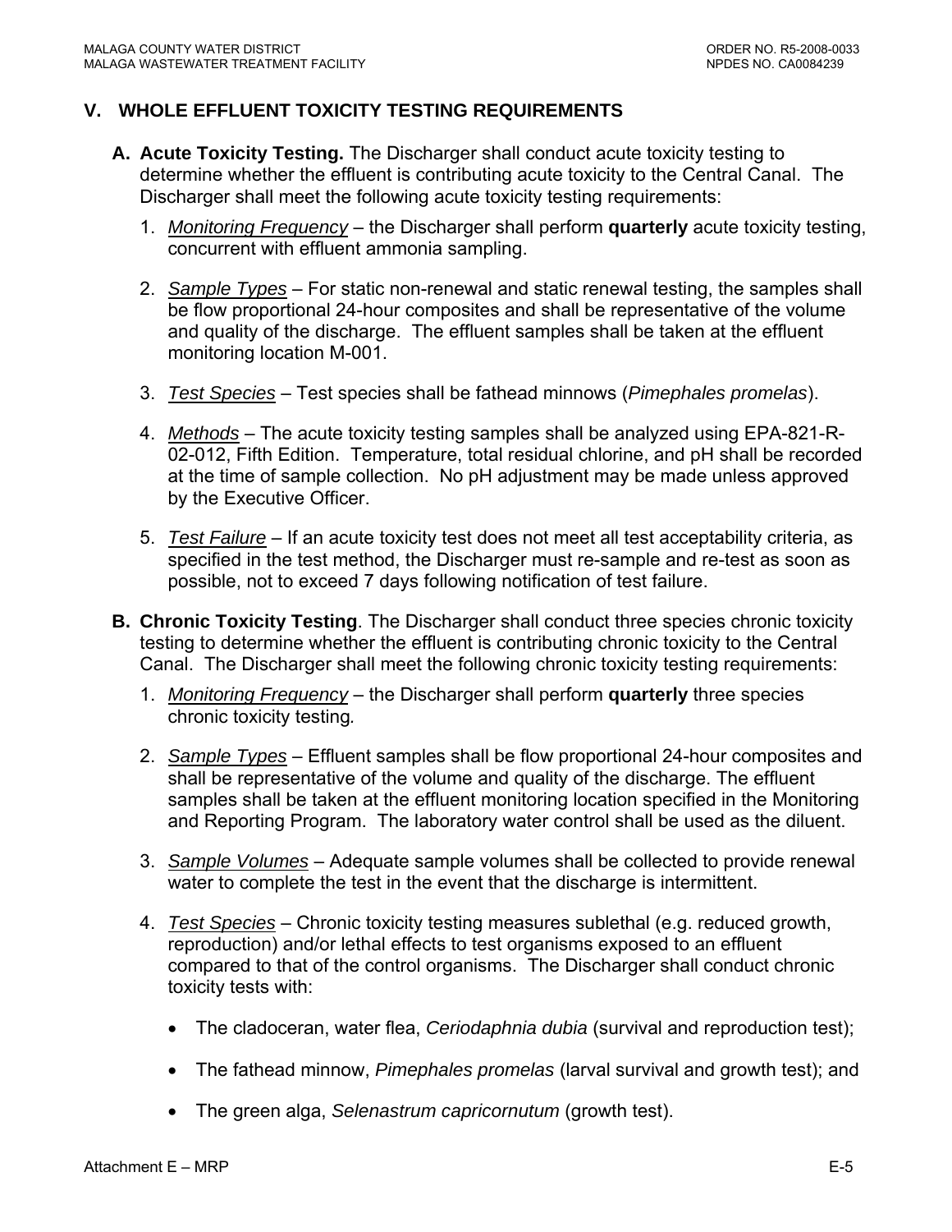## V. WHOLE EFFLUENT TOXICITY TESTING REQUIREMENTS

**A. Acute Toxicity Testing.** The Discharger shall conduct acute toxicity testing to determine whether the effluent is contributing acute toxicity to the Central Canal. The Discharger shall meet the following acute toxicity testing requirements:

1. *Monitoring Frequency* – the Discharger shall perform **quarterly** acute toxicity testing, concurrent with effluent ammonia sampling.

2. *Sample Types* – For static non-renewal and static renewal testing, the samples shall be flow proportional 24-hour composites and shall be representative of the volume and quality of the discharge. The effluent samples shall be taken at the effluent monitoring location M-001.

3. *Test Species* – Test species shall be fathead minnows (*Pimephales promelas*).

4. *Methods* – The acute toxicity testing samples shall be analyzed using EPA-821-R-02-012, Fifth Edition. Temperature, total residual chlorine, and pH shall be recorded at the time of sample collection. No pH adjustment may be made unless approved by the Executive Officer.

5. *Test Failure* – If an acute toxicity test does not meet all test acceptability criteria, as specified in the test method, the Discharger must re-sample and re-test as soon as possible, not to exceed 7 days following notification of test failure.

**B. Chronic Toxicity Testing**. The Discharger shall conduct three species chronic toxicity testing to determine whether the effluent is contributing chronic toxicity to the Central Canal. The Discharger shall meet the following chronic toxicity testing requirements:

1. *Monitoring Frequency* – the Discharger shall perform **quarterly** three species chronic toxicity testing.

2. *Sample Types* – Effluent samples shall be flow proportional 24-hour composites and shall be representative of the volume and quality of the discharge. The effluent samples shall be taken at the effluent monitoring location specified in the Monitoring and Reporting Program. The laboratory water control shall be used as the diluent.

3. *Sample Volumes* – Adequate sample volumes shall be collected to provide renewal water to complete the test in the event that the discharge is intermittent.

4. *Test Species* – Chronic toxicity testing measures sublethal (e.g. reduced growth, reproduction) and/or lethal effects to test organisms exposed to an effluent compared to that of the control organisms. The Discharger shall conduct chronic toxicity tests with:

   - The cladoceran, water flea, *Ceriodaphnia dubia* (survival and reproduction test);
   - The fathead minnow, *Pimephales promelas* (larval survival and growth test); and
   - The green alga, *Selenastrum capricornutum* (growth test).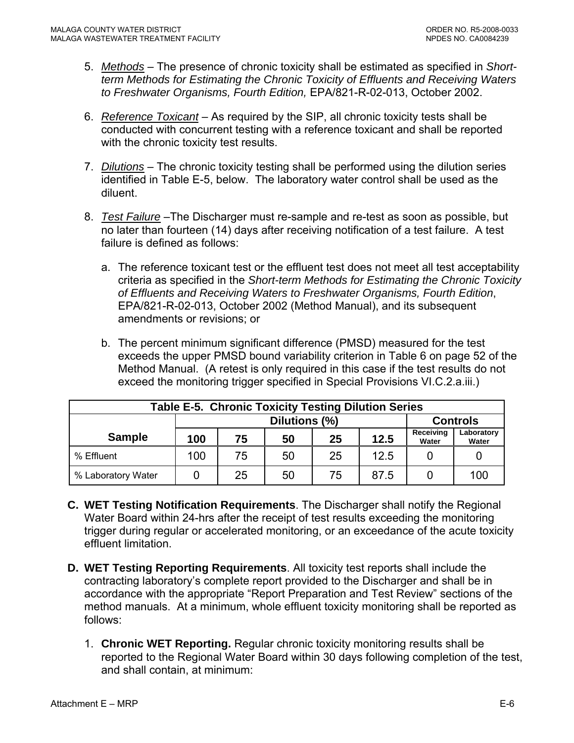5. *Methods* – The presence of chronic toxicity shall be estimated as specified in *Short-term Methods for Estimating the Chronic Toxicity of Effluents and Receiving Waters to Freshwater Organisms, Fourth Edition,* EPA/821-R-02-013, October 2002.

6. *Reference Toxicant* – As required by the SIP, all chronic toxicity tests shall be conducted with concurrent testing with a reference toxicant and shall be reported with the chronic toxicity test results.

7. *Dilutions* – The chronic toxicity testing shall be performed using the dilution series identified in Table E-5, below. The laboratory water control shall be used as the diluent.

8. *Test Failure* –The Discharger must re-sample and re-test as soon as possible, but no later than fourteen (14) days after receiving notification of a test failure. A test failure is defined as follows:

   a. The reference toxicant test or the effluent test does not meet all test acceptability criteria as specified in the *Short-term Methods for Estimating the Chronic Toxicity of Effluents and Receiving Waters to Freshwater Organisms, Fourth Edition*, EPA/821-R-02-013, October 2002 (Method Manual), and its subsequent amendments or revisions; or

   b. The percent minimum significant difference (PMSD) measured for the test exceeds the upper PMSD bound variability criterion in Table 6 on page 52 of the Method Manual. (A retest is only required in this case if the test results do not exceed the monitoring trigger specified in Special Provisions VI.C.2.a.iii.)

**Table E-5. Chronic Toxicity Testing Dilution Series**

| Sample | Dilutions (%) | | | | | Controls | |
|---|---|---|---|---|---|---|---|
| | 100 | 75 | 50 | 25 | 12.5 | Receiving Water | Laboratory Water |
| % Effluent | 100 | 75 | 50 | 25 | 12.5 | 0 | 0 |
| % Laboratory Water | 0 | 25 | 50 | 75 | 87.5 | 0 | 100 |

**C. WET Testing Notification Requirements**. The Discharger shall notify the Regional Water Board within 24-hrs after the receipt of test results exceeding the monitoring trigger during regular or accelerated monitoring, or an exceedance of the acute toxicity effluent limitation.

**D. WET Testing Reporting Requirements**. All toxicity test reports shall include the contracting laboratory's complete report provided to the Discharger and shall be in accordance with the appropriate "Report Preparation and Test Review" sections of the method manuals. At a minimum, whole effluent toxicity monitoring shall be reported as follows:

1. **Chronic WET Reporting.** Regular chronic toxicity monitoring results shall be reported to the Regional Water Board within 30 days following completion of the test, and shall contain, at minimum: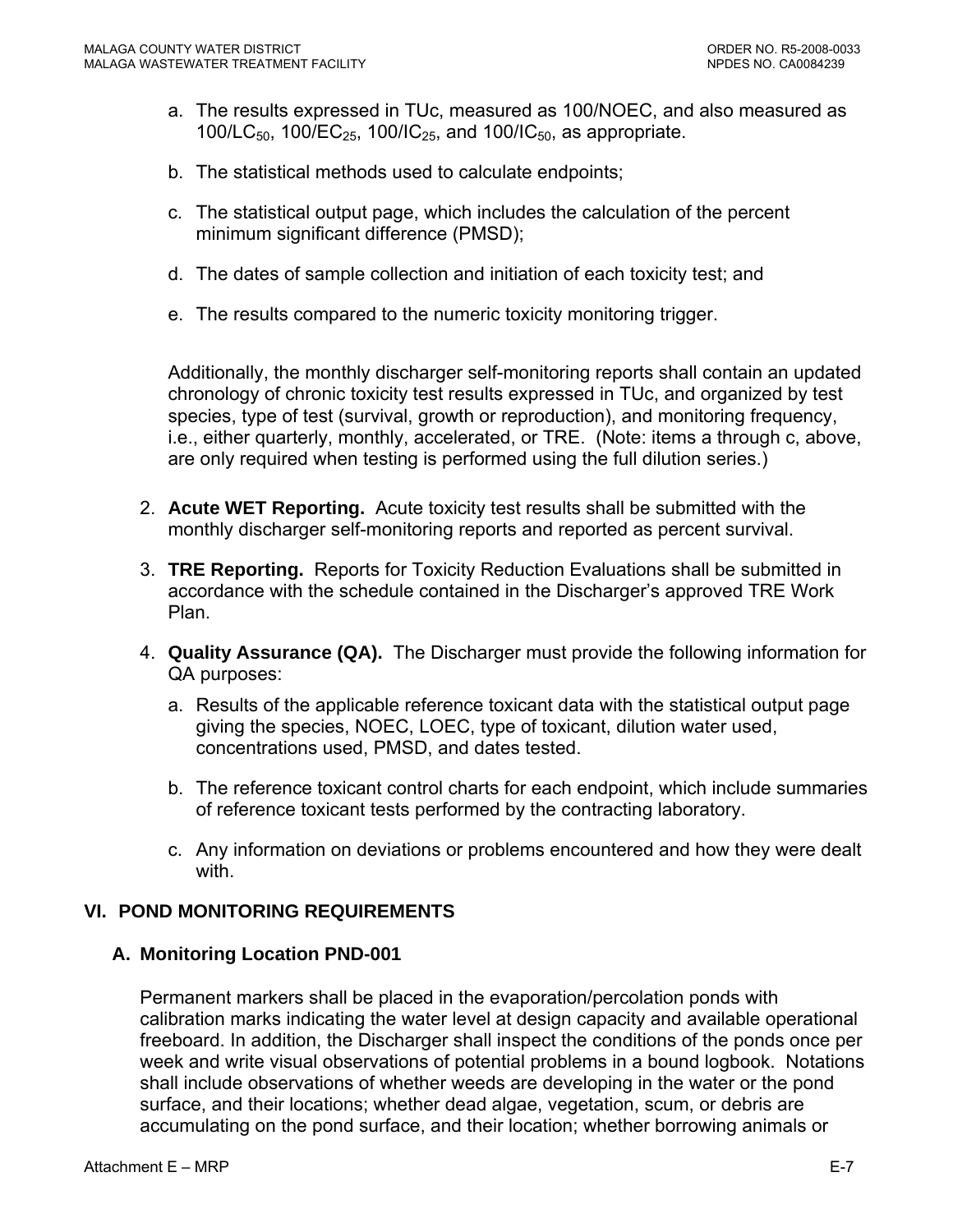a. The results expressed in TUc, measured as 100/NOEC, and also measured as $100/LC_{50}$, $100/EC_{25}$, $100/IC_{25}$, and $100/IC_{50}$, as appropriate.

b. The statistical methods used to calculate endpoints;

c. The statistical output page, which includes the calculation of the percent minimum significant difference (PMSD);

d. The dates of sample collection and initiation of each toxicity test; and

e. The results compared to the numeric toxicity monitoring trigger.

Additionally, the monthly discharger self-monitoring reports shall contain an updated chronology of chronic toxicity test results expressed in TUc, and organized by test species, type of test (survival, growth or reproduction), and monitoring frequency, i.e., either quarterly, monthly, accelerated, or TRE. (Note: items a through c, above, are only required when testing is performed using the full dilution series.)

2. **Acute WET Reporting.** Acute toxicity test results shall be submitted with the monthly discharger self-monitoring reports and reported as percent survival.

3. **TRE Reporting.** Reports for Toxicity Reduction Evaluations shall be submitted in accordance with the schedule contained in the Discharger's approved TRE Work Plan.

4. **Quality Assurance (QA).** The Discharger must provide the following information for QA purposes:

   a. Results of the applicable reference toxicant data with the statistical output page giving the species, NOEC, LOEC, type of toxicant, dilution water used, concentrations used, PMSD, and dates tested.

   b. The reference toxicant control charts for each endpoint, which include summaries of reference toxicant tests performed by the contracting laboratory.

   c. Any information on deviations or problems encountered and how they were dealt with.

## VI. POND MONITORING REQUIREMENTS

### A. Monitoring Location PND-001

Permanent markers shall be placed in the evaporation/percolation ponds with calibration marks indicating the water level at design capacity and available operational freeboard. In addition, the Discharger shall inspect the conditions of the ponds once per week and write visual observations of potential problems in a bound logbook. Notations shall include observations of whether weeds are developing in the water or the pond surface, and their locations; whether dead algae, vegetation, scum, or debris are accumulating on the pond surface, and their location; whether borrowing animals or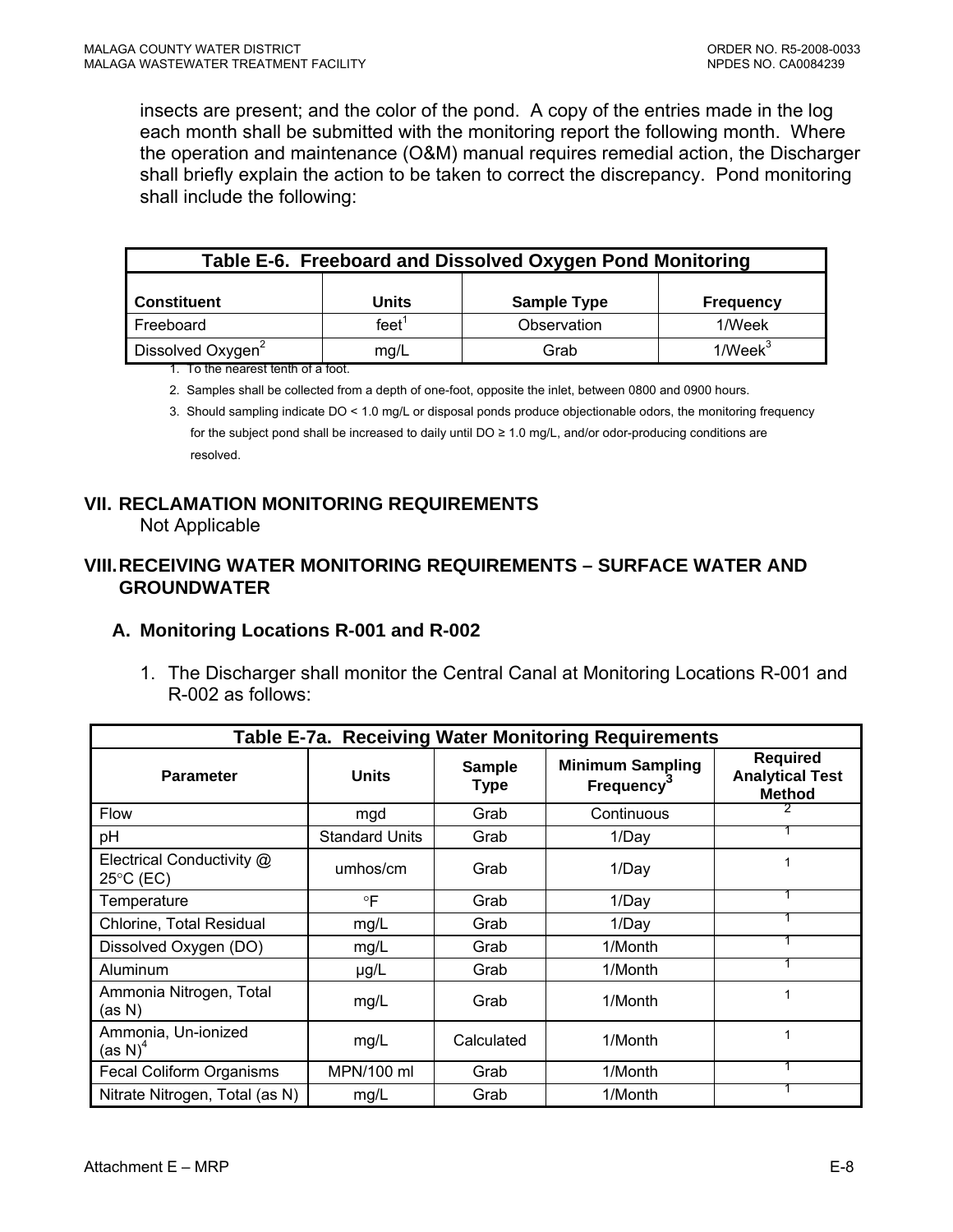insects are present; and the color of the pond. A copy of the entries made in the log each month shall be submitted with the monitoring report the following month. Where the operation and maintenance (O&M) manual requires remedial action, the Discharger shall briefly explain the action to be taken to correct the discrepancy. Pond monitoring shall include the following:

**Table E-6. Freeboard and Dissolved Oxygen Pond Monitoring**

| Constituent | Units | Sample Type | Frequency |
|---|---|---|---|
| Freeboard | feet[1] | Observation | 1/Week |
| Dissolved Oxygen[2] | mg/L | Grab | 1/Week[3] |

1. To the nearest tenth of a foot.
2. Samples shall be collected from a depth of one-foot, opposite the inlet, between 0800 and 0900 hours.
3. Should sampling indicate DO < 1.0 mg/L or disposal ponds produce objectionable odors, the monitoring frequency for the subject pond shall be increased to daily until DO ≥ 1.0 mg/L, and/or odor-producing conditions are resolved.

## VII. RECLAMATION MONITORING REQUIREMENTS

Not Applicable

## VIII. RECEIVING WATER MONITORING REQUIREMENTS – SURFACE WATER AND GROUNDWATER

### A. Monitoring Locations R-001 and R-002

1. The Discharger shall monitor the Central Canal at Monitoring Locations R-001 and R-002 as follows:

**Table E-7a. Receiving Water Monitoring Requirements**

| Parameter | Units | Sample Type | Minimum Sampling Frequency[3] | Required Analytical Test Method |
|---|---|---|---|---|
| Flow | mgd | Grab | Continuous | 2 |
| pH | Standard Units | Grab | 1/Day | 1 |
| Electrical Conductivity @ 25°C (EC) | umhos/cm | Grab | 1/Day | 1 |
| Temperature | °F | Grab | 1/Day | 1 |
| Chlorine, Total Residual | mg/L | Grab | 1/Day | 1 |
| Dissolved Oxygen (DO) | mg/L | Grab | 1/Month | 1 |
| Aluminum | µg/L | Grab | 1/Month | 1 |
| Ammonia Nitrogen, Total (as N) | mg/L | Grab | 1/Month | 1 |
| Ammonia, Un-ionized (as N)[4] | mg/L | Calculated | 1/Month | 1 |
| Fecal Coliform Organisms | MPN/100 ml | Grab | 1/Month | 1 |
| Nitrate Nitrogen, Total (as N) | mg/L | Grab | 1/Month | 1 |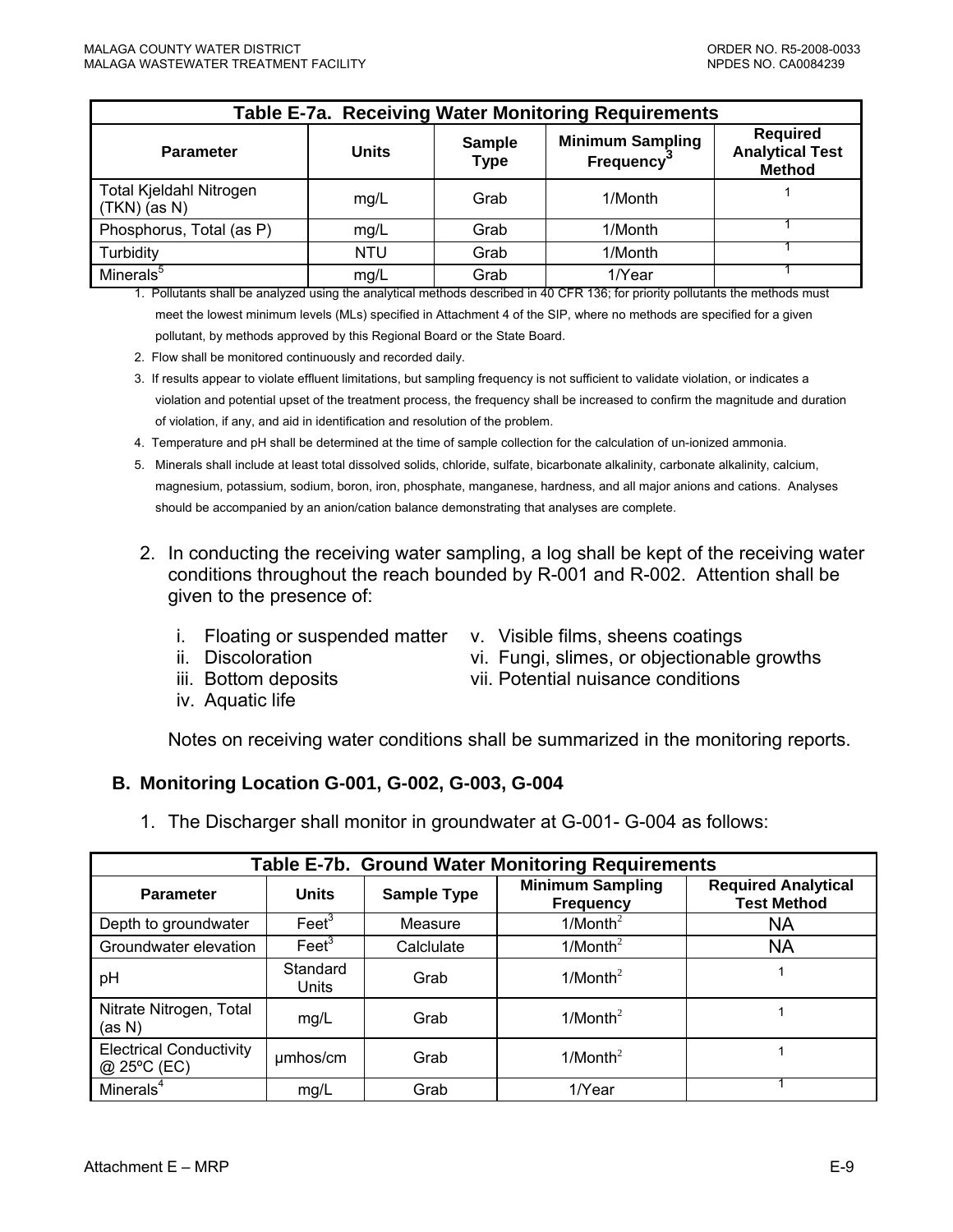| Table E-7a. Receiving Water Monitoring Requirements | | | | |
|---|---|---|---|---|
| Parameter | Units | Sample Type | Minimum Sampling Frequency[3] | Required Analytical Test Method |
| Total Kjeldahl Nitrogen (TKN) (as N) | mg/L | Grab | 1/Month | 1 |
| Phosphorus, Total (as P) | mg/L | Grab | 1/Month | 1 |
| Turbidity | NTU | Grab | 1/Month | 1 |
| Minerals[5] | mg/L | Grab | 1/Year | 1 |

1. Pollutants shall be analyzed using the analytical methods described in 40 CFR 136; for priority pollutants the methods must meet the lowest minimum levels (MLs) specified in Attachment 4 of the SIP, where no methods are specified for a given pollutant, by methods approved by this Regional Board or the State Board.
2. Flow shall be monitored continuously and recorded daily.
3. If results appear to violate effluent limitations, but sampling frequency is not sufficient to validate violation, or indicates a violation and potential upset of the treatment process, the frequency shall be increased to confirm the magnitude and duration of violation, if any, and aid in identification and resolution of the problem.
4. Temperature and pH shall be determined at the time of sample collection for the calculation of un-ionized ammonia.
5. Minerals shall include at least total dissolved solids, chloride, sulfate, bicarbonate alkalinity, carbonate alkalinity, calcium, magnesium, potassium, sodium, boron, iron, phosphate, manganese, hardness, and all major anions and cations. Analyses should be accompanied by an anion/cation balance demonstrating that analyses are complete.

2. In conducting the receiving water sampling, a log shall be kept of the receiving water conditions throughout the reach bounded by R-001 and R-002. Attention shall be given to the presence of:

   i. Floating or suspended matter
   ii. Discoloration
   iii. Bottom deposits
   iv. Aquatic life
   v. Visible films, sheens coatings
   vi. Fungi, slimes, or objectionable growths
   vii. Potential nuisance conditions

   Notes on receiving water conditions shall be summarized in the monitoring reports.

## B. Monitoring Location G-001, G-002, G-003, G-004

1. The Discharger shall monitor in groundwater at G-001- G-004 as follows:

| Table E-7b. Ground Water Monitoring Requirements | | | | |
|---|---|---|---|---|
| Parameter | Units | Sample Type | Minimum Sampling Frequency | Required Analytical Test Method |
| Depth to groundwater | Feet[3] | Measure | 1/Month[2] | NA |
| Groundwater elevation | Feet[3] | Calclulate | 1/Month[2] | NA |
| pH | Standard Units | Grab | 1/Month[2] | 1 |
| Nitrate Nitrogen, Total (as N) | mg/L | Grab | 1/Month[2] | 1 |
| Electrical Conductivity @ 25ºC (EC) | µmhos/cm | Grab | 1/Month[2] | 1 |
| Minerals[4] | mg/L | Grab | 1/Year | 1 |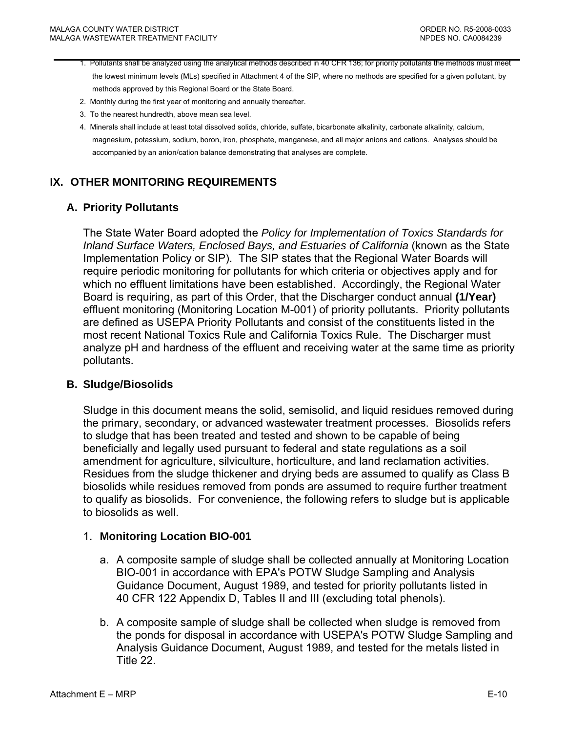1. Pollutants shall be analyzed using the analytical methods described in 40 CFR 136; for priority pollutants the methods must meet the lowest minimum levels (MLs) specified in Attachment 4 of the SIP, where no methods are specified for a given pollutant, by methods approved by this Regional Board or the State Board.
2. Monthly during the first year of monitoring and annually thereafter.
3. To the nearest hundredth, above mean sea level.
4. Minerals shall include at least total dissolved solids, chloride, sulfate, bicarbonate alkalinity, carbonate alkalinity, calcium, magnesium, potassium, sodium, boron, iron, phosphate, manganese, and all major anions and cations. Analyses should be accompanied by an anion/cation balance demonstrating that analyses are complete.

## IX. OTHER MONITORING REQUIREMENTS

### A. Priority Pollutants

The State Water Board adopted the *Policy for Implementation of Toxics Standards for Inland Surface Waters, Enclosed Bays, and Estuaries of California* (known as the State Implementation Policy or SIP). The SIP states that the Regional Water Boards will require periodic monitoring for pollutants for which criteria or objectives apply and for which no effluent limitations have been established. Accordingly, the Regional Water Board is requiring, as part of this Order, that the Discharger conduct annual **(1/Year)** effluent monitoring (Monitoring Location M-001) of priority pollutants. Priority pollutants are defined as USEPA Priority Pollutants and consist of the constituents listed in the most recent National Toxics Rule and California Toxics Rule. The Discharger must analyze pH and hardness of the effluent and receiving water at the same time as priority pollutants.

### B. Sludge/Biosolids

Sludge in this document means the solid, semisolid, and liquid residues removed during the primary, secondary, or advanced wastewater treatment processes. Biosolids refers to sludge that has been treated and tested and shown to be capable of being beneficially and legally used pursuant to federal and state regulations as a soil amendment for agriculture, silviculture, horticulture, and land reclamation activities. Residues from the sludge thickener and drying beds are assumed to qualify as Class B biosolids while residues removed from ponds are assumed to require further treatment to qualify as biosolids. For convenience, the following refers to sludge but is applicable to biosolids as well.

1. **Monitoring Location BIO-001**

   a. A composite sample of sludge shall be collected annually at Monitoring Location BIO-001 in accordance with EPA's POTW Sludge Sampling and Analysis Guidance Document, August 1989, and tested for priority pollutants listed in 40 CFR 122 Appendix D, Tables II and III (excluding total phenols).

   b. A composite sample of sludge shall be collected when sludge is removed from the ponds for disposal in accordance with USEPA's POTW Sludge Sampling and Analysis Guidance Document, August 1989, and tested for the metals listed in Title 22.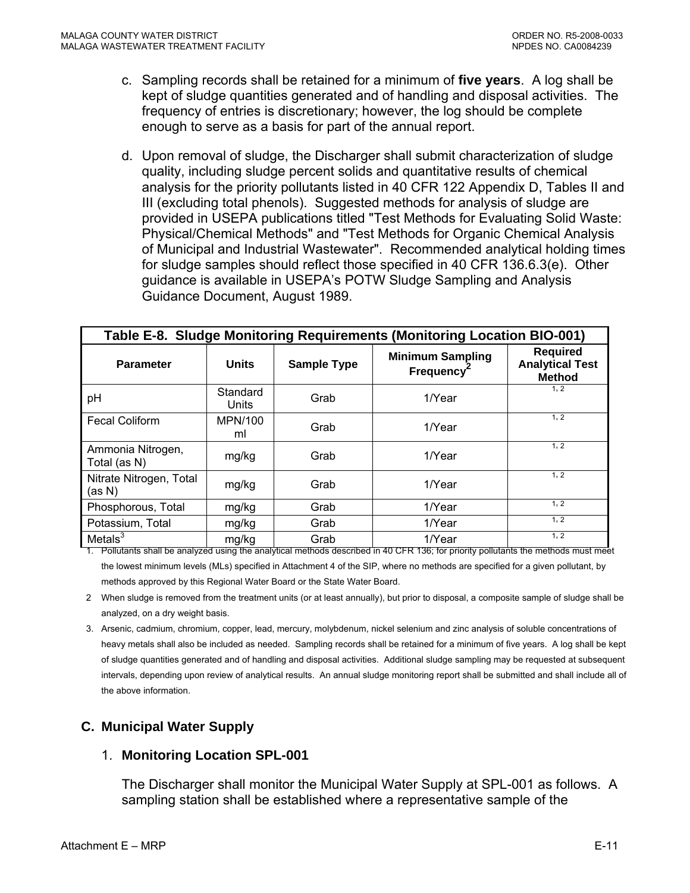c. Sampling records shall be retained for a minimum of **five years**. A log shall be kept of sludge quantities generated and of handling and disposal activities. The frequency of entries is discretionary; however, the log should be complete enough to serve as a basis for part of the annual report.

d. Upon removal of sludge, the Discharger shall submit characterization of sludge quality, including sludge percent solids and quantitative results of chemical analysis for the priority pollutants listed in 40 CFR 122 Appendix D, Tables II and III (excluding total phenols). Suggested methods for analysis of sludge are provided in USEPA publications titled "Test Methods for Evaluating Solid Waste: Physical/Chemical Methods" and "Test Methods for Organic Chemical Analysis of Municipal and Industrial Wastewater". Recommended analytical holding times for sludge samples should reflect those specified in 40 CFR 136.6.3(e). Other guidance is available in USEPA's POTW Sludge Sampling and Analysis Guidance Document, August 1989.

**Table E-8. Sludge Monitoring Requirements (Monitoring Location BIO-001)**

| Parameter | Units | Sample Type | Minimum Sampling Frequency[2] | Required Analytical Test Method |
|---|---|---|---|---|
| pH | Standard Units | Grab | 1/Year | 1, 2 |
| Fecal Coliform | MPN/100 ml | Grab | 1/Year | 1, 2 |
| Ammonia Nitrogen, Total (as N) | mg/kg | Grab | 1/Year | 1, 2 |
| Nitrate Nitrogen, Total (as N) | mg/kg | Grab | 1/Year | 1, 2 |
| Phosphorous, Total | mg/kg | Grab | 1/Year | 1, 2 |
| Potassium, Total | mg/kg | Grab | 1/Year | 1, 2 |
| Metals[3] | mg/kg | Grab | 1/Year | 1, 2 |

1. Pollutants shall be analyzed using the analytical methods described in 40 CFR 136; for priority pollutants the methods must meet the lowest minimum levels (MLs) specified in Attachment 4 of the SIP, where no methods are specified for a given pollutant, by methods approved by this Regional Water Board or the State Water Board.
2. When sludge is removed from the treatment units (or at least annually), but prior to disposal, a composite sample of sludge shall be analyzed, on a dry weight basis.
3. Arsenic, cadmium, chromium, copper, lead, mercury, molybdenum, nickel selenium and zinc analysis of soluble concentrations of heavy metals shall also be included as needed. Sampling records shall be retained for a minimum of five years. A log shall be kept of sludge quantities generated and of handling and disposal activities. Additional sludge sampling may be requested at subsequent intervals, depending upon review of analytical results. An annual sludge monitoring report shall be submitted and shall include all of the above information.

## C. Municipal Water Supply

### 1. Monitoring Location SPL-001

The Discharger shall monitor the Municipal Water Supply at SPL-001 as follows. A sampling station shall be established where a representative sample of the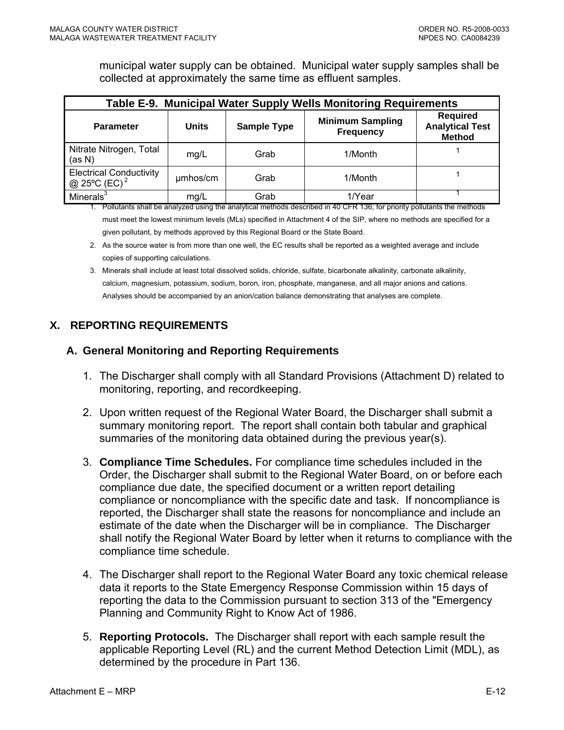municipal water supply can be obtained. Municipal water supply samples shall be collected at approximately the same time as effluent samples.

**Table E-9. Municipal Water Supply Wells Monitoring Requirements**

| Parameter | Units | Sample Type | Minimum Sampling Frequency | Required Analytical Test Method |
|---|---|---|---|---|
| Nitrate Nitrogen, Total (as N) | mg/L | Grab | 1/Month | 1 |
| Electrical Conductivity @ 25ºC (EC)[2] | µmhos/cm | Grab | 1/Month | 1 |
| Minerals[3] | mg/L | Grab | 1/Year | 1 |

1. Pollutants shall be analyzed using the analytical methods described in 40 CFR 136; for priority pollutants the methods must meet the lowest minimum levels (MLs) specified in Attachment 4 of the SIP, where no methods are specified for a given pollutant, by methods approved by this Regional Board or the State Board.
2. As the source water is from more than one well, the EC results shall be reported as a weighted average and include copies of supporting calculations.
3. Minerals shall include at least total dissolved solids, chloride, sulfate, bicarbonate alkalinity, carbonate alkalinity, calcium, magnesium, potassium, sodium, boron, iron, phosphate, manganese, and all major anions and cations. Analyses should be accompanied by an anion/cation balance demonstrating that analyses are complete.

## X. REPORTING REQUIREMENTS

### A. General Monitoring and Reporting Requirements

1. The Discharger shall comply with all Standard Provisions (Attachment D) related to monitoring, reporting, and recordkeeping.
2. Upon written request of the Regional Water Board, the Discharger shall submit a summary monitoring report. The report shall contain both tabular and graphical summaries of the monitoring data obtained during the previous year(s).
3. **Compliance Time Schedules.** For compliance time schedules included in the Order, the Discharger shall submit to the Regional Water Board, on or before each compliance due date, the specified document or a written report detailing compliance or noncompliance with the specific date and task. If noncompliance is reported, the Discharger shall state the reasons for noncompliance and include an estimate of the date when the Discharger will be in compliance. The Discharger shall notify the Regional Water Board by letter when it returns to compliance with the compliance time schedule.
4. The Discharger shall report to the Regional Water Board any toxic chemical release data it reports to the State Emergency Response Commission within 15 days of reporting the data to the Commission pursuant to section 313 of the "Emergency Planning and Community Right to Know Act of 1986.
5. **Reporting Protocols.** The Discharger shall report with each sample result the applicable Reporting Level (RL) and the current Method Detection Limit (MDL), as determined by the procedure in Part 136.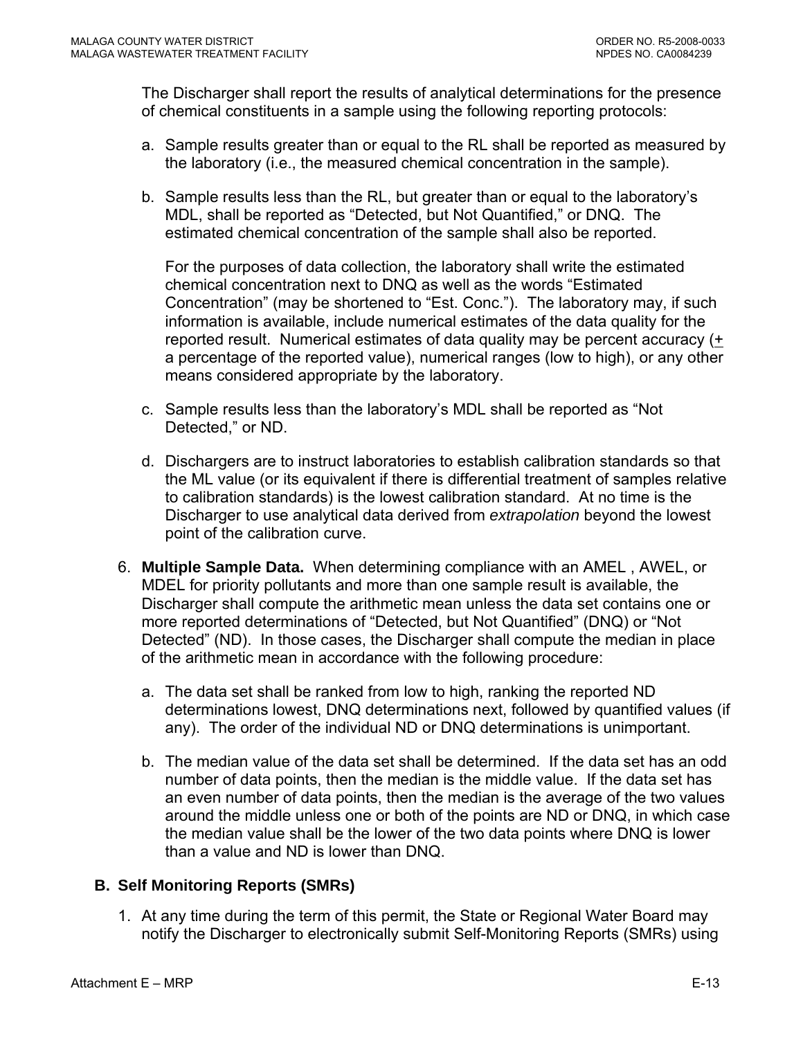The Discharger shall report the results of analytical determinations for the presence of chemical constituents in a sample using the following reporting protocols:

a. Sample results greater than or equal to the RL shall be reported as measured by the laboratory (i.e., the measured chemical concentration in the sample).

b. Sample results less than the RL, but greater than or equal to the laboratory's MDL, shall be reported as "Detected, but Not Quantified," or DNQ. The estimated chemical concentration of the sample shall also be reported.

   For the purposes of data collection, the laboratory shall write the estimated chemical concentration next to DNQ as well as the words "Estimated Concentration" (may be shortened to "Est. Conc."). The laboratory may, if such information is available, include numerical estimates of the data quality for the reported result. Numerical estimates of data quality may be percent accuracy (± a percentage of the reported value), numerical ranges (low to high), or any other means considered appropriate by the laboratory.

c. Sample results less than the laboratory's MDL shall be reported as "Not Detected," or ND.

d. Dischargers are to instruct laboratories to establish calibration standards so that the ML value (or its equivalent if there is differential treatment of samples relative to calibration standards) is the lowest calibration standard. At no time is the Discharger to use analytical data derived from *extrapolation* beyond the lowest point of the calibration curve.

6. **Multiple Sample Data.** When determining compliance with an AMEL , AWEL, or MDEL for priority pollutants and more than one sample result is available, the Discharger shall compute the arithmetic mean unless the data set contains one or more reported determinations of "Detected, but Not Quantified" (DNQ) or "Not Detected" (ND). In those cases, the Discharger shall compute the median in place of the arithmetic mean in accordance with the following procedure:

   a. The data set shall be ranked from low to high, ranking the reported ND determinations lowest, DNQ determinations next, followed by quantified values (if any). The order of the individual ND or DNQ determinations is unimportant.

   b. The median value of the data set shall be determined. If the data set has an odd number of data points, then the median is the middle value. If the data set has an even number of data points, then the median is the average of the two values around the middle unless one or both of the points are ND or DNQ, in which case the median value shall be the lower of the two data points where DNQ is lower than a value and ND is lower than DNQ.

## B. Self Monitoring Reports (SMRs)

1. At any time during the term of this permit, the State or Regional Water Board may notify the Discharger to electronically submit Self-Monitoring Reports (SMRs) using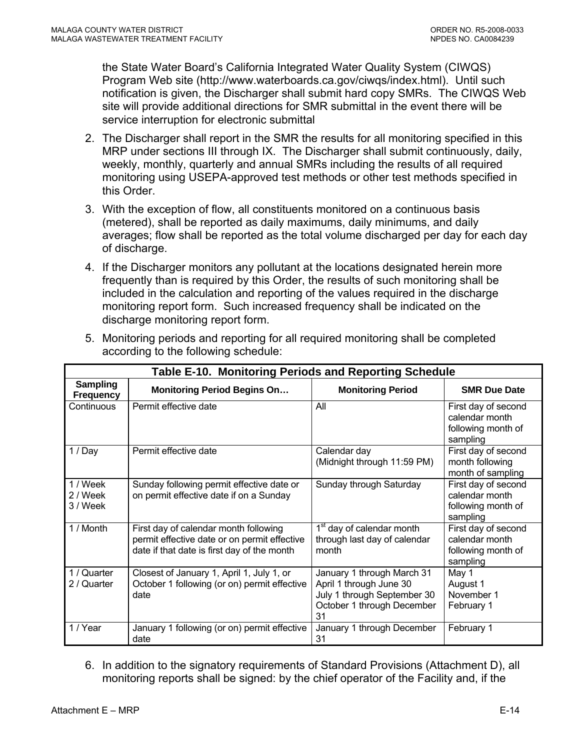the State Water Board's California Integrated Water Quality System (CIWQS) Program Web site (http://www.waterboards.ca.gov/ciwqs/index.html). Until such notification is given, the Discharger shall submit hard copy SMRs. The CIWQS Web site will provide additional directions for SMR submittal in the event there will be service interruption for electronic submittal

2. The Discharger shall report in the SMR the results for all monitoring specified in this MRP under sections III through IX. The Discharger shall submit continuously, daily, weekly, monthly, quarterly and annual SMRs including the results of all required monitoring using USEPA-approved test methods or other test methods specified in this Order.

3. With the exception of flow, all constituents monitored on a continuous basis (metered), shall be reported as daily maximums, daily minimums, and daily averages; flow shall be reported as the total volume discharged per day for each day of discharge.

4. If the Discharger monitors any pollutant at the locations designated herein more frequently than is required by this Order, the results of such monitoring shall be included in the calculation and reporting of the values required in the discharge monitoring report form. Such increased frequency shall be indicated on the discharge monitoring report form.

5. Monitoring periods and reporting for all required monitoring shall be completed according to the following schedule:

**Table E-10. Monitoring Periods and Reporting Schedule**

| Sampling Frequency | Monitoring Period Begins On… | Monitoring Period | SMR Due Date |
|---|---|---|---|
| Continuous | Permit effective date | All | First day of second calendar month following month of sampling |
| 1 / Day | Permit effective date | Calendar day (Midnight through 11:59 PM) | First day of second month following month of sampling |
| 1 / Week<br>2 / Week<br>3 / Week | Sunday following permit effective date or on permit effective date if on a Sunday | Sunday through Saturday | First day of second calendar month following month of sampling |
| 1 / Month | First day of calendar month following permit effective date or on permit effective date if that date is first day of the month | 1st day of calendar month through last day of calendar month | First day of second calendar month following month of sampling |
| 1 / Quarter<br>2 / Quarter | Closest of January 1, April 1, July 1, or October 1 following (or on) permit effective date | January 1 through March 31<br>April 1 through June 30<br>July 1 through September 30<br>October 1 through December 31 | May 1<br>August 1<br>November 1<br>February 1 |
| 1 / Year | January 1 following (or on) permit effective date | January 1 through December 31 | February 1 |

6. In addition to the signatory requirements of Standard Provisions (Attachment D), all monitoring reports shall be signed: by the chief operator of the Facility and, if the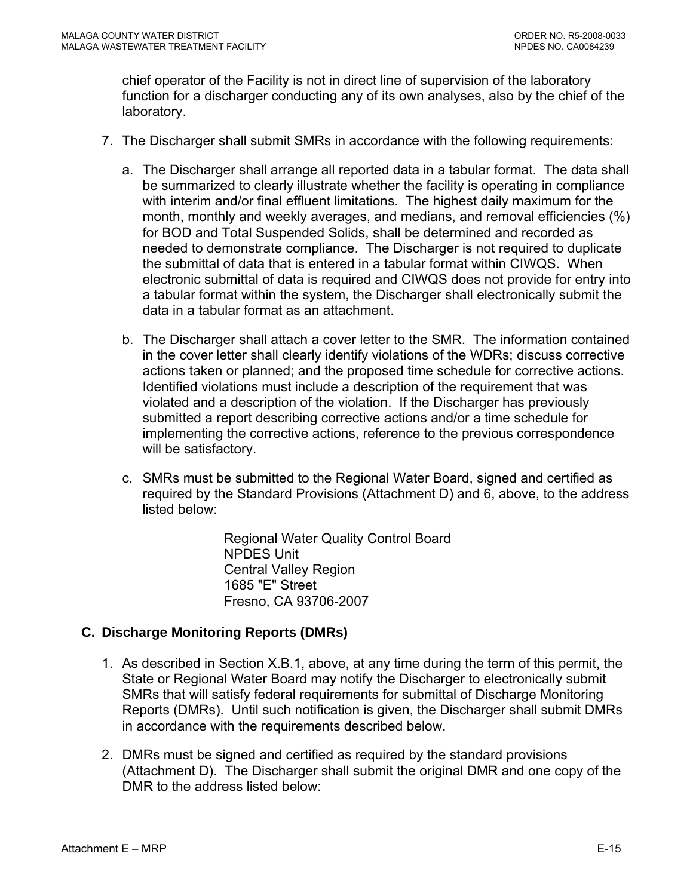chief operator of the Facility is not in direct line of supervision of the laboratory function for a discharger conducting any of its own analyses, also by the chief of the laboratory.

7. The Discharger shall submit SMRs in accordance with the following requirements:

   a. The Discharger shall arrange all reported data in a tabular format. The data shall be summarized to clearly illustrate whether the facility is operating in compliance with interim and/or final effluent limitations. The highest daily maximum for the month, monthly and weekly averages, and medians, and removal efficiencies (%) for BOD and Total Suspended Solids, shall be determined and recorded as needed to demonstrate compliance. The Discharger is not required to duplicate the submittal of data that is entered in a tabular format within CIWQS. When electronic submittal of data is required and CIWQS does not provide for entry into a tabular format within the system, the Discharger shall electronically submit the data in a tabular format as an attachment.

   b. The Discharger shall attach a cover letter to the SMR. The information contained in the cover letter shall clearly identify violations of the WDRs; discuss corrective actions taken or planned; and the proposed time schedule for corrective actions. Identified violations must include a description of the requirement that was violated and a description of the violation. If the Discharger has previously submitted a report describing corrective actions and/or a time schedule for implementing the corrective actions, reference to the previous correspondence will be satisfactory.

   c. SMRs must be submitted to the Regional Water Board, signed and certified as required by the Standard Provisions (Attachment D) and 6, above, to the address listed below:

      Regional Water Quality Control Board
      NPDES Unit
      Central Valley Region
      1685 "E" Street
      Fresno, CA 93706-2007

### C. Discharge Monitoring Reports (DMRs)

1. As described in Section X.B.1, above, at any time during the term of this permit, the State or Regional Water Board may notify the Discharger to electronically submit SMRs that will satisfy federal requirements for submittal of Discharge Monitoring Reports (DMRs). Until such notification is given, the Discharger shall submit DMRs in accordance with the requirements described below.

2. DMRs must be signed and certified as required by the standard provisions (Attachment D). The Discharger shall submit the original DMR and one copy of the DMR to the address listed below: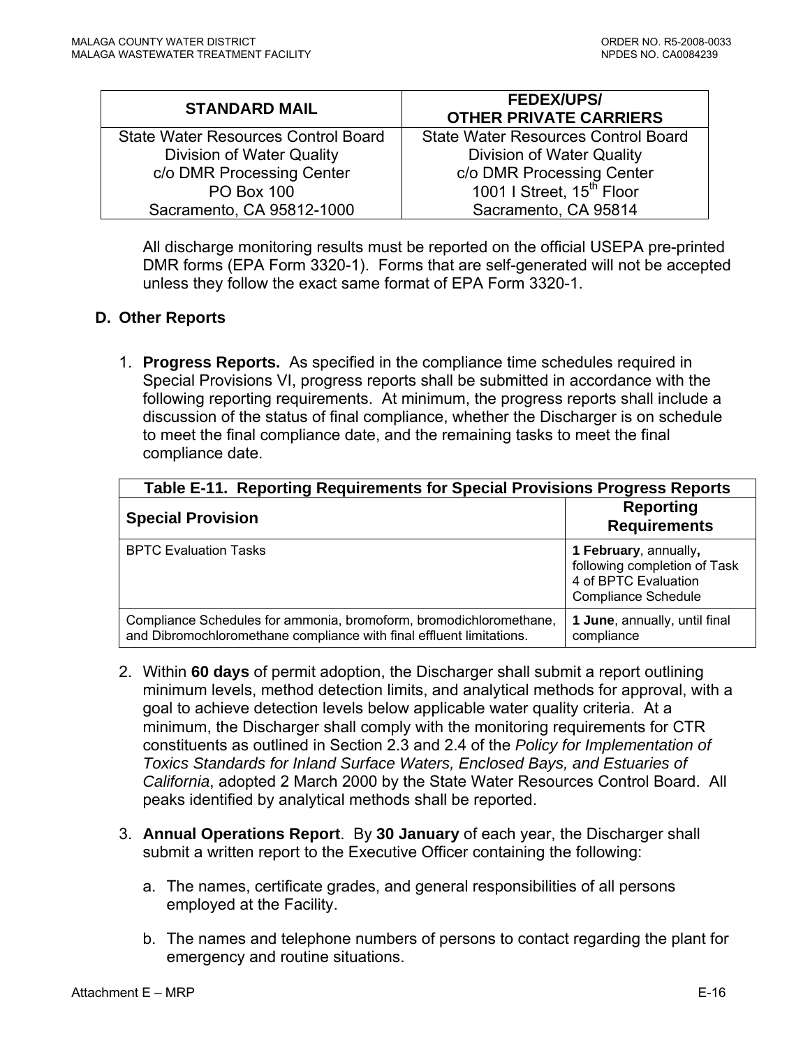| STANDARD MAIL | FEDEX/UPS/ OTHER PRIVATE CARRIERS |
|---|---|
| State Water Resources Control Board<br>Division of Water Quality<br>c/o DMR Processing Center<br>PO Box 100<br>Sacramento, CA 95812-1000 | State Water Resources Control Board<br>Division of Water Quality<br>c/o DMR Processing Center<br>1001 I Street, 15th Floor<br>Sacramento, CA 95814 |

All discharge monitoring results must be reported on the official USEPA pre-printed DMR forms (EPA Form 3320-1). Forms that are self-generated will not be accepted unless they follow the exact same format of EPA Form 3320-1.

## D. Other Reports

1. **Progress Reports.** As specified in the compliance time schedules required in Special Provisions VI, progress reports shall be submitted in accordance with the following reporting requirements. At minimum, the progress reports shall include a discussion of the status of final compliance, whether the Discharger is on schedule to meet the final compliance date, and the remaining tasks to meet the final compliance date.

**Table E-11. Reporting Requirements for Special Provisions Progress Reports**

| Special Provision | Reporting Requirements |
|---|---|
| BPTC Evaluation Tasks | **1 February**, annually**,** following completion of Task 4 of BPTC Evaluation Compliance Schedule |
| Compliance Schedules for ammonia, bromoform, bromodichloromethane, and Dibromochloromethane compliance with final effluent limitations. | **1 June**, annually, until final compliance |

2. Within **60 days** of permit adoption, the Discharger shall submit a report outlining minimum levels, method detection limits, and analytical methods for approval, with a goal to achieve detection levels below applicable water quality criteria. At a minimum, the Discharger shall comply with the monitoring requirements for CTR constituents as outlined in Section 2.3 and 2.4 of the *Policy for Implementation of Toxics Standards for Inland Surface Waters, Enclosed Bays, and Estuaries of California*, adopted 2 March 2000 by the State Water Resources Control Board. All peaks identified by analytical methods shall be reported.

3. **Annual Operations Report**. By **30 January** of each year, the Discharger shall submit a written report to the Executive Officer containing the following:

   a. The names, certificate grades, and general responsibilities of all persons employed at the Facility.

   b. The names and telephone numbers of persons to contact regarding the plant for emergency and routine situations.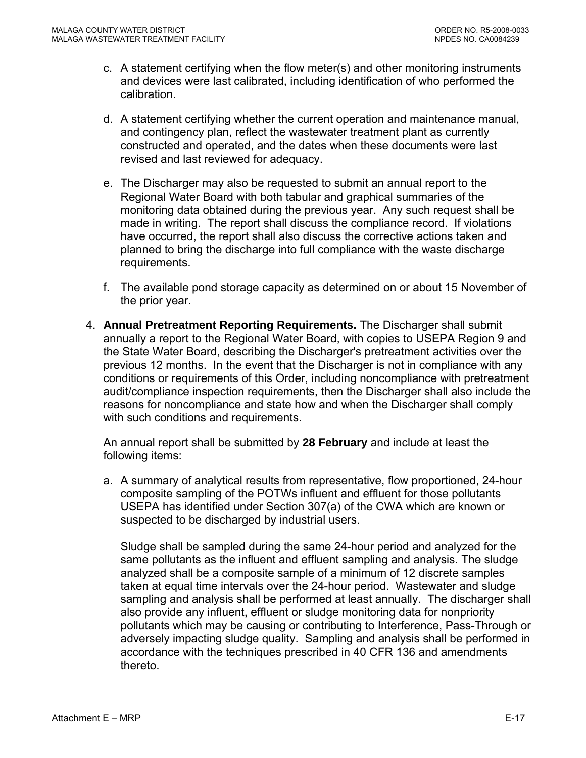c. A statement certifying when the flow meter(s) and other monitoring instruments and devices were last calibrated, including identification of who performed the calibration.

d. A statement certifying whether the current operation and maintenance manual, and contingency plan, reflect the wastewater treatment plant as currently constructed and operated, and the dates when these documents were last revised and last reviewed for adequacy.

e. The Discharger may also be requested to submit an annual report to the Regional Water Board with both tabular and graphical summaries of the monitoring data obtained during the previous year. Any such request shall be made in writing. The report shall discuss the compliance record. If violations have occurred, the report shall also discuss the corrective actions taken and planned to bring the discharge into full compliance with the waste discharge requirements.

f. The available pond storage capacity as determined on or about 15 November of the prior year.

4. **Annual Pretreatment Reporting Requirements.** The Discharger shall submit annually a report to the Regional Water Board, with copies to USEPA Region 9 and the State Water Board, describing the Discharger's pretreatment activities over the previous 12 months. In the event that the Discharger is not in compliance with any conditions or requirements of this Order, including noncompliance with pretreatment audit/compliance inspection requirements, then the Discharger shall also include the reasons for noncompliance and state how and when the Discharger shall comply with such conditions and requirements.

   An annual report shall be submitted by **28 February** and include at least the following items:

   a. A summary of analytical results from representative, flow proportioned, 24-hour composite sampling of the POTWs influent and effluent for those pollutants USEPA has identified under Section 307(a) of the CWA which are known or suspected to be discharged by industrial users.

      Sludge shall be sampled during the same 24-hour period and analyzed for the same pollutants as the influent and effluent sampling and analysis. The sludge analyzed shall be a composite sample of a minimum of 12 discrete samples taken at equal time intervals over the 24-hour period. Wastewater and sludge sampling and analysis shall be performed at least annually. The discharger shall also provide any influent, effluent or sludge monitoring data for nonpriority pollutants which may be causing or contributing to Interference, Pass-Through or adversely impacting sludge quality. Sampling and analysis shall be performed in accordance with the techniques prescribed in 40 CFR 136 and amendments thereto.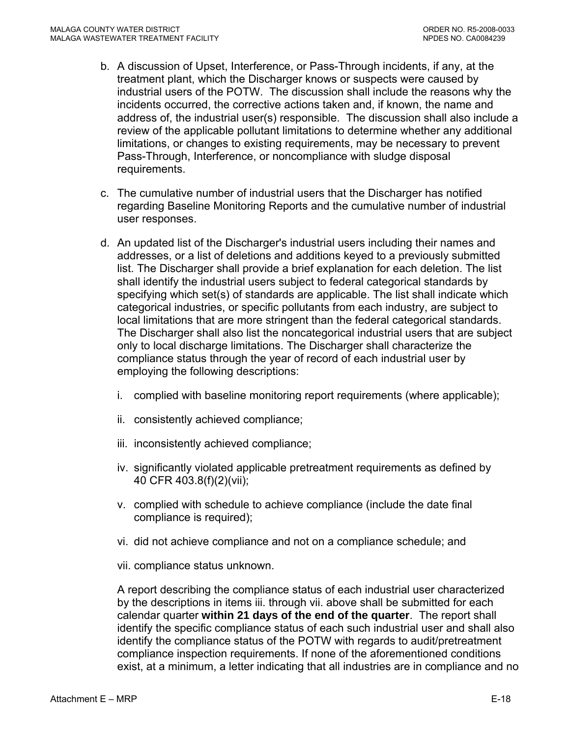b. A discussion of Upset, Interference, or Pass-Through incidents, if any, at the treatment plant, which the Discharger knows or suspects were caused by industrial users of the POTW. The discussion shall include the reasons why the incidents occurred, the corrective actions taken and, if known, the name and address of, the industrial user(s) responsible. The discussion shall also include a review of the applicable pollutant limitations to determine whether any additional limitations, or changes to existing requirements, may be necessary to prevent Pass-Through, Interference, or noncompliance with sludge disposal requirements.

c. The cumulative number of industrial users that the Discharger has notified regarding Baseline Monitoring Reports and the cumulative number of industrial user responses.

d. An updated list of the Discharger's industrial users including their names and addresses, or a list of deletions and additions keyed to a previously submitted list. The Discharger shall provide a brief explanation for each deletion. The list shall identify the industrial users subject to federal categorical standards by specifying which set(s) of standards are applicable. The list shall indicate which categorical industries, or specific pollutants from each industry, are subject to local limitations that are more stringent than the federal categorical standards. The Discharger shall also list the noncategorical industrial users that are subject only to local discharge limitations. The Discharger shall characterize the compliance status through the year of record of each industrial user by employing the following descriptions:

   i. complied with baseline monitoring report requirements (where applicable);

   ii. consistently achieved compliance;

   iii. inconsistently achieved compliance;

   iv. significantly violated applicable pretreatment requirements as defined by 40 CFR 403.8(f)(2)(vii);

   v. complied with schedule to achieve compliance (include the date final compliance is required);

   vi. did not achieve compliance and not on a compliance schedule; and

   vii. compliance status unknown.

   A report describing the compliance status of each industrial user characterized by the descriptions in items iii. through vii. above shall be submitted for each calendar quarter **within 21 days of the end of the quarter**. The report shall identify the specific compliance status of each such industrial user and shall also identify the compliance status of the POTW with regards to audit/pretreatment compliance inspection requirements. If none of the aforementioned conditions exist, at a minimum, a letter indicating that all industries are in compliance and no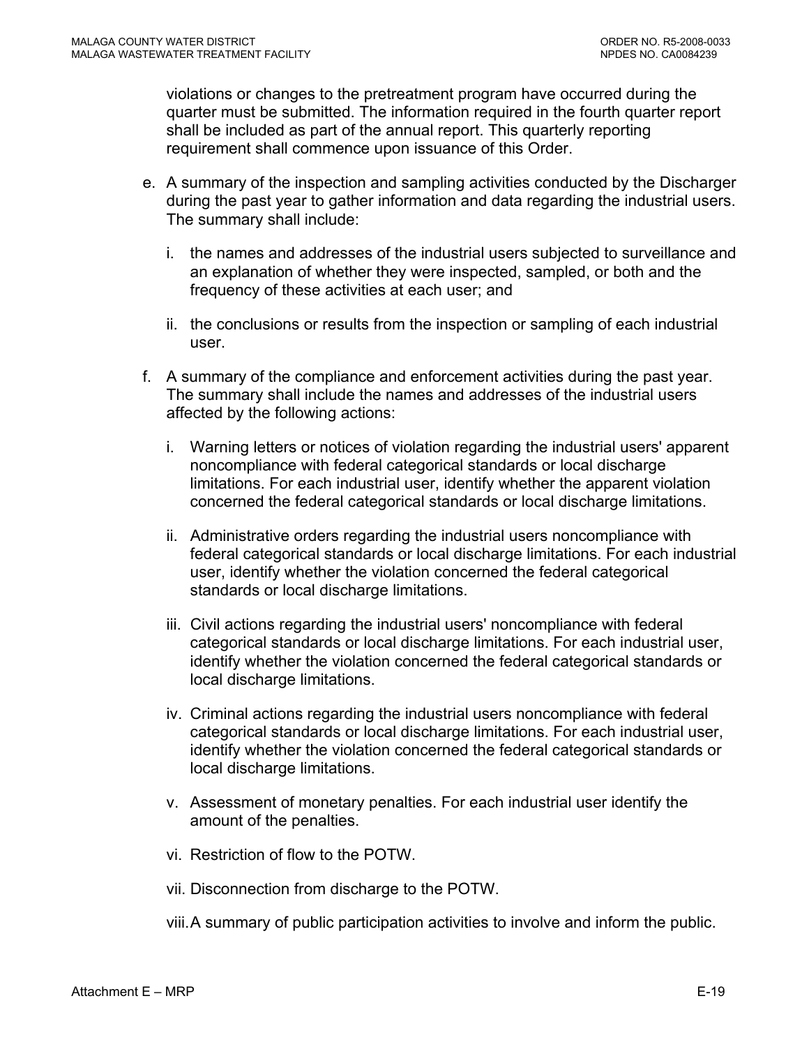violations or changes to the pretreatment program have occurred during the quarter must be submitted. The information required in the fourth quarter report shall be included as part of the annual report. This quarterly reporting requirement shall commence upon issuance of this Order.

e. A summary of the inspection and sampling activities conducted by the Discharger during the past year to gather information and data regarding the industrial users. The summary shall include:

   i. the names and addresses of the industrial users subjected to surveillance and an explanation of whether they were inspected, sampled, or both and the frequency of these activities at each user; and

   ii. the conclusions or results from the inspection or sampling of each industrial user.

f. A summary of the compliance and enforcement activities during the past year. The summary shall include the names and addresses of the industrial users affected by the following actions:

   i. Warning letters or notices of violation regarding the industrial users' apparent noncompliance with federal categorical standards or local discharge limitations. For each industrial user, identify whether the apparent violation concerned the federal categorical standards or local discharge limitations.

   ii. Administrative orders regarding the industrial users noncompliance with federal categorical standards or local discharge limitations. For each industrial user, identify whether the violation concerned the federal categorical standards or local discharge limitations.

   iii. Civil actions regarding the industrial users' noncompliance with federal categorical standards or local discharge limitations. For each industrial user, identify whether the violation concerned the federal categorical standards or local discharge limitations.

   iv. Criminal actions regarding the industrial users noncompliance with federal categorical standards or local discharge limitations. For each industrial user, identify whether the violation concerned the federal categorical standards or local discharge limitations.

   v. Assessment of monetary penalties. For each industrial user identify the amount of the penalties.

   vi. Restriction of flow to the POTW.

   vii. Disconnection from discharge to the POTW.

   viii. A summary of public participation activities to involve and inform the public.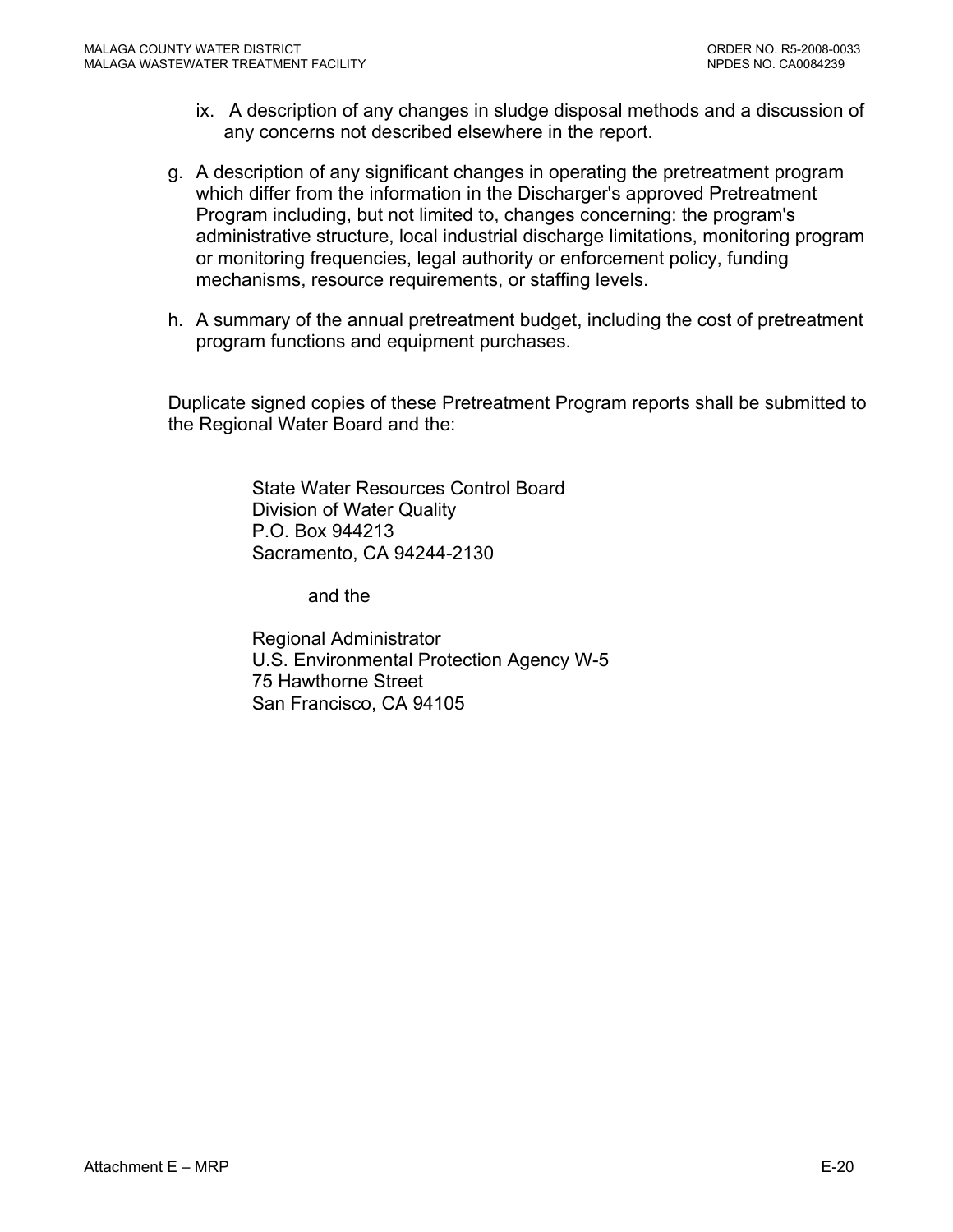ix. A description of any changes in sludge disposal methods and a discussion of any concerns not described elsewhere in the report.

g. A description of any significant changes in operating the pretreatment program which differ from the information in the Discharger's approved Pretreatment Program including, but not limited to, changes concerning: the program's administrative structure, local industrial discharge limitations, monitoring program or monitoring frequencies, legal authority or enforcement policy, funding mechanisms, resource requirements, or staffing levels.

h. A summary of the annual pretreatment budget, including the cost of pretreatment program functions and equipment purchases.

Duplicate signed copies of these Pretreatment Program reports shall be submitted to the Regional Water Board and the:

State Water Resources Control Board
Division of Water Quality
P.O. Box 944213
Sacramento, CA 94244-2130

and the

Regional Administrator
U.S. Environmental Protection Agency W-5
75 Hawthorne Street
San Francisco, CA 94105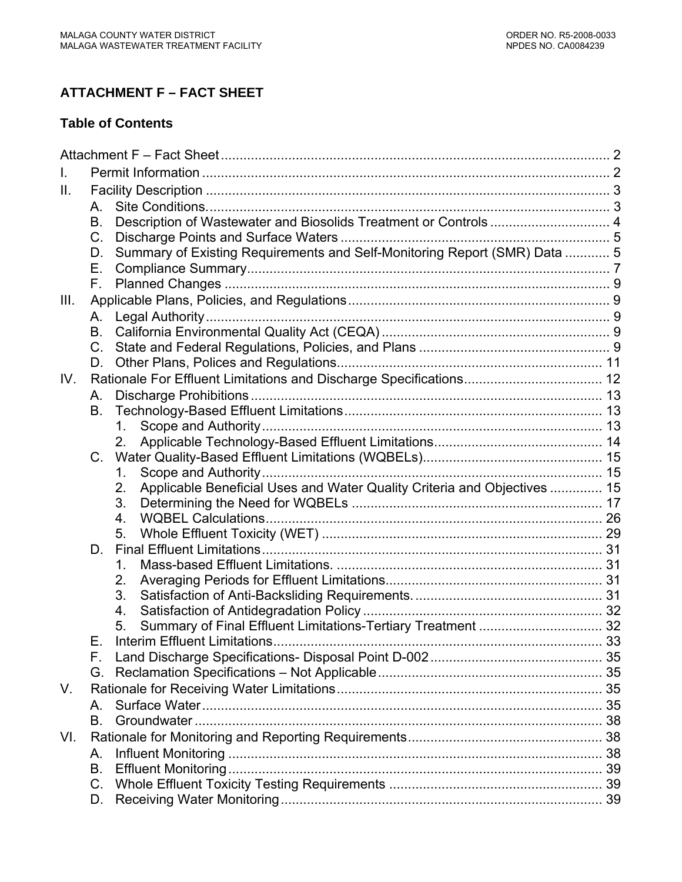# ATTACHMENT F – FACT SHEET

## Table of Contents

Attachment F – Fact Sheet ........................................................................................................ 2

I. Permit Information ................................................................................................................ 2

II. Facility Description ............................................................................................................. 3

- A. Site Conditions. ............................................................................................................ 3
- B. Description of Wastewater and Biosolids Treatment or Controls ................................ 4
- C. Discharge Points and Surface Waters ........................................................................ 5
- D. Summary of Existing Requirements and Self-Monitoring Report (SMR) Data ............ 5
- E. Compliance Summary.................................................................................................. 7
- F. Planned Changes ........................................................................................................ 9

III. Applicable Plans, Policies, and Regulations ...................................................................... 9

- A. Legal Authority ............................................................................................................. 9
- B. California Environmental Quality Act (CEQA) ............................................................. 9
- C. State and Federal Regulations, Policies, and Plans ................................................... 9
- D. Other Plans, Polices and Regulations....................................................................... 11

IV. Rationale For Effluent Limitations and Discharge Specifications..................................... 12

- A. Discharge Prohibitions ............................................................................................... 13
- B. Technology-Based Effluent Limitations ..................................................................... 13
  1. Scope and Authority ............................................................................................ 13
  2. Applicable Technology-Based Effluent Limitations............................................. 14
- C. Water Quality-Based Effluent Limitations (WQBELs)................................................ 15
  1. Scope and Authority ............................................................................................ 15
  2. Applicable Beneficial Uses and Water Quality Criteria and Objectives .............. 15
  3. Determining the Need for WQBELs ................................................................... 17
  4. WQBEL Calculations........................................................................................... 26
  5. Whole Effluent Toxicity (WET) ........................................................................... 29
- D. Final Effluent Limitations ............................................................................................ 31
  1. Mass-based Effluent Limitations. ........................................................................ 31
  2. Averaging Periods for Effluent Limitations........................................................... 31
  3. Satisfaction of Anti-Backsliding Requirements. ................................................... 31
  4. Satisfaction of Antidegradation Policy ................................................................. 32
  5. Summary of Final Effluent Limitations-Tertiary Treatment ................................. 32
- E. Interim Effluent Limitations......................................................................................... 33
- F. Land Discharge Specifications- Disposal Point D-002 .............................................. 35
- G. Reclamation Specifications – Not Applicable ............................................................ 35

V. Rationale for Receiving Water Limitations ....................................................................... 35

- A. Surface Water ............................................................................................................ 35
- B. Groundwater .............................................................................................................. 38

VI. Rationale for Monitoring and Reporting Requirements.................................................... 38

- A. Influent Monitoring ..................................................................................................... 38
- B. Effluent Monitoring ..................................................................................................... 39
- C. Whole Effluent Toxicity Testing Requirements ......................................................... 39
- D. Receiving Water Monitoring ....................................................................................... 39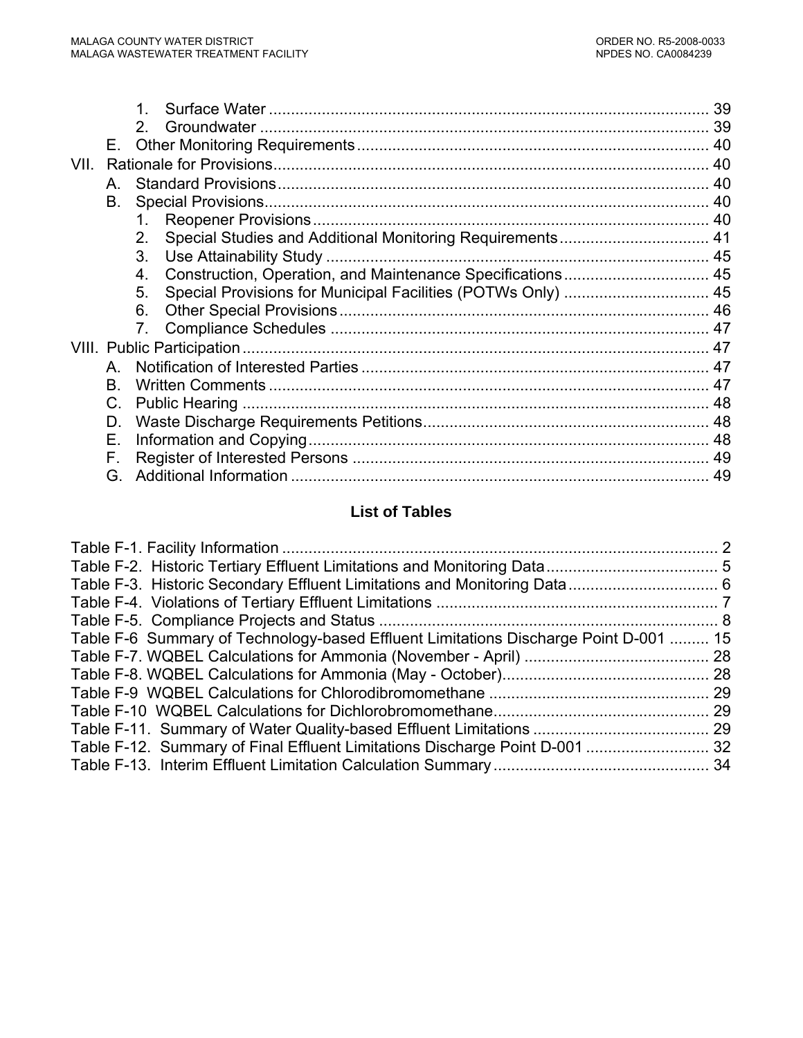1. Surface Water ..................................................................................................... 39
2. Groundwater ....................................................................................................... 39

E. Other Monitoring Requirements ................................................................................ 40

VII. Rationale for Provisions ................................................................................................... 40

A. Standard Provisions .................................................................................................. 40
B. Special Provisions ..................................................................................................... 40
1. Reopener Provisions ........................................................................................... 40
2. Special Studies and Additional Monitoring Requirements .................................. 41
3. Use Attainability Study ........................................................................................ 45
4. Construction, Operation, and Maintenance Specifications ................................. 45
5. Special Provisions for Municipal Facilities (POTWs Only) ................................. 45
6. Other Special Provisions .................................................................................... 46
7. Compliance Schedules ....................................................................................... 47

VIII. Public Participation ........................................................................................................... 47

A. Notification of Interested Parties ............................................................................... 47
B. Written Comments ..................................................................................................... 47
C. Public Hearing ........................................................................................................... 48
D. Waste Discharge Requirements Petitions ................................................................. 48
E. Information and Copying ............................................................................................ 48
F. Register of Interested Persons .................................................................................. 49
G. Additional Information ................................................................................................ 49

## List of Tables

Table F-1. Facility Information ..................................................................................................... 2
Table F-2. Historic Tertiary Effluent Limitations and Monitoring Data ........................................ 5
Table F-3. Historic Secondary Effluent Limitations and Monitoring Data .................................. 6
Table F-4. Violations of Tertiary Effluent Limitations ................................................................. 7
Table F-5. Compliance Projects and Status ............................................................................. 8
Table F-6 Summary of Technology-based Effluent Limitations Discharge Point D-001 ......... 15
Table F-7. WQBEL Calculations for Ammonia (November - April) .......................................... 28
Table F-8. WQBEL Calculations for Ammonia (May - October) ............................................... 28
Table F-9 WQBEL Calculations for Chlorodibromomethane .................................................. 29
Table F-10 WQBEL Calculations for Dichlorobromomethane ................................................. 29
Table F-11. Summary of Water Quality-based Effluent Limitations ........................................ 29
Table F-12. Summary of Final Effluent Limitations Discharge Point D-001 ............................ 32
Table F-13. Interim Effluent Limitation Calculation Summary ................................................. 34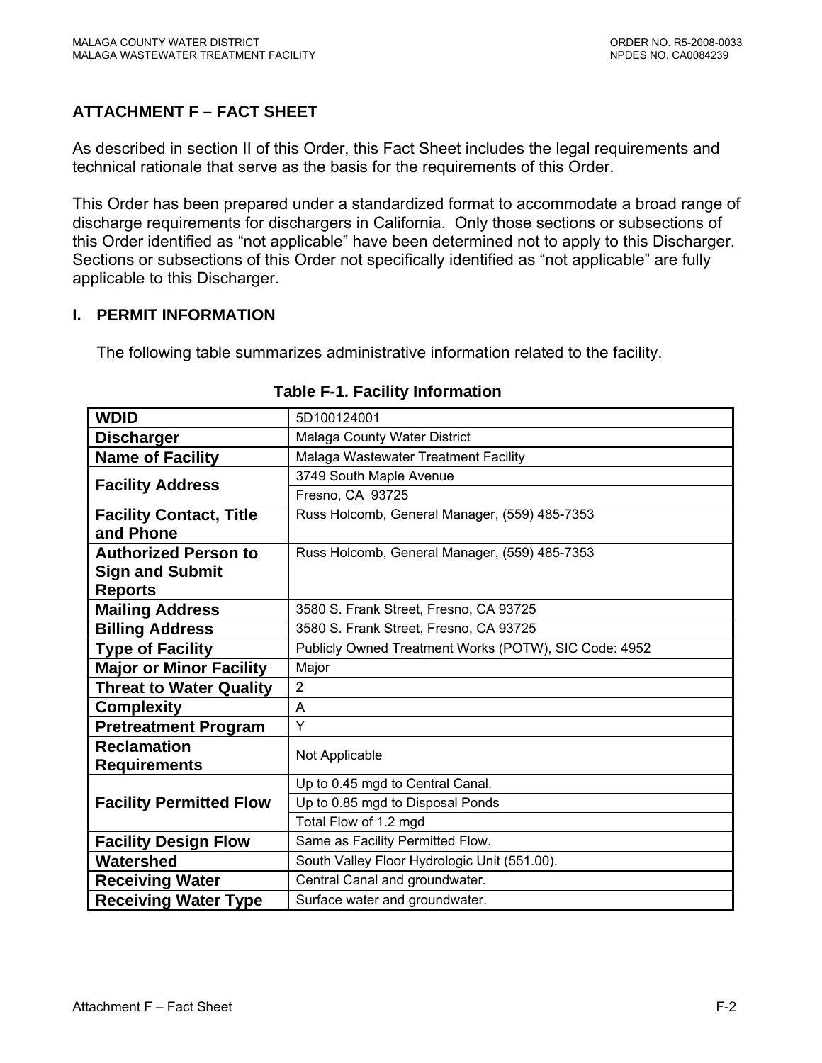## ATTACHMENT F – FACT SHEET

As described in section II of this Order, this Fact Sheet includes the legal requirements and technical rationale that serve as the basis for the requirements of this Order.

This Order has been prepared under a standardized format to accommodate a broad range of discharge requirements for dischargers in California. Only those sections or subsections of this Order identified as "not applicable" have been determined not to apply to this Discharger. Sections or subsections of this Order not specifically identified as "not applicable" are fully applicable to this Discharger.

### I. PERMIT INFORMATION

The following table summarizes administrative information related to the facility.

**Table F-1. Facility Information**

| | |
|---|---|
| **WDID** | 5D100124001 |
| **Discharger** | Malaga County Water District |
| **Name of Facility** | Malaga Wastewater Treatment Facility |
| **Facility Address** | 3749 South Maple Avenue |
| | Fresno, CA 93725 |
| **Facility Contact, Title and Phone** | Russ Holcomb, General Manager, (559) 485-7353 |
| **Authorized Person to Sign and Submit Reports** | Russ Holcomb, General Manager, (559) 485-7353 |
| **Mailing Address** | 3580 S. Frank Street, Fresno, CA 93725 |
| **Billing Address** | 3580 S. Frank Street, Fresno, CA 93725 |
| **Type of Facility** | Publicly Owned Treatment Works (POTW), SIC Code: 4952 |
| **Major or Minor Facility** | Major |
| **Threat to Water Quality** | 2 |
| **Complexity** | A |
| **Pretreatment Program** | Y |
| **Reclamation Requirements** | Not Applicable |
| **Facility Permitted Flow** | Up to 0.45 mgd to Central Canal. |
| | Up to 0.85 mgd to Disposal Ponds |
| | Total Flow of 1.2 mgd |
| **Facility Design Flow** | Same as Facility Permitted Flow. |
| **Watershed** | South Valley Floor Hydrologic Unit (551.00). |
| **Receiving Water** | Central Canal and groundwater. |
| **Receiving Water Type** | Surface water and groundwater. |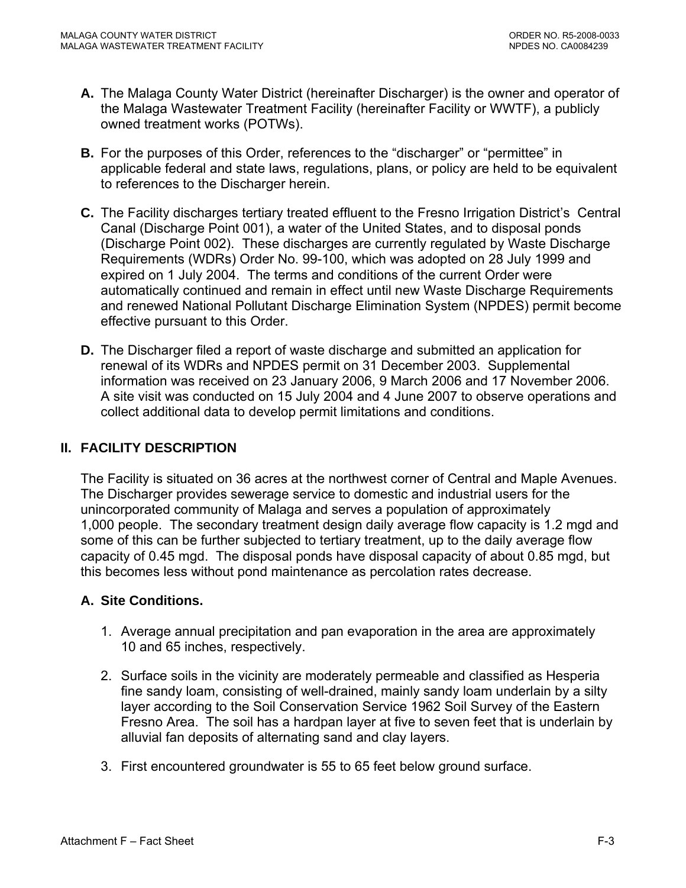**A.** The Malaga County Water District (hereinafter Discharger) is the owner and operator of the Malaga Wastewater Treatment Facility (hereinafter Facility or WWTF), a publicly owned treatment works (POTWs).

**B.** For the purposes of this Order, references to the "discharger" or "permittee" in applicable federal and state laws, regulations, plans, or policy are held to be equivalent to references to the Discharger herein.

**C.** The Facility discharges tertiary treated effluent to the Fresno Irrigation District's Central Canal (Discharge Point 001), a water of the United States, and to disposal ponds (Discharge Point 002). These discharges are currently regulated by Waste Discharge Requirements (WDRs) Order No. 99-100, which was adopted on 28 July 1999 and expired on 1 July 2004. The terms and conditions of the current Order were automatically continued and remain in effect until new Waste Discharge Requirements and renewed National Pollutant Discharge Elimination System (NPDES) permit become effective pursuant to this Order.

**D.** The Discharger filed a report of waste discharge and submitted an application for renewal of its WDRs and NPDES permit on 31 December 2003. Supplemental information was received on 23 January 2006, 9 March 2006 and 17 November 2006. A site visit was conducted on 15 July 2004 and 4 June 2007 to observe operations and collect additional data to develop permit limitations and conditions.

## II. FACILITY DESCRIPTION

The Facility is situated on 36 acres at the northwest corner of Central and Maple Avenues. The Discharger provides sewerage service to domestic and industrial users for the unincorporated community of Malaga and serves a population of approximately 1,000 people. The secondary treatment design daily average flow capacity is 1.2 mgd and some of this can be further subjected to tertiary treatment, up to the daily average flow capacity of 0.45 mgd. The disposal ponds have disposal capacity of about 0.85 mgd, but this becomes less without pond maintenance as percolation rates decrease.

### A. Site Conditions.

1. Average annual precipitation and pan evaporation in the area are approximately 10 and 65 inches, respectively.

2. Surface soils in the vicinity are moderately permeable and classified as Hesperia fine sandy loam, consisting of well-drained, mainly sandy loam underlain by a silty layer according to the Soil Conservation Service 1962 Soil Survey of the Eastern Fresno Area. The soil has a hardpan layer at five to seven feet that is underlain by alluvial fan deposits of alternating sand and clay layers.

3. First encountered groundwater is 55 to 65 feet below ground surface.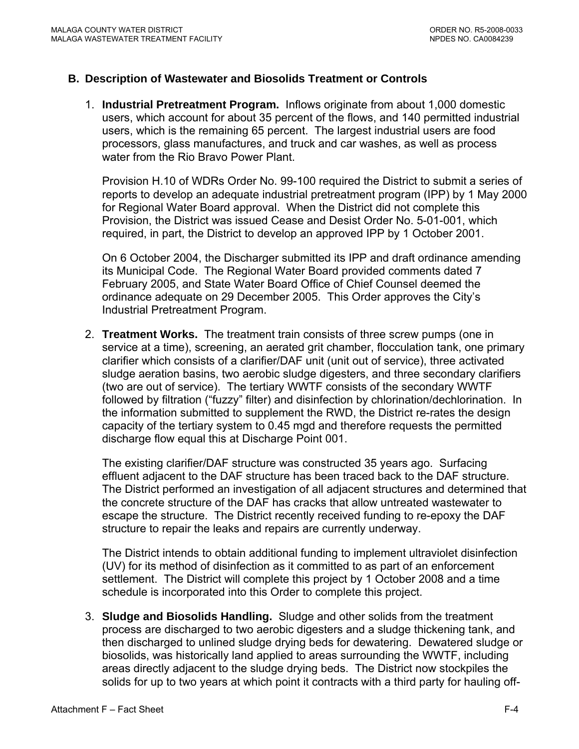## B. Description of Wastewater and Biosolids Treatment or Controls

1. **Industrial Pretreatment Program.** Inflows originate from about 1,000 domestic users, which account for about 35 percent of the flows, and 140 permitted industrial users, which is the remaining 65 percent. The largest industrial users are food processors, glass manufactures, and truck and car washes, as well as process water from the Rio Bravo Power Plant.

   Provision H.10 of WDRs Order No. 99-100 required the District to submit a series of reports to develop an adequate industrial pretreatment program (IPP) by 1 May 2000 for Regional Water Board approval. When the District did not complete this Provision, the District was issued Cease and Desist Order No. 5-01-001, which required, in part, the District to develop an approved IPP by 1 October 2001.

   On 6 October 2004, the Discharger submitted its IPP and draft ordinance amending its Municipal Code. The Regional Water Board provided comments dated 7 February 2005, and State Water Board Office of Chief Counsel deemed the ordinance adequate on 29 December 2005. This Order approves the City's Industrial Pretreatment Program.

2. **Treatment Works.** The treatment train consists of three screw pumps (one in service at a time), screening, an aerated grit chamber, flocculation tank, one primary clarifier which consists of a clarifier/DAF unit (unit out of service), three activated sludge aeration basins, two aerobic sludge digesters, and three secondary clarifiers (two are out of service). The tertiary WWTF consists of the secondary WWTF followed by filtration ("fuzzy" filter) and disinfection by chlorination/dechlorination. In the information submitted to supplement the RWD, the District re-rates the design capacity of the tertiary system to 0.45 mgd and therefore requests the permitted discharge flow equal this at Discharge Point 001.

   The existing clarifier/DAF structure was constructed 35 years ago. Surfacing effluent adjacent to the DAF structure has been traced back to the DAF structure. The District performed an investigation of all adjacent structures and determined that the concrete structure of the DAF has cracks that allow untreated wastewater to escape the structure. The District recently received funding to re-epoxy the DAF structure to repair the leaks and repairs are currently underway.

   The District intends to obtain additional funding to implement ultraviolet disinfection (UV) for its method of disinfection as it committed to as part of an enforcement settlement. The District will complete this project by 1 October 2008 and a time schedule is incorporated into this Order to complete this project.

3. **Sludge and Biosolids Handling.** Sludge and other solids from the treatment process are discharged to two aerobic digesters and a sludge thickening tank, and then discharged to unlined sludge drying beds for dewatering. Dewatered sludge or biosolids, was historically land applied to areas surrounding the WWTF, including areas directly adjacent to the sludge drying beds. The District now stockpiles the solids for up to two years at which point it contracts with a third party for hauling off-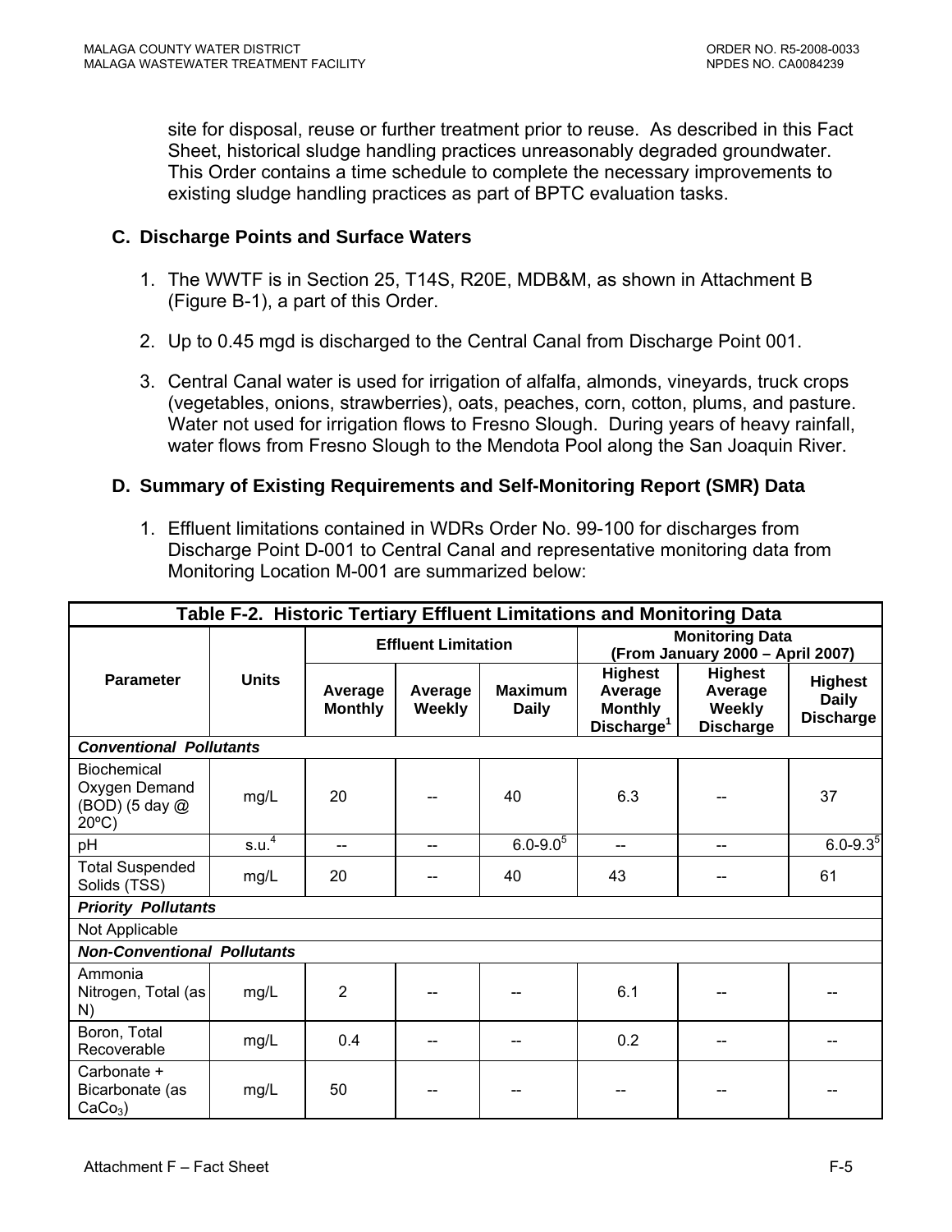site for disposal, reuse or further treatment prior to reuse. As described in this Fact Sheet, historical sludge handling practices unreasonably degraded groundwater. This Order contains a time schedule to complete the necessary improvements to existing sludge handling practices as part of BPTC evaluation tasks.

## C. Discharge Points and Surface Waters

1. The WWTF is in Section 25, T14S, R20E, MDB&M, as shown in Attachment B (Figure B-1), a part of this Order.

2. Up to 0.45 mgd is discharged to the Central Canal from Discharge Point 001.

3. Central Canal water is used for irrigation of alfalfa, almonds, vineyards, truck crops (vegetables, onions, strawberries), oats, peaches, corn, cotton, plums, and pasture. Water not used for irrigation flows to Fresno Slough. During years of heavy rainfall, water flows from Fresno Slough to the Mendota Pool along the San Joaquin River.

## D. Summary of Existing Requirements and Self-Monitoring Report (SMR) Data

1. Effluent limitations contained in WDRs Order No. 99-100 for discharges from Discharge Point D-001 to Central Canal and representative monitoring data from Monitoring Location M-001 are summarized below:

**Table F-2. Historic Tertiary Effluent Limitations and Monitoring Data**

| Parameter | Units | Effluent Limitation | | | Monitoring Data (From January 2000 – April 2007) | | |
|---|---|---|---|---|---|---|---|
| | | Average Monthly | Average Weekly | Maximum Daily | Highest Average Monthly Discharge[1] | Highest Average Weekly Discharge | Highest Daily Discharge |
| ***Conventional Pollutants*** | | | | | | | |
| Biochemical Oxygen Demand (BOD) (5 day @ 20ºC) | mg/L | 20 | -- | 40 | 6.3 | -- | 37 |
| pH | s.u.[4] | -- | -- | 6.0-9.0[5] | -- | -- | 6.0-9.3[5] |
| Total Suspended Solids (TSS) | mg/L | 20 | -- | 40 | 43 | -- | 61 |
| ***Priority Pollutants*** | | | | | | | |
| Not Applicable | | | | | | | |
| ***Non-Conventional Pollutants*** | | | | | | | |
| Ammonia Nitrogen, Total (as N) | mg/L | 2 | -- | -- | 6.1 | -- | -- |
| Boron, Total Recoverable | mg/L | 0.4 | -- | -- | 0.2 | -- | -- |
| Carbonate + Bicarbonate (as $CaCO_3$) | mg/L | 50 | -- | -- | -- | -- | -- |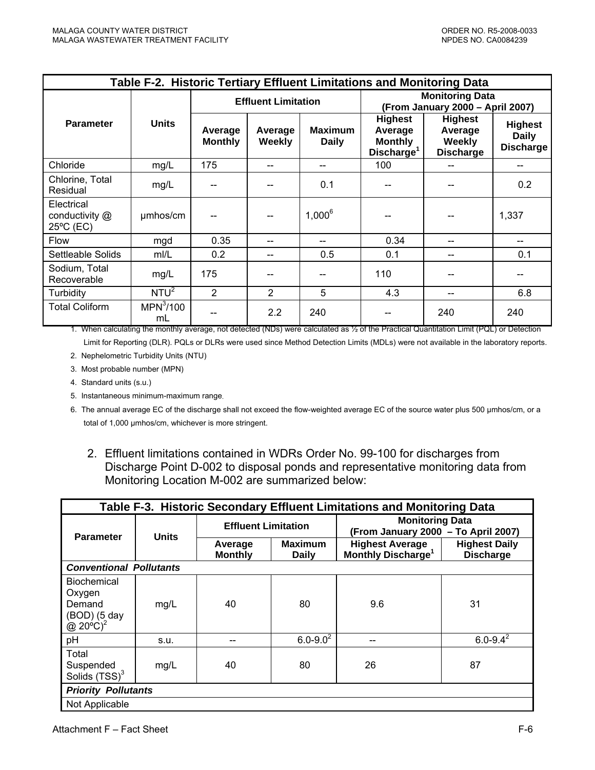| Table F-2. Historic Tertiary Effluent Limitations and Monitoring Data | | | | | | | |
|---|---|---|---|---|---|---|---|
| Parameter | Units | Effluent Limitation | | | Monitoring Data (From January 2000 – April 2007) | | |
| | | Average Monthly | Average Weekly | Maximum Daily | Highest Average Monthly Discharge[1] | Highest Average Weekly Discharge | Highest Daily Discharge |
| Chloride | mg/L | 175 | -- | -- | 100 | -- | -- |
| Chlorine, Total Residual | mg/L | -- | -- | 0.1 | -- | -- | 0.2 |
| Electrical conductivity @ 25ºC (EC) | µmhos/cm | -- | -- | 1,000[6] | -- | -- | 1,337 |
| Flow | mgd | 0.35 | -- | -- | 0.34 | -- | -- |
| Settleable Solids | ml/L | 0.2 | -- | 0.5 | 0.1 | -- | 0.1 |
| Sodium, Total Recoverable | mg/L | 175 | -- | -- | 110 | -- | -- |
| Turbidity | NTU[2] | 2 | 2 | 5 | 4.3 | -- | 6.8 |
| Total Coliform | MPN[3]/100 mL | -- | 2.2 | 240 | -- | 240 | 240 |

1. When calculating the monthly average, not detected (NDs) were calculated as ½ of the Practical Quantitation Limit (PQL) or Detection Limit for Reporting (DLR). PQLs or DLRs were used since Method Detection Limits (MDLs) were not available in the laboratory reports.
2. Nephelometric Turbidity Units (NTU)
3. Most probable number (MPN)
4. Standard units (s.u.)
5. Instantaneous minimum-maximum range.
6. The annual average EC of the discharge shall not exceed the flow-weighted average EC of the source water plus 500 µmhos/cm, or a total of 1,000 µmhos/cm, whichever is more stringent.

2. Effluent limitations contained in WDRs Order No. 99-100 for discharges from Discharge Point D-002 to disposal ponds and representative monitoring data from Monitoring Location M-002 are summarized below:

| Table F-3. Historic Secondary Effluent Limitations and Monitoring Data | | | | | |
|---|---|---|---|---|---|
| Parameter | Units | Effluent Limitation | | Monitoring Data (From January 2000 – To April 2007) | |
| | | Average Monthly | Maximum Daily | Highest Average Monthly Discharge[1] | Highest Daily Discharge |
| ***Conventional Pollutants*** | | | | | |
| Biochemical Oxygen Demand (BOD) (5 day @ 20ºC)[2] | mg/L | 40 | 80 | 9.6 | 31 |
| pH | s.u. | -- | 6.0-9.0[2] | -- | 6.0-9.4[2] |
| Total Suspended Solids (TSS)[3] | mg/L | 40 | 80 | 26 | 87 |
| ***Priority Pollutants*** | | | | | |
| Not Applicable | | | | | |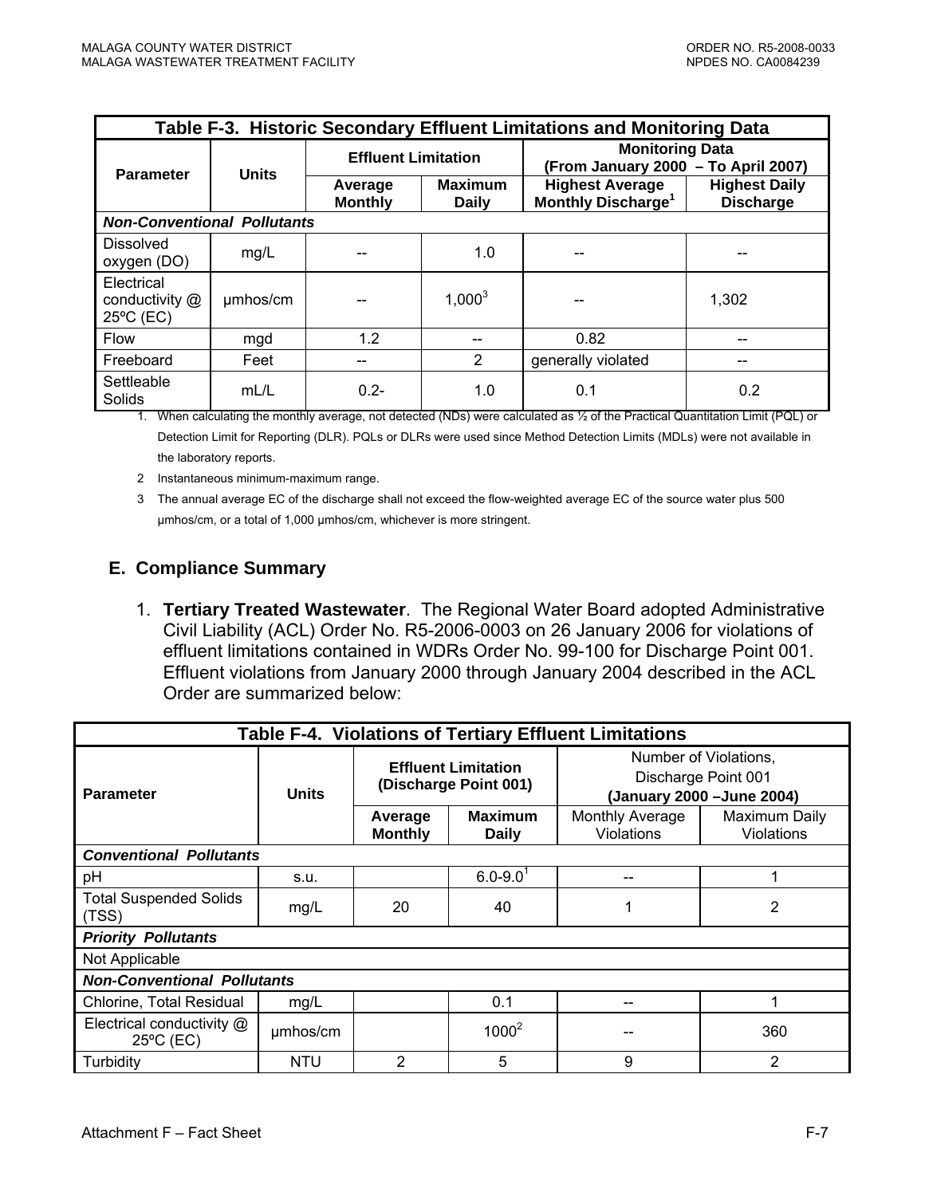| Table F-3. Historic Secondary Effluent Limitations and Monitoring Data | | | | | |
|---|---|---|---|---|---|
| Parameter | Units | Effluent Limitation | | Monitoring Data (From January 2000 – To April 2007) | |
| | | Average Monthly | Maximum Daily | Highest Average Monthly Discharge[1] | Highest Daily Discharge |
| ***Non-Conventional Pollutants*** | | | | | |
| Dissolved oxygen (DO) | mg/L | -- | 1.0 | -- | -- |
| Electrical conductivity @ 25ºC (EC) | µmhos/cm | -- | 1,000[3] | -- | 1,302 |
| Flow | mgd | 1.2 | -- | 0.82 | -- |
| Freeboard | Feet | -- | 2 | generally violated | -- |
| Settleable Solids | mL/L | 0.2- | 1.0 | 0.1 | 0.2 |

1. When calculating the monthly average, not detected (NDs) were calculated as ½ of the Practical Quantitation Limit (PQL) or Detection Limit for Reporting (DLR). PQLs or DLRs were used since Method Detection Limits (MDLs) were not available in the laboratory reports.
2 Instantaneous minimum-maximum range.
3 The annual average EC of the discharge shall not exceed the flow-weighted average EC of the source water plus 500 µmhos/cm, or a total of 1,000 µmhos/cm, whichever is more stringent.

## E. Compliance Summary

1. **Tertiary Treated Wastewater**. The Regional Water Board adopted Administrative Civil Liability (ACL) Order No. R5-2006-0003 on 26 January 2006 for violations of effluent limitations contained in WDRs Order No. 99-100 for Discharge Point 001. Effluent violations from January 2000 through January 2004 described in the ACL Order are summarized below:

| Table F-4. Violations of Tertiary Effluent Limitations | | | | | |
|---|---|---|---|---|---|
| Parameter | Units | Effluent Limitation (Discharge Point 001) | | Number of Violations, Discharge Point 001 (January 2000 –June 2004) | |
| | | Average Monthly | Maximum Daily | Monthly Average Violations | Maximum Daily Violations |
| ***Conventional Pollutants*** | | | | | |
| pH | s.u. | | 6.0-9.0[1] | -- | 1 |
| Total Suspended Solids (TSS) | mg/L | 20 | 40 | 1 | 2 |
| ***Priority Pollutants*** | | | | | |
| Not Applicable | | | | | |
| ***Non-Conventional Pollutants*** | | | | | |
| Chlorine, Total Residual | mg/L | | 0.1 | -- | 1 |
| Electrical conductivity @ 25ºC (EC) | µmhos/cm | | 1000[2] | -- | 360 |
| Turbidity | NTU | 2 | 5 | 9 | 2 |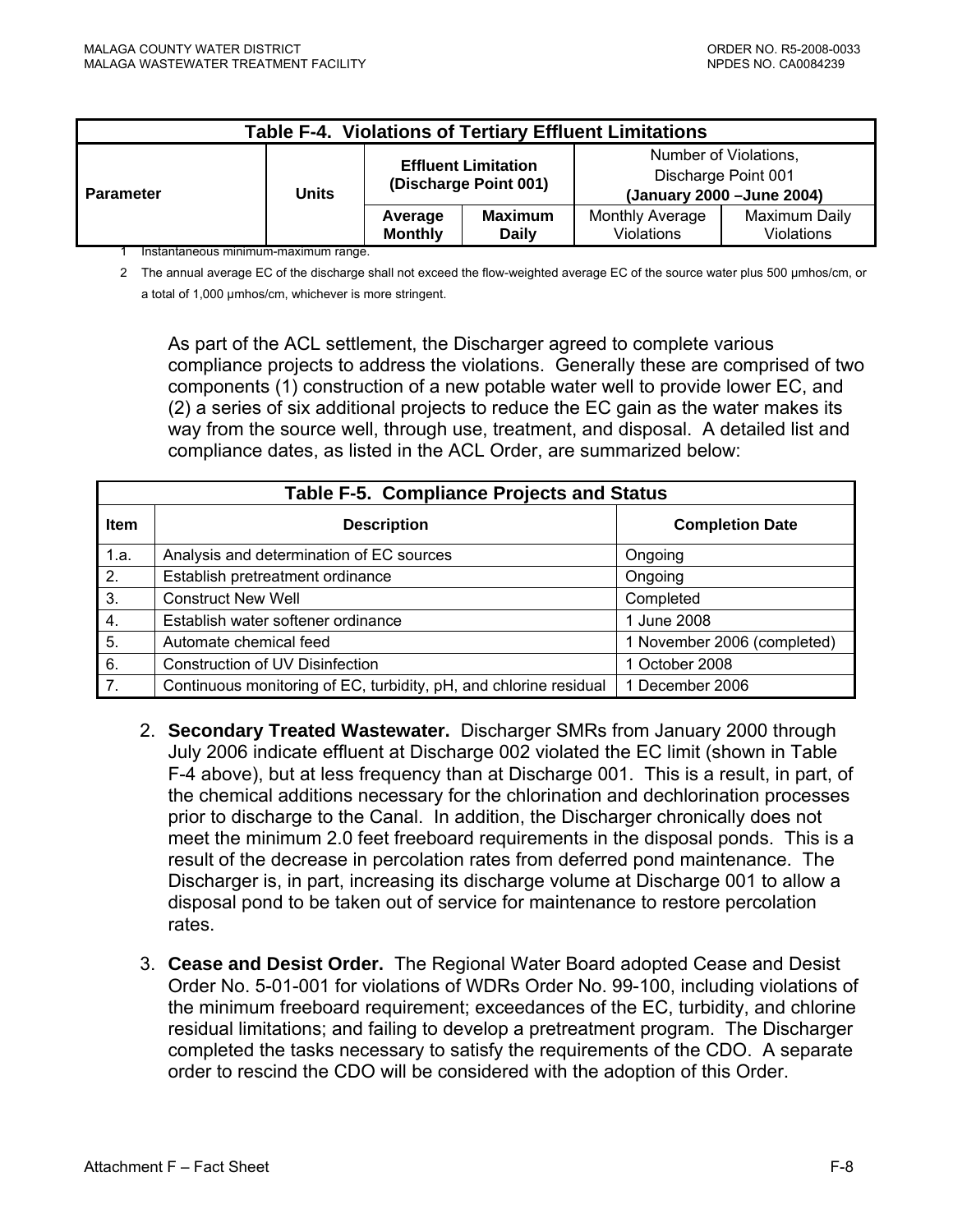| Table F-4. Violations of Tertiary Effluent Limitations | | | | | |
|---|---|---|---|---|---|
| Parameter | Units | Effluent Limitation (Discharge Point 001) | | Number of Violations, Discharge Point 001 (January 2000 –June 2004) | |
| | | Average Monthly | Maximum Daily | Monthly Average Violations | Maximum Daily Violations |

1 Instantaneous minimum-maximum range.

2 The annual average EC of the discharge shall not exceed the flow-weighted average EC of the source water plus 500 µmhos/cm, or a total of 1,000 µmhos/cm, whichever is more stringent.

As part of the ACL settlement, the Discharger agreed to complete various compliance projects to address the violations. Generally these are comprised of two components (1) construction of a new potable water well to provide lower EC, and (2) a series of six additional projects to reduce the EC gain as the water makes its way from the source well, through use, treatment, and disposal. A detailed list and compliance dates, as listed in the ACL Order, are summarized below:

| Table F-5. Compliance Projects and Status | | |
|---|---|---|
| Item | Description | Completion Date |
| 1.a. | Analysis and determination of EC sources | Ongoing |
| 2. | Establish pretreatment ordinance | Ongoing |
| 3. | Construct New Well | Completed |
| 4. | Establish water softener ordinance | 1 June 2008 |
| 5. | Automate chemical feed | 1 November 2006 (completed) |
| 6. | Construction of UV Disinfection | 1 October 2008 |
| 7. | Continuous monitoring of EC, turbidity, pH, and chlorine residual | 1 December 2006 |

2. **Secondary Treated Wastewater.** Discharger SMRs from January 2000 through July 2006 indicate effluent at Discharge 002 violated the EC limit (shown in Table F-4 above), but at less frequency than at Discharge 001. This is a result, in part, of the chemical additions necessary for the chlorination and dechlorination processes prior to discharge to the Canal. In addition, the Discharger chronically does not meet the minimum 2.0 feet freeboard requirements in the disposal ponds. This is a result of the decrease in percolation rates from deferred pond maintenance. The Discharger is, in part, increasing its discharge volume at Discharge 001 to allow a disposal pond to be taken out of service for maintenance to restore percolation rates.

3. **Cease and Desist Order.** The Regional Water Board adopted Cease and Desist Order No. 5-01-001 for violations of WDRs Order No. 99-100, including violations of the minimum freeboard requirement; exceedances of the EC, turbidity, and chlorine residual limitations; and failing to develop a pretreatment program. The Discharger completed the tasks necessary to satisfy the requirements of the CDO. A separate order to rescind the CDO will be considered with the adoption of this Order.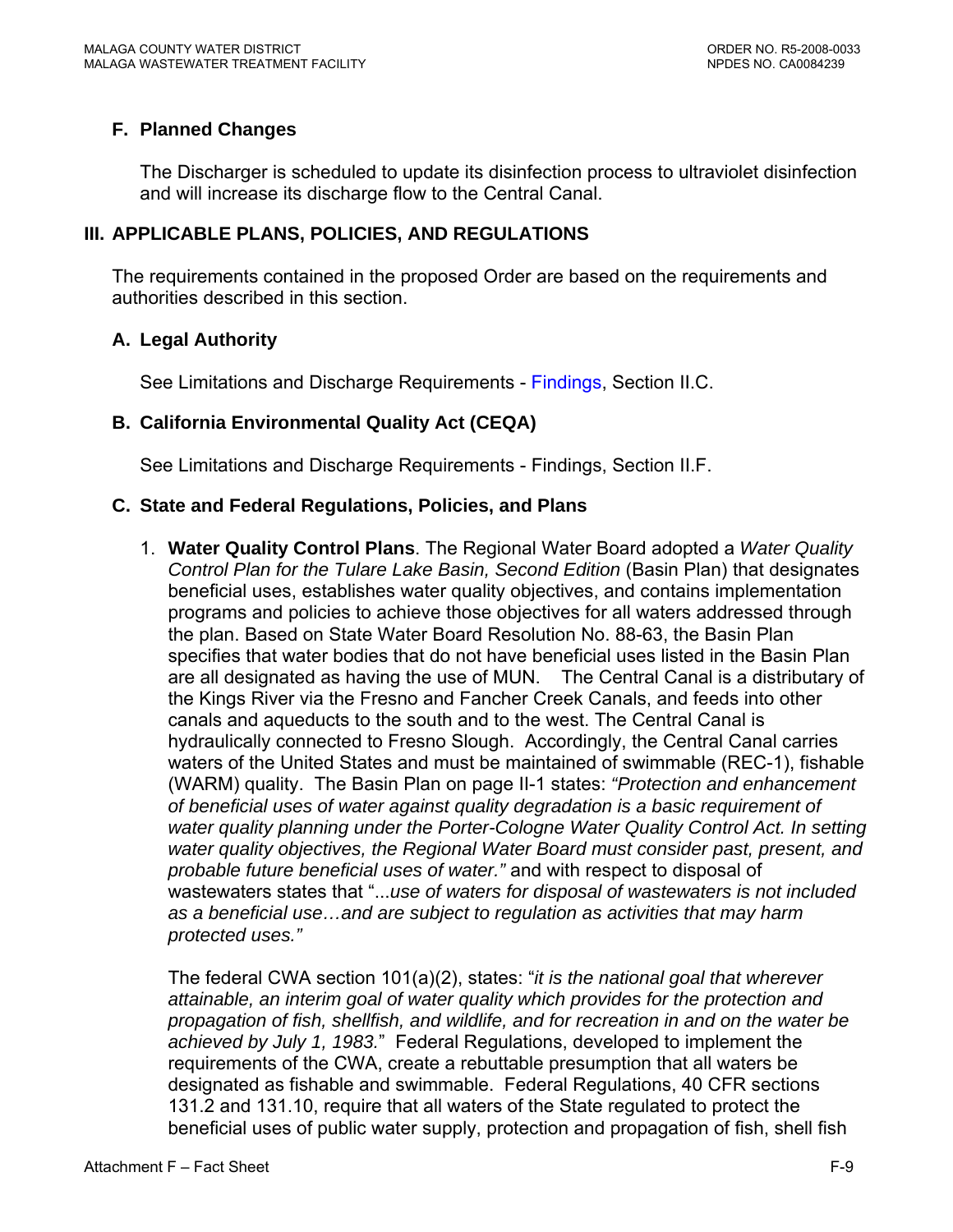## F. Planned Changes

The Discharger is scheduled to update its disinfection process to ultraviolet disinfection and will increase its discharge flow to the Central Canal.

# III. APPLICABLE PLANS, POLICIES, AND REGULATIONS

The requirements contained in the proposed Order are based on the requirements and authorities described in this section.

## A. Legal Authority

See Limitations and Discharge Requirements - Findings, Section II.C.

## B. California Environmental Quality Act (CEQA)

See Limitations and Discharge Requirements - Findings, Section II.F.

## C. State and Federal Regulations, Policies, and Plans

1. **Water Quality Control Plans**. The Regional Water Board adopted a *Water Quality Control Plan for the Tulare Lake Basin, Second Edition* (Basin Plan) that designates beneficial uses, establishes water quality objectives, and contains implementation programs and policies to achieve those objectives for all waters addressed through the plan. Based on State Water Board Resolution No. 88-63, the Basin Plan specifies that water bodies that do not have beneficial uses listed in the Basin Plan are all designated as having the use of MUN. The Central Canal is a distributary of the Kings River via the Fresno and Fancher Creek Canals, and feeds into other canals and aqueducts to the south and to the west. The Central Canal is hydraulically connected to Fresno Slough. Accordingly, the Central Canal carries waters of the United States and must be maintained of swimmable (REC-1), fishable (WARM) quality. The Basin Plan on page II-1 states: *"Protection and enhancement of beneficial uses of water against quality degradation is a basic requirement of water quality planning under the Porter-Cologne Water Quality Control Act. In setting water quality objectives, the Regional Water Board must consider past, present, and probable future beneficial uses of water."* and with respect to disposal of wastewaters states that "...*use of waters for disposal of wastewaters is not included as a beneficial use…and are subject to regulation as activities that may harm protected uses."*

   The federal CWA section 101(a)(2), states: "*it is the national goal that wherever attainable, an interim goal of water quality which provides for the protection and propagation of fish, shellfish, and wildlife, and for recreation in and on the water be achieved by July 1, 1983.*" Federal Regulations, developed to implement the requirements of the CWA, create a rebuttable presumption that all waters be designated as fishable and swimmable. Federal Regulations, 40 CFR sections 131.2 and 131.10, require that all waters of the State regulated to protect the beneficial uses of public water supply, protection and propagation of fish, shell fish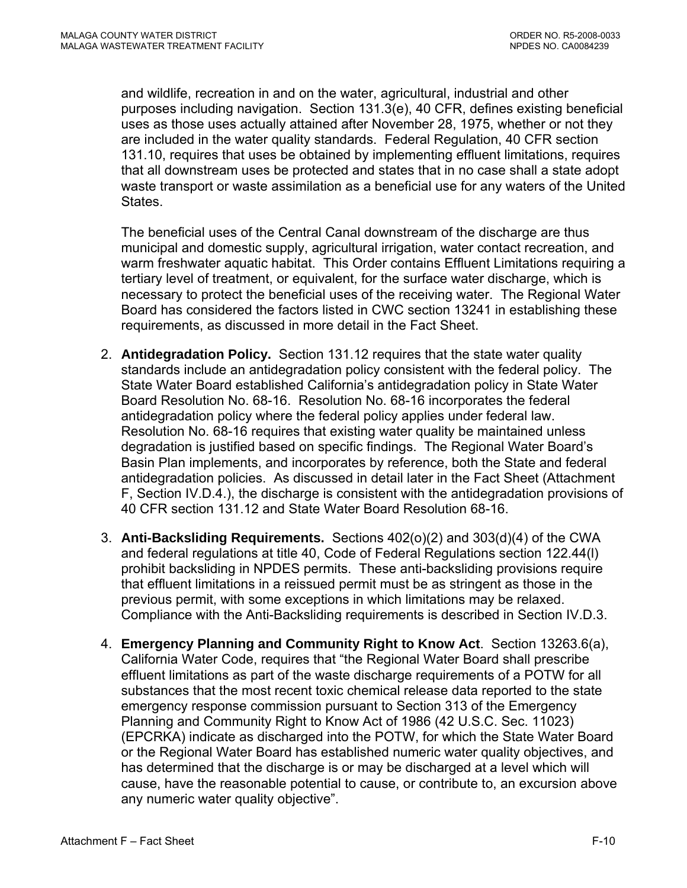and wildlife, recreation in and on the water, agricultural, industrial and other purposes including navigation. Section 131.3(e), 40 CFR, defines existing beneficial uses as those uses actually attained after November 28, 1975, whether or not they are included in the water quality standards. Federal Regulation, 40 CFR section 131.10, requires that uses be obtained by implementing effluent limitations, requires that all downstream uses be protected and states that in no case shall a state adopt waste transport or waste assimilation as a beneficial use for any waters of the United States.

The beneficial uses of the Central Canal downstream of the discharge are thus municipal and domestic supply, agricultural irrigation, water contact recreation, and warm freshwater aquatic habitat. This Order contains Effluent Limitations requiring a tertiary level of treatment, or equivalent, for the surface water discharge, which is necessary to protect the beneficial uses of the receiving water. The Regional Water Board has considered the factors listed in CWC section 13241 in establishing these requirements, as discussed in more detail in the Fact Sheet.

2. **Antidegradation Policy.** Section 131.12 requires that the state water quality standards include an antidegradation policy consistent with the federal policy. The State Water Board established California's antidegradation policy in State Water Board Resolution No. 68-16. Resolution No. 68-16 incorporates the federal antidegradation policy where the federal policy applies under federal law. Resolution No. 68-16 requires that existing water quality be maintained unless degradation is justified based on specific findings. The Regional Water Board's Basin Plan implements, and incorporates by reference, both the State and federal antidegradation policies. As discussed in detail later in the Fact Sheet (Attachment F, Section IV.D.4.), the discharge is consistent with the antidegradation provisions of 40 CFR section 131.12 and State Water Board Resolution 68-16.

3. **Anti-Backsliding Requirements.** Sections 402(o)(2) and 303(d)(4) of the CWA and federal regulations at title 40, Code of Federal Regulations section 122.44(l) prohibit backsliding in NPDES permits. These anti-backsliding provisions require that effluent limitations in a reissued permit must be as stringent as those in the previous permit, with some exceptions in which limitations may be relaxed. Compliance with the Anti-Backsliding requirements is described in Section IV.D.3.

4. **Emergency Planning and Community Right to Know Act**. Section 13263.6(a), California Water Code, requires that "the Regional Water Board shall prescribe effluent limitations as part of the waste discharge requirements of a POTW for all substances that the most recent toxic chemical release data reported to the state emergency response commission pursuant to Section 313 of the Emergency Planning and Community Right to Know Act of 1986 (42 U.S.C. Sec. 11023) (EPCRKA) indicate as discharged into the POTW, for which the State Water Board or the Regional Water Board has established numeric water quality objectives, and has determined that the discharge is or may be discharged at a level which will cause, have the reasonable potential to cause, or contribute to, an excursion above any numeric water quality objective".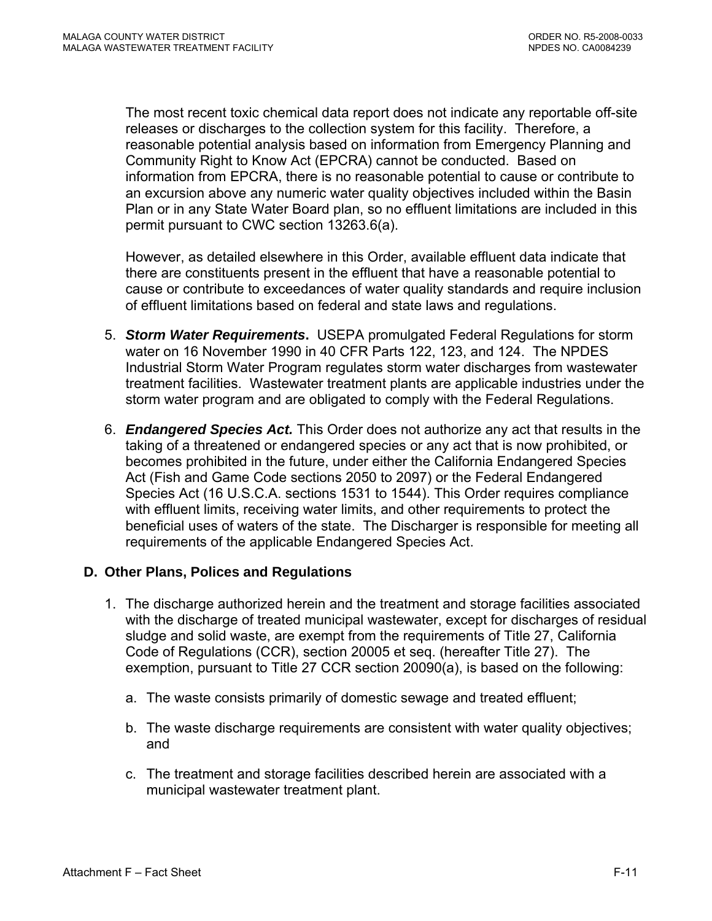The most recent toxic chemical data report does not indicate any reportable off-site releases or discharges to the collection system for this facility. Therefore, a reasonable potential analysis based on information from Emergency Planning and Community Right to Know Act (EPCRA) cannot be conducted. Based on information from EPCRA, there is no reasonable potential to cause or contribute to an excursion above any numeric water quality objectives included within the Basin Plan or in any State Water Board plan, so no effluent limitations are included in this permit pursuant to CWC section 13263.6(a).

However, as detailed elsewhere in this Order, available effluent data indicate that there are constituents present in the effluent that have a reasonable potential to cause or contribute to exceedances of water quality standards and require inclusion of effluent limitations based on federal and state laws and regulations.

5. ***Storm Water Requirements*.** USEPA promulgated Federal Regulations for storm water on 16 November 1990 in 40 CFR Parts 122, 123, and 124. The NPDES Industrial Storm Water Program regulates storm water discharges from wastewater treatment facilities. Wastewater treatment plants are applicable industries under the storm water program and are obligated to comply with the Federal Regulations.

6. ***Endangered Species Act.*** This Order does not authorize any act that results in the taking of a threatened or endangered species or any act that is now prohibited, or becomes prohibited in the future, under either the California Endangered Species Act (Fish and Game Code sections 2050 to 2097) or the Federal Endangered Species Act (16 U.S.C.A. sections 1531 to 1544). This Order requires compliance with effluent limits, receiving water limits, and other requirements to protect the beneficial uses of waters of the state. The Discharger is responsible for meeting all requirements of the applicable Endangered Species Act.

### D. Other Plans, Polices and Regulations

1. The discharge authorized herein and the treatment and storage facilities associated with the discharge of treated municipal wastewater, except for discharges of residual sludge and solid waste, are exempt from the requirements of Title 27, California Code of Regulations (CCR), section 20005 et seq. (hereafter Title 27). The exemption, pursuant to Title 27 CCR section 20090(a), is based on the following:

   a. The waste consists primarily of domestic sewage and treated effluent;

   b. The waste discharge requirements are consistent with water quality objectives; and

   c. The treatment and storage facilities described herein are associated with a municipal wastewater treatment plant.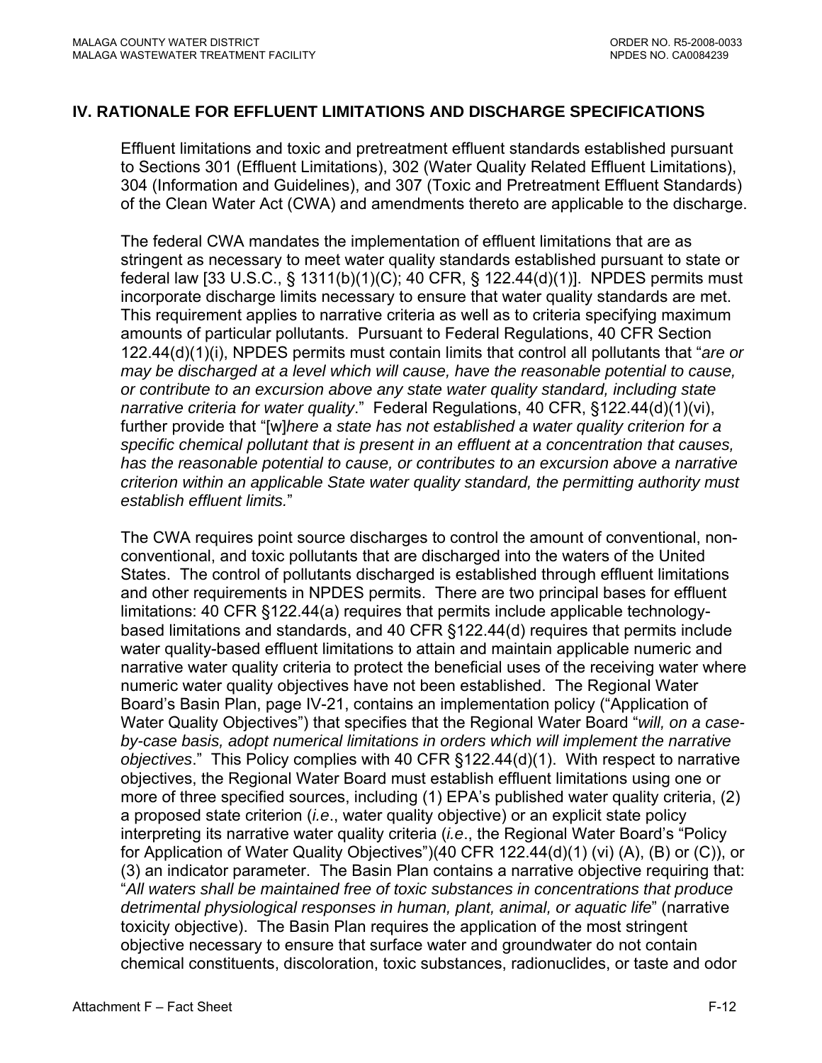## IV. RATIONALE FOR EFFLUENT LIMITATIONS AND DISCHARGE SPECIFICATIONS

Effluent limitations and toxic and pretreatment effluent standards established pursuant to Sections 301 (Effluent Limitations), 302 (Water Quality Related Effluent Limitations), 304 (Information and Guidelines), and 307 (Toxic and Pretreatment Effluent Standards) of the Clean Water Act (CWA) and amendments thereto are applicable to the discharge.

The federal CWA mandates the implementation of effluent limitations that are as stringent as necessary to meet water quality standards established pursuant to state or federal law [33 U.S.C., § 1311(b)(1)(C); 40 CFR, § 122.44(d)(1)]. NPDES permits must incorporate discharge limits necessary to ensure that water quality standards are met. This requirement applies to narrative criteria as well as to criteria specifying maximum amounts of particular pollutants. Pursuant to Federal Regulations, 40 CFR Section 122.44(d)(1)(i), NPDES permits must contain limits that control all pollutants that "*are or may be discharged at a level which will cause, have the reasonable potential to cause, or contribute to an excursion above any state water quality standard, including state narrative criteria for water quality*." Federal Regulations, 40 CFR, §122.44(d)(1)(vi), further provide that "[w]*here a state has not established a water quality criterion for a specific chemical pollutant that is present in an effluent at a concentration that causes, has the reasonable potential to cause, or contributes to an excursion above a narrative criterion within an applicable State water quality standard, the permitting authority must establish effluent limits.*"

The CWA requires point source discharges to control the amount of conventional, non-conventional, and toxic pollutants that are discharged into the waters of the United States. The control of pollutants discharged is established through effluent limitations and other requirements in NPDES permits. There are two principal bases for effluent limitations: 40 CFR §122.44(a) requires that permits include applicable technology-based limitations and standards, and 40 CFR §122.44(d) requires that permits include water quality-based effluent limitations to attain and maintain applicable numeric and narrative water quality criteria to protect the beneficial uses of the receiving water where numeric water quality objectives have not been established. The Regional Water Board's Basin Plan, page IV-21, contains an implementation policy ("Application of Water Quality Objectives") that specifies that the Regional Water Board "*will, on a case-by-case basis, adopt numerical limitations in orders which will implement the narrative objectives*." This Policy complies with 40 CFR §122.44(d)(1). With respect to narrative objectives, the Regional Water Board must establish effluent limitations using one or more of three specified sources, including (1) EPA's published water quality criteria, (2) a proposed state criterion (*i.e*., water quality objective) or an explicit state policy interpreting its narrative water quality criteria (*i.e*., the Regional Water Board's "Policy for Application of Water Quality Objectives")(40 CFR 122.44(d)(1) (vi) (A), (B) or (C)), or (3) an indicator parameter. The Basin Plan contains a narrative objective requiring that: "*All waters shall be maintained free of toxic substances in concentrations that produce detrimental physiological responses in human, plant, animal, or aquatic life*" (narrative toxicity objective). The Basin Plan requires the application of the most stringent objective necessary to ensure that surface water and groundwater do not contain chemical constituents, discoloration, toxic substances, radionuclides, or taste and odor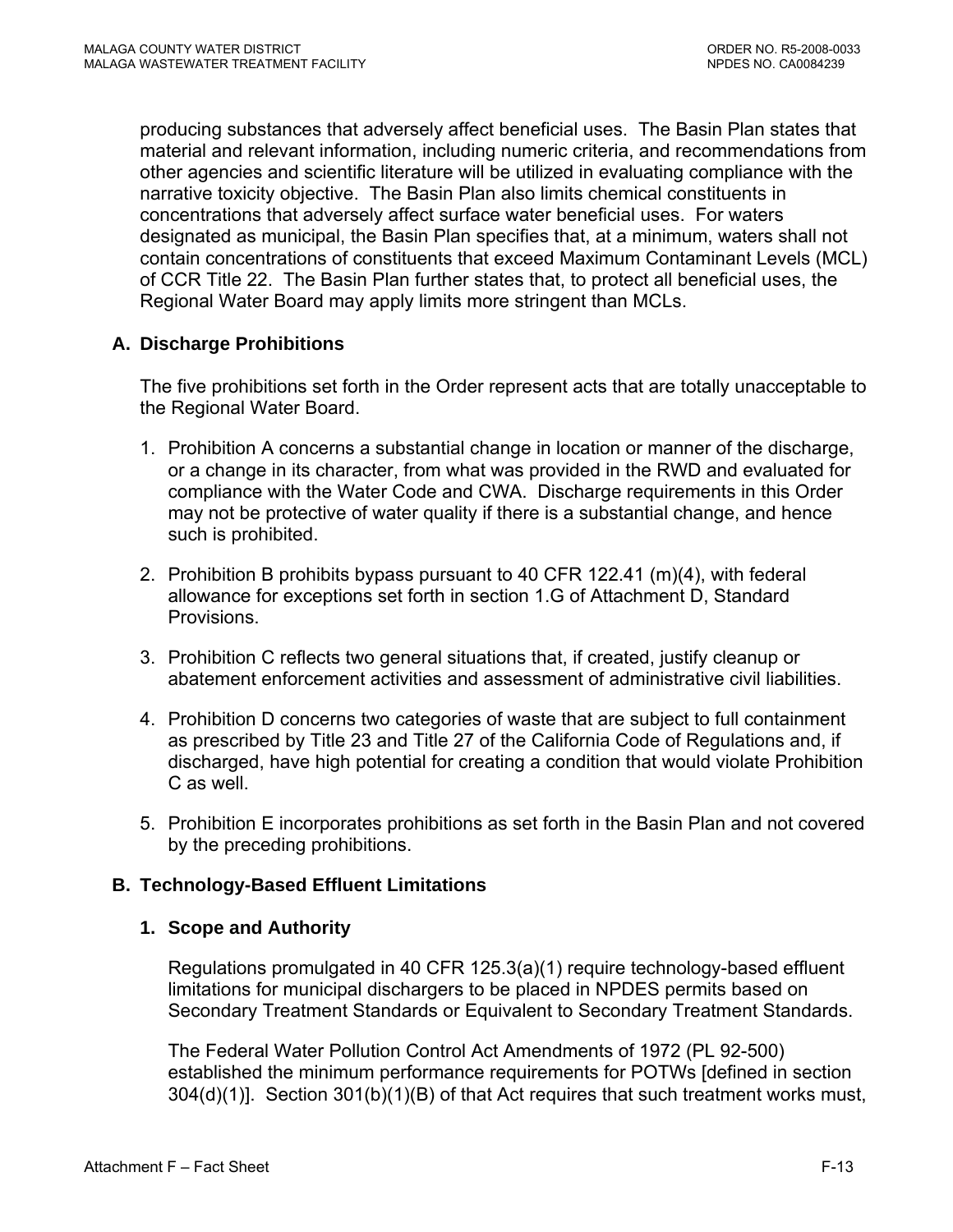producing substances that adversely affect beneficial uses. The Basin Plan states that material and relevant information, including numeric criteria, and recommendations from other agencies and scientific literature will be utilized in evaluating compliance with the narrative toxicity objective. The Basin Plan also limits chemical constituents in concentrations that adversely affect surface water beneficial uses. For waters designated as municipal, the Basin Plan specifies that, at a minimum, waters shall not contain concentrations of constituents that exceed Maximum Contaminant Levels (MCL) of CCR Title 22. The Basin Plan further states that, to protect all beneficial uses, the Regional Water Board may apply limits more stringent than MCLs.

## A. Discharge Prohibitions

The five prohibitions set forth in the Order represent acts that are totally unacceptable to the Regional Water Board.

1. Prohibition A concerns a substantial change in location or manner of the discharge, or a change in its character, from what was provided in the RWD and evaluated for compliance with the Water Code and CWA. Discharge requirements in this Order may not be protective of water quality if there is a substantial change, and hence such is prohibited.
2. Prohibition B prohibits bypass pursuant to 40 CFR 122.41 (m)(4), with federal allowance for exceptions set forth in section 1.G of Attachment D, Standard Provisions.
3. Prohibition C reflects two general situations that, if created, justify cleanup or abatement enforcement activities and assessment of administrative civil liabilities.
4. Prohibition D concerns two categories of waste that are subject to full containment as prescribed by Title 23 and Title 27 of the California Code of Regulations and, if discharged, have high potential for creating a condition that would violate Prohibition C as well.
5. Prohibition E incorporates prohibitions as set forth in the Basin Plan and not covered by the preceding prohibitions.

## B. Technology-Based Effluent Limitations

### 1. Scope and Authority

Regulations promulgated in 40 CFR 125.3(a)(1) require technology-based effluent limitations for municipal dischargers to be placed in NPDES permits based on Secondary Treatment Standards or Equivalent to Secondary Treatment Standards.

The Federal Water Pollution Control Act Amendments of 1972 (PL 92-500) established the minimum performance requirements for POTWs [defined in section 304(d)(1)]. Section 301(b)(1)(B) of that Act requires that such treatment works must,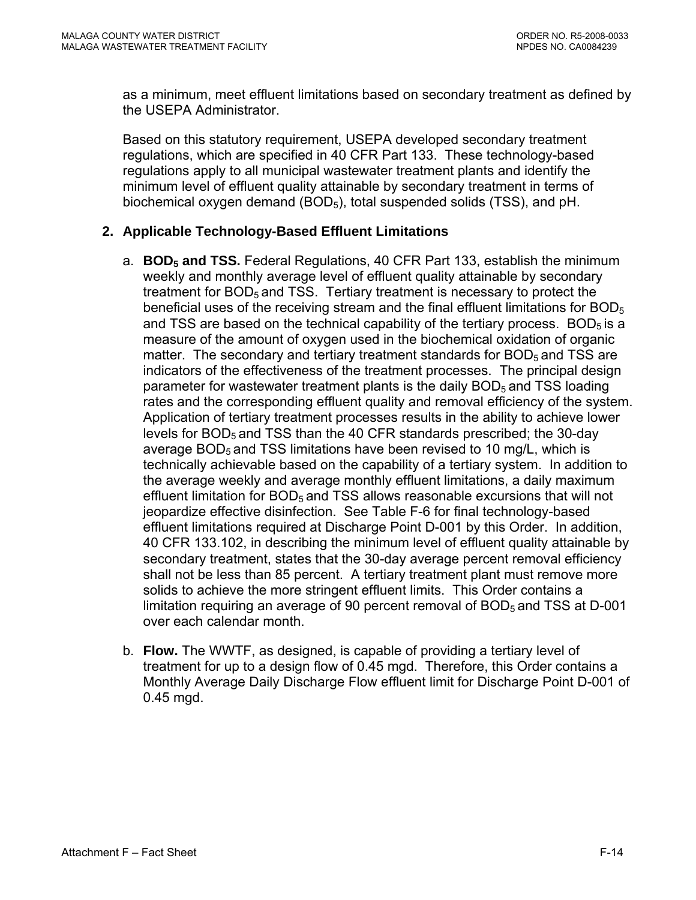as a minimum, meet effluent limitations based on secondary treatment as defined by the USEPA Administrator.

Based on this statutory requirement, USEPA developed secondary treatment regulations, which are specified in 40 CFR Part 133. These technology-based regulations apply to all municipal wastewater treatment plants and identify the minimum level of effluent quality attainable by secondary treatment in terms of biochemical oxygen demand ($BOD_5$), total suspended solids (TSS), and pH.

## 2. Applicable Technology-Based Effluent Limitations

a. **$BOD_5$ and TSS.** Federal Regulations, 40 CFR Part 133, establish the minimum weekly and monthly average level of effluent quality attainable by secondary treatment for $BOD_5$ and TSS. Tertiary treatment is necessary to protect the beneficial uses of the receiving stream and the final effluent limitations for $BOD_5$ and TSS are based on the technical capability of the tertiary process. $BOD_5$ is a measure of the amount of oxygen used in the biochemical oxidation of organic matter. The secondary and tertiary treatment standards for $BOD_5$ and TSS are indicators of the effectiveness of the treatment processes. The principal design parameter for wastewater treatment plants is the daily $BOD_5$ and TSS loading rates and the corresponding effluent quality and removal efficiency of the system. Application of tertiary treatment processes results in the ability to achieve lower levels for $BOD_5$ and TSS than the 40 CFR standards prescribed; the 30-day average $BOD_5$ and TSS limitations have been revised to 10 mg/L, which is technically achievable based on the capability of a tertiary system. In addition to the average weekly and average monthly effluent limitations, a daily maximum effluent limitation for $BOD_5$ and TSS allows reasonable excursions that will not jeopardize effective disinfection. See Table F-6 for final technology-based effluent limitations required at Discharge Point D-001 by this Order. In addition, 40 CFR 133.102, in describing the minimum level of effluent quality attainable by secondary treatment, states that the 30-day average percent removal efficiency shall not be less than 85 percent. A tertiary treatment plant must remove more solids to achieve the more stringent effluent limits. This Order contains a limitation requiring an average of 90 percent removal of $BOD_5$ and TSS at D-001 over each calendar month.

b. **Flow.** The WWTF, as designed, is capable of providing a tertiary level of treatment for up to a design flow of 0.45 mgd. Therefore, this Order contains a Monthly Average Daily Discharge Flow effluent limit for Discharge Point D-001 of 0.45 mgd.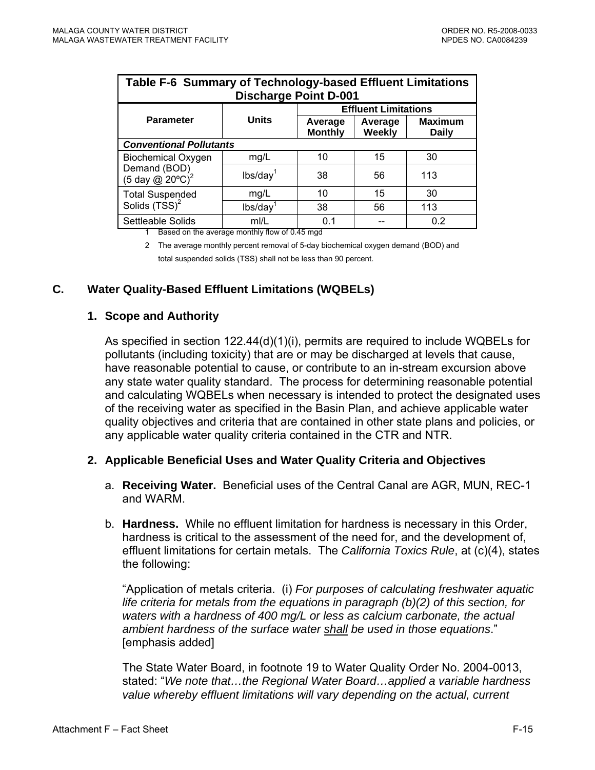| Table F-6 Summary of Technology-based Effluent Limitations Discharge Point D-001 | | | | |
|---|---|---|---|---|
| **Parameter** | **Units** | **Effluent Limitations** | | |
| | | **Average Monthly** | **Average Weekly** | **Maximum Daily** |
| ***Conventional Pollutants*** | | | | |
| Biochemical Oxygen Demand (BOD) (5 day @ 20ºC)[2] | mg/L | 10 | 15 | 30 |
| | lbs/day[1] | 38 | 56 | 113 |
| Total Suspended Solids (TSS)[2] | mg/L | 10 | 15 | 30 |
| | lbs/day[1] | 38 | 56 | 113 |
| Settleable Solids | ml/L | 0.1 | -- | 0.2 |

1 Based on the average monthly flow of 0.45 mgd

2 The average monthly percent removal of 5-day biochemical oxygen demand (BOD) and total suspended solids (TSS) shall not be less than 90 percent.

## C. Water Quality-Based Effluent Limitations (WQBELs)

### 1. Scope and Authority

As specified in section 122.44(d)(1)(i), permits are required to include WQBELs for pollutants (including toxicity) that are or may be discharged at levels that cause, have reasonable potential to cause, or contribute to an in-stream excursion above any state water quality standard. The process for determining reasonable potential and calculating WQBELs when necessary is intended to protect the designated uses of the receiving water as specified in the Basin Plan, and achieve applicable water quality objectives and criteria that are contained in other state plans and policies, or any applicable water quality criteria contained in the CTR and NTR.

### 2. Applicable Beneficial Uses and Water Quality Criteria and Objectives

a. **Receiving Water.** Beneficial uses of the Central Canal are AGR, MUN, REC-1 and WARM.

b. **Hardness.** While no effluent limitation for hardness is necessary in this Order, hardness is critical to the assessment of the need for, and the development of, effluent limitations for certain metals. The *California Toxics Rule*, at (c)(4), states the following:

"Application of metals criteria. (i) *For purposes of calculating freshwater aquatic life criteria for metals from the equations in paragraph (b)(2) of this section, for waters with a hardness of 400 mg/L or less as calcium carbonate, the actual ambient hardness of the surface water shall be used in those equations*." [emphasis added]

The State Water Board, in footnote 19 to Water Quality Order No. 2004-0013, stated: "*We note that…the Regional Water Board…applied a variable hardness value whereby effluent limitations will vary depending on the actual, current*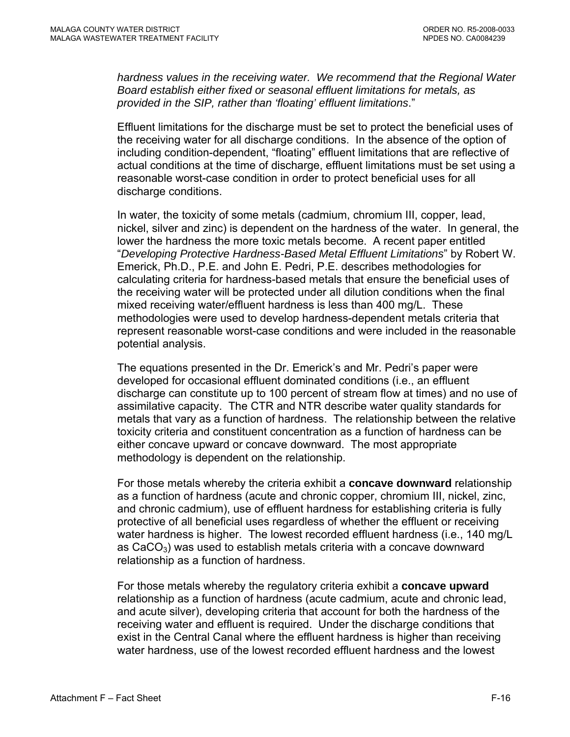*hardness values in the receiving water. We recommend that the Regional Water Board establish either fixed or seasonal effluent limitations for metals, as provided in the SIP, rather than 'floating' effluent limitations*."

Effluent limitations for the discharge must be set to protect the beneficial uses of the receiving water for all discharge conditions. In the absence of the option of including condition-dependent, "floating" effluent limitations that are reflective of actual conditions at the time of discharge, effluent limitations must be set using a reasonable worst-case condition in order to protect beneficial uses for all discharge conditions.

In water, the toxicity of some metals (cadmium, chromium III, copper, lead, nickel, silver and zinc) is dependent on the hardness of the water. In general, the lower the hardness the more toxic metals become. A recent paper entitled "*Developing Protective Hardness-Based Metal Effluent Limitations*" by Robert W. Emerick, Ph.D., P.E. and John E. Pedri, P.E. describes methodologies for calculating criteria for hardness-based metals that ensure the beneficial uses of the receiving water will be protected under all dilution conditions when the final mixed receiving water/effluent hardness is less than 400 mg/L. These methodologies were used to develop hardness-dependent metals criteria that represent reasonable worst-case conditions and were included in the reasonable potential analysis.

The equations presented in the Dr. Emerick's and Mr. Pedri's paper were developed for occasional effluent dominated conditions (i.e., an effluent discharge can constitute up to 100 percent of stream flow at times) and no use of assimilative capacity. The CTR and NTR describe water quality standards for metals that vary as a function of hardness. The relationship between the relative toxicity criteria and constituent concentration as a function of hardness can be either concave upward or concave downward. The most appropriate methodology is dependent on the relationship.

For those metals whereby the criteria exhibit a **concave downward** relationship as a function of hardness (acute and chronic copper, chromium III, nickel, zinc, and chronic cadmium), use of effluent hardness for establishing criteria is fully protective of all beneficial uses regardless of whether the effluent or receiving water hardness is higher. The lowest recorded effluent hardness (i.e., 140 mg/L as $CaCO_3$) was used to establish metals criteria with a concave downward relationship as a function of hardness.

For those metals whereby the regulatory criteria exhibit a **concave upward** relationship as a function of hardness (acute cadmium, acute and chronic lead, and acute silver), developing criteria that account for both the hardness of the receiving water and effluent is required. Under the discharge conditions that exist in the Central Canal where the effluent hardness is higher than receiving water hardness, use of the lowest recorded effluent hardness and the lowest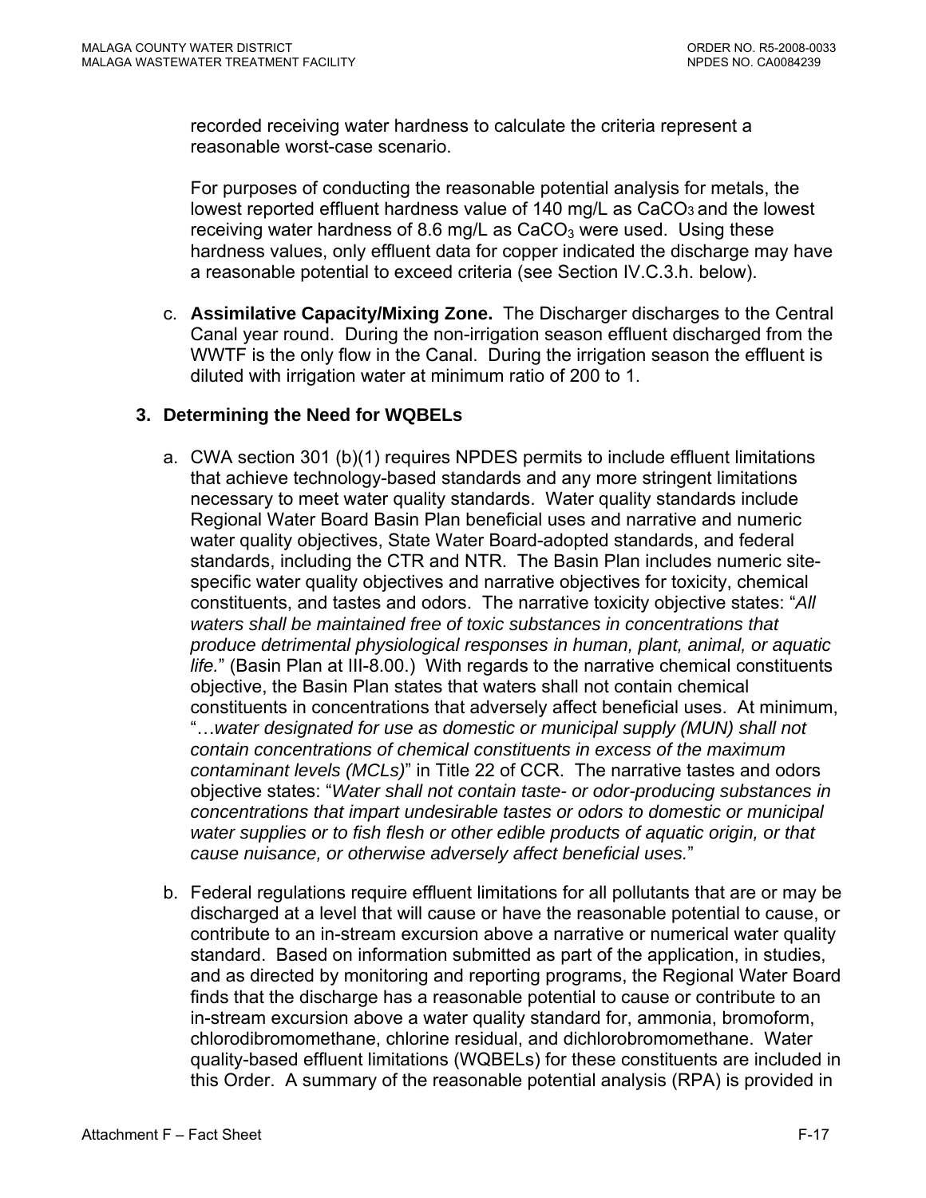recorded receiving water hardness to calculate the criteria represent a reasonable worst-case scenario.

For purposes of conducting the reasonable potential analysis for metals, the lowest reported effluent hardness value of 140 mg/L as $CaCO_3$ and the lowest receiving water hardness of 8.6 mg/L as $CaCO_3$ were used. Using these hardness values, only effluent data for copper indicated the discharge may have a reasonable potential to exceed criteria (see Section IV.C.3.h. below).

c. **Assimilative Capacity/Mixing Zone.** The Discharger discharges to the Central Canal year round. During the non-irrigation season effluent discharged from the WWTF is the only flow in the Canal. During the irrigation season the effluent is diluted with irrigation water at minimum ratio of 200 to 1.

### 3. Determining the Need for WQBELs

a. CWA section 301 (b)(1) requires NPDES permits to include effluent limitations that achieve technology-based standards and any more stringent limitations necessary to meet water quality standards. Water quality standards include Regional Water Board Basin Plan beneficial uses and narrative and numeric water quality objectives, State Water Board-adopted standards, and federal standards, including the CTR and NTR. The Basin Plan includes numeric site-specific water quality objectives and narrative objectives for toxicity, chemical constituents, and tastes and odors. The narrative toxicity objective states: "*All waters shall be maintained free of toxic substances in concentrations that produce detrimental physiological responses in human, plant, animal, or aquatic life.*" (Basin Plan at III-8.00.) With regards to the narrative chemical constituents objective, the Basin Plan states that waters shall not contain chemical constituents in concentrations that adversely affect beneficial uses. At minimum, "…*water designated for use as domestic or municipal supply (MUN) shall not contain concentrations of chemical constituents in excess of the maximum contaminant levels (MCLs)*" in Title 22 of CCR. The narrative tastes and odors objective states: "*Water shall not contain taste- or odor-producing substances in concentrations that impart undesirable tastes or odors to domestic or municipal water supplies or to fish flesh or other edible products of aquatic origin, or that cause nuisance, or otherwise adversely affect beneficial uses.*"

b. Federal regulations require effluent limitations for all pollutants that are or may be discharged at a level that will cause or have the reasonable potential to cause, or contribute to an in-stream excursion above a narrative or numerical water quality standard. Based on information submitted as part of the application, in studies, and as directed by monitoring and reporting programs, the Regional Water Board finds that the discharge has a reasonable potential to cause or contribute to an in-stream excursion above a water quality standard for, ammonia, bromoform, chlorodibromomethane, chlorine residual, and dichlorobromomethane. Water quality-based effluent limitations (WQBELs) for these constituents are included in this Order. A summary of the reasonable potential analysis (RPA) is provided in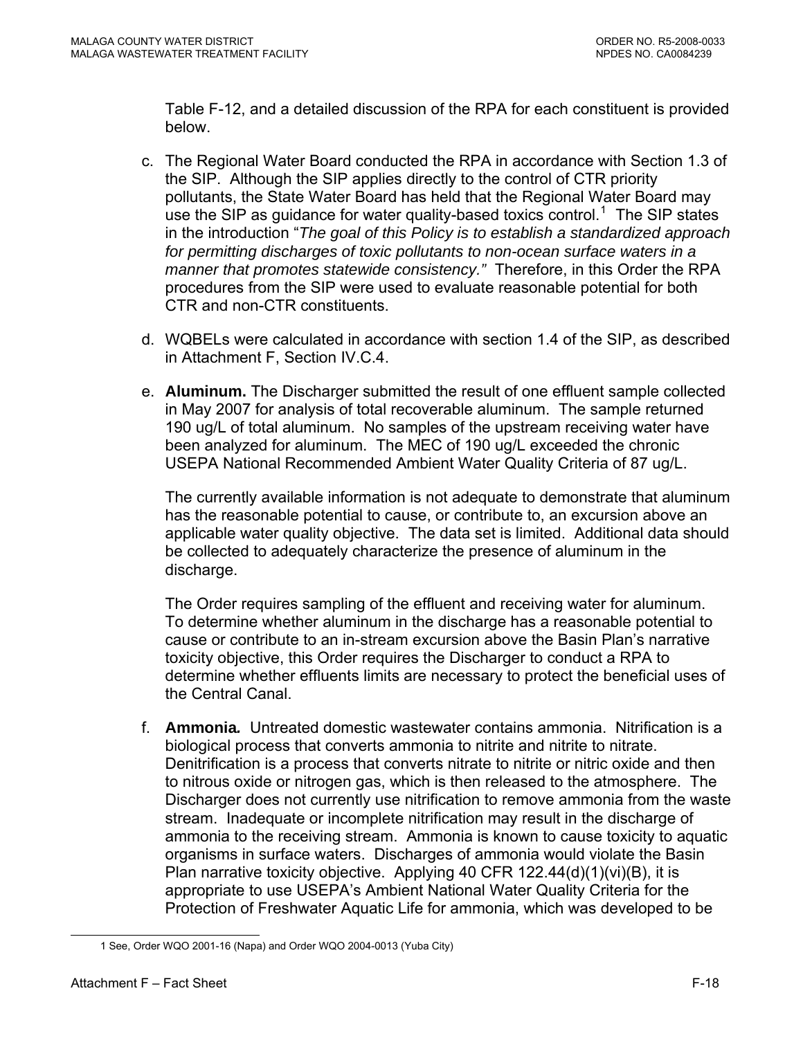Table F-12, and a detailed discussion of the RPA for each constituent is provided below.

c. The Regional Water Board conducted the RPA in accordance with Section 1.3 of the SIP. Although the SIP applies directly to the control of CTR priority pollutants, the State Water Board has held that the Regional Water Board may use the SIP as guidance for water quality-based toxics control.[1] The SIP states in the introduction "*The goal of this Policy is to establish a standardized approach for permitting discharges of toxic pollutants to non-ocean surface waters in a manner that promotes statewide consistency.*" Therefore, in this Order the RPA procedures from the SIP were used to evaluate reasonable potential for both CTR and non-CTR constituents.

d. WQBELs were calculated in accordance with section 1.4 of the SIP, as described in Attachment F, Section IV.C.4.

e. **Aluminum.** The Discharger submitted the result of one effluent sample collected in May 2007 for analysis of total recoverable aluminum. The sample returned 190 ug/L of total aluminum. No samples of the upstream receiving water have been analyzed for aluminum. The MEC of 190 ug/L exceeded the chronic USEPA National Recommended Ambient Water Quality Criteria of 87 ug/L.

   The currently available information is not adequate to demonstrate that aluminum has the reasonable potential to cause, or contribute to, an excursion above an applicable water quality objective. The data set is limited. Additional data should be collected to adequately characterize the presence of aluminum in the discharge.

   The Order requires sampling of the effluent and receiving water for aluminum. To determine whether aluminum in the discharge has a reasonable potential to cause or contribute to an in-stream excursion above the Basin Plan's narrative toxicity objective, this Order requires the Discharger to conduct a RPA to determine whether effluents limits are necessary to protect the beneficial uses of the Central Canal.

f. ***Ammonia.*** Untreated domestic wastewater contains ammonia. Nitrification is a biological process that converts ammonia to nitrite and nitrite to nitrate. Denitrification is a process that converts nitrate to nitrite or nitric oxide and then to nitrous oxide or nitrogen gas, which is then released to the atmosphere. The Discharger does not currently use nitrification to remove ammonia from the waste stream. Inadequate or incomplete nitrification may result in the discharge of ammonia to the receiving stream. Ammonia is known to cause toxicity to aquatic organisms in surface waters. Discharges of ammonia would violate the Basin Plan narrative toxicity objective. Applying 40 CFR 122.44(d)(1)(vi)(B), it is appropriate to use USEPA's Ambient National Water Quality Criteria for the Protection of Freshwater Aquatic Life for ammonia, which was developed to be

---

1 See, Order WQO 2001-16 (Napa) and Order WQO 2004-0013 (Yuba City)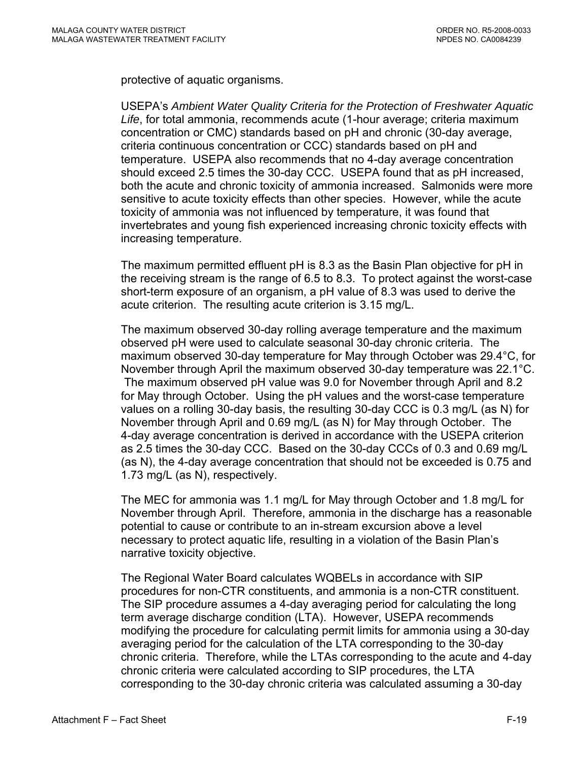protective of aquatic organisms.

USEPA's *Ambient Water Quality Criteria for the Protection of Freshwater Aquatic Life*, for total ammonia, recommends acute (1-hour average; criteria maximum concentration or CMC) standards based on pH and chronic (30-day average, criteria continuous concentration or CCC) standards based on pH and temperature. USEPA also recommends that no 4-day average concentration should exceed 2.5 times the 30-day CCC. USEPA found that as pH increased, both the acute and chronic toxicity of ammonia increased. Salmonids were more sensitive to acute toxicity effects than other species. However, while the acute toxicity of ammonia was not influenced by temperature, it was found that invertebrates and young fish experienced increasing chronic toxicity effects with increasing temperature.

The maximum permitted effluent pH is 8.3 as the Basin Plan objective for pH in the receiving stream is the range of 6.5 to 8.3. To protect against the worst-case short-term exposure of an organism, a pH value of 8.3 was used to derive the acute criterion. The resulting acute criterion is 3.15 mg/L.

The maximum observed 30-day rolling average temperature and the maximum observed pH were used to calculate seasonal 30-day chronic criteria. The maximum observed 30-day temperature for May through October was 29.4°C, for November through April the maximum observed 30-day temperature was 22.1°C. The maximum observed pH value was 9.0 for November through April and 8.2 for May through October. Using the pH values and the worst-case temperature values on a rolling 30-day basis, the resulting 30-day CCC is 0.3 mg/L (as N) for November through April and 0.69 mg/L (as N) for May through October. The 4-day average concentration is derived in accordance with the USEPA criterion as 2.5 times the 30-day CCC. Based on the 30-day CCCs of 0.3 and 0.69 mg/L (as N), the 4-day average concentration that should not be exceeded is 0.75 and 1.73 mg/L (as N), respectively.

The MEC for ammonia was 1.1 mg/L for May through October and 1.8 mg/L for November through April. Therefore, ammonia in the discharge has a reasonable potential to cause or contribute to an in-stream excursion above a level necessary to protect aquatic life, resulting in a violation of the Basin Plan's narrative toxicity objective.

The Regional Water Board calculates WQBELs in accordance with SIP procedures for non-CTR constituents, and ammonia is a non-CTR constituent. The SIP procedure assumes a 4-day averaging period for calculating the long term average discharge condition (LTA). However, USEPA recommends modifying the procedure for calculating permit limits for ammonia using a 30-day averaging period for the calculation of the LTA corresponding to the 30-day chronic criteria. Therefore, while the LTAs corresponding to the acute and 4-day chronic criteria were calculated according to SIP procedures, the LTA corresponding to the 30-day chronic criteria was calculated assuming a 30-day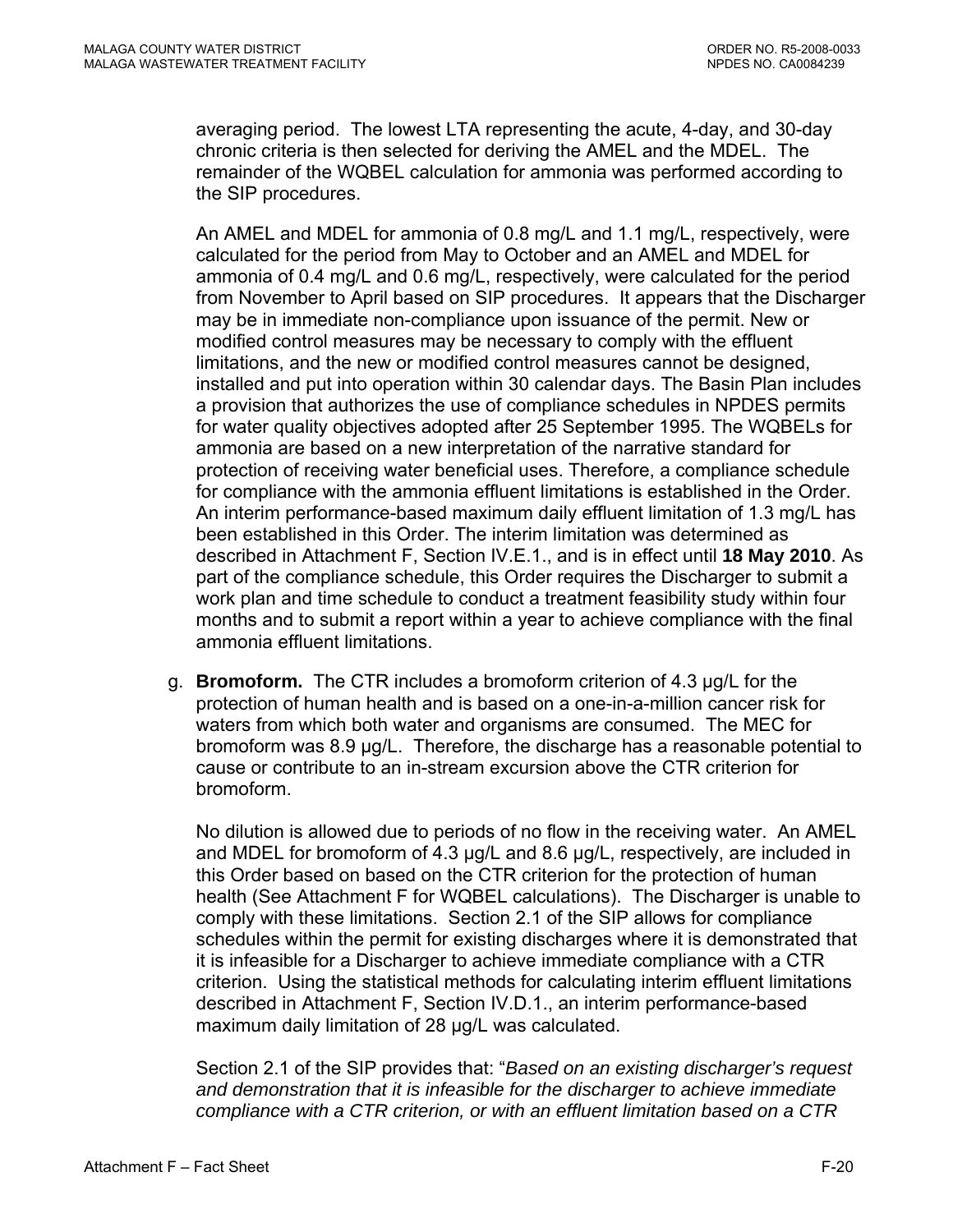averaging period. The lowest LTA representing the acute, 4-day, and 30-day chronic criteria is then selected for deriving the AMEL and the MDEL. The remainder of the WQBEL calculation for ammonia was performed according to the SIP procedures.

An AMEL and MDEL for ammonia of 0.8 mg/L and 1.1 mg/L, respectively, were calculated for the period from May to October and an AMEL and MDEL for ammonia of 0.4 mg/L and 0.6 mg/L, respectively, were calculated for the period from November to April based on SIP procedures. It appears that the Discharger may be in immediate non-compliance upon issuance of the permit. New or modified control measures may be necessary to comply with the effluent limitations, and the new or modified control measures cannot be designed, installed and put into operation within 30 calendar days. The Basin Plan includes a provision that authorizes the use of compliance schedules in NPDES permits for water quality objectives adopted after 25 September 1995. The WQBELs for ammonia are based on a new interpretation of the narrative standard for protection of receiving water beneficial uses. Therefore, a compliance schedule for compliance with the ammonia effluent limitations is established in the Order. An interim performance-based maximum daily effluent limitation of 1.3 mg/L has been established in this Order. The interim limitation was determined as described in Attachment F, Section IV.E.1., and is in effect until **18 May 2010**. As part of the compliance schedule, this Order requires the Discharger to submit a work plan and time schedule to conduct a treatment feasibility study within four months and to submit a report within a year to achieve compliance with the final ammonia effluent limitations.

g. **Bromoform.** The CTR includes a bromoform criterion of 4.3 µg/L for the protection of human health and is based on a one-in-a-million cancer risk for waters from which both water and organisms are consumed. The MEC for bromoform was 8.9 µg/L. Therefore, the discharge has a reasonable potential to cause or contribute to an in-stream excursion above the CTR criterion for bromoform.

   No dilution is allowed due to periods of no flow in the receiving water. An AMEL and MDEL for bromoform of 4.3 µg/L and 8.6 µg/L, respectively, are included in this Order based on based on the CTR criterion for the protection of human health (See Attachment F for WQBEL calculations). The Discharger is unable to comply with these limitations. Section 2.1 of the SIP allows for compliance schedules within the permit for existing discharges where it is demonstrated that it is infeasible for a Discharger to achieve immediate compliance with a CTR criterion. Using the statistical methods for calculating interim effluent limitations described in Attachment F, Section IV.D.1., an interim performance-based maximum daily limitation of 28 µg/L was calculated.

   Section 2.1 of the SIP provides that: "*Based on an existing discharger's request and demonstration that it is infeasible for the discharger to achieve immediate compliance with a CTR criterion, or with an effluent limitation based on a CTR*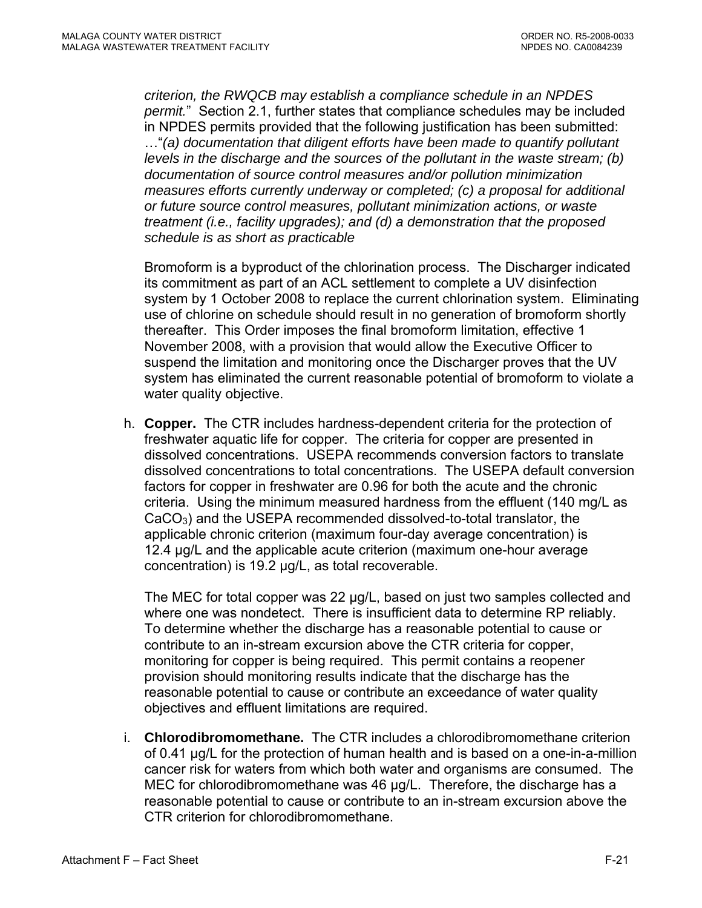*criterion, the RWQCB may establish a compliance schedule in an NPDES permit.*" Section 2.1, further states that compliance schedules may be included in NPDES permits provided that the following justification has been submitted: …"*(a) documentation that diligent efforts have been made to quantify pollutant levels in the discharge and the sources of the pollutant in the waste stream; (b) documentation of source control measures and/or pollution minimization measures efforts currently underway or completed; (c) a proposal for additional or future source control measures, pollutant minimization actions, or waste treatment (i.e., facility upgrades); and (d) a demonstration that the proposed schedule is as short as practicable*

Bromoform is a byproduct of the chlorination process. The Discharger indicated its commitment as part of an ACL settlement to complete a UV disinfection system by 1 October 2008 to replace the current chlorination system. Eliminating use of chlorine on schedule should result in no generation of bromoform shortly thereafter. This Order imposes the final bromoform limitation, effective 1 November 2008, with a provision that would allow the Executive Officer to suspend the limitation and monitoring once the Discharger proves that the UV system has eliminated the current reasonable potential of bromoform to violate a water quality objective.

h. **Copper.** The CTR includes hardness-dependent criteria for the protection of freshwater aquatic life for copper. The criteria for copper are presented in dissolved concentrations. USEPA recommends conversion factors to translate dissolved concentrations to total concentrations. The USEPA default conversion factors for copper in freshwater are 0.96 for both the acute and the chronic criteria. Using the minimum measured hardness from the effluent (140 mg/L as $CaCO_3$) and the USEPA recommended dissolved-to-total translator, the applicable chronic criterion (maximum four-day average concentration) is 12.4 µg/L and the applicable acute criterion (maximum one-hour average concentration) is 19.2 µg/L, as total recoverable.

   The MEC for total copper was 22 µg/L, based on just two samples collected and where one was nondetect. There is insufficient data to determine RP reliably. To determine whether the discharge has a reasonable potential to cause or contribute to an in-stream excursion above the CTR criteria for copper, monitoring for copper is being required. This permit contains a reopener provision should monitoring results indicate that the discharge has the reasonable potential to cause or contribute an exceedance of water quality objectives and effluent limitations are required.

i. **Chlorodibromomethane.** The CTR includes a chlorodibromomethane criterion of 0.41 µg/L for the protection of human health and is based on a one-in-a-million cancer risk for waters from which both water and organisms are consumed. The MEC for chlorodibromomethane was 46 µg/L. Therefore, the discharge has a reasonable potential to cause or contribute to an in-stream excursion above the CTR criterion for chlorodibromomethane.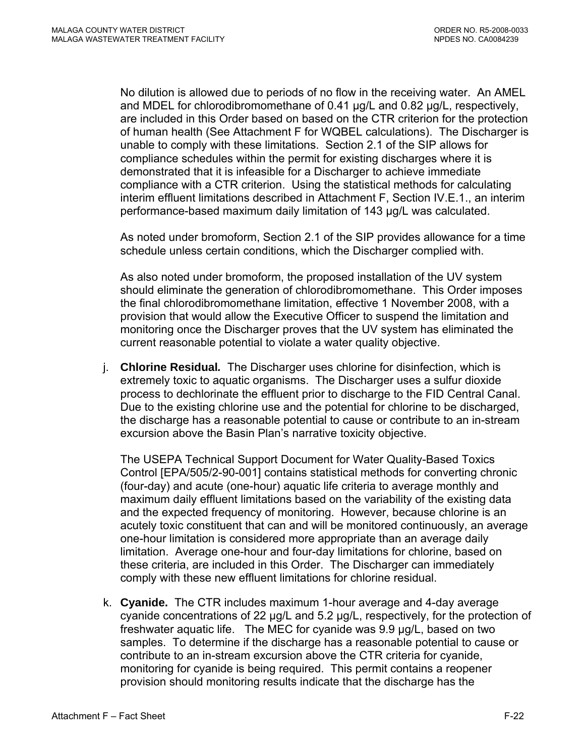No dilution is allowed due to periods of no flow in the receiving water. An AMEL and MDEL for chlorodibromomethane of 0.41 µg/L and 0.82 µg/L, respectively, are included in this Order based on based on the CTR criterion for the protection of human health (See Attachment F for WQBEL calculations). The Discharger is unable to comply with these limitations. Section 2.1 of the SIP allows for compliance schedules within the permit for existing discharges where it is demonstrated that it is infeasible for a Discharger to achieve immediate compliance with a CTR criterion. Using the statistical methods for calculating interim effluent limitations described in Attachment F, Section IV.E.1., an interim performance-based maximum daily limitation of 143 µg/L was calculated.

As noted under bromoform, Section 2.1 of the SIP provides allowance for a time schedule unless certain conditions, which the Discharger complied with.

As also noted under bromoform, the proposed installation of the UV system should eliminate the generation of chlorodibromomethane. This Order imposes the final chlorodibromomethane limitation, effective 1 November 2008, with a provision that would allow the Executive Officer to suspend the limitation and monitoring once the Discharger proves that the UV system has eliminated the current reasonable potential to violate a water quality objective.

j. **Chlorine Residual.** The Discharger uses chlorine for disinfection, which is extremely toxic to aquatic organisms. The Discharger uses a sulfur dioxide process to dechlorinate the effluent prior to discharge to the FID Central Canal. Due to the existing chlorine use and the potential for chlorine to be discharged, the discharge has a reasonable potential to cause or contribute to an in-stream excursion above the Basin Plan's narrative toxicity objective.

   The USEPA Technical Support Document for Water Quality-Based Toxics Control [EPA/505/2-90-001] contains statistical methods for converting chronic (four-day) and acute (one-hour) aquatic life criteria to average monthly and maximum daily effluent limitations based on the variability of the existing data and the expected frequency of monitoring. However, because chlorine is an acutely toxic constituent that can and will be monitored continuously, an average one-hour limitation is considered more appropriate than an average daily limitation. Average one-hour and four-day limitations for chlorine, based on these criteria, are included in this Order. The Discharger can immediately comply with these new effluent limitations for chlorine residual.

k. **Cyanide.** The CTR includes maximum 1-hour average and 4-day average cyanide concentrations of 22 µg/L and 5.2 µg/L, respectively, for the protection of freshwater aquatic life. The MEC for cyanide was 9.9 µg/L, based on two samples. To determine if the discharge has a reasonable potential to cause or contribute to an in-stream excursion above the CTR criteria for cyanide, monitoring for cyanide is being required. This permit contains a reopener provision should monitoring results indicate that the discharge has the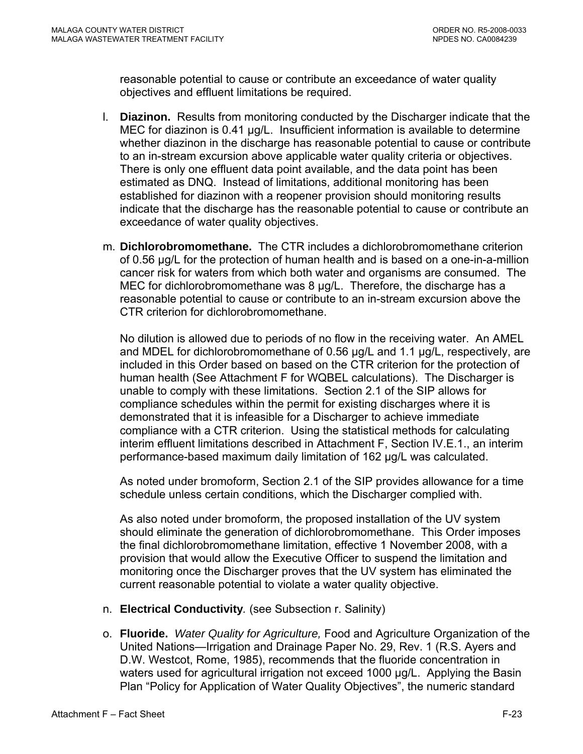reasonable potential to cause or contribute an exceedance of water quality objectives and effluent limitations be required.

l. **Diazinon.** Results from monitoring conducted by the Discharger indicate that the MEC for diazinon is 0.41 µg/L. Insufficient information is available to determine whether diazinon in the discharge has reasonable potential to cause or contribute to an in-stream excursion above applicable water quality criteria or objectives. There is only one effluent data point available, and the data point has been estimated as DNQ. Instead of limitations, additional monitoring has been established for diazinon with a reopener provision should monitoring results indicate that the discharge has the reasonable potential to cause or contribute an exceedance of water quality objectives.

m. **Dichlorobromomethane.** The CTR includes a dichlorobromomethane criterion of 0.56 µg/L for the protection of human health and is based on a one-in-a-million cancer risk for waters from which both water and organisms are consumed. The MEC for dichlorobromomethane was 8 µg/L. Therefore, the discharge has a reasonable potential to cause or contribute to an in-stream excursion above the CTR criterion for dichlorobromomethane.

   No dilution is allowed due to periods of no flow in the receiving water. An AMEL and MDEL for dichlorobromomethane of 0.56 µg/L and 1.1 µg/L, respectively, are included in this Order based on based on the CTR criterion for the protection of human health (See Attachment F for WQBEL calculations). The Discharger is unable to comply with these limitations. Section 2.1 of the SIP allows for compliance schedules within the permit for existing discharges where it is demonstrated that it is infeasible for a Discharger to achieve immediate compliance with a CTR criterion. Using the statistical methods for calculating interim effluent limitations described in Attachment F, Section IV.E.1., an interim performance-based maximum daily limitation of 162 µg/L was calculated.

   As noted under bromoform, Section 2.1 of the SIP provides allowance for a time schedule unless certain conditions, which the Discharger complied with.

   As also noted under bromoform, the proposed installation of the UV system should eliminate the generation of dichlorobromomethane. This Order imposes the final dichlorobromomethane limitation, effective 1 November 2008, with a provision that would allow the Executive Officer to suspend the limitation and monitoring once the Discharger proves that the UV system has eliminated the current reasonable potential to violate a water quality objective.

n. **Electrical Conductivity***.* (see Subsection r. Salinity)

o. **Fluoride.** *Water Quality for Agriculture,* Food and Agriculture Organization of the United Nations—Irrigation and Drainage Paper No. 29, Rev. 1 (R.S. Ayers and D.W. Westcot, Rome, 1985), recommends that the fluoride concentration in waters used for agricultural irrigation not exceed 1000 µg/L. Applying the Basin Plan "Policy for Application of Water Quality Objectives", the numeric standard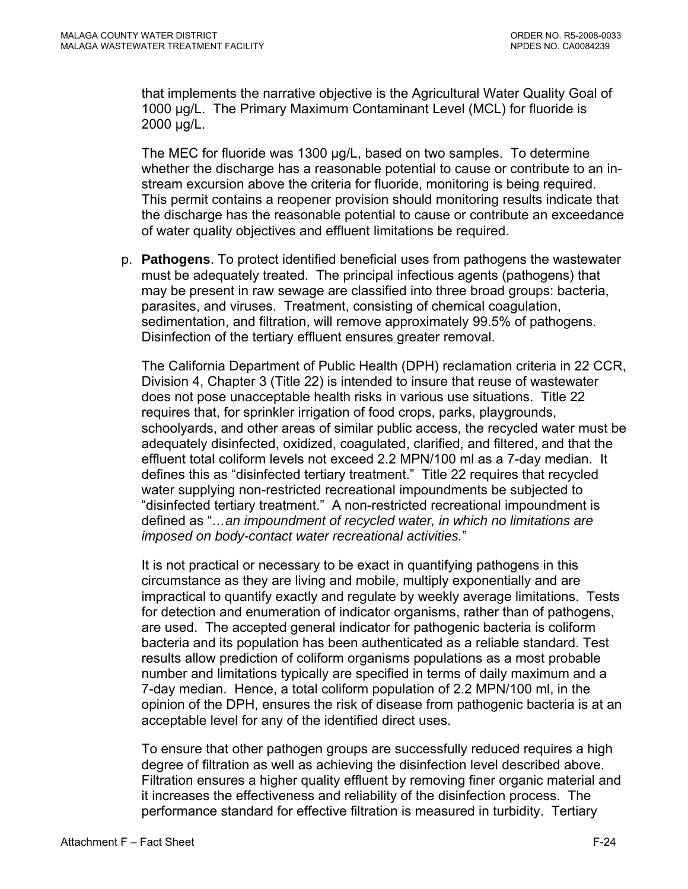that implements the narrative objective is the Agricultural Water Quality Goal of 1000 µg/L. The Primary Maximum Contaminant Level (MCL) for fluoride is 2000 µg/L.

The MEC for fluoride was 1300 µg/L, based on two samples. To determine whether the discharge has a reasonable potential to cause or contribute to an in-stream excursion above the criteria for fluoride, monitoring is being required. This permit contains a reopener provision should monitoring results indicate that the discharge has the reasonable potential to cause or contribute an exceedance of water quality objectives and effluent limitations be required.

p. **Pathogens**. To protect identified beneficial uses from pathogens the wastewater must be adequately treated. The principal infectious agents (pathogens) that may be present in raw sewage are classified into three broad groups: bacteria, parasites, and viruses. Treatment, consisting of chemical coagulation, sedimentation, and filtration, will remove approximately 99.5% of pathogens. Disinfection of the tertiary effluent ensures greater removal.

The California Department of Public Health (DPH) reclamation criteria in 22 CCR, Division 4, Chapter 3 (Title 22) is intended to insure that reuse of wastewater does not pose unacceptable health risks in various use situations. Title 22 requires that, for sprinkler irrigation of food crops, parks, playgrounds, schoolyards, and other areas of similar public access, the recycled water must be adequately disinfected, oxidized, coagulated, clarified, and filtered, and that the effluent total coliform levels not exceed 2.2 MPN/100 ml as a 7-day median. It defines this as "disinfected tertiary treatment." Title 22 requires that recycled water supplying non-restricted recreational impoundments be subjected to "disinfected tertiary treatment." A non-restricted recreational impoundment is defined as "*…an impoundment of recycled water, in which no limitations are imposed on body-contact water recreational activities.*"

It is not practical or necessary to be exact in quantifying pathogens in this circumstance as they are living and mobile, multiply exponentially and are impractical to quantify exactly and regulate by weekly average limitations. Tests for detection and enumeration of indicator organisms, rather than of pathogens, are used. The accepted general indicator for pathogenic bacteria is coliform bacteria and its population has been authenticated as a reliable standard. Test results allow prediction of coliform organisms populations as a most probable number and limitations typically are specified in terms of daily maximum and a 7-day median. Hence, a total coliform population of 2.2 MPN/100 ml, in the opinion of the DPH, ensures the risk of disease from pathogenic bacteria is at an acceptable level for any of the identified direct uses.

To ensure that other pathogen groups are successfully reduced requires a high degree of filtration as well as achieving the disinfection level described above. Filtration ensures a higher quality effluent by removing finer organic material and it increases the effectiveness and reliability of the disinfection process. The performance standard for effective filtration is measured in turbidity. Tertiary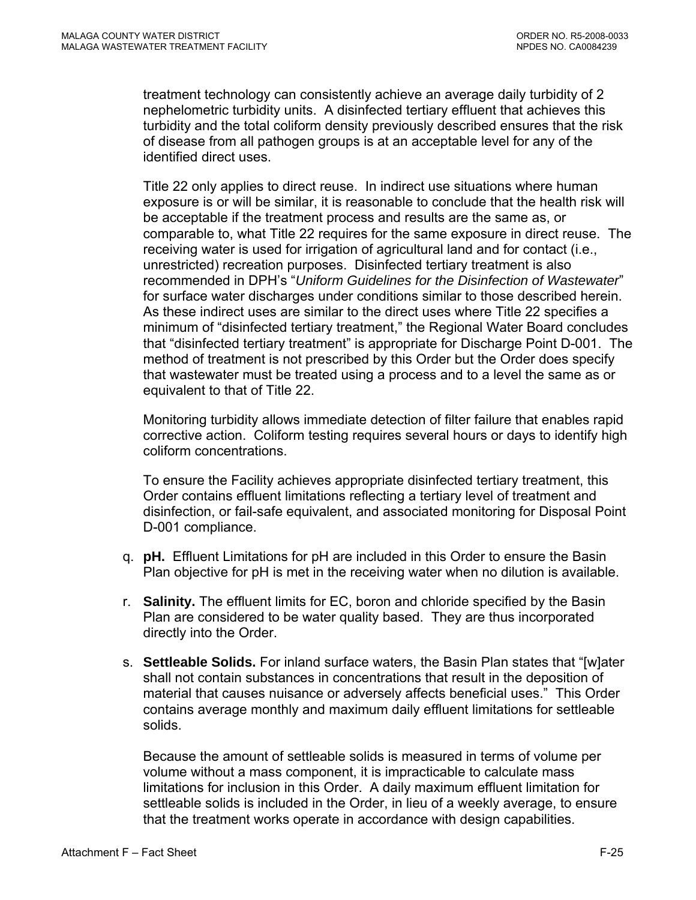treatment technology can consistently achieve an average daily turbidity of 2 nephelometric turbidity units. A disinfected tertiary effluent that achieves this turbidity and the total coliform density previously described ensures that the risk of disease from all pathogen groups is at an acceptable level for any of the identified direct uses.

Title 22 only applies to direct reuse. In indirect use situations where human exposure is or will be similar, it is reasonable to conclude that the health risk will be acceptable if the treatment process and results are the same as, or comparable to, what Title 22 requires for the same exposure in direct reuse. The receiving water is used for irrigation of agricultural land and for contact (i.e., unrestricted) recreation purposes. Disinfected tertiary treatment is also recommended in DPH's "*Uniform Guidelines for the Disinfection of Wastewater*" for surface water discharges under conditions similar to those described herein. As these indirect uses are similar to the direct uses where Title 22 specifies a minimum of "disinfected tertiary treatment," the Regional Water Board concludes that "disinfected tertiary treatment" is appropriate for Discharge Point D-001. The method of treatment is not prescribed by this Order but the Order does specify that wastewater must be treated using a process and to a level the same as or equivalent to that of Title 22.

Monitoring turbidity allows immediate detection of filter failure that enables rapid corrective action. Coliform testing requires several hours or days to identify high coliform concentrations.

To ensure the Facility achieves appropriate disinfected tertiary treatment, this Order contains effluent limitations reflecting a tertiary level of treatment and disinfection, or fail-safe equivalent, and associated monitoring for Disposal Point D-001 compliance.

q. **pH.** Effluent Limitations for pH are included in this Order to ensure the Basin Plan objective for pH is met in the receiving water when no dilution is available.

r. **Salinity.** The effluent limits for EC, boron and chloride specified by the Basin Plan are considered to be water quality based. They are thus incorporated directly into the Order.

s. **Settleable Solids.** For inland surface waters, the Basin Plan states that "[w]ater shall not contain substances in concentrations that result in the deposition of material that causes nuisance or adversely affects beneficial uses." This Order contains average monthly and maximum daily effluent limitations for settleable solids.

   Because the amount of settleable solids is measured in terms of volume per volume without a mass component, it is impracticable to calculate mass limitations for inclusion in this Order. A daily maximum effluent limitation for settleable solids is included in the Order, in lieu of a weekly average, to ensure that the treatment works operate in accordance with design capabilities.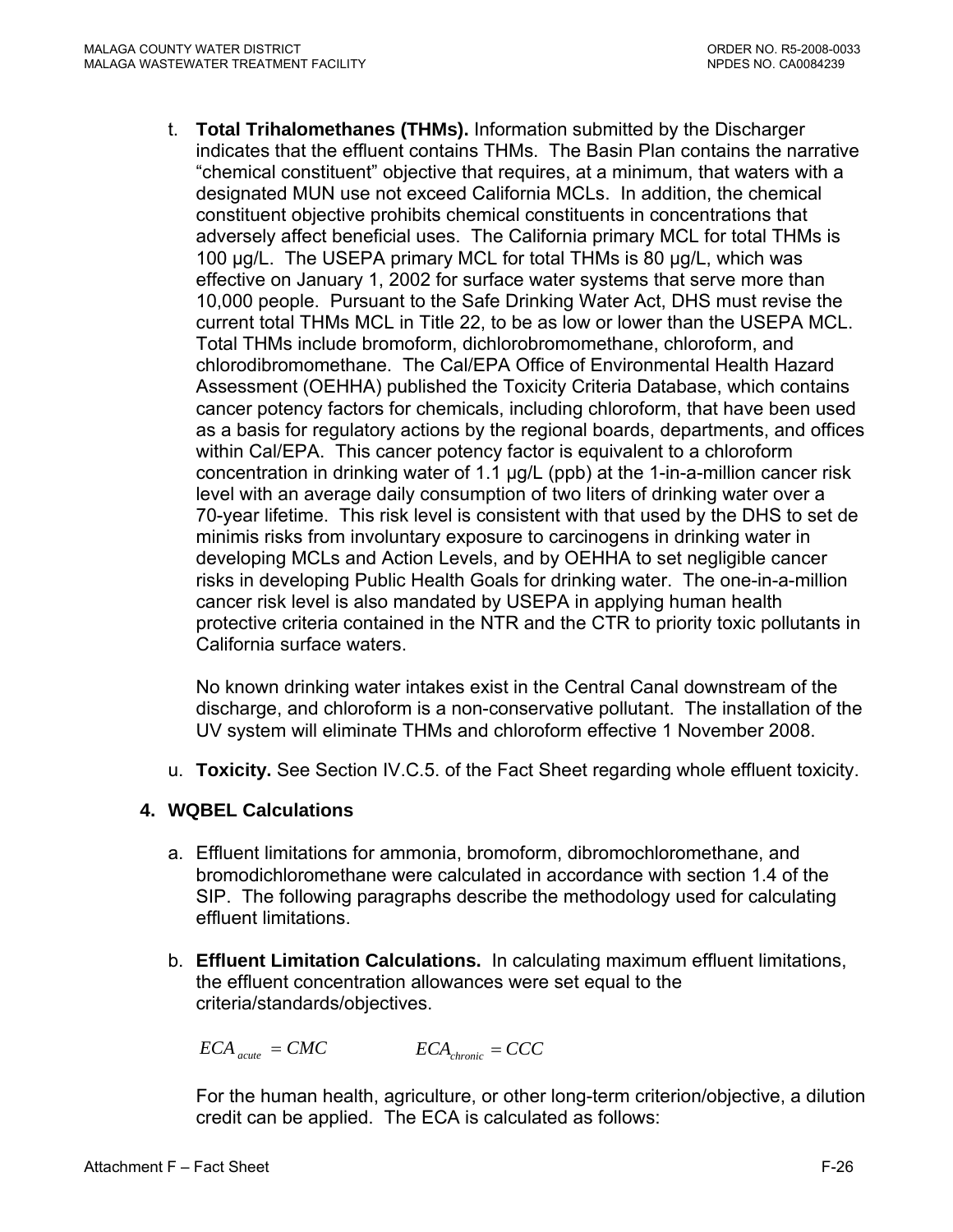t. **Total Trihalomethanes (THMs).** Information submitted by the Discharger indicates that the effluent contains THMs. The Basin Plan contains the narrative "chemical constituent" objective that requires, at a minimum, that waters with a designated MUN use not exceed California MCLs. In addition, the chemical constituent objective prohibits chemical constituents in concentrations that adversely affect beneficial uses. The California primary MCL for total THMs is 100 µg/L. The USEPA primary MCL for total THMs is 80 µg/L, which was effective on January 1, 2002 for surface water systems that serve more than 10,000 people. Pursuant to the Safe Drinking Water Act, DHS must revise the current total THMs MCL in Title 22, to be as low or lower than the USEPA MCL. Total THMs include bromoform, dichlorobromomethane, chloroform, and chlorodibromomethane. The Cal/EPA Office of Environmental Health Hazard Assessment (OEHHA) published the Toxicity Criteria Database, which contains cancer potency factors for chemicals, including chloroform, that have been used as a basis for regulatory actions by the regional boards, departments, and offices within Cal/EPA. This cancer potency factor is equivalent to a chloroform concentration in drinking water of 1.1 µg/L (ppb) at the 1-in-a-million cancer risk level with an average daily consumption of two liters of drinking water over a 70-year lifetime. This risk level is consistent with that used by the DHS to set de minimis risks from involuntary exposure to carcinogens in drinking water in developing MCLs and Action Levels, and by OEHHA to set negligible cancer risks in developing Public Health Goals for drinking water. The one-in-a-million cancer risk level is also mandated by USEPA in applying human health protective criteria contained in the NTR and the CTR to priority toxic pollutants in California surface waters.

   No known drinking water intakes exist in the Central Canal downstream of the discharge, and chloroform is a non-conservative pollutant. The installation of the UV system will eliminate THMs and chloroform effective 1 November 2008.

u. **Toxicity.** See Section IV.C.5. of the Fact Sheet regarding whole effluent toxicity.

### 4. WQBEL Calculations

a. Effluent limitations for ammonia, bromoform, dibromochloromethane, and bromodichloromethane were calculated in accordance with section 1.4 of the SIP. The following paragraphs describe the methodology used for calculating effluent limitations.

b. **Effluent Limitation Calculations.** In calculating maximum effluent limitations, the effluent concentration allowances were set equal to the criteria/standards/objectives.

   $$ECA_{acute} = CMC \qquad\qquad ECA_{chronic} = CCC$$

   For the human health, agriculture, or other long-term criterion/objective, a dilution credit can be applied. The ECA is calculated as follows: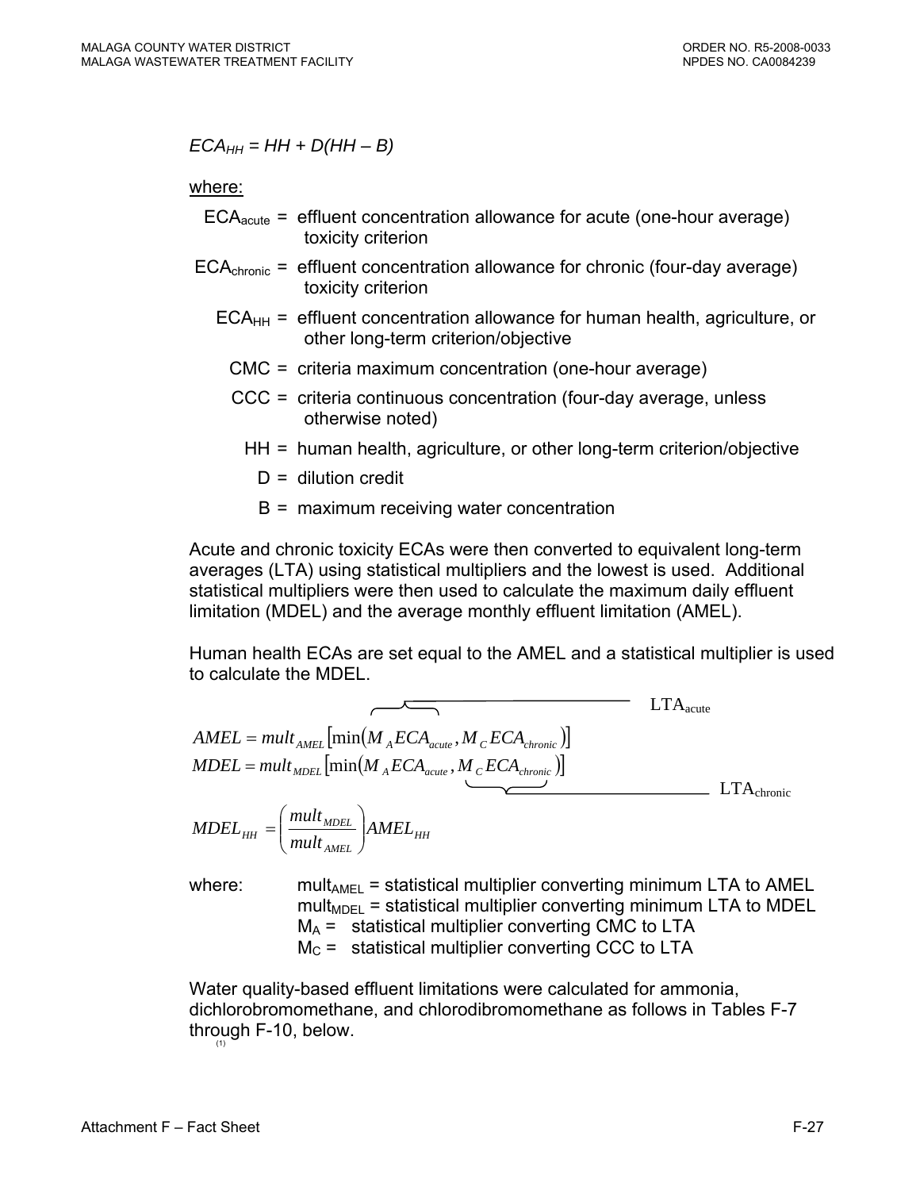$$ECA_{HH} = HH + D(HH - B)$$

where:

- $ECA_{acute}$ = effluent concentration allowance for acute (one-hour average) toxicity criterion
- $ECA_{chronic}$ = effluent concentration allowance for chronic (four-day average) toxicity criterion
- $ECA_{HH}$ = effluent concentration allowance for human health, agriculture, or other long-term criterion/objective
- CMC = criteria maximum concentration (one-hour average)
- CCC = criteria continuous concentration (four-day average, unless otherwise noted)
- HH = human health, agriculture, or other long-term criterion/objective
- D = dilution credit
- B = maximum receiving water concentration

Acute and chronic toxicity ECAs were then converted to equivalent long-term averages (LTA) using statistical multipliers and the lowest is used. Additional statistical multipliers were then used to calculate the maximum daily effluent limitation (MDEL) and the average monthly effluent limitation (AMEL).

Human health ECAs are set equal to the AMEL and a statistical multiplier is used to calculate the MDEL.

$$AMEL = mult_{AMEL}\left[\min\left(\overbrace{M_A ECA_{acute}}^{LTA_{acute}}, M_C ECA_{chronic}\right)\right]$$

$$MDEL = mult_{MDEL}\left[\min\left(M_A ECA_{acute}, \underbrace{M_C ECA_{chronic}}_{LTA_{chronic}}\right)\right]$$

$$MDEL_{HH} = \left(\frac{mult_{MDEL}}{mult_{AMEL}}\right) AMEL_{HH}$$

where:
- $mult_{AMEL}$ = statistical multiplier converting minimum LTA to AMEL
- $mult_{MDEL}$ = statistical multiplier converting minimum LTA to MDEL
- $M_A$ = statistical multiplier converting CMC to LTA
- $M_C$ = statistical multiplier converting CCC to LTA

Water quality-based effluent limitations were calculated for ammonia, dichlorobromomethane, and chlorodibromomethane as follows in Tables F-7 through F-10, below.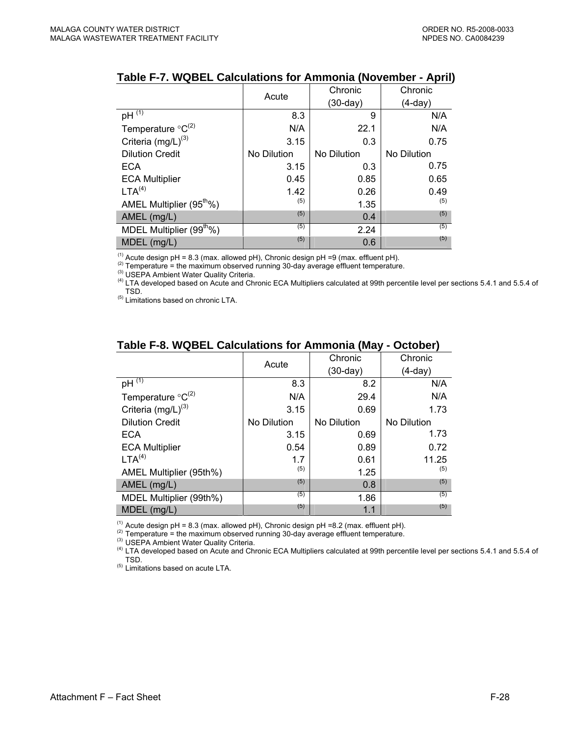### Table F-7. WQBEL Calculations for Ammonia (November - April)

| | Acute | Chronic (30-day) | Chronic (4-day) |
|---|---|---|---|
| pH [(1)] | 8.3 | 9 | N/A |
| Temperature °C[(2)] | N/A | 22.1 | N/A |
| Criteria (mg/L)[(3)] | 3.15 | 0.3 | 0.75 |
| Dilution Credit | No Dilution | No Dilution | No Dilution |
| ECA | 3.15 | 0.3 | 0.75 |
| ECA Multiplier | 0.45 | 0.85 | 0.65 |
| LTA[(4)] | 1.42 | 0.26 | 0.49 |
| AMEL Multiplier ($95^{th}$%) | (5) | 1.35 | (5) |
| AMEL (mg/L) | (5) | 0.4 | (5) |
| MDEL Multiplier ($99^{th}$%) | (5) | 2.24 | (5) |
| MDEL (mg/L) | (5) | 0.6 | (5) |

(1) Acute design pH = 8.3 (max. allowed pH), Chronic design pH =9 (max. effluent pH).
(2) Temperature = the maximum observed running 30-day average effluent temperature.
(3) USEPA Ambient Water Quality Criteria.
(4) LTA developed based on Acute and Chronic ECA Multipliers calculated at 99th percentile level per sections 5.4.1 and 5.5.4 of TSD.
(5) Limitations based on chronic LTA.

### Table F-8. WQBEL Calculations for Ammonia (May - October)

| | Acute | Chronic (30-day) | Chronic (4-day) |
|---|---|---|---|
| pH [(1)] | 8.3 | 8.2 | N/A |
| Temperature °C[(2)] | N/A | 29.4 | N/A |
| Criteria (mg/L)[(3)] | 3.15 | 0.69 | 1.73 |
| Dilution Credit | No Dilution | No Dilution | No Dilution |
| ECA | 3.15 | 0.69 | 1.73 |
| ECA Multiplier | 0.54 | 0.89 | 0.72 |
| LTA[(4)] | 1.7 | 0.61 | 11.25 |
| AMEL Multiplier (95th%) | (5) | 1.25 | (5) |
| AMEL (mg/L) | (5) | 0.8 | (5) |
| MDEL Multiplier (99th%) | (5) | 1.86 | (5) |
| MDEL (mg/L) | (5) | 1.1 | (5) |

(1) Acute design pH = 8.3 (max. allowed pH), Chronic design pH =8.2 (max. effluent pH).
(2) Temperature = the maximum observed running 30-day average effluent temperature.
(3) USEPA Ambient Water Quality Criteria.
(4) LTA developed based on Acute and Chronic ECA Multipliers calculated at 99th percentile level per sections 5.4.1 and 5.5.4 of TSD.
(5) Limitations based on acute LTA.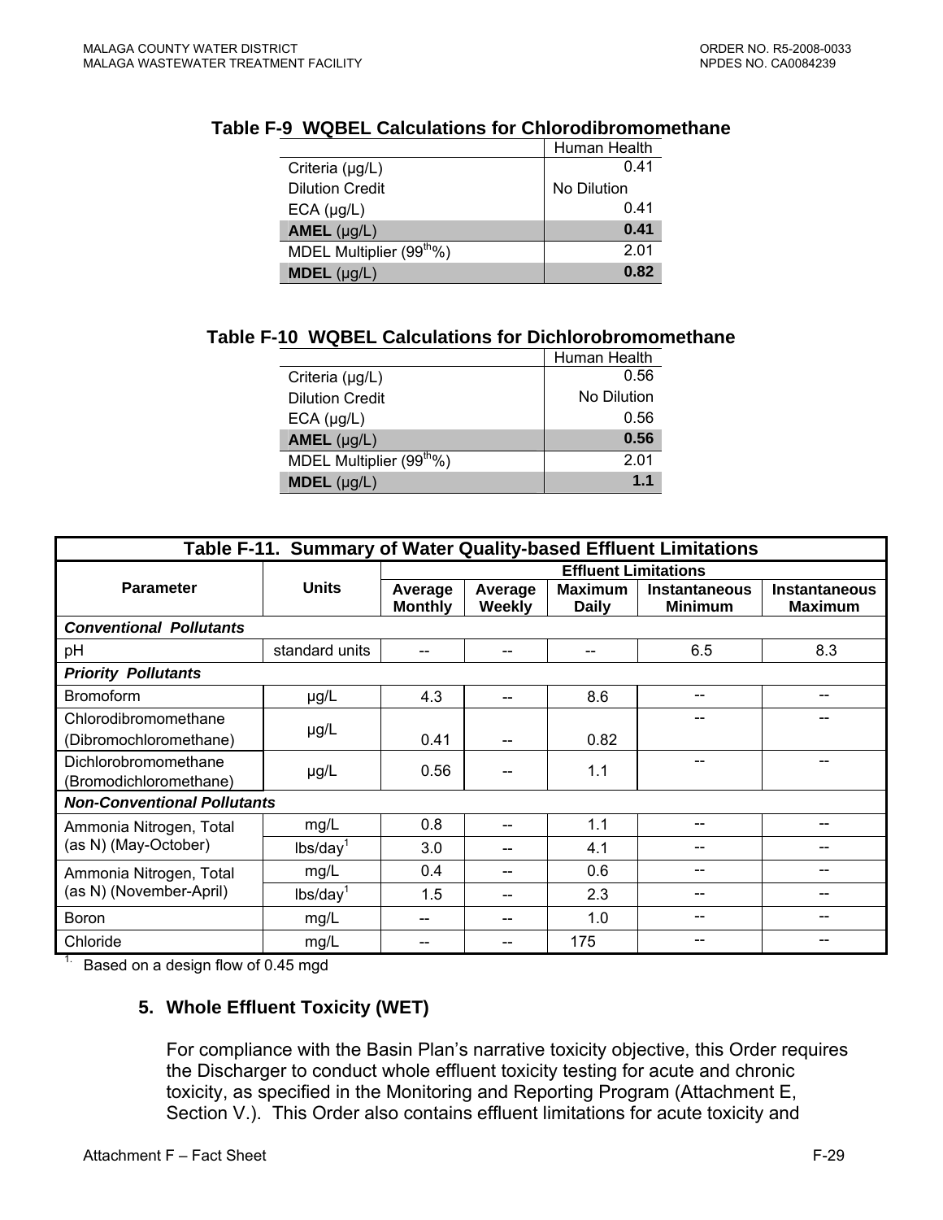**Table F-9 WQBEL Calculations for Chlorodibromomethane**

| | Human Health |
|---|---|
| Criteria (µg/L) | 0.41 |
| Dilution Credit | No Dilution |
| ECA (µg/L) | 0.41 |
| **AMEL** (µg/L) | **0.41** |
| MDEL Multiplier (99th%) | 2.01 |
| **MDEL** (µg/L) | **0.82** |

**Table F-10 WQBEL Calculations for Dichlorobromomethane**

| | Human Health |
|---|---|
| Criteria (µg/L) | 0.56 |
| Dilution Credit | No Dilution |
| ECA (µg/L) | 0.56 |
| **AMEL** (µg/L) | **0.56** |
| MDEL Multiplier (99th%) | 2.01 |
| **MDEL** (µg/L) | **1.1** |

**Table F-11. Summary of Water Quality-based Effluent Limitations**

| Parameter | Units | Effluent Limitations | | | | |
|---|---|---|---|---|---|---|
| | | Average Monthly | Average Weekly | Maximum Daily | Instantaneous Minimum | Instantaneous Maximum |
| ***Conventional Pollutants*** | | | | | | |
| pH | standard units | -- | -- | -- | 6.5 | 8.3 |
| ***Priority Pollutants*** | | | | | | |
| Bromoform | µg/L | 4.3 | -- | 8.6 | -- | -- |
| Chlorodibromomethane (Dibromochloromethane) | µg/L | 0.41 | -- | 0.82 | -- | -- |
| Dichlorobromomethane (Bromodichloromethane) | µg/L | 0.56 | -- | 1.1 | -- | -- |
| ***Non-Conventional Pollutants*** | | | | | | |
| Ammonia Nitrogen, Total (as N) (May-October) | mg/L | 0.8 | -- | 1.1 | -- | -- |
| | lbs/day[1] | 3.0 | -- | 4.1 | -- | -- |
| Ammonia Nitrogen, Total (as N) (November-April) | mg/L | 0.4 | -- | 0.6 | -- | -- |
| | lbs/day[1] | 1.5 | -- | 2.3 | -- | -- |
| Boron | mg/L | -- | -- | 1.0 | -- | -- |
| Chloride | mg/L | -- | -- | 175 | -- | -- |

[1.] Based on a design flow of 0.45 mgd

### 5. Whole Effluent Toxicity (WET)

For compliance with the Basin Plan's narrative toxicity objective, this Order requires the Discharger to conduct whole effluent toxicity testing for acute and chronic toxicity, as specified in the Monitoring and Reporting Program (Attachment E, Section V.). This Order also contains effluent limitations for acute toxicity and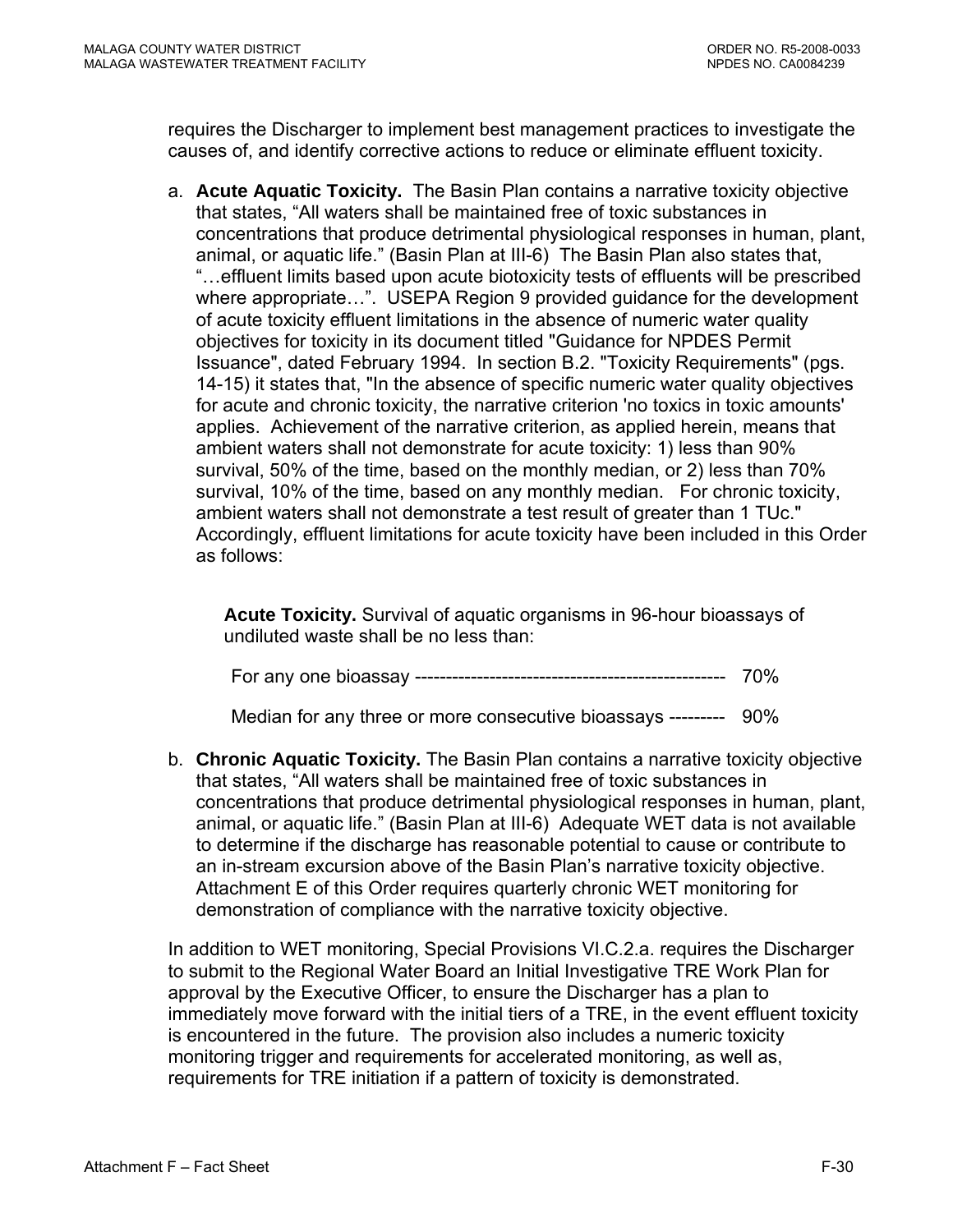requires the Discharger to implement best management practices to investigate the causes of, and identify corrective actions to reduce or eliminate effluent toxicity.

a. **Acute Aquatic Toxicity.** The Basin Plan contains a narrative toxicity objective that states, "All waters shall be maintained free of toxic substances in concentrations that produce detrimental physiological responses in human, plant, animal, or aquatic life." (Basin Plan at III-6) The Basin Plan also states that, "…effluent limits based upon acute biotoxicity tests of effluents will be prescribed where appropriate…". USEPA Region 9 provided guidance for the development of acute toxicity effluent limitations in the absence of numeric water quality objectives for toxicity in its document titled "Guidance for NPDES Permit Issuance", dated February 1994. In section B.2. "Toxicity Requirements" (pgs. 14-15) it states that, "In the absence of specific numeric water quality objectives for acute and chronic toxicity, the narrative criterion 'no toxics in toxic amounts' applies. Achievement of the narrative criterion, as applied herein, means that ambient waters shall not demonstrate for acute toxicity: 1) less than 90% survival, 50% of the time, based on the monthly median, or 2) less than 70% survival, 10% of the time, based on any monthly median. For chronic toxicity, ambient waters shall not demonstrate a test result of greater than 1 TUc." Accordingly, effluent limitations for acute toxicity have been included in this Order as follows:

   **Acute Toxicity.** Survival of aquatic organisms in 96-hour bioassays of undiluted waste shall be no less than:

   For any one bioassay -------------------------------------------------- 70%

   Median for any three or more consecutive bioassays --------- 90%

b. **Chronic Aquatic Toxicity.** The Basin Plan contains a narrative toxicity objective that states, "All waters shall be maintained free of toxic substances in concentrations that produce detrimental physiological responses in human, plant, animal, or aquatic life." (Basin Plan at III-6) Adequate WET data is not available to determine if the discharge has reasonable potential to cause or contribute to an in-stream excursion above of the Basin Plan's narrative toxicity objective. Attachment E of this Order requires quarterly chronic WET monitoring for demonstration of compliance with the narrative toxicity objective.

In addition to WET monitoring, Special Provisions VI.C.2.a. requires the Discharger to submit to the Regional Water Board an Initial Investigative TRE Work Plan for approval by the Executive Officer, to ensure the Discharger has a plan to immediately move forward with the initial tiers of a TRE, in the event effluent toxicity is encountered in the future. The provision also includes a numeric toxicity monitoring trigger and requirements for accelerated monitoring, as well as, requirements for TRE initiation if a pattern of toxicity is demonstrated.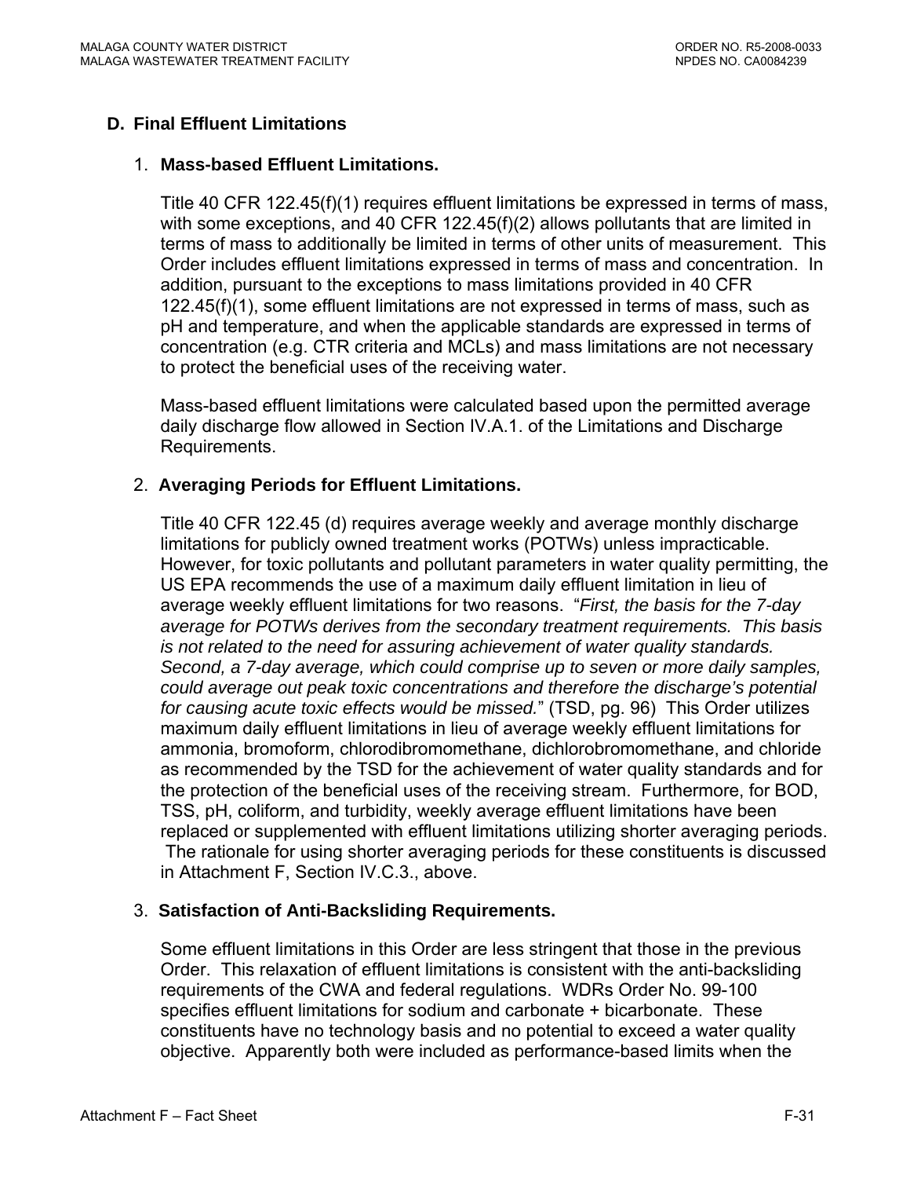## D. Final Effluent Limitations

### 1. Mass-based Effluent Limitations.

Title 40 CFR 122.45(f)(1) requires effluent limitations be expressed in terms of mass, with some exceptions, and 40 CFR 122.45(f)(2) allows pollutants that are limited in terms of mass to additionally be limited in terms of other units of measurement. This Order includes effluent limitations expressed in terms of mass and concentration. In addition, pursuant to the exceptions to mass limitations provided in 40 CFR 122.45(f)(1), some effluent limitations are not expressed in terms of mass, such as pH and temperature, and when the applicable standards are expressed in terms of concentration (e.g. CTR criteria and MCLs) and mass limitations are not necessary to protect the beneficial uses of the receiving water.

Mass-based effluent limitations were calculated based upon the permitted average daily discharge flow allowed in Section IV.A.1. of the Limitations and Discharge Requirements.

### 2. Averaging Periods for Effluent Limitations.

Title 40 CFR 122.45 (d) requires average weekly and average monthly discharge limitations for publicly owned treatment works (POTWs) unless impracticable. However, for toxic pollutants and pollutant parameters in water quality permitting, the US EPA recommends the use of a maximum daily effluent limitation in lieu of average weekly effluent limitations for two reasons. "*First, the basis for the 7-day average for POTWs derives from the secondary treatment requirements. This basis is not related to the need for assuring achievement of water quality standards. Second, a 7-day average, which could comprise up to seven or more daily samples, could average out peak toxic concentrations and therefore the discharge's potential for causing acute toxic effects would be missed.*" (TSD, pg. 96) This Order utilizes maximum daily effluent limitations in lieu of average weekly effluent limitations for ammonia, bromoform, chlorodibromomethane, dichlorobromomethane, and chloride as recommended by the TSD for the achievement of water quality standards and for the protection of the beneficial uses of the receiving stream. Furthermore, for BOD, TSS, pH, coliform, and turbidity, weekly average effluent limitations have been replaced or supplemented with effluent limitations utilizing shorter averaging periods. The rationale for using shorter averaging periods for these constituents is discussed in Attachment F, Section IV.C.3., above.

### 3. Satisfaction of Anti-Backsliding Requirements.

Some effluent limitations in this Order are less stringent that those in the previous Order. This relaxation of effluent limitations is consistent with the anti-backsliding requirements of the CWA and federal regulations. WDRs Order No. 99-100 specifies effluent limitations for sodium and carbonate + bicarbonate. These constituents have no technology basis and no potential to exceed a water quality objective. Apparently both were included as performance-based limits when the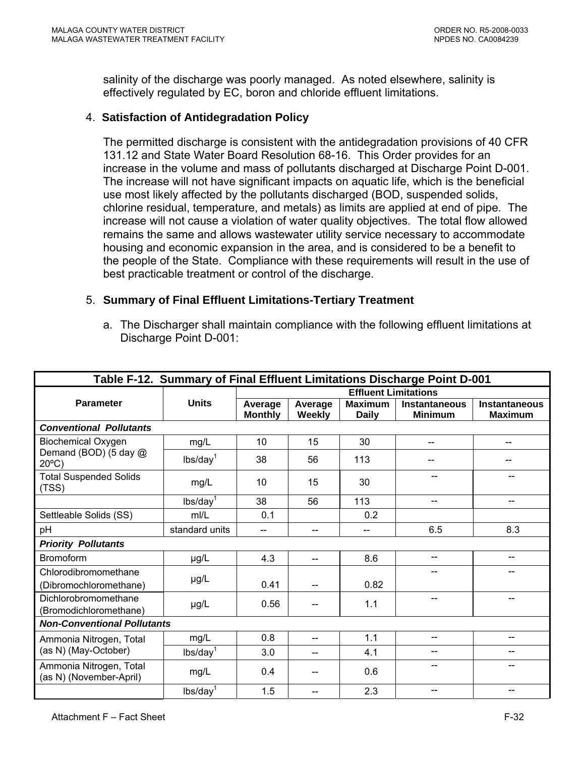salinity of the discharge was poorly managed. As noted elsewhere, salinity is effectively regulated by EC, boron and chloride effluent limitations.

4. **Satisfaction of Antidegradation Policy**

The permitted discharge is consistent with the antidegradation provisions of 40 CFR 131.12 and State Water Board Resolution 68-16. This Order provides for an increase in the volume and mass of pollutants discharged at Discharge Point D-001. The increase will not have significant impacts on aquatic life, which is the beneficial use most likely affected by the pollutants discharged (BOD, suspended solids, chlorine residual, temperature, and metals) as limits are applied at end of pipe. The increase will not cause a violation of water quality objectives. The total flow allowed remains the same and allows wastewater utility service necessary to accommodate housing and economic expansion in the area, and is considered to be a benefit to the people of the State. Compliance with these requirements will result in the use of best practicable treatment or control of the discharge.

5. **Summary of Final Effluent Limitations-Tertiary Treatment**

a. The Discharger shall maintain compliance with the following effluent limitations at Discharge Point D-001:

**Table F-12. Summary of Final Effluent Limitations Discharge Point D-001**

| Parameter | Units | Effluent Limitations | | | | |
|---|---|---|---|---|---|---|
| | | Average Monthly | Average Weekly | Maximum Daily | Instantaneous Minimum | Instantaneous Maximum |
| ***Conventional Pollutants*** | | | | | | |
| Biochemical Oxygen Demand (BOD) (5 day @ 20ºC) | mg/L | 10 | 15 | 30 | -- | -- |
| | lbs/day[1] | 38 | 56 | 113 | -- | -- |
| Total Suspended Solids (TSS) | mg/L | 10 | 15 | 30 | -- | -- |
| | lbs/day[1] | 38 | 56 | 113 | -- | -- |
| Settleable Solids (SS) | ml/L | 0.1 | | 0.2 | | |
| pH | standard units | -- | -- | -- | 6.5 | 8.3 |
| ***Priority Pollutants*** | | | | | | |
| Bromoform | µg/L | 4.3 | -- | 8.6 | -- | -- |
| Chlorodibromomethane (Dibromochloromethane) | µg/L | 0.41 | -- | 0.82 | -- | -- |
| Dichlorobromomethane (Bromodichloromethane) | µg/L | 0.56 | -- | 1.1 | -- | -- |
| ***Non-Conventional Pollutants*** | | | | | | |
| Ammonia Nitrogen, Total (as N) (May-October) | mg/L | 0.8 | -- | 1.1 | -- | -- |
| | lbs/day[1] | 3.0 | -- | 4.1 | -- | -- |
| Ammonia Nitrogen, Total (as N) (November-April) | mg/L | 0.4 | -- | 0.6 | -- | -- |
| | lbs/day[1] | 1.5 | -- | 2.3 | -- | -- |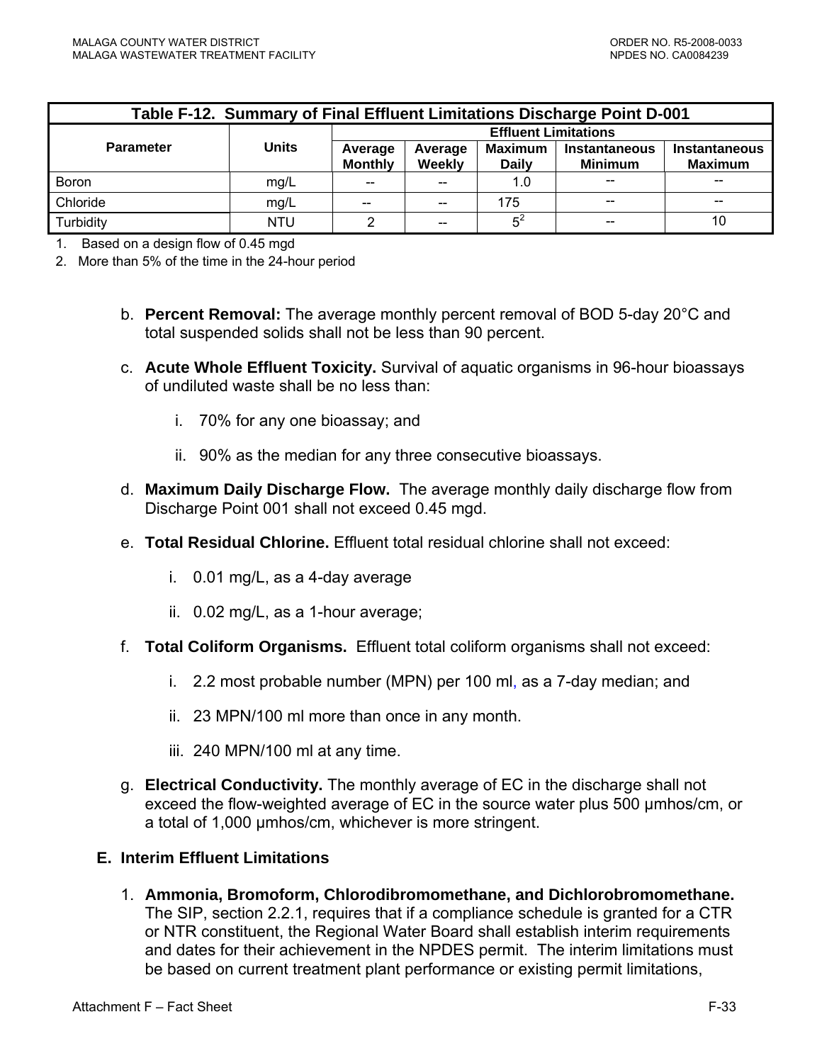| Table F-12. Summary of Final Effluent Limitations Discharge Point D-001 | | | | | | |
|---|---|---|---|---|---|---|
| Parameter | Units | Effluent Limitations | | | | |
| | | Average Monthly | Average Weekly | Maximum Daily | Instantaneous Minimum | Instantaneous Maximum |
| Boron | mg/L | -- | -- | 1.0 | -- | -- |
| Chloride | mg/L | -- | -- | 175 | -- | -- |
| Turbidity | NTU | 2 | -- | 5[2] | -- | 10 |

1. Based on a design flow of 0.45 mgd
2. More than 5% of the time in the 24-hour period

b. **Percent Removal:** The average monthly percent removal of BOD 5-day 20°C and total suspended solids shall not be less than 90 percent.

c. **Acute Whole Effluent Toxicity.** Survival of aquatic organisms in 96-hour bioassays of undiluted waste shall be no less than:

   i. 70% for any one bioassay; and

   ii. 90% as the median for any three consecutive bioassays.

d. **Maximum Daily Discharge Flow.** The average monthly daily discharge flow from Discharge Point 001 shall not exceed 0.45 mgd.

e. **Total Residual Chlorine.** Effluent total residual chlorine shall not exceed:

   i. 0.01 mg/L, as a 4-day average

   ii. 0.02 mg/L, as a 1-hour average;

f. **Total Coliform Organisms.** Effluent total coliform organisms shall not exceed:

   i. 2.2 most probable number (MPN) per 100 ml, as a 7-day median; and

   ii. 23 MPN/100 ml more than once in any month.

   iii. 240 MPN/100 ml at any time.

g. **Electrical Conductivity.** The monthly average of EC in the discharge shall not exceed the flow-weighted average of EC in the source water plus 500 µmhos/cm, or a total of 1,000 µmhos/cm, whichever is more stringent.

**E. Interim Effluent Limitations**

1. **Ammonia, Bromoform, Chlorodibromomethane, and Dichlorobromomethane.** The SIP, section 2.2.1, requires that if a compliance schedule is granted for a CTR or NTR constituent, the Regional Water Board shall establish interim requirements and dates for their achievement in the NPDES permit. The interim limitations must be based on current treatment plant performance or existing permit limitations,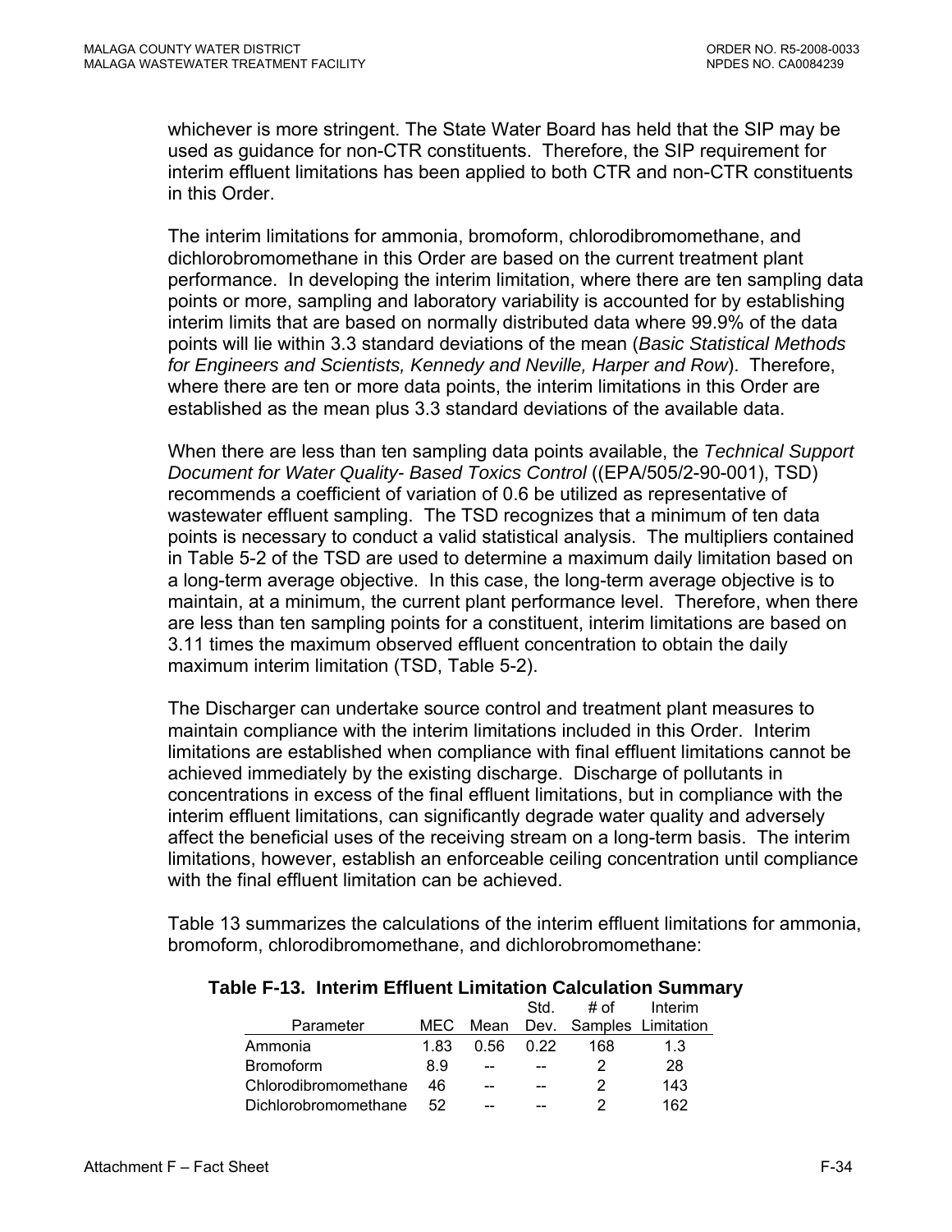whichever is more stringent. The State Water Board has held that the SIP may be used as guidance for non-CTR constituents. Therefore, the SIP requirement for interim effluent limitations has been applied to both CTR and non-CTR constituents in this Order.

The interim limitations for ammonia, bromoform, chlorodibromomethane, and dichlorobromomethane in this Order are based on the current treatment plant performance. In developing the interim limitation, where there are ten sampling data points or more, sampling and laboratory variability is accounted for by establishing interim limits that are based on normally distributed data where 99.9% of the data points will lie within 3.3 standard deviations of the mean (*Basic Statistical Methods for Engineers and Scientists, Kennedy and Neville, Harper and Row*). Therefore, where there are ten or more data points, the interim limitations in this Order are established as the mean plus 3.3 standard deviations of the available data.

When there are less than ten sampling data points available, the *Technical Support Document for Water Quality- Based Toxics Control* ((EPA/505/2-90-001), TSD) recommends a coefficient of variation of 0.6 be utilized as representative of wastewater effluent sampling. The TSD recognizes that a minimum of ten data points is necessary to conduct a valid statistical analysis. The multipliers contained in Table 5-2 of the TSD are used to determine a maximum daily limitation based on a long-term average objective. In this case, the long-term average objective is to maintain, at a minimum, the current plant performance level. Therefore, when there are less than ten sampling points for a constituent, interim limitations are based on 3.11 times the maximum observed effluent concentration to obtain the daily maximum interim limitation (TSD, Table 5-2).

The Discharger can undertake source control and treatment plant measures to maintain compliance with the interim limitations included in this Order. Interim limitations are established when compliance with final effluent limitations cannot be achieved immediately by the existing discharge. Discharge of pollutants in concentrations in excess of the final effluent limitations, but in compliance with the interim effluent limitations, can significantly degrade water quality and adversely affect the beneficial uses of the receiving stream on a long-term basis. The interim limitations, however, establish an enforceable ceiling concentration until compliance with the final effluent limitation can be achieved.

Table 13 summarizes the calculations of the interim effluent limitations for ammonia, bromoform, chlorodibromomethane, and dichlorobromomethane:

**Table F-13. Interim Effluent Limitation Calculation Summary**

| Parameter | MEC | Mean | Std. Dev. | # of Samples | Interim Limitation |
|---|---|---|---|---|---|
| Ammonia | 1.83 | 0.56 | 0.22 | 168 | 1.3 |
| Bromoform | 8.9 | -- | -- | 2 | 28 |
| Chlorodibromomethane | 46 | -- | -- | 2 | 143 |
| Dichlorobromomethane | 52 | -- | -- | 2 | 162 |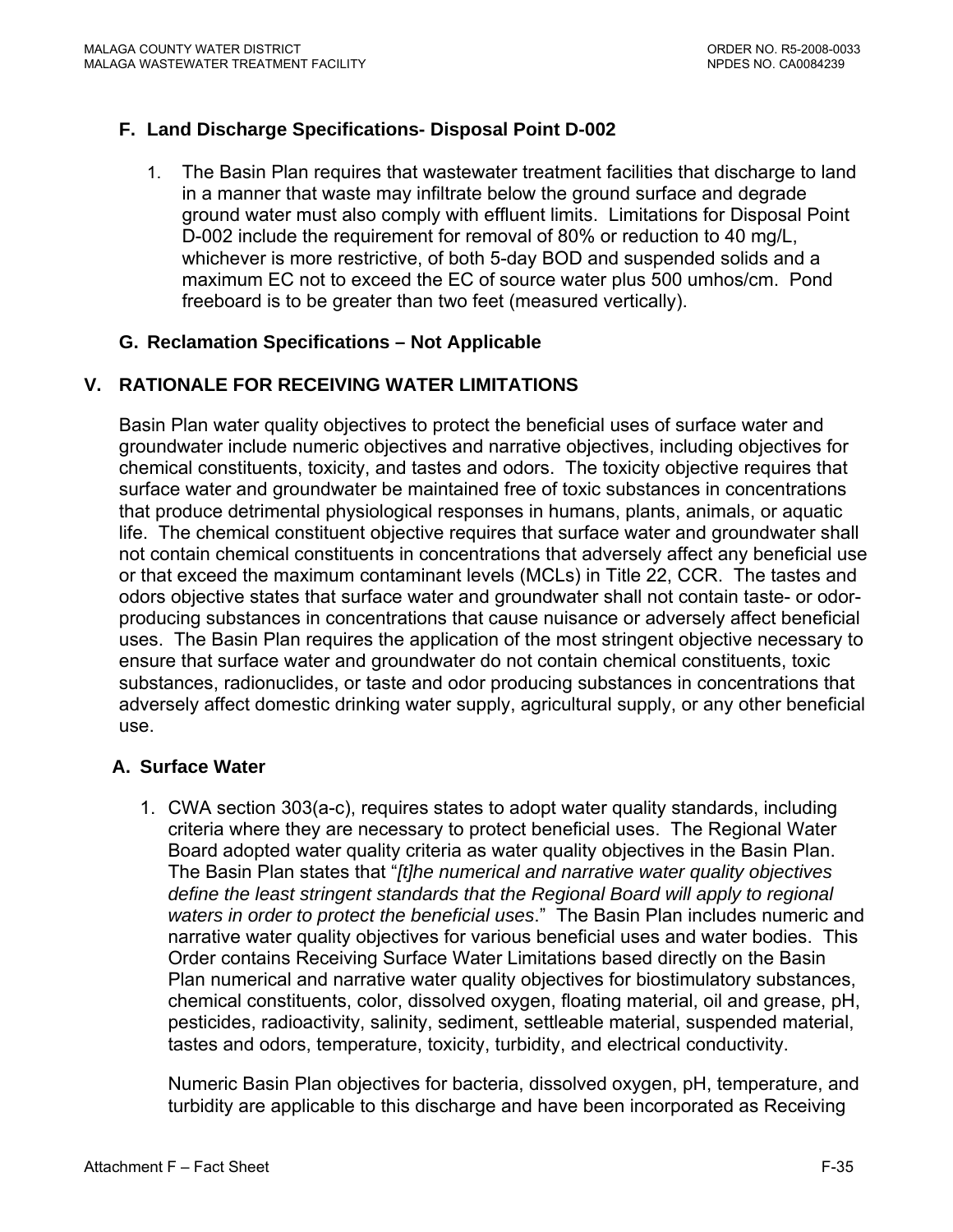### F. Land Discharge Specifications- Disposal Point D-002

1. The Basin Plan requires that wastewater treatment facilities that discharge to land in a manner that waste may infiltrate below the ground surface and degrade ground water must also comply with effluent limits. Limitations for Disposal Point D-002 include the requirement for removal of 80% or reduction to 40 mg/L, whichever is more restrictive, of both 5-day BOD and suspended solids and a maximum EC not to exceed the EC of source water plus 500 umhos/cm. Pond freeboard is to be greater than two feet (measured vertically).

### G. Reclamation Specifications – Not Applicable

## V. RATIONALE FOR RECEIVING WATER LIMITATIONS

Basin Plan water quality objectives to protect the beneficial uses of surface water and groundwater include numeric objectives and narrative objectives, including objectives for chemical constituents, toxicity, and tastes and odors. The toxicity objective requires that surface water and groundwater be maintained free of toxic substances in concentrations that produce detrimental physiological responses in humans, plants, animals, or aquatic life. The chemical constituent objective requires that surface water and groundwater shall not contain chemical constituents in concentrations that adversely affect any beneficial use or that exceed the maximum contaminant levels (MCLs) in Title 22, CCR. The tastes and odors objective states that surface water and groundwater shall not contain taste- or odor-producing substances in concentrations that cause nuisance or adversely affect beneficial uses. The Basin Plan requires the application of the most stringent objective necessary to ensure that surface water and groundwater do not contain chemical constituents, toxic substances, radionuclides, or taste and odor producing substances in concentrations that adversely affect domestic drinking water supply, agricultural supply, or any other beneficial use.

### A. Surface Water

1. CWA section 303(a-c), requires states to adopt water quality standards, including criteria where they are necessary to protect beneficial uses. The Regional Water Board adopted water quality criteria as water quality objectives in the Basin Plan. The Basin Plan states that "*[t]he numerical and narrative water quality objectives define the least stringent standards that the Regional Board will apply to regional waters in order to protect the beneficial uses*." The Basin Plan includes numeric and narrative water quality objectives for various beneficial uses and water bodies. This Order contains Receiving Surface Water Limitations based directly on the Basin Plan numerical and narrative water quality objectives for biostimulatory substances, chemical constituents, color, dissolved oxygen, floating material, oil and grease, pH, pesticides, radioactivity, salinity, sediment, settleable material, suspended material, tastes and odors, temperature, toxicity, turbidity, and electrical conductivity.

   Numeric Basin Plan objectives for bacteria, dissolved oxygen, pH, temperature, and turbidity are applicable to this discharge and have been incorporated as Receiving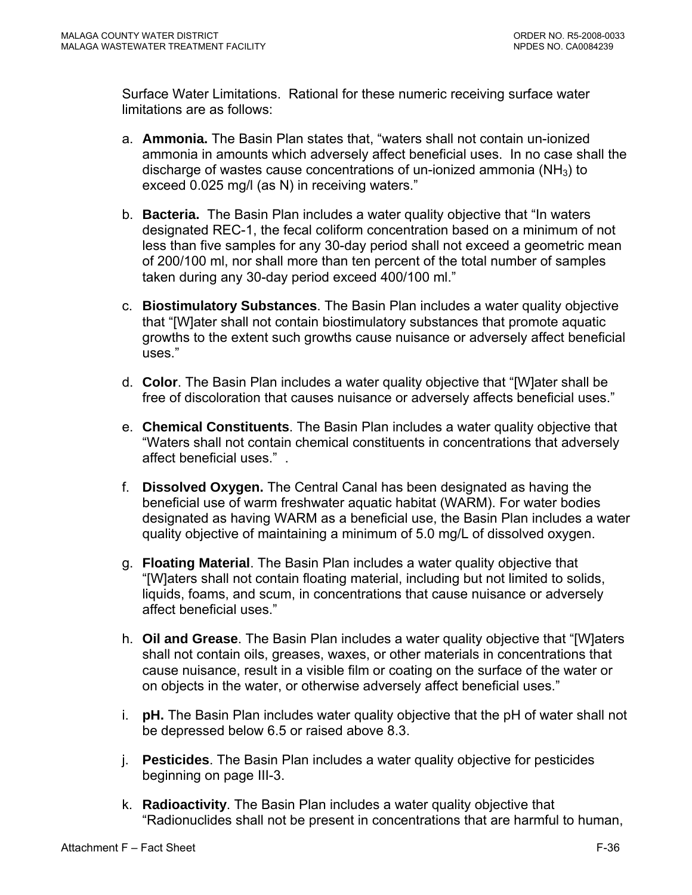Surface Water Limitations. Rational for these numeric receiving surface water limitations are as follows:

a. **Ammonia.** The Basin Plan states that, "waters shall not contain un-ionized ammonia in amounts which adversely affect beneficial uses. In no case shall the discharge of wastes cause concentrations of un-ionized ammonia ($NH_3$) to exceed 0.025 mg/l (as N) in receiving waters."

b. **Bacteria.** The Basin Plan includes a water quality objective that "In waters designated REC-1, the fecal coliform concentration based on a minimum of not less than five samples for any 30-day period shall not exceed a geometric mean of 200/100 ml, nor shall more than ten percent of the total number of samples taken during any 30-day period exceed 400/100 ml."

c. **Biostimulatory Substances**. The Basin Plan includes a water quality objective that "[W]ater shall not contain biostimulatory substances that promote aquatic growths to the extent such growths cause nuisance or adversely affect beneficial uses."

d. **Color**. The Basin Plan includes a water quality objective that "[W]ater shall be free of discoloration that causes nuisance or adversely affects beneficial uses."

e. **Chemical Constituents**. The Basin Plan includes a water quality objective that "Waters shall not contain chemical constituents in concentrations that adversely affect beneficial uses." .

f. **Dissolved Oxygen.** The Central Canal has been designated as having the beneficial use of warm freshwater aquatic habitat (WARM). For water bodies designated as having WARM as a beneficial use, the Basin Plan includes a water quality objective of maintaining a minimum of 5.0 mg/L of dissolved oxygen.

g. **Floating Material**. The Basin Plan includes a water quality objective that "[W]aters shall not contain floating material, including but not limited to solids, liquids, foams, and scum, in concentrations that cause nuisance or adversely affect beneficial uses."

h. **Oil and Grease**. The Basin Plan includes a water quality objective that "[W]aters shall not contain oils, greases, waxes, or other materials in concentrations that cause nuisance, result in a visible film or coating on the surface of the water or on objects in the water, or otherwise adversely affect beneficial uses."

i. **pH.** The Basin Plan includes water quality objective that the pH of water shall not be depressed below 6.5 or raised above 8.3.

j. **Pesticides**. The Basin Plan includes a water quality objective for pesticides beginning on page III-3.

k. **Radioactivity**. The Basin Plan includes a water quality objective that "Radionuclides shall not be present in concentrations that are harmful to human,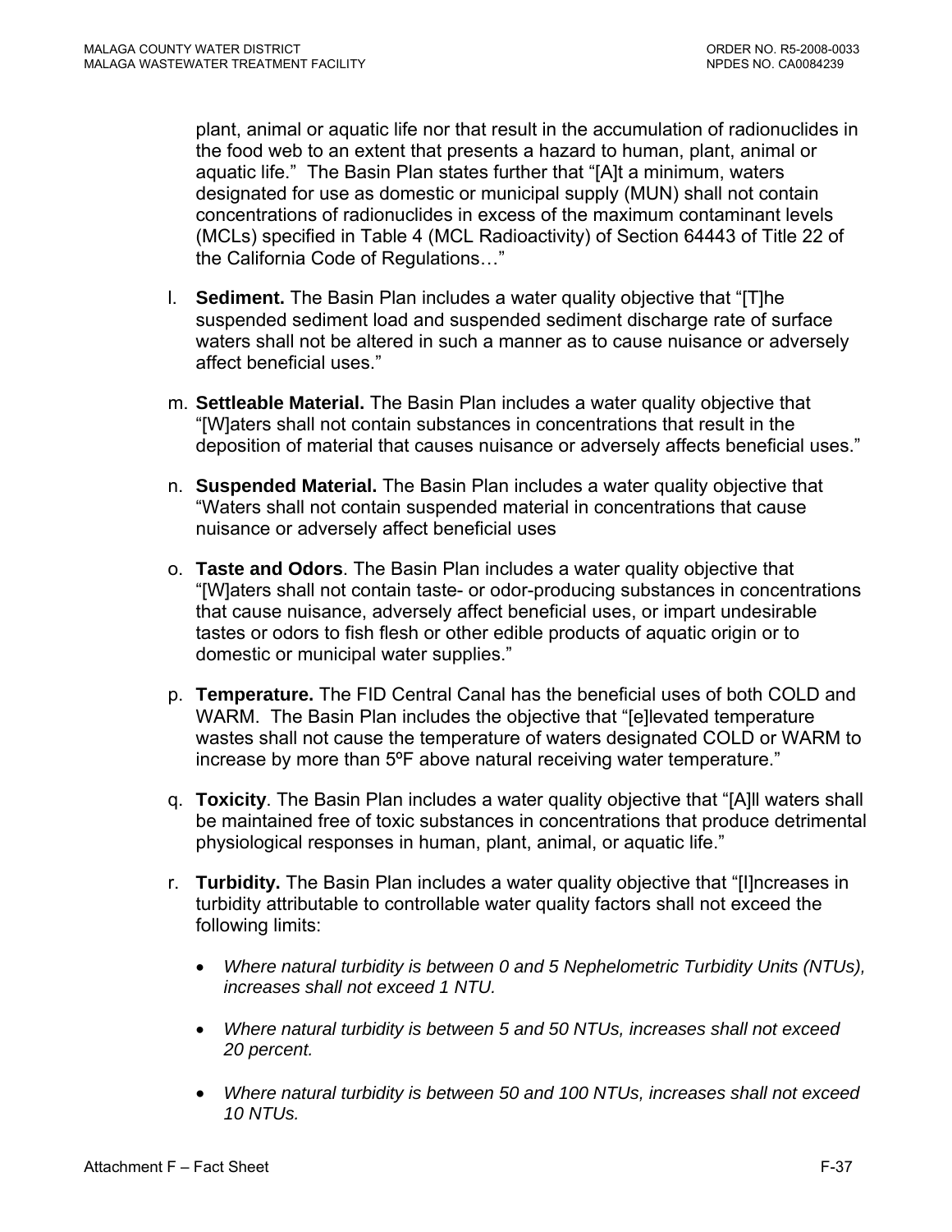plant, animal or aquatic life nor that result in the accumulation of radionuclides in the food web to an extent that presents a hazard to human, plant, animal or aquatic life." The Basin Plan states further that "[A]t a minimum, waters designated for use as domestic or municipal supply (MUN) shall not contain concentrations of radionuclides in excess of the maximum contaminant levels (MCLs) specified in Table 4 (MCL Radioactivity) of Section 64443 of Title 22 of the California Code of Regulations…"

l. **Sediment.** The Basin Plan includes a water quality objective that "[T]he suspended sediment load and suspended sediment discharge rate of surface waters shall not be altered in such a manner as to cause nuisance or adversely affect beneficial uses."

m. **Settleable Material.** The Basin Plan includes a water quality objective that "[W]aters shall not contain substances in concentrations that result in the deposition of material that causes nuisance or adversely affects beneficial uses."

n. **Suspended Material.** The Basin Plan includes a water quality objective that "Waters shall not contain suspended material in concentrations that cause nuisance or adversely affect beneficial uses

o. **Taste and Odors**. The Basin Plan includes a water quality objective that "[W]aters shall not contain taste- or odor-producing substances in concentrations that cause nuisance, adversely affect beneficial uses, or impart undesirable tastes or odors to fish flesh or other edible products of aquatic origin or to domestic or municipal water supplies."

p. **Temperature.** The FID Central Canal has the beneficial uses of both COLD and WARM. The Basin Plan includes the objective that "[e]levated temperature wastes shall not cause the temperature of waters designated COLD or WARM to increase by more than 5ºF above natural receiving water temperature."

q. **Toxicity**. The Basin Plan includes a water quality objective that "[A]ll waters shall be maintained free of toxic substances in concentrations that produce detrimental physiological responses in human, plant, animal, or aquatic life."

r. **Turbidity.** The Basin Plan includes a water quality objective that "[I]ncreases in turbidity attributable to controllable water quality factors shall not exceed the following limits:

- *Where natural turbidity is between 0 and 5 Nephelometric Turbidity Units (NTUs), increases shall not exceed 1 NTU.*
- *Where natural turbidity is between 5 and 50 NTUs, increases shall not exceed 20 percent.*
- *Where natural turbidity is between 50 and 100 NTUs, increases shall not exceed 10 NTUs.*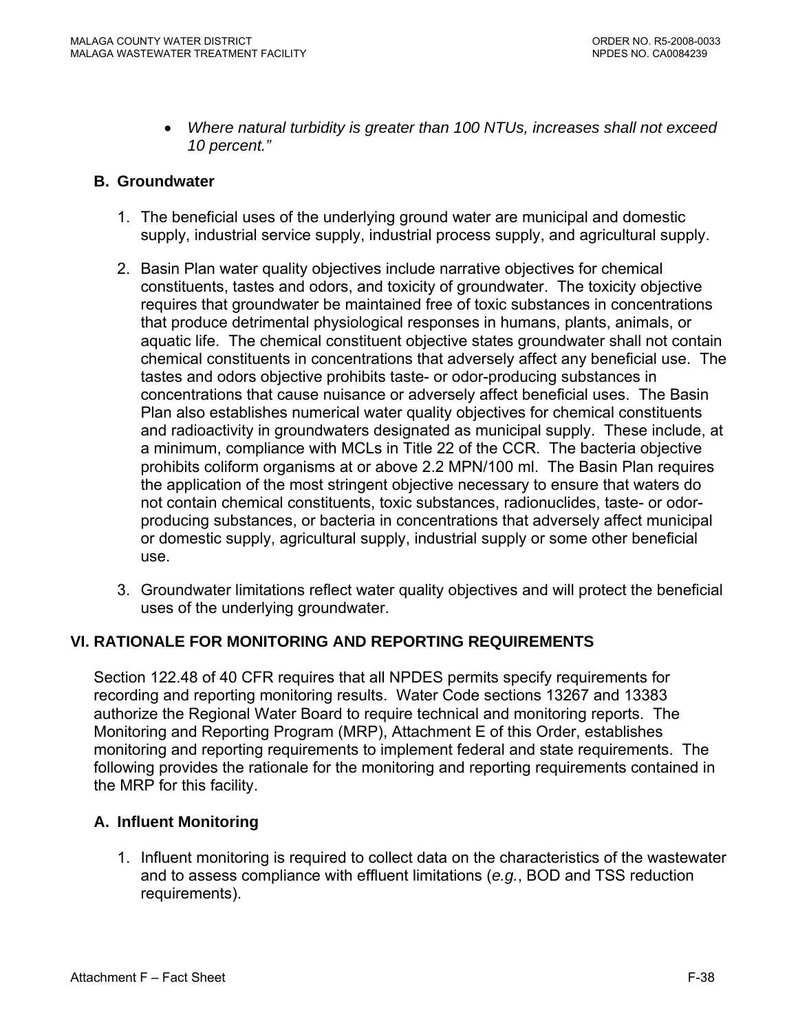- *Where natural turbidity is greater than 100 NTUs, increases shall not exceed 10 percent."*

### B. Groundwater

1. The beneficial uses of the underlying ground water are municipal and domestic supply, industrial service supply, industrial process supply, and agricultural supply.

2. Basin Plan water quality objectives include narrative objectives for chemical constituents, tastes and odors, and toxicity of groundwater. The toxicity objective requires that groundwater be maintained free of toxic substances in concentrations that produce detrimental physiological responses in humans, plants, animals, or aquatic life. The chemical constituent objective states groundwater shall not contain chemical constituents in concentrations that adversely affect any beneficial use. The tastes and odors objective prohibits taste- or odor-producing substances in concentrations that cause nuisance or adversely affect beneficial uses. The Basin Plan also establishes numerical water quality objectives for chemical constituents and radioactivity in groundwaters designated as municipal supply. These include, at a minimum, compliance with MCLs in Title 22 of the CCR. The bacteria objective prohibits coliform organisms at or above 2.2 MPN/100 ml. The Basin Plan requires the application of the most stringent objective necessary to ensure that waters do not contain chemical constituents, toxic substances, radionuclides, taste- or odor-producing substances, or bacteria in concentrations that adversely affect municipal or domestic supply, agricultural supply, industrial supply or some other beneficial use.

3. Groundwater limitations reflect water quality objectives and will protect the beneficial uses of the underlying groundwater.

## VI. RATIONALE FOR MONITORING AND REPORTING REQUIREMENTS

Section 122.48 of 40 CFR requires that all NPDES permits specify requirements for recording and reporting monitoring results. Water Code sections 13267 and 13383 authorize the Regional Water Board to require technical and monitoring reports. The Monitoring and Reporting Program (MRP), Attachment E of this Order, establishes monitoring and reporting requirements to implement federal and state requirements. The following provides the rationale for the monitoring and reporting requirements contained in the MRP for this facility.

### A. Influent Monitoring

1. Influent monitoring is required to collect data on the characteristics of the wastewater and to assess compliance with effluent limitations (*e.g.*, BOD and TSS reduction requirements).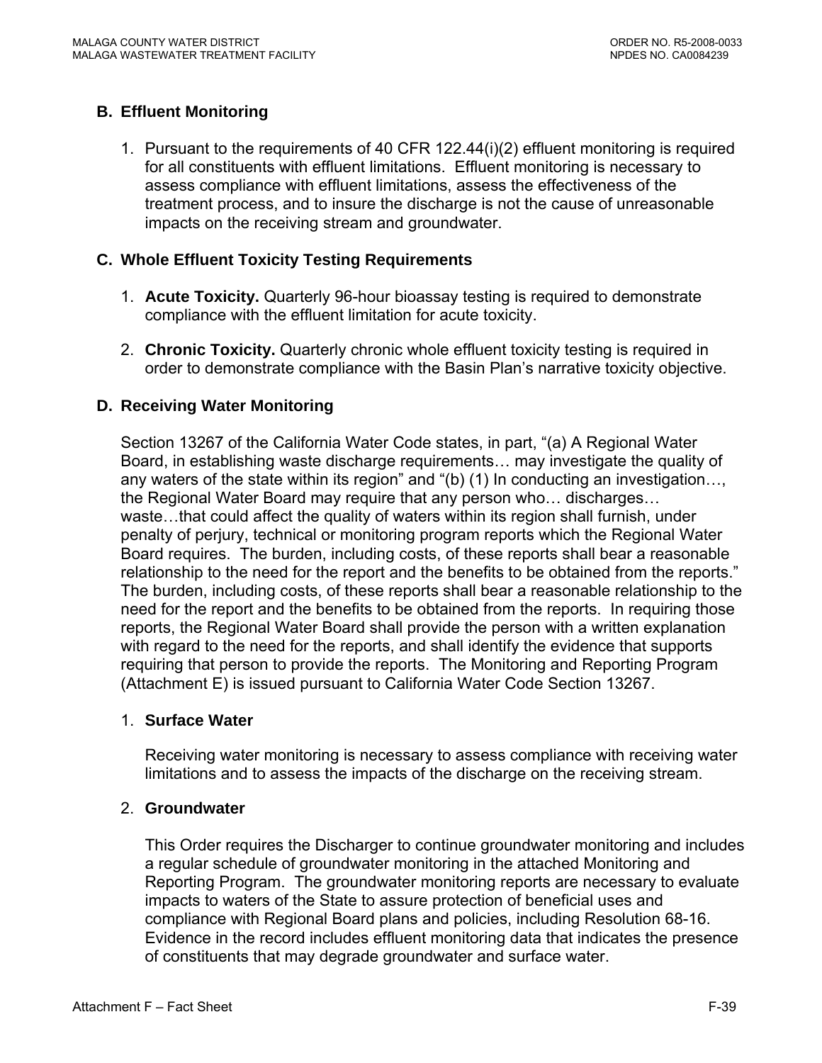## B. Effluent Monitoring

1. Pursuant to the requirements of 40 CFR 122.44(i)(2) effluent monitoring is required for all constituents with effluent limitations. Effluent monitoring is necessary to assess compliance with effluent limitations, assess the effectiveness of the treatment process, and to insure the discharge is not the cause of unreasonable impacts on the receiving stream and groundwater.

## C. Whole Effluent Toxicity Testing Requirements

1. **Acute Toxicity.** Quarterly 96-hour bioassay testing is required to demonstrate compliance with the effluent limitation for acute toxicity.

2. **Chronic Toxicity.** Quarterly chronic whole effluent toxicity testing is required in order to demonstrate compliance with the Basin Plan's narrative toxicity objective.

## D. Receiving Water Monitoring

Section 13267 of the California Water Code states, in part, "(a) A Regional Water Board, in establishing waste discharge requirements… may investigate the quality of any waters of the state within its region" and "(b) (1) In conducting an investigation…, the Regional Water Board may require that any person who… discharges… waste…that could affect the quality of waters within its region shall furnish, under penalty of perjury, technical or monitoring program reports which the Regional Water Board requires. The burden, including costs, of these reports shall bear a reasonable relationship to the need for the report and the benefits to be obtained from the reports." The burden, including costs, of these reports shall bear a reasonable relationship to the need for the report and the benefits to be obtained from the reports. In requiring those reports, the Regional Water Board shall provide the person with a written explanation with regard to the need for the reports, and shall identify the evidence that supports requiring that person to provide the reports. The Monitoring and Reporting Program (Attachment E) is issued pursuant to California Water Code Section 13267.

1. **Surface Water**

   Receiving water monitoring is necessary to assess compliance with receiving water limitations and to assess the impacts of the discharge on the receiving stream.

2. **Groundwater**

   This Order requires the Discharger to continue groundwater monitoring and includes a regular schedule of groundwater monitoring in the attached Monitoring and Reporting Program. The groundwater monitoring reports are necessary to evaluate impacts to waters of the State to assure protection of beneficial uses and compliance with Regional Board plans and policies, including Resolution 68-16. Evidence in the record includes effluent monitoring data that indicates the presence of constituents that may degrade groundwater and surface water.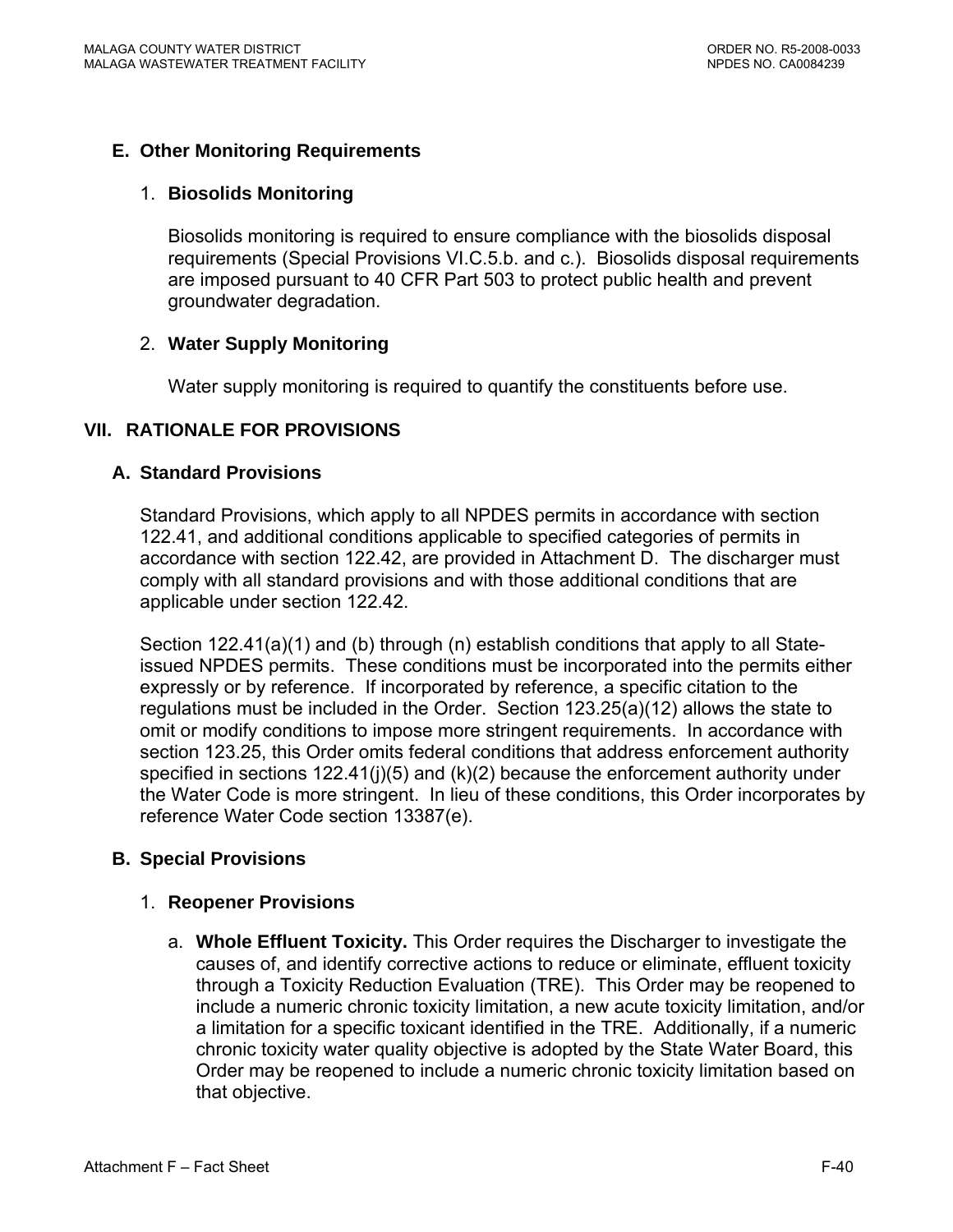### E. Other Monitoring Requirements

1. **Biosolids Monitoring**

   Biosolids monitoring is required to ensure compliance with the biosolids disposal requirements (Special Provisions VI.C.5.b. and c.). Biosolids disposal requirements are imposed pursuant to 40 CFR Part 503 to protect public health and prevent groundwater degradation.

2. **Water Supply Monitoring**

   Water supply monitoring is required to quantify the constituents before use.

## VII. RATIONALE FOR PROVISIONS

### A. Standard Provisions

Standard Provisions, which apply to all NPDES permits in accordance with section 122.41, and additional conditions applicable to specified categories of permits in accordance with section 122.42, are provided in Attachment D. The discharger must comply with all standard provisions and with those additional conditions that are applicable under section 122.42.

Section 122.41(a)(1) and (b) through (n) establish conditions that apply to all State-issued NPDES permits. These conditions must be incorporated into the permits either expressly or by reference. If incorporated by reference, a specific citation to the regulations must be included in the Order. Section 123.25(a)(12) allows the state to omit or modify conditions to impose more stringent requirements. In accordance with section 123.25, this Order omits federal conditions that address enforcement authority specified in sections 122.41(j)(5) and (k)(2) because the enforcement authority under the Water Code is more stringent. In lieu of these conditions, this Order incorporates by reference Water Code section 13387(e).

### B. Special Provisions

1. **Reopener Provisions**

   a. **Whole Effluent Toxicity.** This Order requires the Discharger to investigate the causes of, and identify corrective actions to reduce or eliminate, effluent toxicity through a Toxicity Reduction Evaluation (TRE). This Order may be reopened to include a numeric chronic toxicity limitation, a new acute toxicity limitation, and/or a limitation for a specific toxicant identified in the TRE. Additionally, if a numeric chronic toxicity water quality objective is adopted by the State Water Board, this Order may be reopened to include a numeric chronic toxicity limitation based on that objective.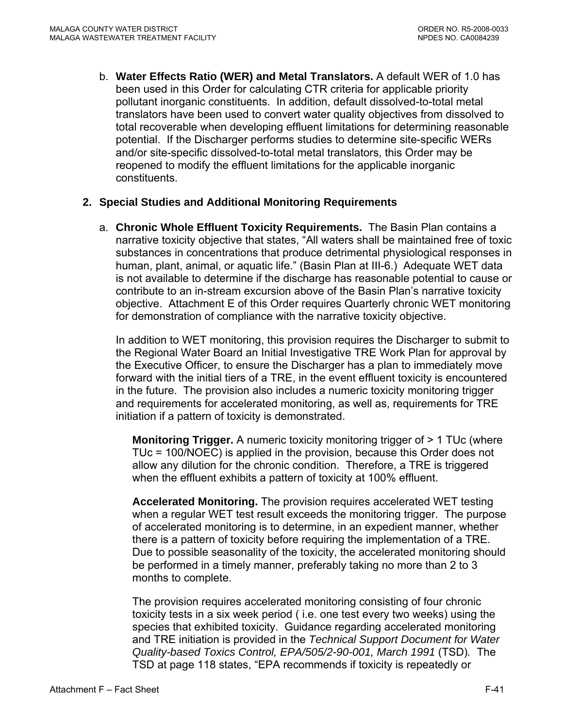b. **Water Effects Ratio (WER) and Metal Translators.** A default WER of 1.0 has been used in this Order for calculating CTR criteria for applicable priority pollutant inorganic constituents. In addition, default dissolved-to-total metal translators have been used to convert water quality objectives from dissolved to total recoverable when developing effluent limitations for determining reasonable potential. If the Discharger performs studies to determine site-specific WERs and/or site-specific dissolved-to-total metal translators, this Order may be reopened to modify the effluent limitations for the applicable inorganic constituents.

**2. Special Studies and Additional Monitoring Requirements**

a. **Chronic Whole Effluent Toxicity Requirements.** The Basin Plan contains a narrative toxicity objective that states, "All waters shall be maintained free of toxic substances in concentrations that produce detrimental physiological responses in human, plant, animal, or aquatic life." (Basin Plan at III-6.) Adequate WET data is not available to determine if the discharge has reasonable potential to cause or contribute to an in-stream excursion above of the Basin Plan's narrative toxicity objective. Attachment E of this Order requires Quarterly chronic WET monitoring for demonstration of compliance with the narrative toxicity objective.

In addition to WET monitoring, this provision requires the Discharger to submit to the Regional Water Board an Initial Investigative TRE Work Plan for approval by the Executive Officer, to ensure the Discharger has a plan to immediately move forward with the initial tiers of a TRE, in the event effluent toxicity is encountered in the future. The provision also includes a numeric toxicity monitoring trigger and requirements for accelerated monitoring, as well as, requirements for TRE initiation if a pattern of toxicity is demonstrated.

**Monitoring Trigger.** A numeric toxicity monitoring trigger of > 1 TUc (where TUc = 100/NOEC) is applied in the provision, because this Order does not allow any dilution for the chronic condition. Therefore, a TRE is triggered when the effluent exhibits a pattern of toxicity at 100% effluent.

**Accelerated Monitoring.** The provision requires accelerated WET testing when a regular WET test result exceeds the monitoring trigger. The purpose of accelerated monitoring is to determine, in an expedient manner, whether there is a pattern of toxicity before requiring the implementation of a TRE. Due to possible seasonality of the toxicity, the accelerated monitoring should be performed in a timely manner, preferably taking no more than 2 to 3 months to complete.

The provision requires accelerated monitoring consisting of four chronic toxicity tests in a six week period ( i.e. one test every two weeks) using the species that exhibited toxicity. Guidance regarding accelerated monitoring and TRE initiation is provided in the *Technical Support Document for Water Quality-based Toxics Control, EPA/505/2-90-001, March 1991* (TSD). The TSD at page 118 states, "EPA recommends if toxicity is repeatedly or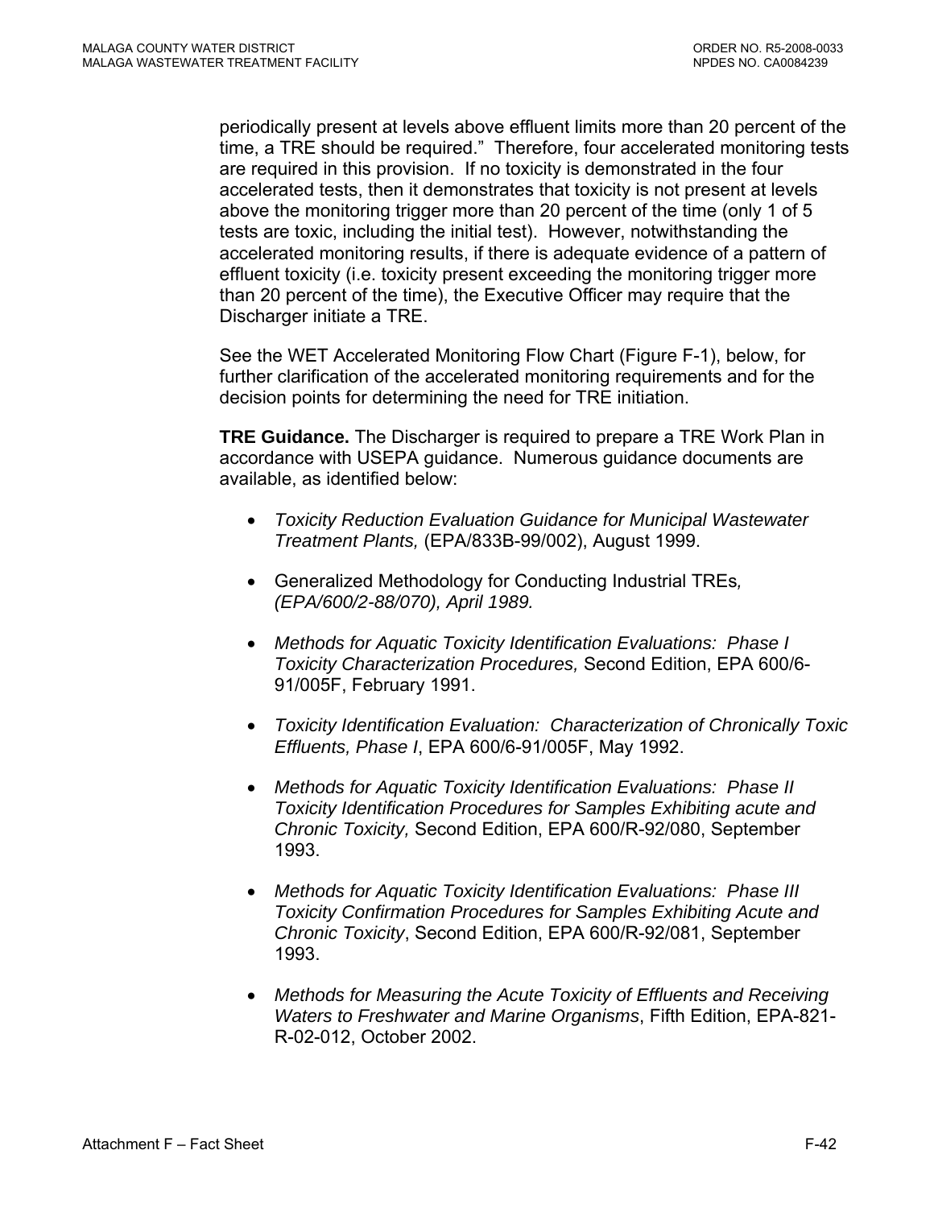periodically present at levels above effluent limits more than 20 percent of the time, a TRE should be required." Therefore, four accelerated monitoring tests are required in this provision. If no toxicity is demonstrated in the four accelerated tests, then it demonstrates that toxicity is not present at levels above the monitoring trigger more than 20 percent of the time (only 1 of 5 tests are toxic, including the initial test). However, notwithstanding the accelerated monitoring results, if there is adequate evidence of a pattern of effluent toxicity (i.e. toxicity present exceeding the monitoring trigger more than 20 percent of the time), the Executive Officer may require that the Discharger initiate a TRE.

See the WET Accelerated Monitoring Flow Chart (Figure F-1), below, for further clarification of the accelerated monitoring requirements and for the decision points for determining the need for TRE initiation.

**TRE Guidance.** The Discharger is required to prepare a TRE Work Plan in accordance with USEPA guidance. Numerous guidance documents are available, as identified below:

- *Toxicity Reduction Evaluation Guidance for Municipal Wastewater Treatment Plants,* (EPA/833B-99/002), August 1999.
- Generalized Methodology for Conducting Industrial TREs*, (EPA/600/2-88/070), April 1989.*
- *Methods for Aquatic Toxicity Identification Evaluations: Phase I Toxicity Characterization Procedures,* Second Edition, EPA 600/6-91/005F, February 1991.
- *Toxicity Identification Evaluation: Characterization of Chronically Toxic Effluents, Phase I*, EPA 600/6-91/005F, May 1992.
- *Methods for Aquatic Toxicity Identification Evaluations: Phase II Toxicity Identification Procedures for Samples Exhibiting acute and Chronic Toxicity,* Second Edition, EPA 600/R-92/080, September 1993.
- *Methods for Aquatic Toxicity Identification Evaluations: Phase III Toxicity Confirmation Procedures for Samples Exhibiting Acute and Chronic Toxicity*, Second Edition, EPA 600/R-92/081, September 1993.
- *Methods for Measuring the Acute Toxicity of Effluents and Receiving Waters to Freshwater and Marine Organisms*, Fifth Edition, EPA-821-R-02-012, October 2002.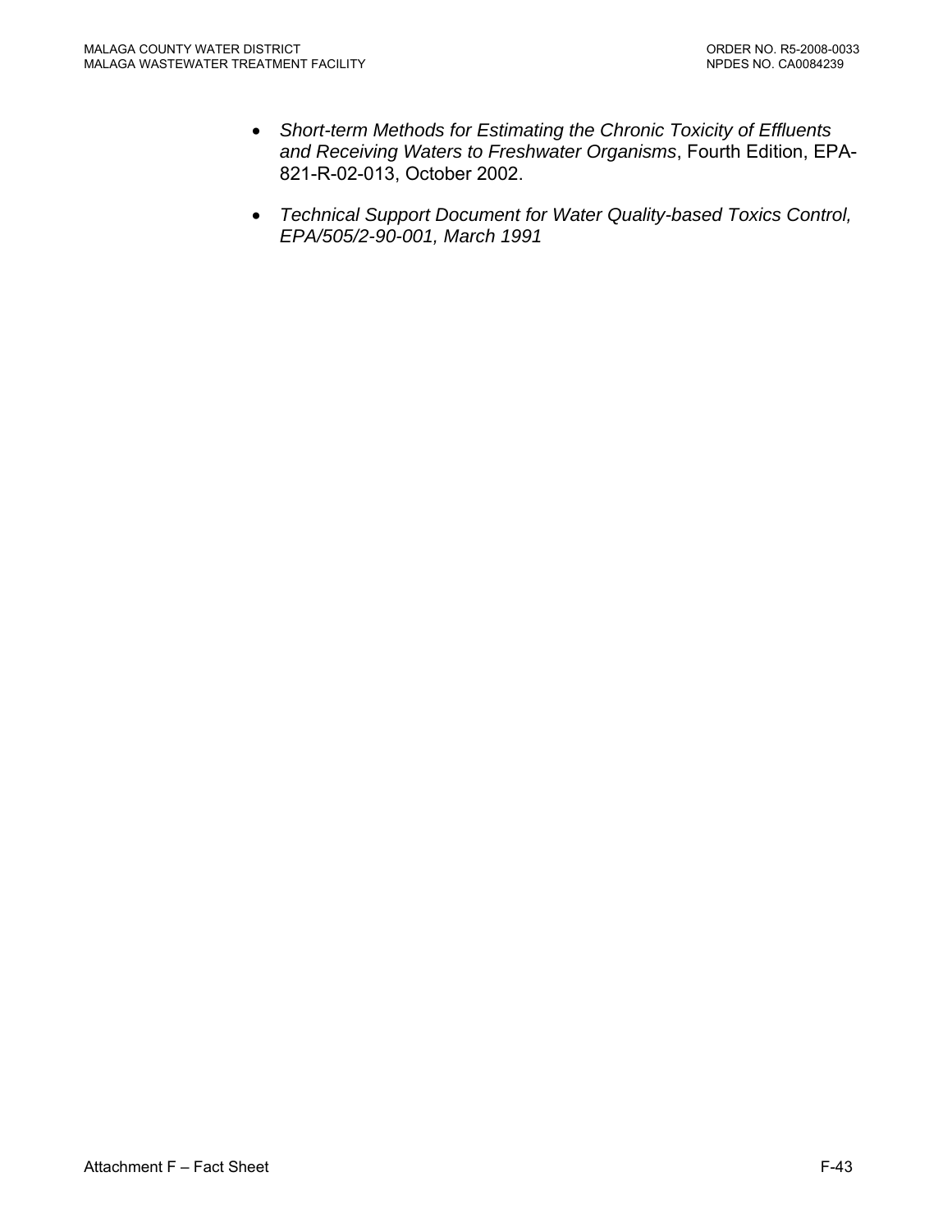- *Short-term Methods for Estimating the Chronic Toxicity of Effluents and Receiving Waters to Freshwater Organisms*, Fourth Edition, EPA-821-R-02-013, October 2002.

- *Technical Support Document for Water Quality-based Toxics Control, EPA/505/2-90-001, March 1991*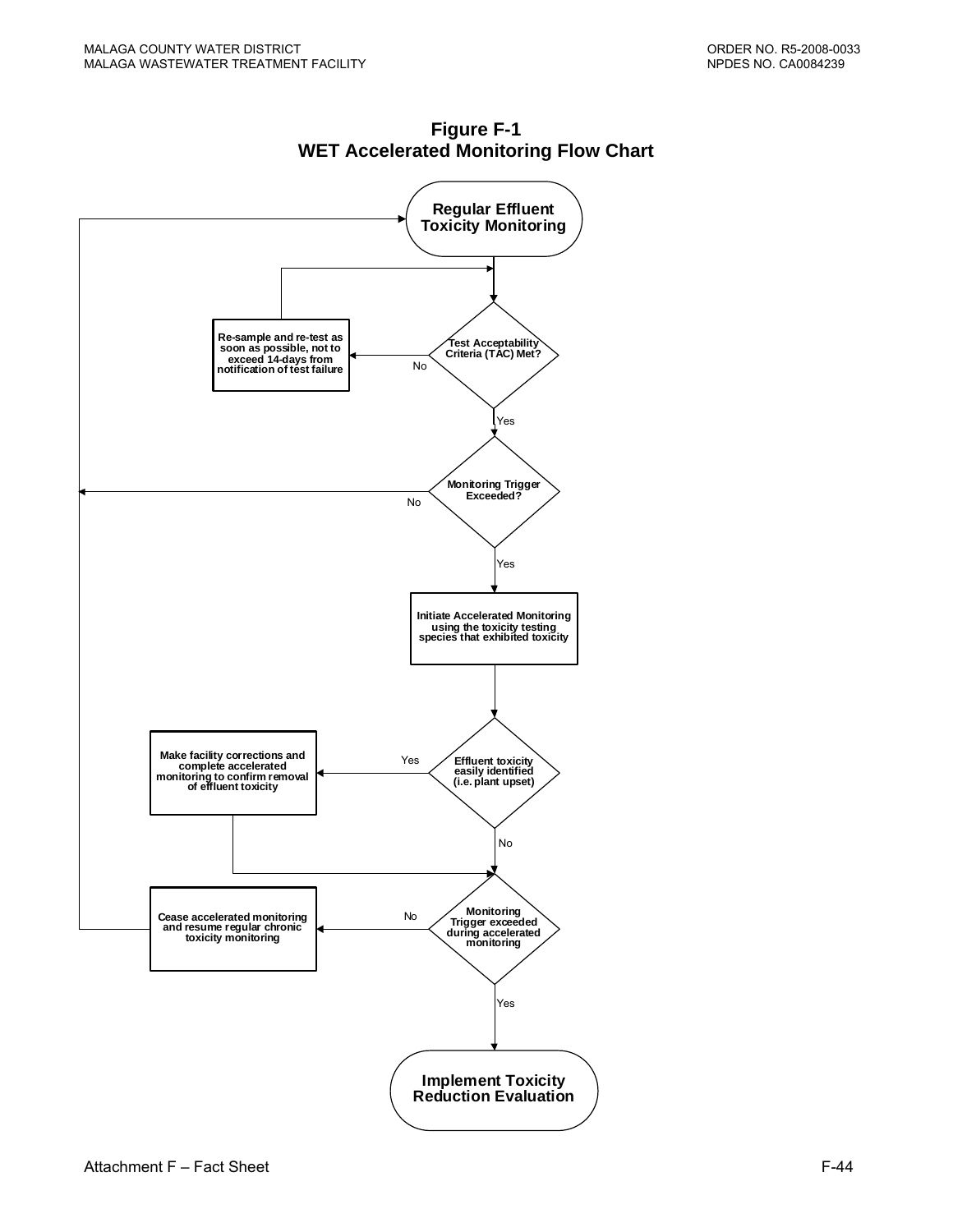**Figure F-1**
**WET Accelerated Monitoring Flow Chart**

Regular Effluent Toxicity Monitoring

Test Acceptability Criteria (TAC) Met?

No → Re-sample and re-test as soon as possible, not to exceed 14-days from notification of test failure

Yes → Monitoring Trigger Exceeded?

No → Regular Effluent Toxicity Monitoring

Yes → Initiate Accelerated Monitoring using the toxicity testing species that exhibited toxicity

Effluent toxicity easily identified (i.e. plant upset)

Yes → Make facility corrections and complete accelerated monitoring to confirm removal of effluent toxicity

No → Monitoring Trigger exceeded during accelerated monitoring

No → Cease accelerated monitoring and resume regular chronic toxicity monitoring

Yes → Implement Toxicity Reduction Evaluation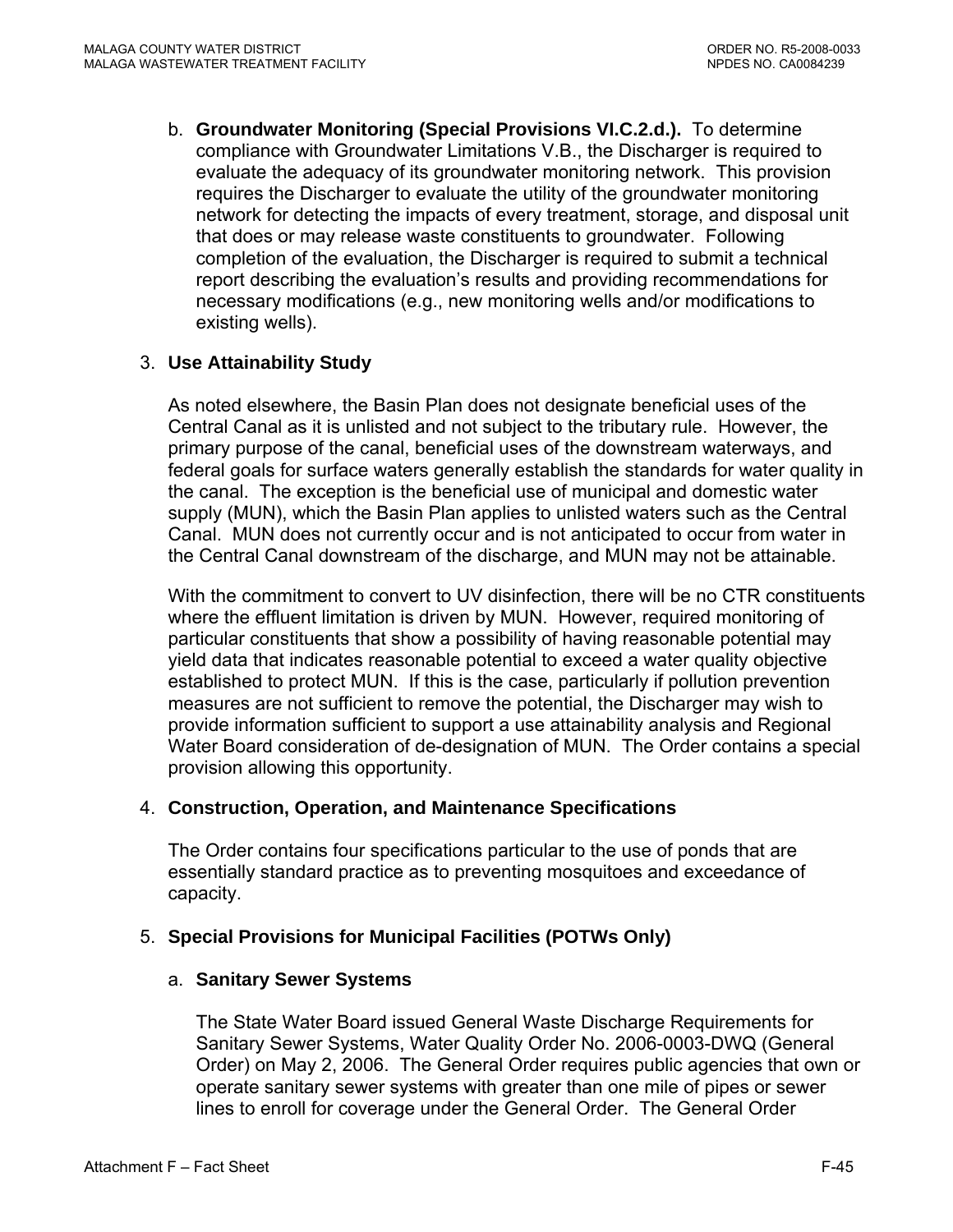b. **Groundwater Monitoring (Special Provisions VI.C.2.d.).** To determine compliance with Groundwater Limitations V.B., the Discharger is required to evaluate the adequacy of its groundwater monitoring network. This provision requires the Discharger to evaluate the utility of the groundwater monitoring network for detecting the impacts of every treatment, storage, and disposal unit that does or may release waste constituents to groundwater. Following completion of the evaluation, the Discharger is required to submit a technical report describing the evaluation's results and providing recommendations for necessary modifications (e.g., new monitoring wells and/or modifications to existing wells).

3. **Use Attainability Study**

As noted elsewhere, the Basin Plan does not designate beneficial uses of the Central Canal as it is unlisted and not subject to the tributary rule. However, the primary purpose of the canal, beneficial uses of the downstream waterways, and federal goals for surface waters generally establish the standards for water quality in the canal. The exception is the beneficial use of municipal and domestic water supply (MUN), which the Basin Plan applies to unlisted waters such as the Central Canal. MUN does not currently occur and is not anticipated to occur from water in the Central Canal downstream of the discharge, and MUN may not be attainable.

With the commitment to convert to UV disinfection, there will be no CTR constituents where the effluent limitation is driven by MUN. However, required monitoring of particular constituents that show a possibility of having reasonable potential may yield data that indicates reasonable potential to exceed a water quality objective established to protect MUN. If this is the case, particularly if pollution prevention measures are not sufficient to remove the potential, the Discharger may wish to provide information sufficient to support a use attainability analysis and Regional Water Board consideration of de-designation of MUN. The Order contains a special provision allowing this opportunity.

4. **Construction, Operation, and Maintenance Specifications**

The Order contains four specifications particular to the use of ponds that are essentially standard practice as to preventing mosquitoes and exceedance of capacity.

5. **Special Provisions for Municipal Facilities (POTWs Only)**

a. **Sanitary Sewer Systems**

The State Water Board issued General Waste Discharge Requirements for Sanitary Sewer Systems, Water Quality Order No. 2006-0003-DWQ (General Order) on May 2, 2006. The General Order requires public agencies that own or operate sanitary sewer systems with greater than one mile of pipes or sewer lines to enroll for coverage under the General Order. The General Order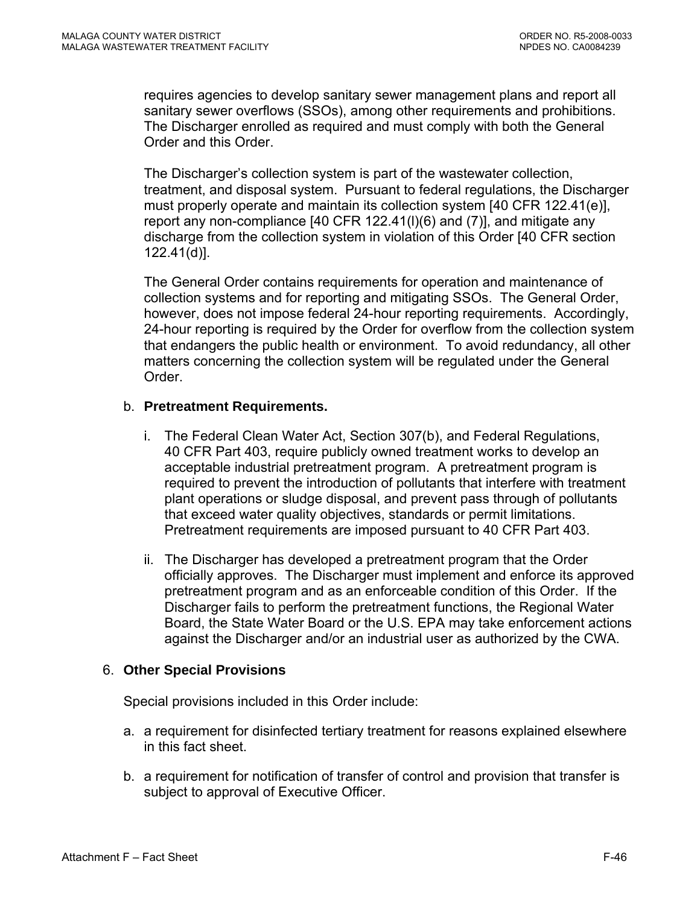requires agencies to develop sanitary sewer management plans and report all sanitary sewer overflows (SSOs), among other requirements and prohibitions. The Discharger enrolled as required and must comply with both the General Order and this Order.

The Discharger's collection system is part of the wastewater collection, treatment, and disposal system. Pursuant to federal regulations, the Discharger must properly operate and maintain its collection system [40 CFR 122.41(e)], report any non-compliance [40 CFR 122.41(l)(6) and (7)], and mitigate any discharge from the collection system in violation of this Order [40 CFR section 122.41(d)].

The General Order contains requirements for operation and maintenance of collection systems and for reporting and mitigating SSOs. The General Order, however, does not impose federal 24-hour reporting requirements. Accordingly, 24-hour reporting is required by the Order for overflow from the collection system that endangers the public health or environment. To avoid redundancy, all other matters concerning the collection system will be regulated under the General Order.

b. **Pretreatment Requirements.**

   i. The Federal Clean Water Act, Section 307(b), and Federal Regulations, 40 CFR Part 403, require publicly owned treatment works to develop an acceptable industrial pretreatment program. A pretreatment program is required to prevent the introduction of pollutants that interfere with treatment plant operations or sludge disposal, and prevent pass through of pollutants that exceed water quality objectives, standards or permit limitations. Pretreatment requirements are imposed pursuant to 40 CFR Part 403.

   ii. The Discharger has developed a pretreatment program that the Order officially approves. The Discharger must implement and enforce its approved pretreatment program and as an enforceable condition of this Order. If the Discharger fails to perform the pretreatment functions, the Regional Water Board, the State Water Board or the U.S. EPA may take enforcement actions against the Discharger and/or an industrial user as authorized by the CWA.

6. **Other Special Provisions**

   Special provisions included in this Order include:

   a. a requirement for disinfected tertiary treatment for reasons explained elsewhere in this fact sheet.

   b. a requirement for notification of transfer of control and provision that transfer is subject to approval of Executive Officer.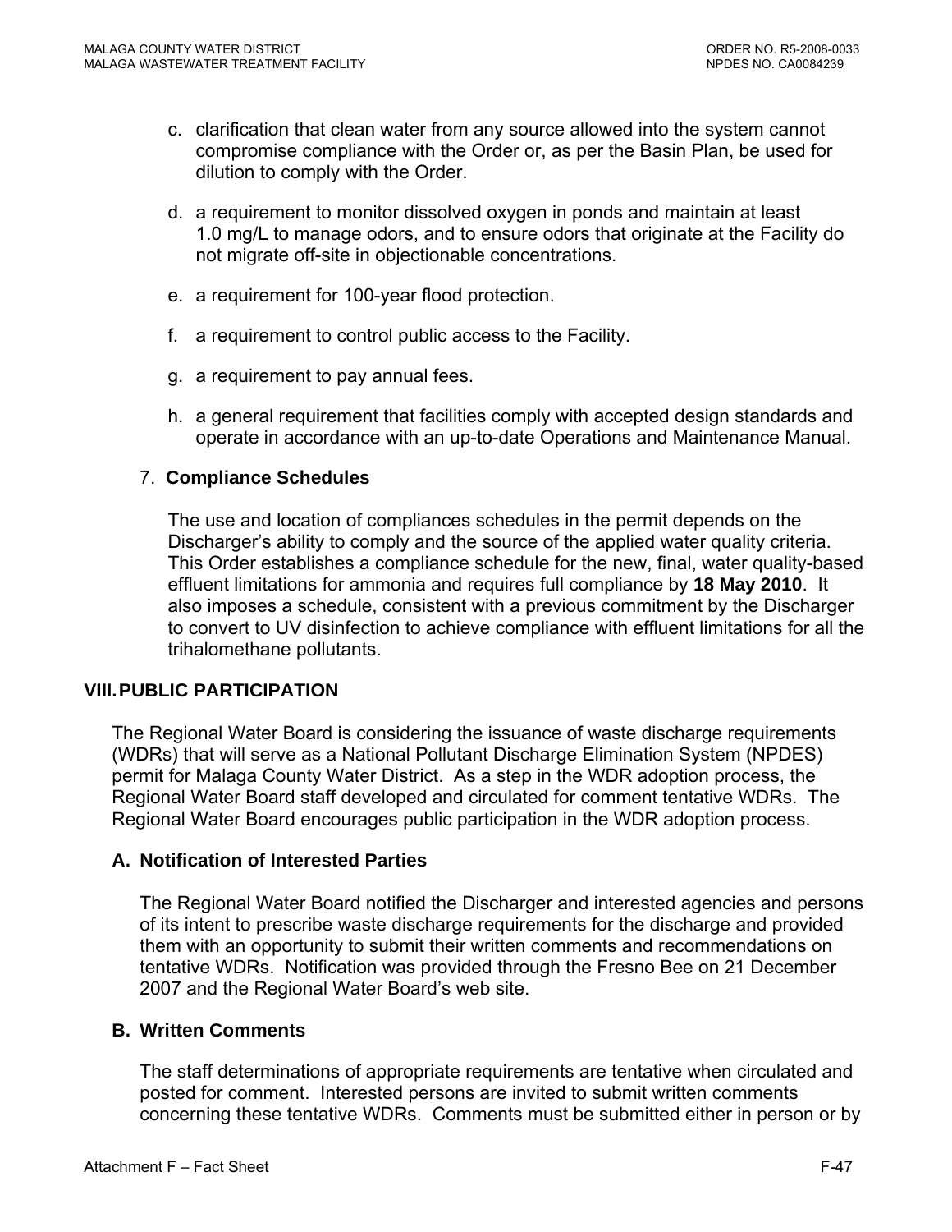c. clarification that clean water from any source allowed into the system cannot compromise compliance with the Order or, as per the Basin Plan, be used for dilution to comply with the Order.

d. a requirement to monitor dissolved oxygen in ponds and maintain at least 1.0 mg/L to manage odors, and to ensure odors that originate at the Facility do not migrate off-site in objectionable concentrations.

e. a requirement for 100-year flood protection.

f. a requirement to control public access to the Facility.

g. a requirement to pay annual fees.

h. a general requirement that facilities comply with accepted design standards and operate in accordance with an up-to-date Operations and Maintenance Manual.

7. **Compliance Schedules**

The use and location of compliances schedules in the permit depends on the Discharger's ability to comply and the source of the applied water quality criteria. This Order establishes a compliance schedule for the new, final, water quality-based effluent limitations for ammonia and requires full compliance by **18 May 2010**. It also imposes a schedule, consistent with a previous commitment by the Discharger to convert to UV disinfection to achieve compliance with effluent limitations for all the trihalomethane pollutants.

## VIII. PUBLIC PARTICIPATION

The Regional Water Board is considering the issuance of waste discharge requirements (WDRs) that will serve as a National Pollutant Discharge Elimination System (NPDES) permit for Malaga County Water District. As a step in the WDR adoption process, the Regional Water Board staff developed and circulated for comment tentative WDRs. The Regional Water Board encourages public participation in the WDR adoption process.

### A. Notification of Interested Parties

The Regional Water Board notified the Discharger and interested agencies and persons of its intent to prescribe waste discharge requirements for the discharge and provided them with an opportunity to submit their written comments and recommendations on tentative WDRs. Notification was provided through the Fresno Bee on 21 December 2007 and the Regional Water Board's web site.

### B. Written Comments

The staff determinations of appropriate requirements are tentative when circulated and posted for comment. Interested persons are invited to submit written comments concerning these tentative WDRs. Comments must be submitted either in person or by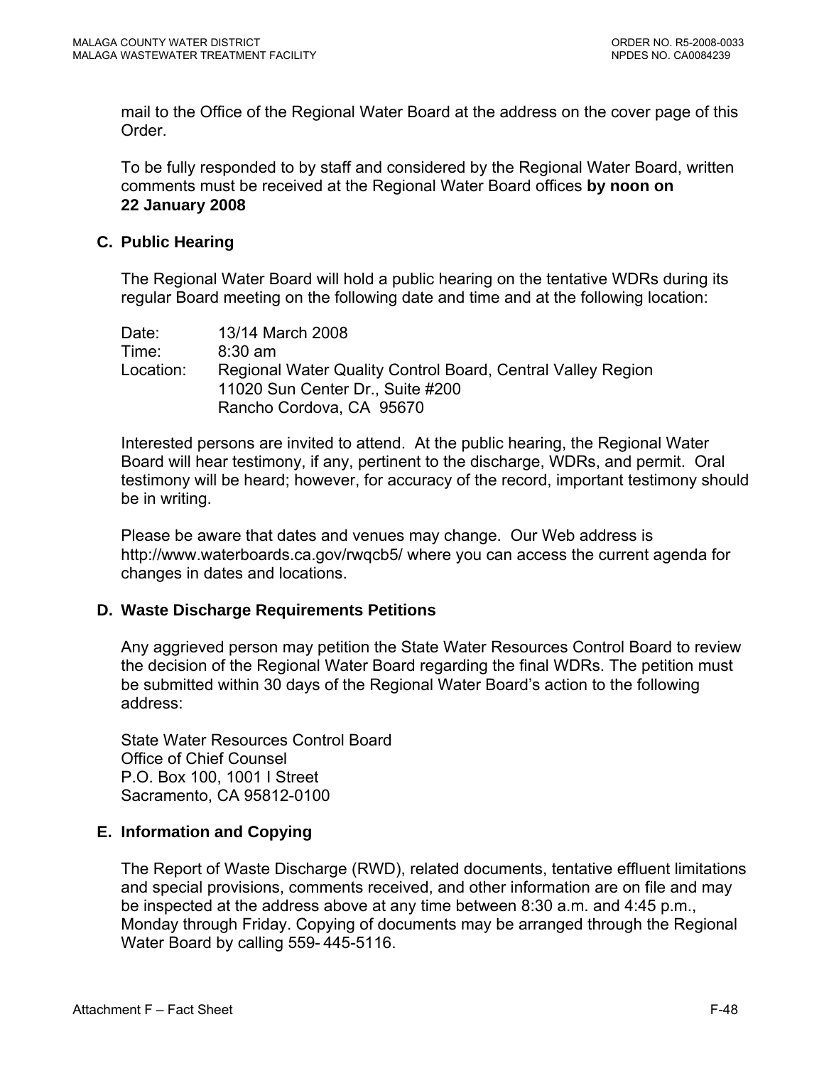mail to the Office of the Regional Water Board at the address on the cover page of this Order.

To be fully responded to by staff and considered by the Regional Water Board, written comments must be received at the Regional Water Board offices **by noon on 22 January 2008**

### C. Public Hearing

The Regional Water Board will hold a public hearing on the tentative WDRs during its regular Board meeting on the following date and time and at the following location:

Date: 13/14 March 2008
Time: 8:30 am
Location: Regional Water Quality Control Board, Central Valley Region
11020 Sun Center Dr., Suite #200
Rancho Cordova, CA 95670

Interested persons are invited to attend. At the public hearing, the Regional Water Board will hear testimony, if any, pertinent to the discharge, WDRs, and permit. Oral testimony will be heard; however, for accuracy of the record, important testimony should be in writing.

Please be aware that dates and venues may change. Our Web address is http://www.waterboards.ca.gov/rwqcb5/ where you can access the current agenda for changes in dates and locations.

### D. Waste Discharge Requirements Petitions

Any aggrieved person may petition the State Water Resources Control Board to review the decision of the Regional Water Board regarding the final WDRs. The petition must be submitted within 30 days of the Regional Water Board's action to the following address:

State Water Resources Control Board
Office of Chief Counsel
P.O. Box 100, 1001 I Street
Sacramento, CA 95812-0100

### E. Information and Copying

The Report of Waste Discharge (RWD), related documents, tentative effluent limitations and special provisions, comments received, and other information are on file and may be inspected at the address above at any time between 8:30 a.m. and 4:45 p.m., Monday through Friday. Copying of documents may be arranged through the Regional Water Board by calling 559- 445-5116.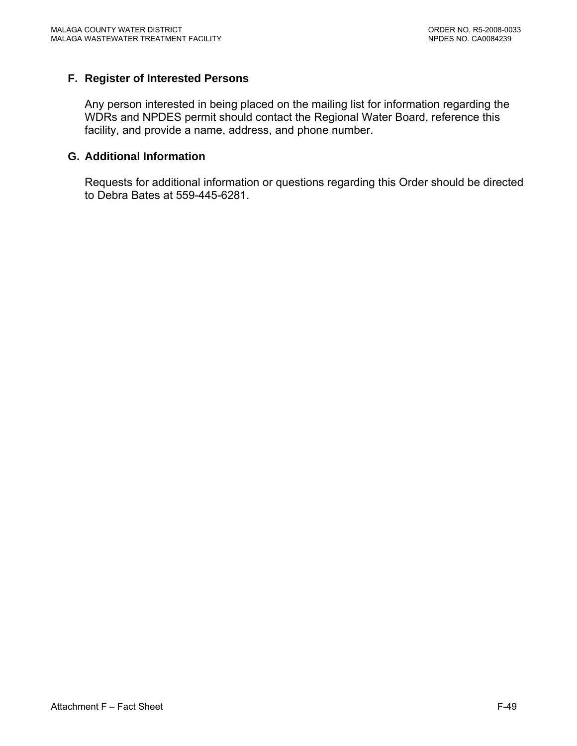### F. Register of Interested Persons

Any person interested in being placed on the mailing list for information regarding the WDRs and NPDES permit should contact the Regional Water Board, reference this facility, and provide a name, address, and phone number.

### G. Additional Information

Requests for additional information or questions regarding this Order should be directed to Debra Bates at 559-445-6281.